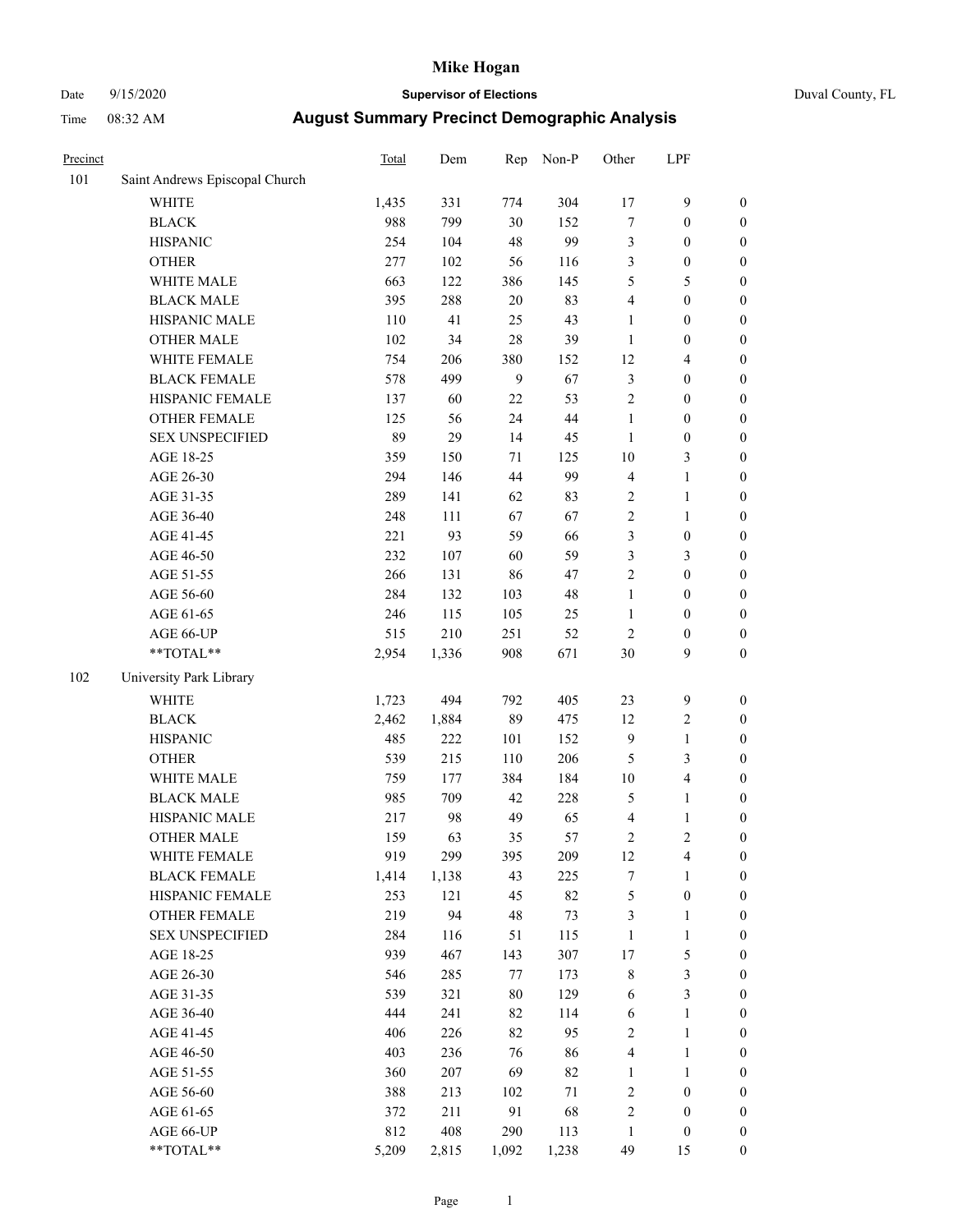# Mike Hogan

Date 9/15/2020 **Supervisor of Elections** Duval County, FL

Time 08:32 AM **August Summary Precinct Demographic Analysis**

| Precinct | | Total | Dem | Rep | Non-P | Other | LPF | |
|---|---|---|---|---|---|---|---|---|
| 101 | Saint Andrews Episcopal Church | | | | | | | |
| | WHITE | 1,435 | 331 | 774 | 304 | 17 | 9 | 0 |
| | BLACK | 988 | 799 | 30 | 152 | 7 | 0 | 0 |
| | HISPANIC | 254 | 104 | 48 | 99 | 3 | 0 | 0 |
| | OTHER | 277 | 102 | 56 | 116 | 3 | 0 | 0 |
| | WHITE MALE | 663 | 122 | 386 | 145 | 5 | 5 | 0 |
| | BLACK MALE | 395 | 288 | 20 | 83 | 4 | 0 | 0 |
| | HISPANIC MALE | 110 | 41 | 25 | 43 | 1 | 0 | 0 |
| | OTHER MALE | 102 | 34 | 28 | 39 | 1 | 0 | 0 |
| | WHITE FEMALE | 754 | 206 | 380 | 152 | 12 | 4 | 0 |
| | BLACK FEMALE | 578 | 499 | 9 | 67 | 3 | 0 | 0 |
| | HISPANIC FEMALE | 137 | 60 | 22 | 53 | 2 | 0 | 0 |
| | OTHER FEMALE | 125 | 56 | 24 | 44 | 1 | 0 | 0 |
| | SEX UNSPECIFIED | 89 | 29 | 14 | 45 | 1 | 0 | 0 |
| | AGE 18-25 | 359 | 150 | 71 | 125 | 10 | 3 | 0 |
| | AGE 26-30 | 294 | 146 | 44 | 99 | 4 | 1 | 0 |
| | AGE 31-35 | 289 | 141 | 62 | 83 | 2 | 1 | 0 |
| | AGE 36-40 | 248 | 111 | 67 | 67 | 2 | 1 | 0 |
| | AGE 41-45 | 221 | 93 | 59 | 66 | 3 | 0 | 0 |
| | AGE 46-50 | 232 | 107 | 60 | 59 | 3 | 3 | 0 |
| | AGE 51-55 | 266 | 131 | 86 | 47 | 2 | 0 | 0 |
| | AGE 56-60 | 284 | 132 | 103 | 48 | 1 | 0 | 0 |
| | AGE 61-65 | 246 | 115 | 105 | 25 | 1 | 0 | 0 |
| | AGE 66-UP | 515 | 210 | 251 | 52 | 2 | 0 | 0 |
| | **TOTAL** | 2,954 | 1,336 | 908 | 671 | 30 | 9 | 0 |
| 102 | University Park Library | | | | | | | |
| | WHITE | 1,723 | 494 | 792 | 405 | 23 | 9 | 0 |
| | BLACK | 2,462 | 1,884 | 89 | 475 | 12 | 2 | 0 |
| | HISPANIC | 485 | 222 | 101 | 152 | 9 | 1 | 0 |
| | OTHER | 539 | 215 | 110 | 206 | 5 | 3 | 0 |
| | WHITE MALE | 759 | 177 | 384 | 184 | 10 | 4 | 0 |
| | BLACK MALE | 985 | 709 | 42 | 228 | 5 | 1 | 0 |
| | HISPANIC MALE | 217 | 98 | 49 | 65 | 4 | 1 | 0 |
| | OTHER MALE | 159 | 63 | 35 | 57 | 2 | 2 | 0 |
| | WHITE FEMALE | 919 | 299 | 395 | 209 | 12 | 4 | 0 |
| | BLACK FEMALE | 1,414 | 1,138 | 43 | 225 | 7 | 1 | 0 |
| | HISPANIC FEMALE | 253 | 121 | 45 | 82 | 5 | 0 | 0 |
| | OTHER FEMALE | 219 | 94 | 48 | 73 | 3 | 1 | 0 |
| | SEX UNSPECIFIED | 284 | 116 | 51 | 115 | 1 | 1 | 0 |
| | AGE 18-25 | 939 | 467 | 143 | 307 | 17 | 5 | 0 |
| | AGE 26-30 | 546 | 285 | 77 | 173 | 8 | 3 | 0 |
| | AGE 31-35 | 539 | 321 | 80 | 129 | 6 | 3 | 0 |
| | AGE 36-40 | 444 | 241 | 82 | 114 | 6 | 1 | 0 |
| | AGE 41-45 | 406 | 226 | 82 | 95 | 2 | 1 | 0 |
| | AGE 46-50 | 403 | 236 | 76 | 86 | 4 | 1 | 0 |
| | AGE 51-55 | 360 | 207 | 69 | 82 | 1 | 1 | 0 |
| | AGE 56-60 | 388 | 213 | 102 | 71 | 2 | 0 | 0 |
| | AGE 61-65 | 372 | 211 | 91 | 68 | 2 | 0 | 0 |
| | AGE 66-UP | 812 | 408 | 290 | 113 | 1 | 0 | 0 |
| | **TOTAL** | 5,209 | 2,815 | 1,092 | 1,238 | 49 | 15 | 0 |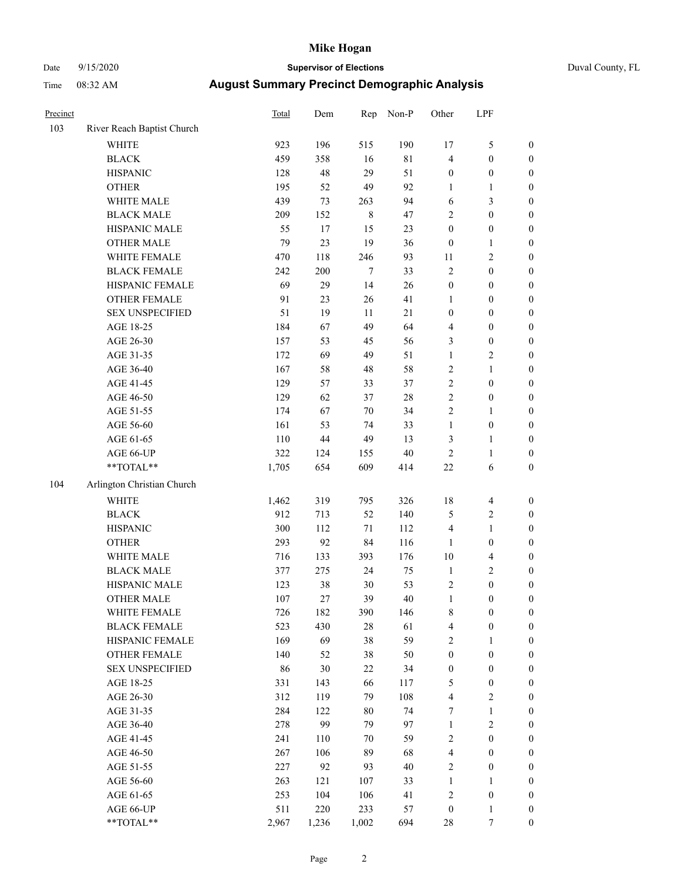# Mike Hogan

Date 9/15/2020 **Supervisor of Elections** Duval County, FL

Time 08:32 AM **August Summary Precinct Demographic Analysis**

| Precinct | | Total | Dem | Rep | Non-P | Other | LPF | |
|---|---|---|---|---|---|---|---|---|
| 103 | River Reach Baptist Church | | | | | | | |
| | WHITE | 923 | 196 | 515 | 190 | 17 | 5 | 0 |
| | BLACK | 459 | 358 | 16 | 81 | 4 | 0 | 0 |
| | HISPANIC | 128 | 48 | 29 | 51 | 0 | 0 | 0 |
| | OTHER | 195 | 52 | 49 | 92 | 1 | 1 | 0 |
| | WHITE MALE | 439 | 73 | 263 | 94 | 6 | 3 | 0 |
| | BLACK MALE | 209 | 152 | 8 | 47 | 2 | 0 | 0 |
| | HISPANIC MALE | 55 | 17 | 15 | 23 | 0 | 0 | 0 |
| | OTHER MALE | 79 | 23 | 19 | 36 | 0 | 1 | 0 |
| | WHITE FEMALE | 470 | 118 | 246 | 93 | 11 | 2 | 0 |
| | BLACK FEMALE | 242 | 200 | 7 | 33 | 2 | 0 | 0 |
| | HISPANIC FEMALE | 69 | 29 | 14 | 26 | 0 | 0 | 0 |
| | OTHER FEMALE | 91 | 23 | 26 | 41 | 1 | 0 | 0 |
| | SEX UNSPECIFIED | 51 | 19 | 11 | 21 | 0 | 0 | 0 |
| | AGE 18-25 | 184 | 67 | 49 | 64 | 4 | 0 | 0 |
| | AGE 26-30 | 157 | 53 | 45 | 56 | 3 | 0 | 0 |
| | AGE 31-35 | 172 | 69 | 49 | 51 | 1 | 2 | 0 |
| | AGE 36-40 | 167 | 58 | 48 | 58 | 2 | 1 | 0 |
| | AGE 41-45 | 129 | 57 | 33 | 37 | 2 | 0 | 0 |
| | AGE 46-50 | 129 | 62 | 37 | 28 | 2 | 0 | 0 |
| | AGE 51-55 | 174 | 67 | 70 | 34 | 2 | 1 | 0 |
| | AGE 56-60 | 161 | 53 | 74 | 33 | 1 | 0 | 0 |
| | AGE 61-65 | 110 | 44 | 49 | 13 | 3 | 1 | 0 |
| | AGE 66-UP | 322 | 124 | 155 | 40 | 2 | 1 | 0 |
| | **TOTAL** | 1,705 | 654 | 609 | 414 | 22 | 6 | 0 |
| 104 | Arlington Christian Church | | | | | | | |
| | WHITE | 1,462 | 319 | 795 | 326 | 18 | 4 | 0 |
| | BLACK | 912 | 713 | 52 | 140 | 5 | 2 | 0 |
| | HISPANIC | 300 | 112 | 71 | 112 | 4 | 1 | 0 |
| | OTHER | 293 | 92 | 84 | 116 | 1 | 0 | 0 |
| | WHITE MALE | 716 | 133 | 393 | 176 | 10 | 4 | 0 |
| | BLACK MALE | 377 | 275 | 24 | 75 | 1 | 2 | 0 |
| | HISPANIC MALE | 123 | 38 | 30 | 53 | 2 | 0 | 0 |
| | OTHER MALE | 107 | 27 | 39 | 40 | 1 | 0 | 0 |
| | WHITE FEMALE | 726 | 182 | 390 | 146 | 8 | 0 | 0 |
| | BLACK FEMALE | 523 | 430 | 28 | 61 | 4 | 0 | 0 |
| | HISPANIC FEMALE | 169 | 69 | 38 | 59 | 2 | 1 | 0 |
| | OTHER FEMALE | 140 | 52 | 38 | 50 | 0 | 0 | 0 |
| | SEX UNSPECIFIED | 86 | 30 | 22 | 34 | 0 | 0 | 0 |
| | AGE 18-25 | 331 | 143 | 66 | 117 | 5 | 0 | 0 |
| | AGE 26-30 | 312 | 119 | 79 | 108 | 4 | 2 | 0 |
| | AGE 31-35 | 284 | 122 | 80 | 74 | 7 | 1 | 0 |
| | AGE 36-40 | 278 | 99 | 79 | 97 | 1 | 2 | 0 |
| | AGE 41-45 | 241 | 110 | 70 | 59 | 2 | 0 | 0 |
| | AGE 46-50 | 267 | 106 | 89 | 68 | 4 | 0 | 0 |
| | AGE 51-55 | 227 | 92 | 93 | 40 | 2 | 0 | 0 |
| | AGE 56-60 | 263 | 121 | 107 | 33 | 1 | 1 | 0 |
| | AGE 61-65 | 253 | 104 | 106 | 41 | 2 | 0 | 0 |
| | AGE 66-UP | 511 | 220 | 233 | 57 | 0 | 1 | 0 |
| | **TOTAL** | 2,967 | 1,236 | 1,002 | 694 | 28 | 7 | 0 |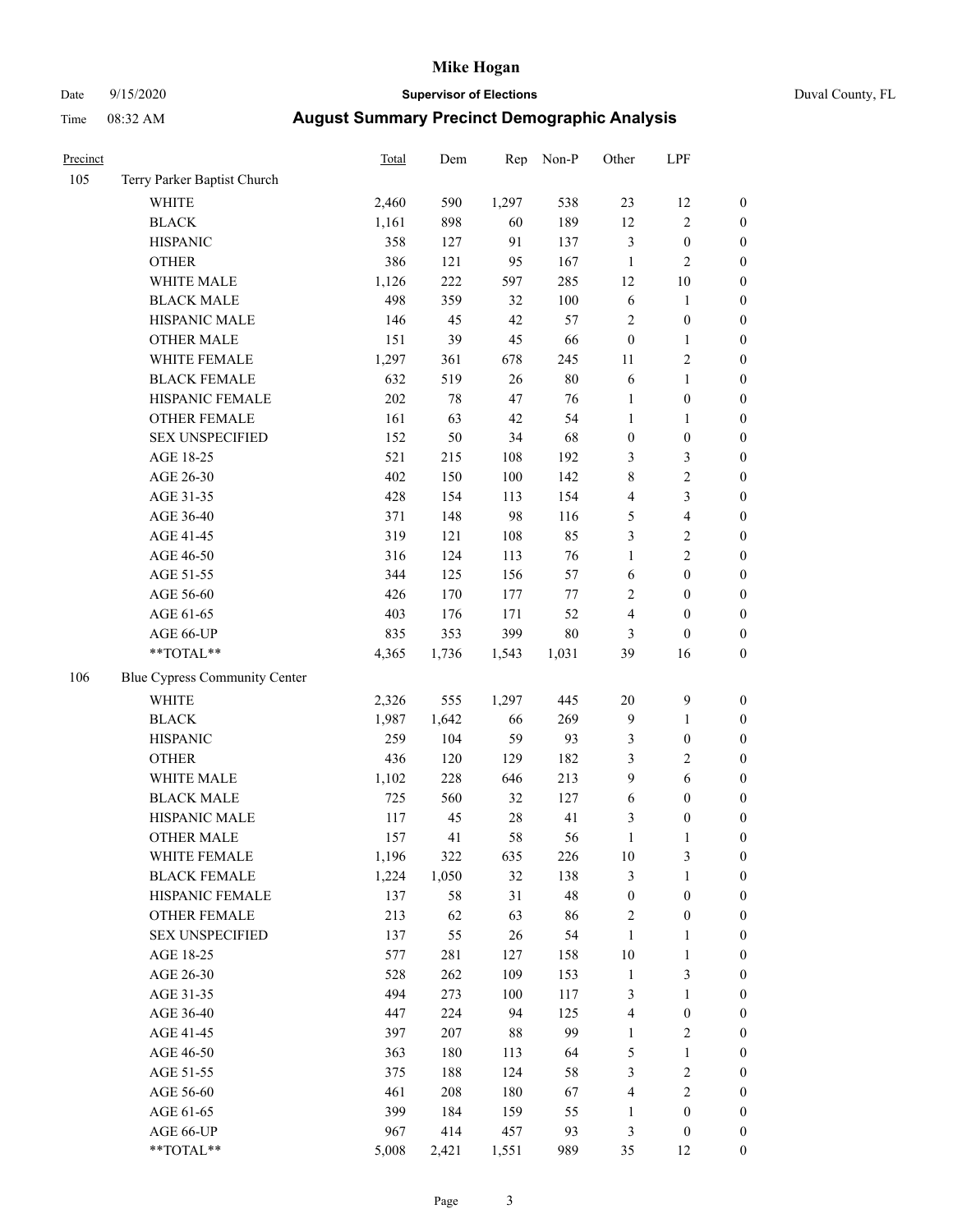# Mike Hogan

Date 9/15/2020 **Supervisor of Elections** Duval County, FL

Time 08:32 AM **August Summary Precinct Demographic Analysis**

| Precinct | | Total | Dem | Rep | Non-P | Other | LPF | |
|---|---|---|---|---|---|---|---|---|
| 105 | Terry Parker Baptist Church | | | | | | | |
| | WHITE | 2,460 | 590 | 1,297 | 538 | 23 | 12 | 0 |
| | BLACK | 1,161 | 898 | 60 | 189 | 12 | 2 | 0 |
| | HISPANIC | 358 | 127 | 91 | 137 | 3 | 0 | 0 |
| | OTHER | 386 | 121 | 95 | 167 | 1 | 2 | 0 |
| | WHITE MALE | 1,126 | 222 | 597 | 285 | 12 | 10 | 0 |
| | BLACK MALE | 498 | 359 | 32 | 100 | 6 | 1 | 0 |
| | HISPANIC MALE | 146 | 45 | 42 | 57 | 2 | 0 | 0 |
| | OTHER MALE | 151 | 39 | 45 | 66 | 0 | 1 | 0 |
| | WHITE FEMALE | 1,297 | 361 | 678 | 245 | 11 | 2 | 0 |
| | BLACK FEMALE | 632 | 519 | 26 | 80 | 6 | 1 | 0 |
| | HISPANIC FEMALE | 202 | 78 | 47 | 76 | 1 | 0 | 0 |
| | OTHER FEMALE | 161 | 63 | 42 | 54 | 1 | 1 | 0 |
| | SEX UNSPECIFIED | 152 | 50 | 34 | 68 | 0 | 0 | 0 |
| | AGE 18-25 | 521 | 215 | 108 | 192 | 3 | 3 | 0 |
| | AGE 26-30 | 402 | 150 | 100 | 142 | 8 | 2 | 0 |
| | AGE 31-35 | 428 | 154 | 113 | 154 | 4 | 3 | 0 |
| | AGE 36-40 | 371 | 148 | 98 | 116 | 5 | 4 | 0 |
| | AGE 41-45 | 319 | 121 | 108 | 85 | 3 | 2 | 0 |
| | AGE 46-50 | 316 | 124 | 113 | 76 | 1 | 2 | 0 |
| | AGE 51-55 | 344 | 125 | 156 | 57 | 6 | 0 | 0 |
| | AGE 56-60 | 426 | 170 | 177 | 77 | 2 | 0 | 0 |
| | AGE 61-65 | 403 | 176 | 171 | 52 | 4 | 0 | 0 |
| | AGE 66-UP | 835 | 353 | 399 | 80 | 3 | 0 | 0 |
| | **TOTAL** | 4,365 | 1,736 | 1,543 | 1,031 | 39 | 16 | 0 |
| 106 | Blue Cypress Community Center | | | | | | | |
| | WHITE | 2,326 | 555 | 1,297 | 445 | 20 | 9 | 0 |
| | BLACK | 1,987 | 1,642 | 66 | 269 | 9 | 1 | 0 |
| | HISPANIC | 259 | 104 | 59 | 93 | 3 | 0 | 0 |
| | OTHER | 436 | 120 | 129 | 182 | 3 | 2 | 0 |
| | WHITE MALE | 1,102 | 228 | 646 | 213 | 9 | 6 | 0 |
| | BLACK MALE | 725 | 560 | 32 | 127 | 6 | 0 | 0 |
| | HISPANIC MALE | 117 | 45 | 28 | 41 | 3 | 0 | 0 |
| | OTHER MALE | 157 | 41 | 58 | 56 | 1 | 1 | 0 |
| | WHITE FEMALE | 1,196 | 322 | 635 | 226 | 10 | 3 | 0 |
| | BLACK FEMALE | 1,224 | 1,050 | 32 | 138 | 3 | 1 | 0 |
| | HISPANIC FEMALE | 137 | 58 | 31 | 48 | 0 | 0 | 0 |
| | OTHER FEMALE | 213 | 62 | 63 | 86 | 2 | 0 | 0 |
| | SEX UNSPECIFIED | 137 | 55 | 26 | 54 | 1 | 1 | 0 |
| | AGE 18-25 | 577 | 281 | 127 | 158 | 10 | 1 | 0 |
| | AGE 26-30 | 528 | 262 | 109 | 153 | 1 | 3 | 0 |
| | AGE 31-35 | 494 | 273 | 100 | 117 | 3 | 1 | 0 |
| | AGE 36-40 | 447 | 224 | 94 | 125 | 4 | 0 | 0 |
| | AGE 41-45 | 397 | 207 | 88 | 99 | 1 | 2 | 0 |
| | AGE 46-50 | 363 | 180 | 113 | 64 | 5 | 1 | 0 |
| | AGE 51-55 | 375 | 188 | 124 | 58 | 3 | 2 | 0 |
| | AGE 56-60 | 461 | 208 | 180 | 67 | 4 | 2 | 0 |
| | AGE 61-65 | 399 | 184 | 159 | 55 | 1 | 0 | 0 |
| | AGE 66-UP | 967 | 414 | 457 | 93 | 3 | 0 | 0 |
| | **TOTAL** | 5,008 | 2,421 | 1,551 | 989 | 35 | 12 | 0 |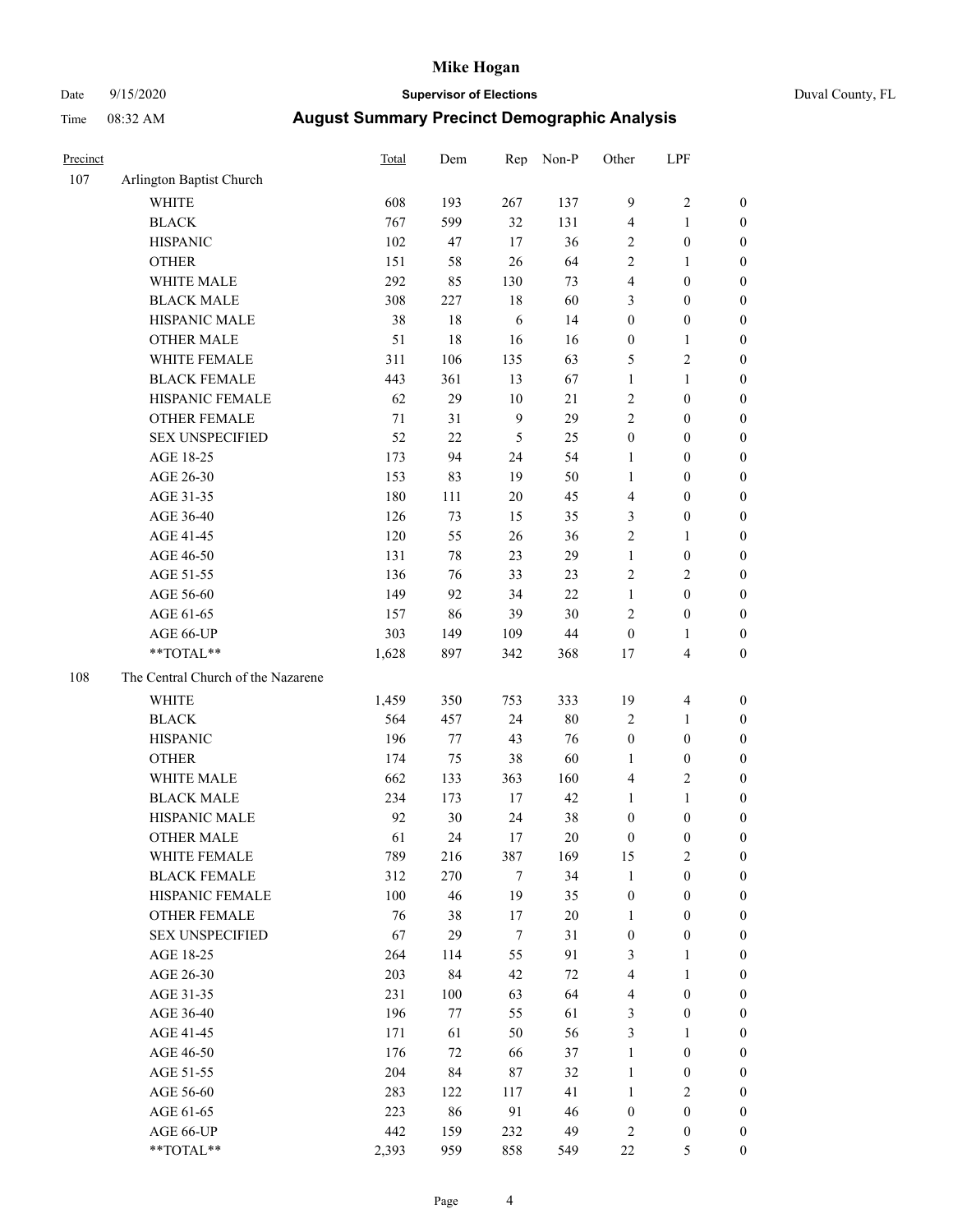# Mike Hogan

Date 9/15/2020 **Supervisor of Elections** Duval County, FL

Time 08:32 AM **August Summary Precinct Demographic Analysis**

| Precinct | | Total | Dem | Rep | Non-P | Other | LPF | |
|---|---|---|---|---|---|---|---|---|
| 107 | Arlington Baptist Church | | | | | | | |
| | WHITE | 608 | 193 | 267 | 137 | 9 | 2 | 0 |
| | BLACK | 767 | 599 | 32 | 131 | 4 | 1 | 0 |
| | HISPANIC | 102 | 47 | 17 | 36 | 2 | 0 | 0 |
| | OTHER | 151 | 58 | 26 | 64 | 2 | 1 | 0 |
| | WHITE MALE | 292 | 85 | 130 | 73 | 4 | 0 | 0 |
| | BLACK MALE | 308 | 227 | 18 | 60 | 3 | 0 | 0 |
| | HISPANIC MALE | 38 | 18 | 6 | 14 | 0 | 0 | 0 |
| | OTHER MALE | 51 | 18 | 16 | 16 | 0 | 1 | 0 |
| | WHITE FEMALE | 311 | 106 | 135 | 63 | 5 | 2 | 0 |
| | BLACK FEMALE | 443 | 361 | 13 | 67 | 1 | 1 | 0 |
| | HISPANIC FEMALE | 62 | 29 | 10 | 21 | 2 | 0 | 0 |
| | OTHER FEMALE | 71 | 31 | 9 | 29 | 2 | 0 | 0 |
| | SEX UNSPECIFIED | 52 | 22 | 5 | 25 | 0 | 0 | 0 |
| | AGE 18-25 | 173 | 94 | 24 | 54 | 1 | 0 | 0 |
| | AGE 26-30 | 153 | 83 | 19 | 50 | 1 | 0 | 0 |
| | AGE 31-35 | 180 | 111 | 20 | 45 | 4 | 0 | 0 |
| | AGE 36-40 | 126 | 73 | 15 | 35 | 3 | 0 | 0 |
| | AGE 41-45 | 120 | 55 | 26 | 36 | 2 | 1 | 0 |
| | AGE 46-50 | 131 | 78 | 23 | 29 | 1 | 0 | 0 |
| | AGE 51-55 | 136 | 76 | 33 | 23 | 2 | 2 | 0 |
| | AGE 56-60 | 149 | 92 | 34 | 22 | 1 | 0 | 0 |
| | AGE 61-65 | 157 | 86 | 39 | 30 | 2 | 0 | 0 |
| | AGE 66-UP | 303 | 149 | 109 | 44 | 0 | 1 | 0 |
| | **TOTAL** | 1,628 | 897 | 342 | 368 | 17 | 4 | 0 |
| 108 | The Central Church of the Nazarene | | | | | | | |
| | WHITE | 1,459 | 350 | 753 | 333 | 19 | 4 | 0 |
| | BLACK | 564 | 457 | 24 | 80 | 2 | 1 | 0 |
| | HISPANIC | 196 | 77 | 43 | 76 | 0 | 0 | 0 |
| | OTHER | 174 | 75 | 38 | 60 | 1 | 0 | 0 |
| | WHITE MALE | 662 | 133 | 363 | 160 | 4 | 2 | 0 |
| | BLACK MALE | 234 | 173 | 17 | 42 | 1 | 1 | 0 |
| | HISPANIC MALE | 92 | 30 | 24 | 38 | 0 | 0 | 0 |
| | OTHER MALE | 61 | 24 | 17 | 20 | 0 | 0 | 0 |
| | WHITE FEMALE | 789 | 216 | 387 | 169 | 15 | 2 | 0 |
| | BLACK FEMALE | 312 | 270 | 7 | 34 | 1 | 0 | 0 |
| | HISPANIC FEMALE | 100 | 46 | 19 | 35 | 0 | 0 | 0 |
| | OTHER FEMALE | 76 | 38 | 17 | 20 | 1 | 0 | 0 |
| | SEX UNSPECIFIED | 67 | 29 | 7 | 31 | 0 | 0 | 0 |
| | AGE 18-25 | 264 | 114 | 55 | 91 | 3 | 1 | 0 |
| | AGE 26-30 | 203 | 84 | 42 | 72 | 4 | 1 | 0 |
| | AGE 31-35 | 231 | 100 | 63 | 64 | 4 | 0 | 0 |
| | AGE 36-40 | 196 | 77 | 55 | 61 | 3 | 0 | 0 |
| | AGE 41-45 | 171 | 61 | 50 | 56 | 3 | 1 | 0 |
| | AGE 46-50 | 176 | 72 | 66 | 37 | 1 | 0 | 0 |
| | AGE 51-55 | 204 | 84 | 87 | 32 | 1 | 0 | 0 |
| | AGE 56-60 | 283 | 122 | 117 | 41 | 1 | 2 | 0 |
| | AGE 61-65 | 223 | 86 | 91 | 46 | 0 | 0 | 0 |
| | AGE 66-UP | 442 | 159 | 232 | 49 | 2 | 0 | 0 |
| | **TOTAL** | 2,393 | 959 | 858 | 549 | 22 | 5 | 0 |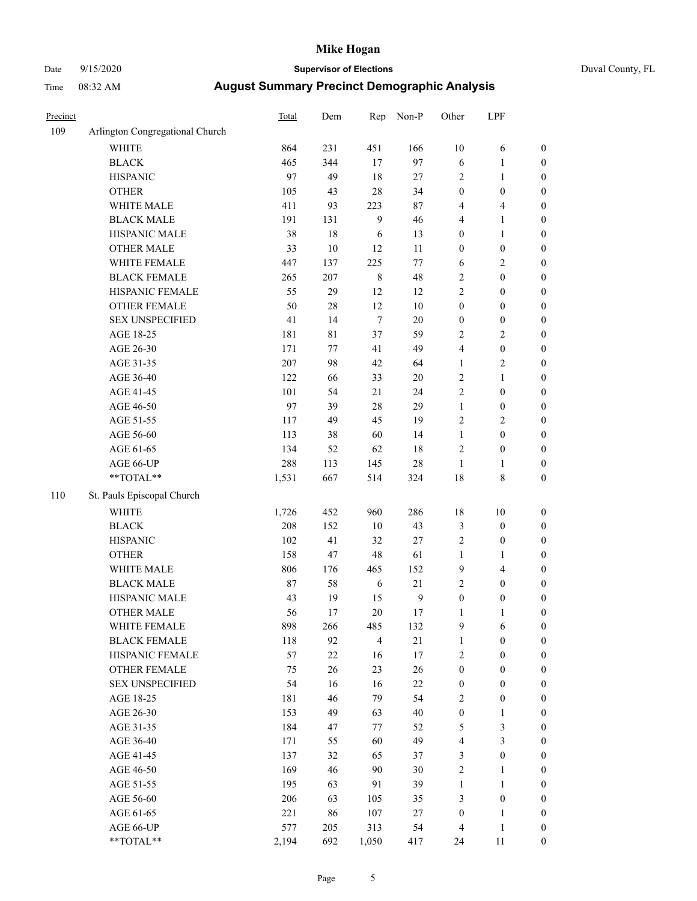# August Summary Precinct Demographic Analysis

| Precinct | | Total | Dem | Rep | Non-P | Other | LPF | |
|---|---|---|---|---|---|---|---|---|
| 109 | Arlington Congregational Church | | | | | | | |
| | WHITE | 864 | 231 | 451 | 166 | 10 | 6 | 0 |
| | BLACK | 465 | 344 | 17 | 97 | 6 | 1 | 0 |
| | HISPANIC | 97 | 49 | 18 | 27 | 2 | 1 | 0 |
| | OTHER | 105 | 43 | 28 | 34 | 0 | 0 | 0 |
| | WHITE MALE | 411 | 93 | 223 | 87 | 4 | 4 | 0 |
| | BLACK MALE | 191 | 131 | 9 | 46 | 4 | 1 | 0 |
| | HISPANIC MALE | 38 | 18 | 6 | 13 | 0 | 1 | 0 |
| | OTHER MALE | 33 | 10 | 12 | 11 | 0 | 0 | 0 |
| | WHITE FEMALE | 447 | 137 | 225 | 77 | 6 | 2 | 0 |
| | BLACK FEMALE | 265 | 207 | 8 | 48 | 2 | 0 | 0 |
| | HISPANIC FEMALE | 55 | 29 | 12 | 12 | 2 | 0 | 0 |
| | OTHER FEMALE | 50 | 28 | 12 | 10 | 0 | 0 | 0 |
| | SEX UNSPECIFIED | 41 | 14 | 7 | 20 | 0 | 0 | 0 |
| | AGE 18-25 | 181 | 81 | 37 | 59 | 2 | 2 | 0 |
| | AGE 26-30 | 171 | 77 | 41 | 49 | 4 | 0 | 0 |
| | AGE 31-35 | 207 | 98 | 42 | 64 | 1 | 2 | 0 |
| | AGE 36-40 | 122 | 66 | 33 | 20 | 2 | 1 | 0 |
| | AGE 41-45 | 101 | 54 | 21 | 24 | 2 | 0 | 0 |
| | AGE 46-50 | 97 | 39 | 28 | 29 | 1 | 0 | 0 |
| | AGE 51-55 | 117 | 49 | 45 | 19 | 2 | 2 | 0 |
| | AGE 56-60 | 113 | 38 | 60 | 14 | 1 | 0 | 0 |
| | AGE 61-65 | 134 | 52 | 62 | 18 | 2 | 0 | 0 |
| | AGE 66-UP | 288 | 113 | 145 | 28 | 1 | 1 | 0 |
| | **TOTAL** | 1,531 | 667 | 514 | 324 | 18 | 8 | 0 |
| 110 | St. Pauls Episcopal Church | | | | | | | |
| | WHITE | 1,726 | 452 | 960 | 286 | 18 | 10 | 0 |
| | BLACK | 208 | 152 | 10 | 43 | 3 | 0 | 0 |
| | HISPANIC | 102 | 41 | 32 | 27 | 2 | 0 | 0 |
| | OTHER | 158 | 47 | 48 | 61 | 1 | 1 | 0 |
| | WHITE MALE | 806 | 176 | 465 | 152 | 9 | 4 | 0 |
| | BLACK MALE | 87 | 58 | 6 | 21 | 2 | 0 | 0 |
| | HISPANIC MALE | 43 | 19 | 15 | 9 | 0 | 0 | 0 |
| | OTHER MALE | 56 | 17 | 20 | 17 | 1 | 1 | 0 |
| | WHITE FEMALE | 898 | 266 | 485 | 132 | 9 | 6 | 0 |
| | BLACK FEMALE | 118 | 92 | 4 | 21 | 1 | 0 | 0 |
| | HISPANIC FEMALE | 57 | 22 | 16 | 17 | 2 | 0 | 0 |
| | OTHER FEMALE | 75 | 26 | 23 | 26 | 0 | 0 | 0 |
| | SEX UNSPECIFIED | 54 | 16 | 16 | 22 | 0 | 0 | 0 |
| | AGE 18-25 | 181 | 46 | 79 | 54 | 2 | 0 | 0 |
| | AGE 26-30 | 153 | 49 | 63 | 40 | 0 | 1 | 0 |
| | AGE 31-35 | 184 | 47 | 77 | 52 | 5 | 3 | 0 |
| | AGE 36-40 | 171 | 55 | 60 | 49 | 4 | 3 | 0 |
| | AGE 41-45 | 137 | 32 | 65 | 37 | 3 | 0 | 0 |
| | AGE 46-50 | 169 | 46 | 90 | 30 | 2 | 1 | 0 |
| | AGE 51-55 | 195 | 63 | 91 | 39 | 1 | 1 | 0 |
| | AGE 56-60 | 206 | 63 | 105 | 35 | 3 | 0 | 0 |
| | AGE 61-65 | 221 | 86 | 107 | 27 | 0 | 1 | 0 |
| | AGE 66-UP | 577 | 205 | 313 | 54 | 4 | 1 | 0 |
| | **TOTAL** | 2,194 | 692 | 1,050 | 417 | 24 | 11 | 0 |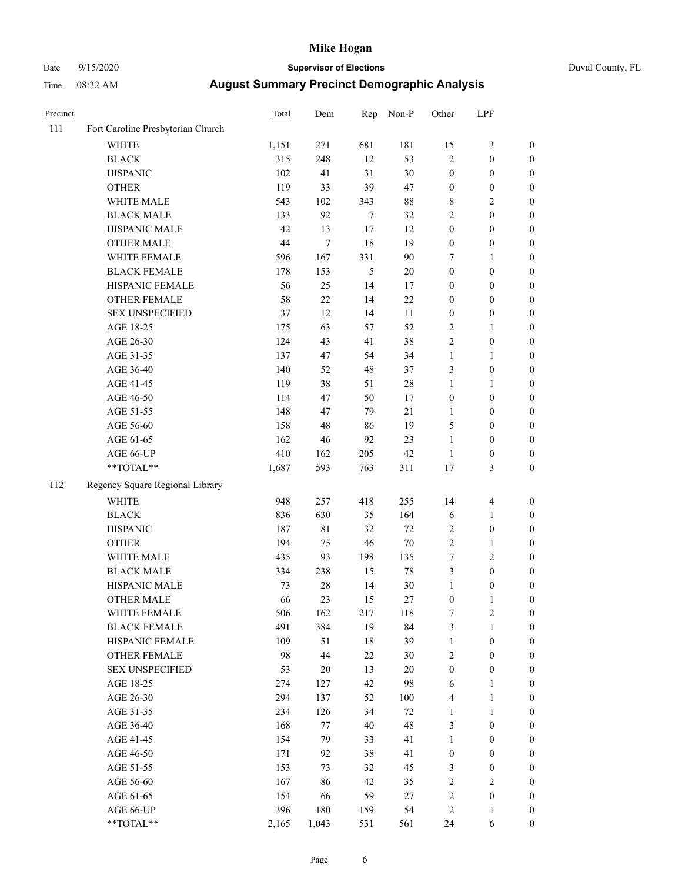# Mike Hogan

Date 9/15/2020 **Supervisor of Elections** Duval County, FL

Time 08:32 AM **August Summary Precinct Demographic Analysis**

| Precinct | | Total | Dem | Rep | Non-P | Other | LPF | |
|---|---|---|---|---|---|---|---|---|
| 111 | Fort Caroline Presbyterian Church | | | | | | | |
| | WHITE | 1,151 | 271 | 681 | 181 | 15 | 3 | 0 |
| | BLACK | 315 | 248 | 12 | 53 | 2 | 0 | 0 |
| | HISPANIC | 102 | 41 | 31 | 30 | 0 | 0 | 0 |
| | OTHER | 119 | 33 | 39 | 47 | 0 | 0 | 0 |
| | WHITE MALE | 543 | 102 | 343 | 88 | 8 | 2 | 0 |
| | BLACK MALE | 133 | 92 | 7 | 32 | 2 | 0 | 0 |
| | HISPANIC MALE | 42 | 13 | 17 | 12 | 0 | 0 | 0 |
| | OTHER MALE | 44 | 7 | 18 | 19 | 0 | 0 | 0 |
| | WHITE FEMALE | 596 | 167 | 331 | 90 | 7 | 1 | 0 |
| | BLACK FEMALE | 178 | 153 | 5 | 20 | 0 | 0 | 0 |
| | HISPANIC FEMALE | 56 | 25 | 14 | 17 | 0 | 0 | 0 |
| | OTHER FEMALE | 58 | 22 | 14 | 22 | 0 | 0 | 0 |
| | SEX UNSPECIFIED | 37 | 12 | 14 | 11 | 0 | 0 | 0 |
| | AGE 18-25 | 175 | 63 | 57 | 52 | 2 | 1 | 0 |
| | AGE 26-30 | 124 | 43 | 41 | 38 | 2 | 0 | 0 |
| | AGE 31-35 | 137 | 47 | 54 | 34 | 1 | 1 | 0 |
| | AGE 36-40 | 140 | 52 | 48 | 37 | 3 | 0 | 0 |
| | AGE 41-45 | 119 | 38 | 51 | 28 | 1 | 1 | 0 |
| | AGE 46-50 | 114 | 47 | 50 | 17 | 0 | 0 | 0 |
| | AGE 51-55 | 148 | 47 | 79 | 21 | 1 | 0 | 0 |
| | AGE 56-60 | 158 | 48 | 86 | 19 | 5 | 0 | 0 |
| | AGE 61-65 | 162 | 46 | 92 | 23 | 1 | 0 | 0 |
| | AGE 66-UP | 410 | 162 | 205 | 42 | 1 | 0 | 0 |
| | **TOTAL** | 1,687 | 593 | 763 | 311 | 17 | 3 | 0 |
| 112 | Regency Square Regional Library | | | | | | | |
| | WHITE | 948 | 257 | 418 | 255 | 14 | 4 | 0 |
| | BLACK | 836 | 630 | 35 | 164 | 6 | 1 | 0 |
| | HISPANIC | 187 | 81 | 32 | 72 | 2 | 0 | 0 |
| | OTHER | 194 | 75 | 46 | 70 | 2 | 1 | 0 |
| | WHITE MALE | 435 | 93 | 198 | 135 | 7 | 2 | 0 |
| | BLACK MALE | 334 | 238 | 15 | 78 | 3 | 0 | 0 |
| | HISPANIC MALE | 73 | 28 | 14 | 30 | 1 | 0 | 0 |
| | OTHER MALE | 66 | 23 | 15 | 27 | 0 | 1 | 0 |
| | WHITE FEMALE | 506 | 162 | 217 | 118 | 7 | 2 | 0 |
| | BLACK FEMALE | 491 | 384 | 19 | 84 | 3 | 1 | 0 |
| | HISPANIC FEMALE | 109 | 51 | 18 | 39 | 1 | 0 | 0 |
| | OTHER FEMALE | 98 | 44 | 22 | 30 | 2 | 0 | 0 |
| | SEX UNSPECIFIED | 53 | 20 | 13 | 20 | 0 | 0 | 0 |
| | AGE 18-25 | 274 | 127 | 42 | 98 | 6 | 1 | 0 |
| | AGE 26-30 | 294 | 137 | 52 | 100 | 4 | 1 | 0 |
| | AGE 31-35 | 234 | 126 | 34 | 72 | 1 | 1 | 0 |
| | AGE 36-40 | 168 | 77 | 40 | 48 | 3 | 0 | 0 |
| | AGE 41-45 | 154 | 79 | 33 | 41 | 1 | 0 | 0 |
| | AGE 46-50 | 171 | 92 | 38 | 41 | 0 | 0 | 0 |
| | AGE 51-55 | 153 | 73 | 32 | 45 | 3 | 0 | 0 |
| | AGE 56-60 | 167 | 86 | 42 | 35 | 2 | 2 | 0 |
| | AGE 61-65 | 154 | 66 | 59 | 27 | 2 | 0 | 0 |
| | AGE 66-UP | 396 | 180 | 159 | 54 | 2 | 1 | 0 |
| | **TOTAL** | 2,165 | 1,043 | 531 | 561 | 24 | 6 | 0 |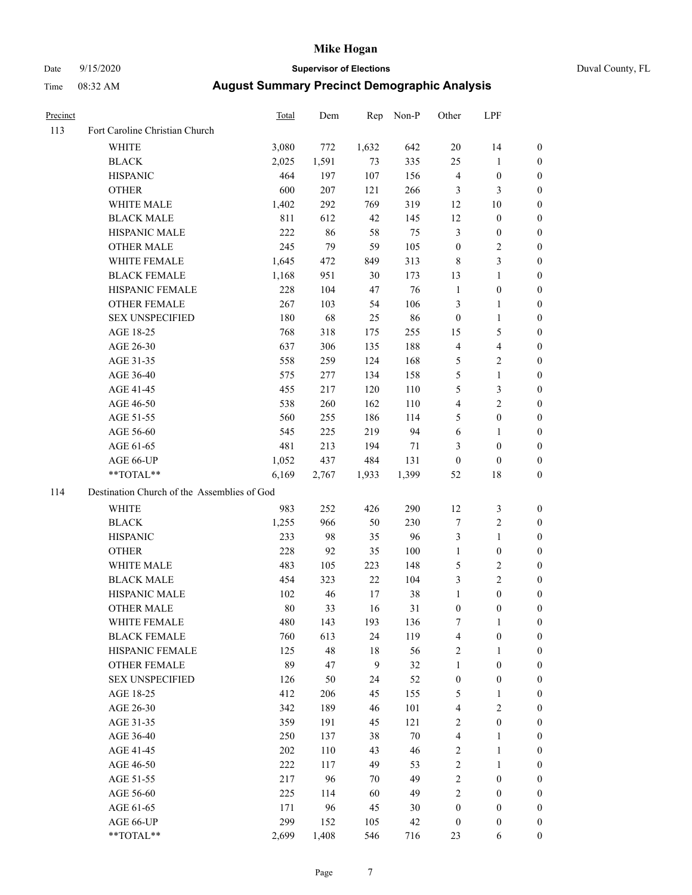# Mike Hogan

Date 9/15/2020 **Supervisor of Elections** Duval County, FL

Time 08:32 AM **August Summary Precinct Demographic Analysis**

| Precinct | | Total | Dem | Rep | Non-P | Other | LPF | |
|---|---|---|---|---|---|---|---|---|
| 113 | Fort Caroline Christian Church | | | | | | | |
| | WHITE | 3,080 | 772 | 1,632 | 642 | 20 | 14 | 0 |
| | BLACK | 2,025 | 1,591 | 73 | 335 | 25 | 1 | 0 |
| | HISPANIC | 464 | 197 | 107 | 156 | 4 | 0 | 0 |
| | OTHER | 600 | 207 | 121 | 266 | 3 | 3 | 0 |
| | WHITE MALE | 1,402 | 292 | 769 | 319 | 12 | 10 | 0 |
| | BLACK MALE | 811 | 612 | 42 | 145 | 12 | 0 | 0 |
| | HISPANIC MALE | 222 | 86 | 58 | 75 | 3 | 0 | 0 |
| | OTHER MALE | 245 | 79 | 59 | 105 | 0 | 2 | 0 |
| | WHITE FEMALE | 1,645 | 472 | 849 | 313 | 8 | 3 | 0 |
| | BLACK FEMALE | 1,168 | 951 | 30 | 173 | 13 | 1 | 0 |
| | HISPANIC FEMALE | 228 | 104 | 47 | 76 | 1 | 0 | 0 |
| | OTHER FEMALE | 267 | 103 | 54 | 106 | 3 | 1 | 0 |
| | SEX UNSPECIFIED | 180 | 68 | 25 | 86 | 0 | 1 | 0 |
| | AGE 18-25 | 768 | 318 | 175 | 255 | 15 | 5 | 0 |
| | AGE 26-30 | 637 | 306 | 135 | 188 | 4 | 4 | 0 |
| | AGE 31-35 | 558 | 259 | 124 | 168 | 5 | 2 | 0 |
| | AGE 36-40 | 575 | 277 | 134 | 158 | 5 | 1 | 0 |
| | AGE 41-45 | 455 | 217 | 120 | 110 | 5 | 3 | 0 |
| | AGE 46-50 | 538 | 260 | 162 | 110 | 4 | 2 | 0 |
| | AGE 51-55 | 560 | 255 | 186 | 114 | 5 | 0 | 0 |
| | AGE 56-60 | 545 | 225 | 219 | 94 | 6 | 1 | 0 |
| | AGE 61-65 | 481 | 213 | 194 | 71 | 3 | 0 | 0 |
| | AGE 66-UP | 1,052 | 437 | 484 | 131 | 0 | 0 | 0 |
| | **TOTAL** | 6,169 | 2,767 | 1,933 | 1,399 | 52 | 18 | 0 |
| 114 | Destination Church of the Assemblies of God | | | | | | | |
| | WHITE | 983 | 252 | 426 | 290 | 12 | 3 | 0 |
| | BLACK | 1,255 | 966 | 50 | 230 | 7 | 2 | 0 |
| | HISPANIC | 233 | 98 | 35 | 96 | 3 | 1 | 0 |
| | OTHER | 228 | 92 | 35 | 100 | 1 | 0 | 0 |
| | WHITE MALE | 483 | 105 | 223 | 148 | 5 | 2 | 0 |
| | BLACK MALE | 454 | 323 | 22 | 104 | 3 | 2 | 0 |
| | HISPANIC MALE | 102 | 46 | 17 | 38 | 1 | 0 | 0 |
| | OTHER MALE | 80 | 33 | 16 | 31 | 0 | 0 | 0 |
| | WHITE FEMALE | 480 | 143 | 193 | 136 | 7 | 1 | 0 |
| | BLACK FEMALE | 760 | 613 | 24 | 119 | 4 | 0 | 0 |
| | HISPANIC FEMALE | 125 | 48 | 18 | 56 | 2 | 1 | 0 |
| | OTHER FEMALE | 89 | 47 | 9 | 32 | 1 | 0 | 0 |
| | SEX UNSPECIFIED | 126 | 50 | 24 | 52 | 0 | 0 | 0 |
| | AGE 18-25 | 412 | 206 | 45 | 155 | 5 | 1 | 0 |
| | AGE 26-30 | 342 | 189 | 46 | 101 | 4 | 2 | 0 |
| | AGE 31-35 | 359 | 191 | 45 | 121 | 2 | 0 | 0 |
| | AGE 36-40 | 250 | 137 | 38 | 70 | 4 | 1 | 0 |
| | AGE 41-45 | 202 | 110 | 43 | 46 | 2 | 1 | 0 |
| | AGE 46-50 | 222 | 117 | 49 | 53 | 2 | 1 | 0 |
| | AGE 51-55 | 217 | 96 | 70 | 49 | 2 | 0 | 0 |
| | AGE 56-60 | 225 | 114 | 60 | 49 | 2 | 0 | 0 |
| | AGE 61-65 | 171 | 96 | 45 | 30 | 0 | 0 | 0 |
| | AGE 66-UP | 299 | 152 | 105 | 42 | 0 | 0 | 0 |
| | **TOTAL** | 2,699 | 1,408 | 546 | 716 | 23 | 6 | 0 |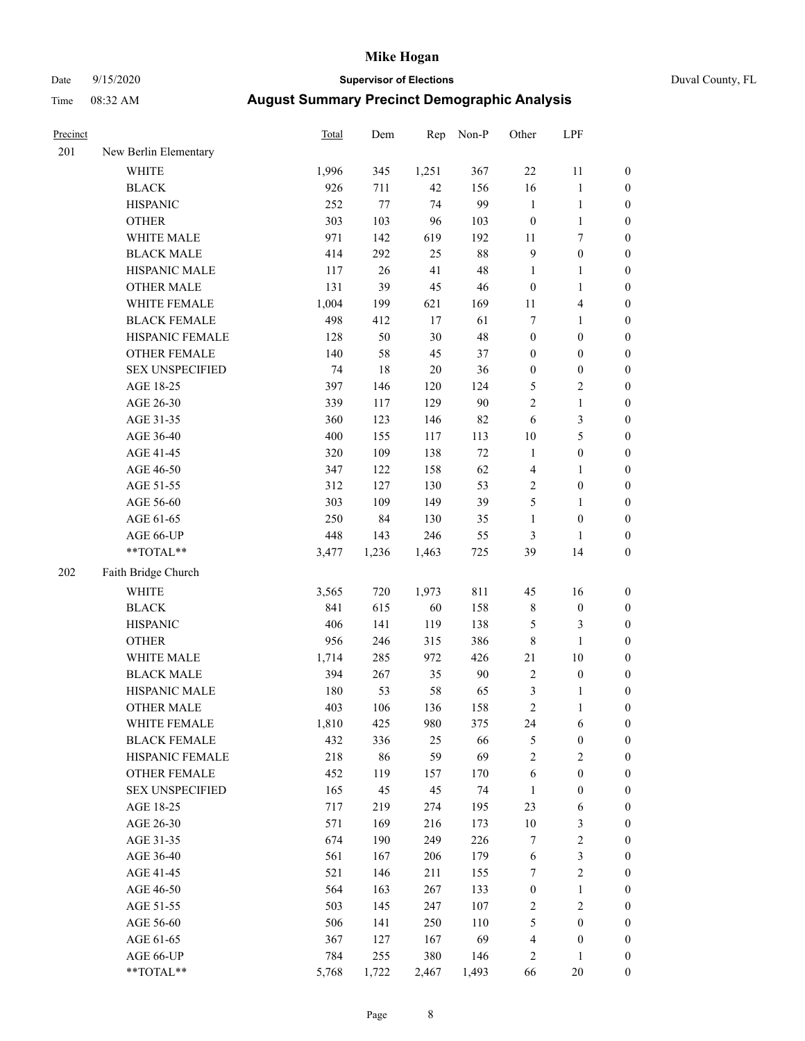# Mike Hogan

Date 9/15/2020 **Supervisor of Elections** Duval County, FL

Time 08:32 AM **August Summary Precinct Demographic Analysis**

| Precinct | | Total | Dem | Rep | Non-P | Other | LPF | |
|---|---|---|---|---|---|---|---|---|
| 201 | New Berlin Elementary | | | | | | | |
| | WHITE | 1,996 | 345 | 1,251 | 367 | 22 | 11 | 0 |
| | BLACK | 926 | 711 | 42 | 156 | 16 | 1 | 0 |
| | HISPANIC | 252 | 77 | 74 | 99 | 1 | 1 | 0 |
| | OTHER | 303 | 103 | 96 | 103 | 0 | 1 | 0 |
| | WHITE MALE | 971 | 142 | 619 | 192 | 11 | 7 | 0 |
| | BLACK MALE | 414 | 292 | 25 | 88 | 9 | 0 | 0 |
| | HISPANIC MALE | 117 | 26 | 41 | 48 | 1 | 1 | 0 |
| | OTHER MALE | 131 | 39 | 45 | 46 | 0 | 1 | 0 |
| | WHITE FEMALE | 1,004 | 199 | 621 | 169 | 11 | 4 | 0 |
| | BLACK FEMALE | 498 | 412 | 17 | 61 | 7 | 1 | 0 |
| | HISPANIC FEMALE | 128 | 50 | 30 | 48 | 0 | 0 | 0 |
| | OTHER FEMALE | 140 | 58 | 45 | 37 | 0 | 0 | 0 |
| | SEX UNSPECIFIED | 74 | 18 | 20 | 36 | 0 | 0 | 0 |
| | AGE 18-25 | 397 | 146 | 120 | 124 | 5 | 2 | 0 |
| | AGE 26-30 | 339 | 117 | 129 | 90 | 2 | 1 | 0 |
| | AGE 31-35 | 360 | 123 | 146 | 82 | 6 | 3 | 0 |
| | AGE 36-40 | 400 | 155 | 117 | 113 | 10 | 5 | 0 |
| | AGE 41-45 | 320 | 109 | 138 | 72 | 1 | 0 | 0 |
| | AGE 46-50 | 347 | 122 | 158 | 62 | 4 | 1 | 0 |
| | AGE 51-55 | 312 | 127 | 130 | 53 | 2 | 0 | 0 |
| | AGE 56-60 | 303 | 109 | 149 | 39 | 5 | 1 | 0 |
| | AGE 61-65 | 250 | 84 | 130 | 35 | 1 | 0 | 0 |
| | AGE 66-UP | 448 | 143 | 246 | 55 | 3 | 1 | 0 |
| | **TOTAL** | 3,477 | 1,236 | 1,463 | 725 | 39 | 14 | 0 |
| 202 | Faith Bridge Church | | | | | | | |
| | WHITE | 3,565 | 720 | 1,973 | 811 | 45 | 16 | 0 |
| | BLACK | 841 | 615 | 60 | 158 | 8 | 0 | 0 |
| | HISPANIC | 406 | 141 | 119 | 138 | 5 | 3 | 0 |
| | OTHER | 956 | 246 | 315 | 386 | 8 | 1 | 0 |
| | WHITE MALE | 1,714 | 285 | 972 | 426 | 21 | 10 | 0 |
| | BLACK MALE | 394 | 267 | 35 | 90 | 2 | 0 | 0 |
| | HISPANIC MALE | 180 | 53 | 58 | 65 | 3 | 1 | 0 |
| | OTHER MALE | 403 | 106 | 136 | 158 | 2 | 1 | 0 |
| | WHITE FEMALE | 1,810 | 425 | 980 | 375 | 24 | 6 | 0 |
| | BLACK FEMALE | 432 | 336 | 25 | 66 | 5 | 0 | 0 |
| | HISPANIC FEMALE | 218 | 86 | 59 | 69 | 2 | 2 | 0 |
| | OTHER FEMALE | 452 | 119 | 157 | 170 | 6 | 0 | 0 |
| | SEX UNSPECIFIED | 165 | 45 | 45 | 74 | 1 | 0 | 0 |
| | AGE 18-25 | 717 | 219 | 274 | 195 | 23 | 6 | 0 |
| | AGE 26-30 | 571 | 169 | 216 | 173 | 10 | 3 | 0 |
| | AGE 31-35 | 674 | 190 | 249 | 226 | 7 | 2 | 0 |
| | AGE 36-40 | 561 | 167 | 206 | 179 | 6 | 3 | 0 |
| | AGE 41-45 | 521 | 146 | 211 | 155 | 7 | 2 | 0 |
| | AGE 46-50 | 564 | 163 | 267 | 133 | 0 | 1 | 0 |
| | AGE 51-55 | 503 | 145 | 247 | 107 | 2 | 2 | 0 |
| | AGE 56-60 | 506 | 141 | 250 | 110 | 5 | 0 | 0 |
| | AGE 61-65 | 367 | 127 | 167 | 69 | 4 | 0 | 0 |
| | AGE 66-UP | 784 | 255 | 380 | 146 | 2 | 1 | 0 |
| | **TOTAL** | 5,768 | 1,722 | 2,467 | 1,493 | 66 | 20 | 0 |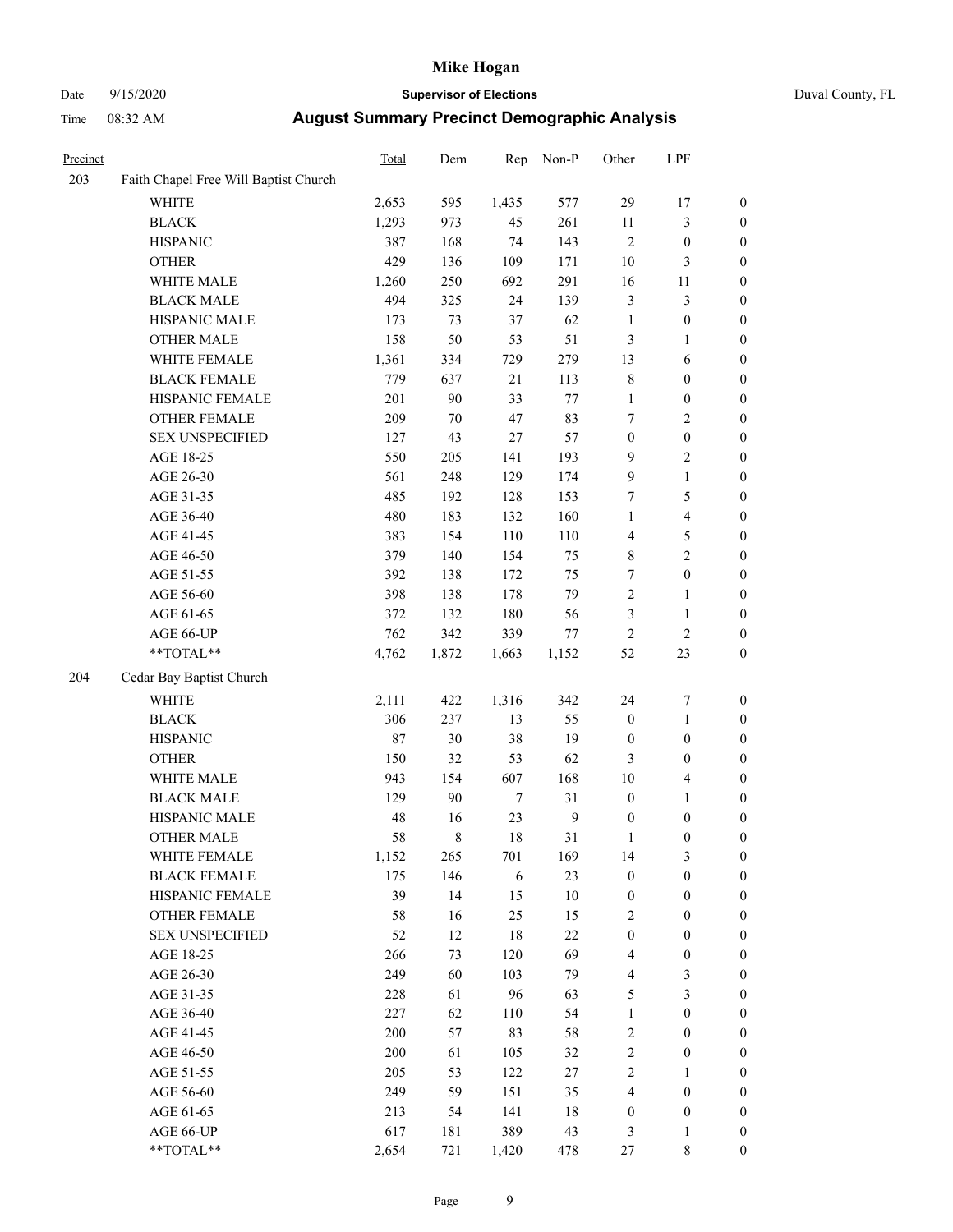# Mike Hogan

Date 9/15/2020 **Supervisor of Elections** Duval County, FL

Time 08:32 AM **August Summary Precinct Demographic Analysis**

| Precinct | | Total | Dem | Rep | Non-P | Other | LPF | |
|---|---|---|---|---|---|---|---|---|
| 203 | Faith Chapel Free Will Baptist Church | | | | | | | |
| | WHITE | 2,653 | 595 | 1,435 | 577 | 29 | 17 | 0 |
| | BLACK | 1,293 | 973 | 45 | 261 | 11 | 3 | 0 |
| | HISPANIC | 387 | 168 | 74 | 143 | 2 | 0 | 0 |
| | OTHER | 429 | 136 | 109 | 171 | 10 | 3 | 0 |
| | WHITE MALE | 1,260 | 250 | 692 | 291 | 16 | 11 | 0 |
| | BLACK MALE | 494 | 325 | 24 | 139 | 3 | 3 | 0 |
| | HISPANIC MALE | 173 | 73 | 37 | 62 | 1 | 0 | 0 |
| | OTHER MALE | 158 | 50 | 53 | 51 | 3 | 1 | 0 |
| | WHITE FEMALE | 1,361 | 334 | 729 | 279 | 13 | 6 | 0 |
| | BLACK FEMALE | 779 | 637 | 21 | 113 | 8 | 0 | 0 |
| | HISPANIC FEMALE | 201 | 90 | 33 | 77 | 1 | 0 | 0 |
| | OTHER FEMALE | 209 | 70 | 47 | 83 | 7 | 2 | 0 |
| | SEX UNSPECIFIED | 127 | 43 | 27 | 57 | 0 | 0 | 0 |
| | AGE 18-25 | 550 | 205 | 141 | 193 | 9 | 2 | 0 |
| | AGE 26-30 | 561 | 248 | 129 | 174 | 9 | 1 | 0 |
| | AGE 31-35 | 485 | 192 | 128 | 153 | 7 | 5 | 0 |
| | AGE 36-40 | 480 | 183 | 132 | 160 | 1 | 4 | 0 |
| | AGE 41-45 | 383 | 154 | 110 | 110 | 4 | 5 | 0 |
| | AGE 46-50 | 379 | 140 | 154 | 75 | 8 | 2 | 0 |
| | AGE 51-55 | 392 | 138 | 172 | 75 | 7 | 0 | 0 |
| | AGE 56-60 | 398 | 138 | 178 | 79 | 2 | 1 | 0 |
| | AGE 61-65 | 372 | 132 | 180 | 56 | 3 | 1 | 0 |
| | AGE 66-UP | 762 | 342 | 339 | 77 | 2 | 2 | 0 |
| | **TOTAL** | 4,762 | 1,872 | 1,663 | 1,152 | 52 | 23 | 0 |
| 204 | Cedar Bay Baptist Church | | | | | | | |
| | WHITE | 2,111 | 422 | 1,316 | 342 | 24 | 7 | 0 |
| | BLACK | 306 | 237 | 13 | 55 | 0 | 1 | 0 |
| | HISPANIC | 87 | 30 | 38 | 19 | 0 | 0 | 0 |
| | OTHER | 150 | 32 | 53 | 62 | 3 | 0 | 0 |
| | WHITE MALE | 943 | 154 | 607 | 168 | 10 | 4 | 0 |
| | BLACK MALE | 129 | 90 | 7 | 31 | 0 | 1 | 0 |
| | HISPANIC MALE | 48 | 16 | 23 | 9 | 0 | 0 | 0 |
| | OTHER MALE | 58 | 8 | 18 | 31 | 1 | 0 | 0 |
| | WHITE FEMALE | 1,152 | 265 | 701 | 169 | 14 | 3 | 0 |
| | BLACK FEMALE | 175 | 146 | 6 | 23 | 0 | 0 | 0 |
| | HISPANIC FEMALE | 39 | 14 | 15 | 10 | 0 | 0 | 0 |
| | OTHER FEMALE | 58 | 16 | 25 | 15 | 2 | 0 | 0 |
| | SEX UNSPECIFIED | 52 | 12 | 18 | 22 | 0 | 0 | 0 |
| | AGE 18-25 | 266 | 73 | 120 | 69 | 4 | 0 | 0 |
| | AGE 26-30 | 249 | 60 | 103 | 79 | 4 | 3 | 0 |
| | AGE 31-35 | 228 | 61 | 96 | 63 | 5 | 3 | 0 |
| | AGE 36-40 | 227 | 62 | 110 | 54 | 1 | 0 | 0 |
| | AGE 41-45 | 200 | 57 | 83 | 58 | 2 | 0 | 0 |
| | AGE 46-50 | 200 | 61 | 105 | 32 | 2 | 0 | 0 |
| | AGE 51-55 | 205 | 53 | 122 | 27 | 2 | 1 | 0 |
| | AGE 56-60 | 249 | 59 | 151 | 35 | 4 | 0 | 0 |
| | AGE 61-65 | 213 | 54 | 141 | 18 | 0 | 0 | 0 |
| | AGE 66-UP | 617 | 181 | 389 | 43 | 3 | 1 | 0 |
| | **TOTAL** | 2,654 | 721 | 1,420 | 478 | 27 | 8 | 0 |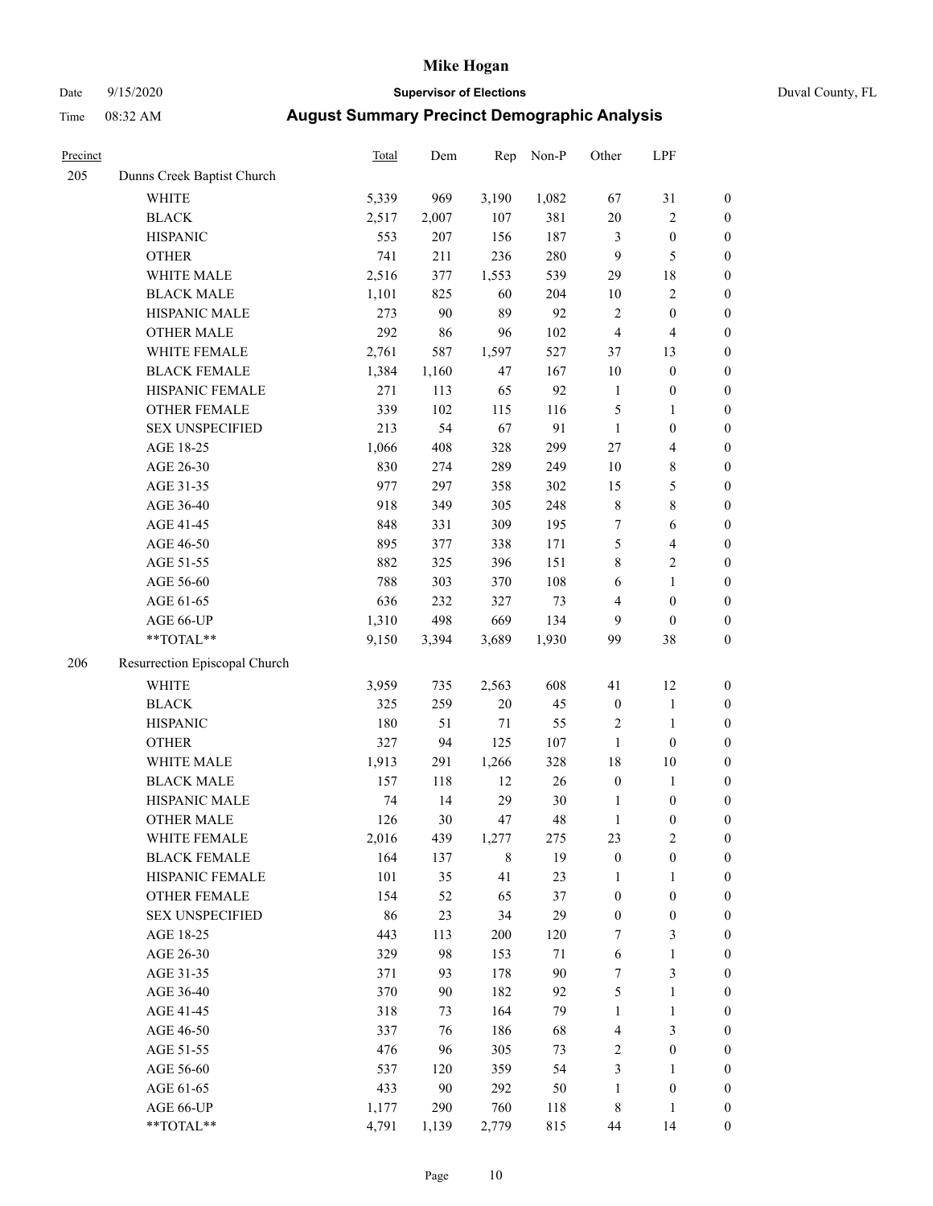# Mike Hogan

Date 9/15/2020 **Supervisor of Elections** Duval County, FL

Time 08:32 AM **August Summary Precinct Demographic Analysis**

| Precinct | | Total | Dem | Rep | Non-P | Other | LPF | |
|---|---|---|---|---|---|---|---|---|
| 205 | Dunns Creek Baptist Church | | | | | | | |
| | WHITE | 5,339 | 969 | 3,190 | 1,082 | 67 | 31 | 0 |
| | BLACK | 2,517 | 2,007 | 107 | 381 | 20 | 2 | 0 |
| | HISPANIC | 553 | 207 | 156 | 187 | 3 | 0 | 0 |
| | OTHER | 741 | 211 | 236 | 280 | 9 | 5 | 0 |
| | WHITE MALE | 2,516 | 377 | 1,553 | 539 | 29 | 18 | 0 |
| | BLACK MALE | 1,101 | 825 | 60 | 204 | 10 | 2 | 0 |
| | HISPANIC MALE | 273 | 90 | 89 | 92 | 2 | 0 | 0 |
| | OTHER MALE | 292 | 86 | 96 | 102 | 4 | 4 | 0 |
| | WHITE FEMALE | 2,761 | 587 | 1,597 | 527 | 37 | 13 | 0 |
| | BLACK FEMALE | 1,384 | 1,160 | 47 | 167 | 10 | 0 | 0 |
| | HISPANIC FEMALE | 271 | 113 | 65 | 92 | 1 | 0 | 0 |
| | OTHER FEMALE | 339 | 102 | 115 | 116 | 5 | 1 | 0 |
| | SEX UNSPECIFIED | 213 | 54 | 67 | 91 | 1 | 0 | 0 |
| | AGE 18-25 | 1,066 | 408 | 328 | 299 | 27 | 4 | 0 |
| | AGE 26-30 | 830 | 274 | 289 | 249 | 10 | 8 | 0 |
| | AGE 31-35 | 977 | 297 | 358 | 302 | 15 | 5 | 0 |
| | AGE 36-40 | 918 | 349 | 305 | 248 | 8 | 8 | 0 |
| | AGE 41-45 | 848 | 331 | 309 | 195 | 7 | 6 | 0 |
| | AGE 46-50 | 895 | 377 | 338 | 171 | 5 | 4 | 0 |
| | AGE 51-55 | 882 | 325 | 396 | 151 | 8 | 2 | 0 |
| | AGE 56-60 | 788 | 303 | 370 | 108 | 6 | 1 | 0 |
| | AGE 61-65 | 636 | 232 | 327 | 73 | 4 | 0 | 0 |
| | AGE 66-UP | 1,310 | 498 | 669 | 134 | 9 | 0 | 0 |
| | **TOTAL** | 9,150 | 3,394 | 3,689 | 1,930 | 99 | 38 | 0 |
| 206 | Resurrection Episcopal Church | | | | | | | |
| | WHITE | 3,959 | 735 | 2,563 | 608 | 41 | 12 | 0 |
| | BLACK | 325 | 259 | 20 | 45 | 0 | 1 | 0 |
| | HISPANIC | 180 | 51 | 71 | 55 | 2 | 1 | 0 |
| | OTHER | 327 | 94 | 125 | 107 | 1 | 0 | 0 |
| | WHITE MALE | 1,913 | 291 | 1,266 | 328 | 18 | 10 | 0 |
| | BLACK MALE | 157 | 118 | 12 | 26 | 0 | 1 | 0 |
| | HISPANIC MALE | 74 | 14 | 29 | 30 | 1 | 0 | 0 |
| | OTHER MALE | 126 | 30 | 47 | 48 | 1 | 0 | 0 |
| | WHITE FEMALE | 2,016 | 439 | 1,277 | 275 | 23 | 2 | 0 |
| | BLACK FEMALE | 164 | 137 | 8 | 19 | 0 | 0 | 0 |
| | HISPANIC FEMALE | 101 | 35 | 41 | 23 | 1 | 1 | 0 |
| | OTHER FEMALE | 154 | 52 | 65 | 37 | 0 | 0 | 0 |
| | SEX UNSPECIFIED | 86 | 23 | 34 | 29 | 0 | 0 | 0 |
| | AGE 18-25 | 443 | 113 | 200 | 120 | 7 | 3 | 0 |
| | AGE 26-30 | 329 | 98 | 153 | 71 | 6 | 1 | 0 |
| | AGE 31-35 | 371 | 93 | 178 | 90 | 7 | 3 | 0 |
| | AGE 36-40 | 370 | 90 | 182 | 92 | 5 | 1 | 0 |
| | AGE 41-45 | 318 | 73 | 164 | 79 | 1 | 1 | 0 |
| | AGE 46-50 | 337 | 76 | 186 | 68 | 4 | 3 | 0 |
| | AGE 51-55 | 476 | 96 | 305 | 73 | 2 | 0 | 0 |
| | AGE 56-60 | 537 | 120 | 359 | 54 | 3 | 1 | 0 |
| | AGE 61-65 | 433 | 90 | 292 | 50 | 1 | 0 | 0 |
| | AGE 66-UP | 1,177 | 290 | 760 | 118 | 8 | 1 | 0 |
| | **TOTAL** | 4,791 | 1,139 | 2,779 | 815 | 44 | 14 | 0 |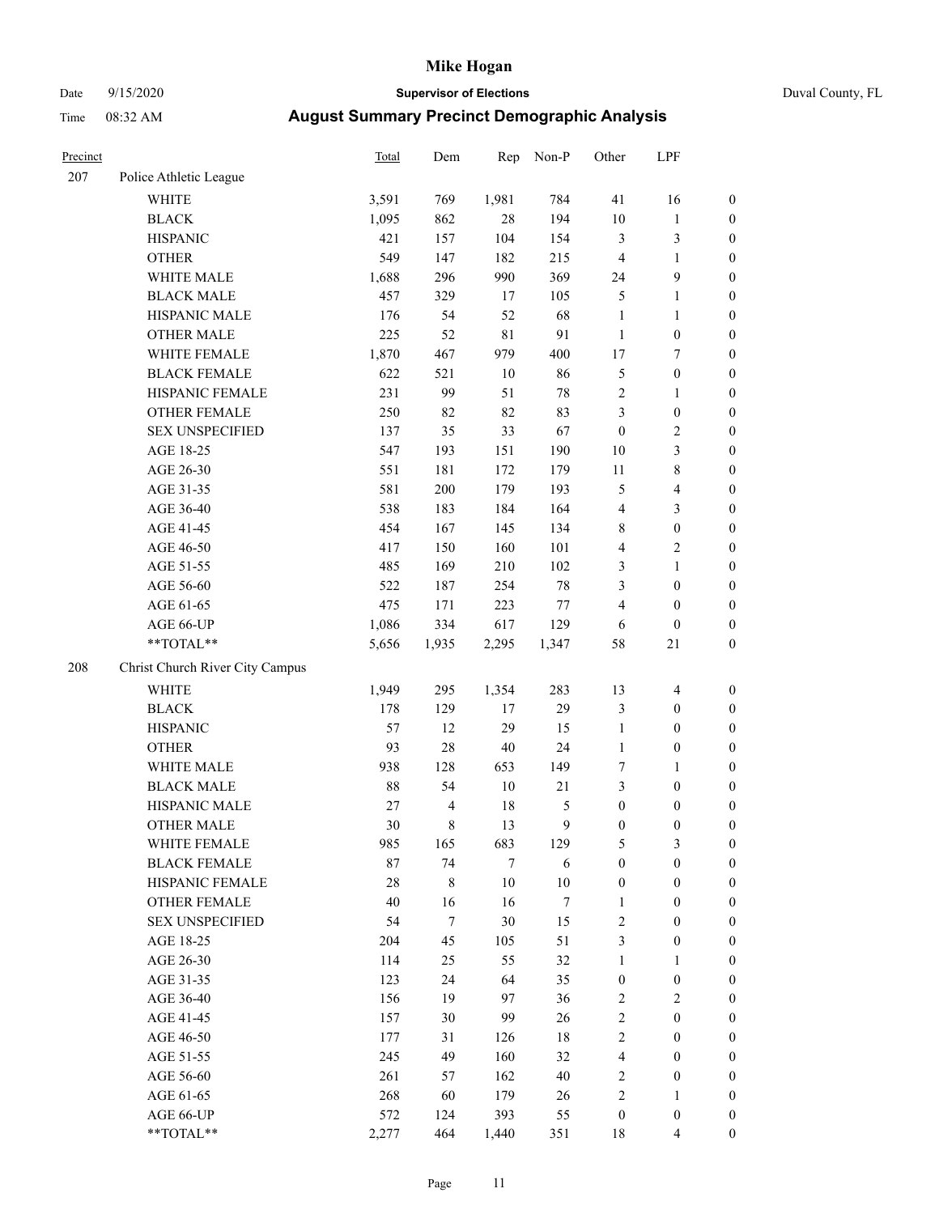# Mike Hogan

Date 9/15/2020 **Supervisor of Elections** Duval County, FL

Time 08:32 AM **August Summary Precinct Demographic Analysis**

| Precinct | | Total | Dem | Rep | Non-P | Other | LPF | |
|---|---|---|---|---|---|---|---|---|
| 207 | Police Athletic League | | | | | | | |
| | WHITE | 3,591 | 769 | 1,981 | 784 | 41 | 16 | 0 |
| | BLACK | 1,095 | 862 | 28 | 194 | 10 | 1 | 0 |
| | HISPANIC | 421 | 157 | 104 | 154 | 3 | 3 | 0 |
| | OTHER | 549 | 147 | 182 | 215 | 4 | 1 | 0 |
| | WHITE MALE | 1,688 | 296 | 990 | 369 | 24 | 9 | 0 |
| | BLACK MALE | 457 | 329 | 17 | 105 | 5 | 1 | 0 |
| | HISPANIC MALE | 176 | 54 | 52 | 68 | 1 | 1 | 0 |
| | OTHER MALE | 225 | 52 | 81 | 91 | 1 | 0 | 0 |
| | WHITE FEMALE | 1,870 | 467 | 979 | 400 | 17 | 7 | 0 |
| | BLACK FEMALE | 622 | 521 | 10 | 86 | 5 | 0 | 0 |
| | HISPANIC FEMALE | 231 | 99 | 51 | 78 | 2 | 1 | 0 |
| | OTHER FEMALE | 250 | 82 | 82 | 83 | 3 | 0 | 0 |
| | SEX UNSPECIFIED | 137 | 35 | 33 | 67 | 0 | 2 | 0 |
| | AGE 18-25 | 547 | 193 | 151 | 190 | 10 | 3 | 0 |
| | AGE 26-30 | 551 | 181 | 172 | 179 | 11 | 8 | 0 |
| | AGE 31-35 | 581 | 200 | 179 | 193 | 5 | 4 | 0 |
| | AGE 36-40 | 538 | 183 | 184 | 164 | 4 | 3 | 0 |
| | AGE 41-45 | 454 | 167 | 145 | 134 | 8 | 0 | 0 |
| | AGE 46-50 | 417 | 150 | 160 | 101 | 4 | 2 | 0 |
| | AGE 51-55 | 485 | 169 | 210 | 102 | 3 | 1 | 0 |
| | AGE 56-60 | 522 | 187 | 254 | 78 | 3 | 0 | 0 |
| | AGE 61-65 | 475 | 171 | 223 | 77 | 4 | 0 | 0 |
| | AGE 66-UP | 1,086 | 334 | 617 | 129 | 6 | 0 | 0 |
| | **TOTAL** | 5,656 | 1,935 | 2,295 | 1,347 | 58 | 21 | 0 |
| 208 | Christ Church River City Campus | | | | | | | |
| | WHITE | 1,949 | 295 | 1,354 | 283 | 13 | 4 | 0 |
| | BLACK | 178 | 129 | 17 | 29 | 3 | 0 | 0 |
| | HISPANIC | 57 | 12 | 29 | 15 | 1 | 0 | 0 |
| | OTHER | 93 | 28 | 40 | 24 | 1 | 0 | 0 |
| | WHITE MALE | 938 | 128 | 653 | 149 | 7 | 1 | 0 |
| | BLACK MALE | 88 | 54 | 10 | 21 | 3 | 0 | 0 |
| | HISPANIC MALE | 27 | 4 | 18 | 5 | 0 | 0 | 0 |
| | OTHER MALE | 30 | 8 | 13 | 9 | 0 | 0 | 0 |
| | WHITE FEMALE | 985 | 165 | 683 | 129 | 5 | 3 | 0 |
| | BLACK FEMALE | 87 | 74 | 7 | 6 | 0 | 0 | 0 |
| | HISPANIC FEMALE | 28 | 8 | 10 | 10 | 0 | 0 | 0 |
| | OTHER FEMALE | 40 | 16 | 16 | 7 | 1 | 0 | 0 |
| | SEX UNSPECIFIED | 54 | 7 | 30 | 15 | 2 | 0 | 0 |
| | AGE 18-25 | 204 | 45 | 105 | 51 | 3 | 0 | 0 |
| | AGE 26-30 | 114 | 25 | 55 | 32 | 1 | 1 | 0 |
| | AGE 31-35 | 123 | 24 | 64 | 35 | 0 | 0 | 0 |
| | AGE 36-40 | 156 | 19 | 97 | 36 | 2 | 2 | 0 |
| | AGE 41-45 | 157 | 30 | 99 | 26 | 2 | 0 | 0 |
| | AGE 46-50 | 177 | 31 | 126 | 18 | 2 | 0 | 0 |
| | AGE 51-55 | 245 | 49 | 160 | 32 | 4 | 0 | 0 |
| | AGE 56-60 | 261 | 57 | 162 | 40 | 2 | 0 | 0 |
| | AGE 61-65 | 268 | 60 | 179 | 26 | 2 | 1 | 0 |
| | AGE 66-UP | 572 | 124 | 393 | 55 | 0 | 0 | 0 |
| | **TOTAL** | 2,277 | 464 | 1,440 | 351 | 18 | 4 | 0 |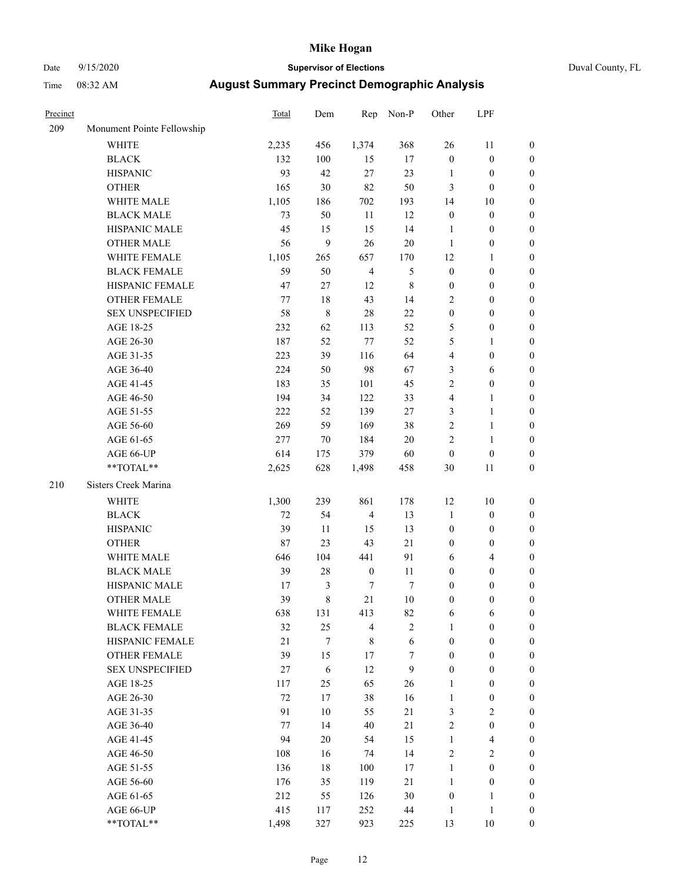# Mike Hogan

Date 9/15/2020 **Supervisor of Elections** Duval County, FL

Time 08:32 AM **August Summary Precinct Demographic Analysis**

| Precinct | | Total | Dem | Rep | Non-P | Other | LPF | |
|---|---|---|---|---|---|---|---|---|
| 209 | Monument Pointe Fellowship | | | | | | | |
| | WHITE | 2,235 | 456 | 1,374 | 368 | 26 | 11 | 0 |
| | BLACK | 132 | 100 | 15 | 17 | 0 | 0 | 0 |
| | HISPANIC | 93 | 42 | 27 | 23 | 1 | 0 | 0 |
| | OTHER | 165 | 30 | 82 | 50 | 3 | 0 | 0 |
| | WHITE MALE | 1,105 | 186 | 702 | 193 | 14 | 10 | 0 |
| | BLACK MALE | 73 | 50 | 11 | 12 | 0 | 0 | 0 |
| | HISPANIC MALE | 45 | 15 | 15 | 14 | 1 | 0 | 0 |
| | OTHER MALE | 56 | 9 | 26 | 20 | 1 | 0 | 0 |
| | WHITE FEMALE | 1,105 | 265 | 657 | 170 | 12 | 1 | 0 |
| | BLACK FEMALE | 59 | 50 | 4 | 5 | 0 | 0 | 0 |
| | HISPANIC FEMALE | 47 | 27 | 12 | 8 | 0 | 0 | 0 |
| | OTHER FEMALE | 77 | 18 | 43 | 14 | 2 | 0 | 0 |
| | SEX UNSPECIFIED | 58 | 8 | 28 | 22 | 0 | 0 | 0 |
| | AGE 18-25 | 232 | 62 | 113 | 52 | 5 | 0 | 0 |
| | AGE 26-30 | 187 | 52 | 77 | 52 | 5 | 1 | 0 |
| | AGE 31-35 | 223 | 39 | 116 | 64 | 4 | 0 | 0 |
| | AGE 36-40 | 224 | 50 | 98 | 67 | 3 | 6 | 0 |
| | AGE 41-45 | 183 | 35 | 101 | 45 | 2 | 0 | 0 |
| | AGE 46-50 | 194 | 34 | 122 | 33 | 4 | 1 | 0 |
| | AGE 51-55 | 222 | 52 | 139 | 27 | 3 | 1 | 0 |
| | AGE 56-60 | 269 | 59 | 169 | 38 | 2 | 1 | 0 |
| | AGE 61-65 | 277 | 70 | 184 | 20 | 2 | 1 | 0 |
| | AGE 66-UP | 614 | 175 | 379 | 60 | 0 | 0 | 0 |
| | **TOTAL** | 2,625 | 628 | 1,498 | 458 | 30 | 11 | 0 |
| 210 | Sisters Creek Marina | | | | | | | |
| | WHITE | 1,300 | 239 | 861 | 178 | 12 | 10 | 0 |
| | BLACK | 72 | 54 | 4 | 13 | 1 | 0 | 0 |
| | HISPANIC | 39 | 11 | 15 | 13 | 0 | 0 | 0 |
| | OTHER | 87 | 23 | 43 | 21 | 0 | 0 | 0 |
| | WHITE MALE | 646 | 104 | 441 | 91 | 6 | 4 | 0 |
| | BLACK MALE | 39 | 28 | 0 | 11 | 0 | 0 | 0 |
| | HISPANIC MALE | 17 | 3 | 7 | 7 | 0 | 0 | 0 |
| | OTHER MALE | 39 | 8 | 21 | 10 | 0 | 0 | 0 |
| | WHITE FEMALE | 638 | 131 | 413 | 82 | 6 | 6 | 0 |
| | BLACK FEMALE | 32 | 25 | 4 | 2 | 1 | 0 | 0 |
| | HISPANIC FEMALE | 21 | 7 | 8 | 6 | 0 | 0 | 0 |
| | OTHER FEMALE | 39 | 15 | 17 | 7 | 0 | 0 | 0 |
| | SEX UNSPECIFIED | 27 | 6 | 12 | 9 | 0 | 0 | 0 |
| | AGE 18-25 | 117 | 25 | 65 | 26 | 1 | 0 | 0 |
| | AGE 26-30 | 72 | 17 | 38 | 16 | 1 | 0 | 0 |
| | AGE 31-35 | 91 | 10 | 55 | 21 | 3 | 2 | 0 |
| | AGE 36-40 | 77 | 14 | 40 | 21 | 2 | 0 | 0 |
| | AGE 41-45 | 94 | 20 | 54 | 15 | 1 | 4 | 0 |
| | AGE 46-50 | 108 | 16 | 74 | 14 | 2 | 2 | 0 |
| | AGE 51-55 | 136 | 18 | 100 | 17 | 1 | 0 | 0 |
| | AGE 56-60 | 176 | 35 | 119 | 21 | 1 | 0 | 0 |
| | AGE 61-65 | 212 | 55 | 126 | 30 | 0 | 1 | 0 |
| | AGE 66-UP | 415 | 117 | 252 | 44 | 1 | 1 | 0 |
| | **TOTAL** | 1,498 | 327 | 923 | 225 | 13 | 10 | 0 |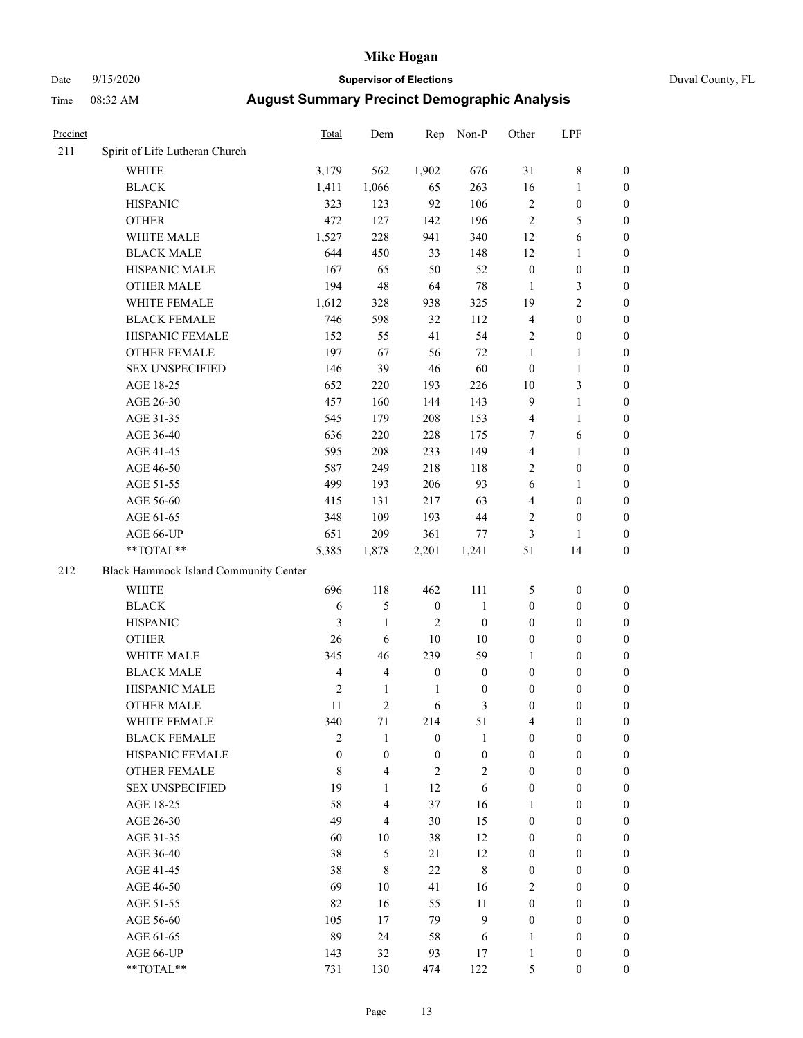# Mike Hogan

Date 9/15/2020 **Supervisor of Elections** Duval County, FL

Time 08:32 AM **August Summary Precinct Demographic Analysis**

| Precinct | | Total | Dem | Rep | Non-P | Other | LPF | |
|---|---|---|---|---|---|---|---|---|
| 211 | Spirit of Life Lutheran Church | | | | | | | |
| | WHITE | 3,179 | 562 | 1,902 | 676 | 31 | 8 | 0 |
| | BLACK | 1,411 | 1,066 | 65 | 263 | 16 | 1 | 0 |
| | HISPANIC | 323 | 123 | 92 | 106 | 2 | 0 | 0 |
| | OTHER | 472 | 127 | 142 | 196 | 2 | 5 | 0 |
| | WHITE MALE | 1,527 | 228 | 941 | 340 | 12 | 6 | 0 |
| | BLACK MALE | 644 | 450 | 33 | 148 | 12 | 1 | 0 |
| | HISPANIC MALE | 167 | 65 | 50 | 52 | 0 | 0 | 0 |
| | OTHER MALE | 194 | 48 | 64 | 78 | 1 | 3 | 0 |
| | WHITE FEMALE | 1,612 | 328 | 938 | 325 | 19 | 2 | 0 |
| | BLACK FEMALE | 746 | 598 | 32 | 112 | 4 | 0 | 0 |
| | HISPANIC FEMALE | 152 | 55 | 41 | 54 | 2 | 0 | 0 |
| | OTHER FEMALE | 197 | 67 | 56 | 72 | 1 | 1 | 0 |
| | SEX UNSPECIFIED | 146 | 39 | 46 | 60 | 0 | 1 | 0 |
| | AGE 18-25 | 652 | 220 | 193 | 226 | 10 | 3 | 0 |
| | AGE 26-30 | 457 | 160 | 144 | 143 | 9 | 1 | 0 |
| | AGE 31-35 | 545 | 179 | 208 | 153 | 4 | 1 | 0 |
| | AGE 36-40 | 636 | 220 | 228 | 175 | 7 | 6 | 0 |
| | AGE 41-45 | 595 | 208 | 233 | 149 | 4 | 1 | 0 |
| | AGE 46-50 | 587 | 249 | 218 | 118 | 2 | 0 | 0 |
| | AGE 51-55 | 499 | 193 | 206 | 93 | 6 | 1 | 0 |
| | AGE 56-60 | 415 | 131 | 217 | 63 | 4 | 0 | 0 |
| | AGE 61-65 | 348 | 109 | 193 | 44 | 2 | 0 | 0 |
| | AGE 66-UP | 651 | 209 | 361 | 77 | 3 | 1 | 0 |
| | **TOTAL** | 5,385 | 1,878 | 2,201 | 1,241 | 51 | 14 | 0 |
| 212 | Black Hammock Island Community Center | | | | | | | |
| | WHITE | 696 | 118 | 462 | 111 | 5 | 0 | 0 |
| | BLACK | 6 | 5 | 0 | 1 | 0 | 0 | 0 |
| | HISPANIC | 3 | 1 | 2 | 0 | 0 | 0 | 0 |
| | OTHER | 26 | 6 | 10 | 10 | 0 | 0 | 0 |
| | WHITE MALE | 345 | 46 | 239 | 59 | 1 | 0 | 0 |
| | BLACK MALE | 4 | 4 | 0 | 0 | 0 | 0 | 0 |
| | HISPANIC MALE | 2 | 1 | 1 | 0 | 0 | 0 | 0 |
| | OTHER MALE | 11 | 2 | 6 | 3 | 0 | 0 | 0 |
| | WHITE FEMALE | 340 | 71 | 214 | 51 | 4 | 0 | 0 |
| | BLACK FEMALE | 2 | 1 | 0 | 1 | 0 | 0 | 0 |
| | HISPANIC FEMALE | 0 | 0 | 0 | 0 | 0 | 0 | 0 |
| | OTHER FEMALE | 8 | 4 | 2 | 2 | 0 | 0 | 0 |
| | SEX UNSPECIFIED | 19 | 1 | 12 | 6 | 0 | 0 | 0 |
| | AGE 18-25 | 58 | 4 | 37 | 16 | 1 | 0 | 0 |
| | AGE 26-30 | 49 | 4 | 30 | 15 | 0 | 0 | 0 |
| | AGE 31-35 | 60 | 10 | 38 | 12 | 0 | 0 | 0 |
| | AGE 36-40 | 38 | 5 | 21 | 12 | 0 | 0 | 0 |
| | AGE 41-45 | 38 | 8 | 22 | 8 | 0 | 0 | 0 |
| | AGE 46-50 | 69 | 10 | 41 | 16 | 2 | 0 | 0 |
| | AGE 51-55 | 82 | 16 | 55 | 11 | 0 | 0 | 0 |
| | AGE 56-60 | 105 | 17 | 79 | 9 | 0 | 0 | 0 |
| | AGE 61-65 | 89 | 24 | 58 | 6 | 1 | 0 | 0 |
| | AGE 66-UP | 143 | 32 | 93 | 17 | 1 | 0 | 0 |
| | **TOTAL** | 731 | 130 | 474 | 122 | 5 | 0 | 0 |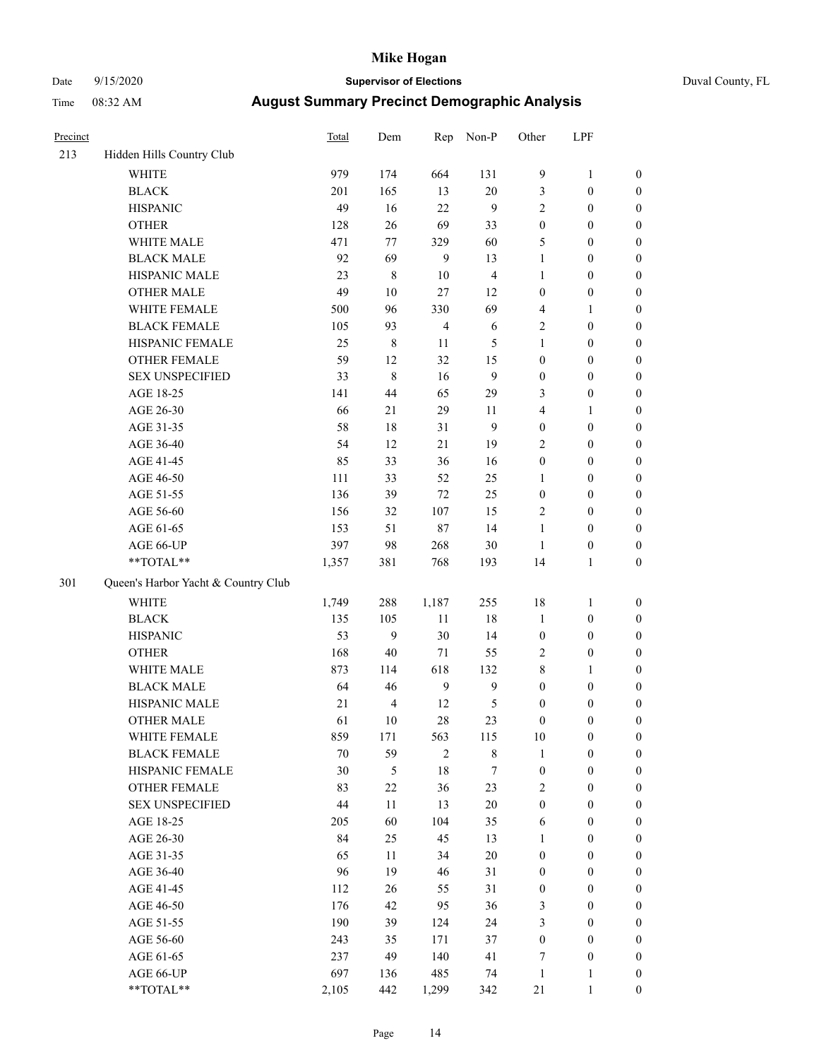# Mike Hogan

Date 9/15/2020 **Supervisor of Elections** Duval County, FL

Time 08:32 AM **August Summary Precinct Demographic Analysis**

| Precinct | | Total | Dem | Rep | Non-P | Other | LPF | |
|---|---|---|---|---|---|---|---|---|
| 213 | Hidden Hills Country Club | | | | | | | |
| | WHITE | 979 | 174 | 664 | 131 | 9 | 1 | 0 |
| | BLACK | 201 | 165 | 13 | 20 | 3 | 0 | 0 |
| | HISPANIC | 49 | 16 | 22 | 9 | 2 | 0 | 0 |
| | OTHER | 128 | 26 | 69 | 33 | 0 | 0 | 0 |
| | WHITE MALE | 471 | 77 | 329 | 60 | 5 | 0 | 0 |
| | BLACK MALE | 92 | 69 | 9 | 13 | 1 | 0 | 0 |
| | HISPANIC MALE | 23 | 8 | 10 | 4 | 1 | 0 | 0 |
| | OTHER MALE | 49 | 10 | 27 | 12 | 0 | 0 | 0 |
| | WHITE FEMALE | 500 | 96 | 330 | 69 | 4 | 1 | 0 |
| | BLACK FEMALE | 105 | 93 | 4 | 6 | 2 | 0 | 0 |
| | HISPANIC FEMALE | 25 | 8 | 11 | 5 | 1 | 0 | 0 |
| | OTHER FEMALE | 59 | 12 | 32 | 15 | 0 | 0 | 0 |
| | SEX UNSPECIFIED | 33 | 8 | 16 | 9 | 0 | 0 | 0 |
| | AGE 18-25 | 141 | 44 | 65 | 29 | 3 | 0 | 0 |
| | AGE 26-30 | 66 | 21 | 29 | 11 | 4 | 1 | 0 |
| | AGE 31-35 | 58 | 18 | 31 | 9 | 0 | 0 | 0 |
| | AGE 36-40 | 54 | 12 | 21 | 19 | 2 | 0 | 0 |
| | AGE 41-45 | 85 | 33 | 36 | 16 | 0 | 0 | 0 |
| | AGE 46-50 | 111 | 33 | 52 | 25 | 1 | 0 | 0 |
| | AGE 51-55 | 136 | 39 | 72 | 25 | 0 | 0 | 0 |
| | AGE 56-60 | 156 | 32 | 107 | 15 | 2 | 0 | 0 |
| | AGE 61-65 | 153 | 51 | 87 | 14 | 1 | 0 | 0 |
| | AGE 66-UP | 397 | 98 | 268 | 30 | 1 | 0 | 0 |
| | **TOTAL** | 1,357 | 381 | 768 | 193 | 14 | 1 | 0 |
| 301 | Queen's Harbor Yacht & Country Club | | | | | | | |
| | WHITE | 1,749 | 288 | 1,187 | 255 | 18 | 1 | 0 |
| | BLACK | 135 | 105 | 11 | 18 | 1 | 0 | 0 |
| | HISPANIC | 53 | 9 | 30 | 14 | 0 | 0 | 0 |
| | OTHER | 168 | 40 | 71 | 55 | 2 | 0 | 0 |
| | WHITE MALE | 873 | 114 | 618 | 132 | 8 | 1 | 0 |
| | BLACK MALE | 64 | 46 | 9 | 9 | 0 | 0 | 0 |
| | HISPANIC MALE | 21 | 4 | 12 | 5 | 0 | 0 | 0 |
| | OTHER MALE | 61 | 10 | 28 | 23 | 0 | 0 | 0 |
| | WHITE FEMALE | 859 | 171 | 563 | 115 | 10 | 0 | 0 |
| | BLACK FEMALE | 70 | 59 | 2 | 8 | 1 | 0 | 0 |
| | HISPANIC FEMALE | 30 | 5 | 18 | 7 | 0 | 0 | 0 |
| | OTHER FEMALE | 83 | 22 | 36 | 23 | 2 | 0 | 0 |
| | SEX UNSPECIFIED | 44 | 11 | 13 | 20 | 0 | 0 | 0 |
| | AGE 18-25 | 205 | 60 | 104 | 35 | 6 | 0 | 0 |
| | AGE 26-30 | 84 | 25 | 45 | 13 | 1 | 0 | 0 |
| | AGE 31-35 | 65 | 11 | 34 | 20 | 0 | 0 | 0 |
| | AGE 36-40 | 96 | 19 | 46 | 31 | 0 | 0 | 0 |
| | AGE 41-45 | 112 | 26 | 55 | 31 | 0 | 0 | 0 |
| | AGE 46-50 | 176 | 42 | 95 | 36 | 3 | 0 | 0 |
| | AGE 51-55 | 190 | 39 | 124 | 24 | 3 | 0 | 0 |
| | AGE 56-60 | 243 | 35 | 171 | 37 | 0 | 0 | 0 |
| | AGE 61-65 | 237 | 49 | 140 | 41 | 7 | 0 | 0 |
| | AGE 66-UP | 697 | 136 | 485 | 74 | 1 | 1 | 0 |
| | **TOTAL** | 2,105 | 442 | 1,299 | 342 | 21 | 1 | 0 |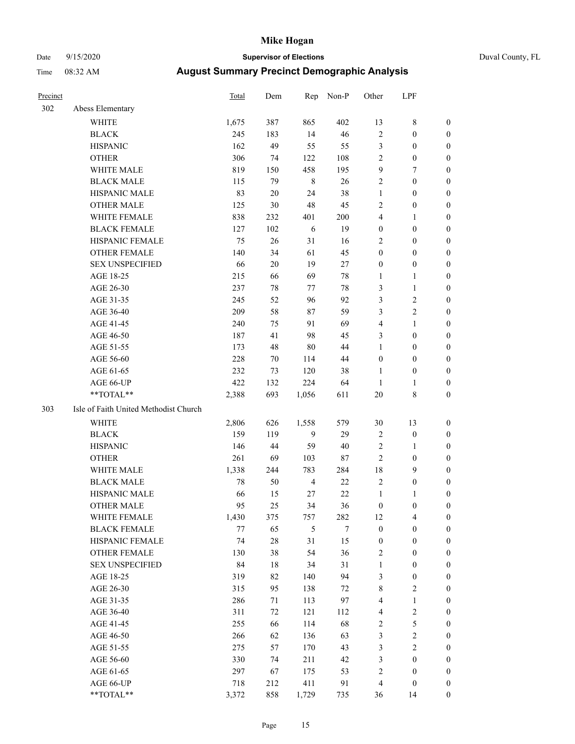# Mike Hogan

**Supervisor of Elections**

Duval County, FL

Date 9/15/2020

Time 08:32 AM

## August Summary Precinct Demographic Analysis

| Precinct | | Total | Dem | Rep | Non-P | Other | LPF | |
|---|---|---|---|---|---|---|---|---|
| 302 | Abess Elementary | | | | | | | |
| | WHITE | 1,675 | 387 | 865 | 402 | 13 | 8 | 0 |
| | BLACK | 245 | 183 | 14 | 46 | 2 | 0 | 0 |
| | HISPANIC | 162 | 49 | 55 | 55 | 3 | 0 | 0 |
| | OTHER | 306 | 74 | 122 | 108 | 2 | 0 | 0 |
| | WHITE MALE | 819 | 150 | 458 | 195 | 9 | 7 | 0 |
| | BLACK MALE | 115 | 79 | 8 | 26 | 2 | 0 | 0 |
| | HISPANIC MALE | 83 | 20 | 24 | 38 | 1 | 0 | 0 |
| | OTHER MALE | 125 | 30 | 48 | 45 | 2 | 0 | 0 |
| | WHITE FEMALE | 838 | 232 | 401 | 200 | 4 | 1 | 0 |
| | BLACK FEMALE | 127 | 102 | 6 | 19 | 0 | 0 | 0 |
| | HISPANIC FEMALE | 75 | 26 | 31 | 16 | 2 | 0 | 0 |
| | OTHER FEMALE | 140 | 34 | 61 | 45 | 0 | 0 | 0 |
| | SEX UNSPECIFIED | 66 | 20 | 19 | 27 | 0 | 0 | 0 |
| | AGE 18-25 | 215 | 66 | 69 | 78 | 1 | 1 | 0 |
| | AGE 26-30 | 237 | 78 | 77 | 78 | 3 | 1 | 0 |
| | AGE 31-35 | 245 | 52 | 96 | 92 | 3 | 2 | 0 |
| | AGE 36-40 | 209 | 58 | 87 | 59 | 3 | 2 | 0 |
| | AGE 41-45 | 240 | 75 | 91 | 69 | 4 | 1 | 0 |
| | AGE 46-50 | 187 | 41 | 98 | 45 | 3 | 0 | 0 |
| | AGE 51-55 | 173 | 48 | 80 | 44 | 1 | 0 | 0 |
| | AGE 56-60 | 228 | 70 | 114 | 44 | 0 | 0 | 0 |
| | AGE 61-65 | 232 | 73 | 120 | 38 | 1 | 0 | 0 |
| | AGE 66-UP | 422 | 132 | 224 | 64 | 1 | 1 | 0 |
| | **TOTAL** | 2,388 | 693 | 1,056 | 611 | 20 | 8 | 0 |
| 303 | Isle of Faith United Methodist Church | | | | | | | |
| | WHITE | 2,806 | 626 | 1,558 | 579 | 30 | 13 | 0 |
| | BLACK | 159 | 119 | 9 | 29 | 2 | 0 | 0 |
| | HISPANIC | 146 | 44 | 59 | 40 | 2 | 1 | 0 |
| | OTHER | 261 | 69 | 103 | 87 | 2 | 0 | 0 |
| | WHITE MALE | 1,338 | 244 | 783 | 284 | 18 | 9 | 0 |
| | BLACK MALE | 78 | 50 | 4 | 22 | 2 | 0 | 0 |
| | HISPANIC MALE | 66 | 15 | 27 | 22 | 1 | 1 | 0 |
| | OTHER MALE | 95 | 25 | 34 | 36 | 0 | 0 | 0 |
| | WHITE FEMALE | 1,430 | 375 | 757 | 282 | 12 | 4 | 0 |
| | BLACK FEMALE | 77 | 65 | 5 | 7 | 0 | 0 | 0 |
| | HISPANIC FEMALE | 74 | 28 | 31 | 15 | 0 | 0 | 0 |
| | OTHER FEMALE | 130 | 38 | 54 | 36 | 2 | 0 | 0 |
| | SEX UNSPECIFIED | 84 | 18 | 34 | 31 | 1 | 0 | 0 |
| | AGE 18-25 | 319 | 82 | 140 | 94 | 3 | 0 | 0 |
| | AGE 26-30 | 315 | 95 | 138 | 72 | 8 | 2 | 0 |
| | AGE 31-35 | 286 | 71 | 113 | 97 | 4 | 1 | 0 |
| | AGE 36-40 | 311 | 72 | 121 | 112 | 4 | 2 | 0 |
| | AGE 41-45 | 255 | 66 | 114 | 68 | 2 | 5 | 0 |
| | AGE 46-50 | 266 | 62 | 136 | 63 | 3 | 2 | 0 |
| | AGE 51-55 | 275 | 57 | 170 | 43 | 3 | 2 | 0 |
| | AGE 56-60 | 330 | 74 | 211 | 42 | 3 | 0 | 0 |
| | AGE 61-65 | 297 | 67 | 175 | 53 | 2 | 0 | 0 |
| | AGE 66-UP | 718 | 212 | 411 | 91 | 4 | 0 | 0 |
| | **TOTAL** | 3,372 | 858 | 1,729 | 735 | 36 | 14 | 0 |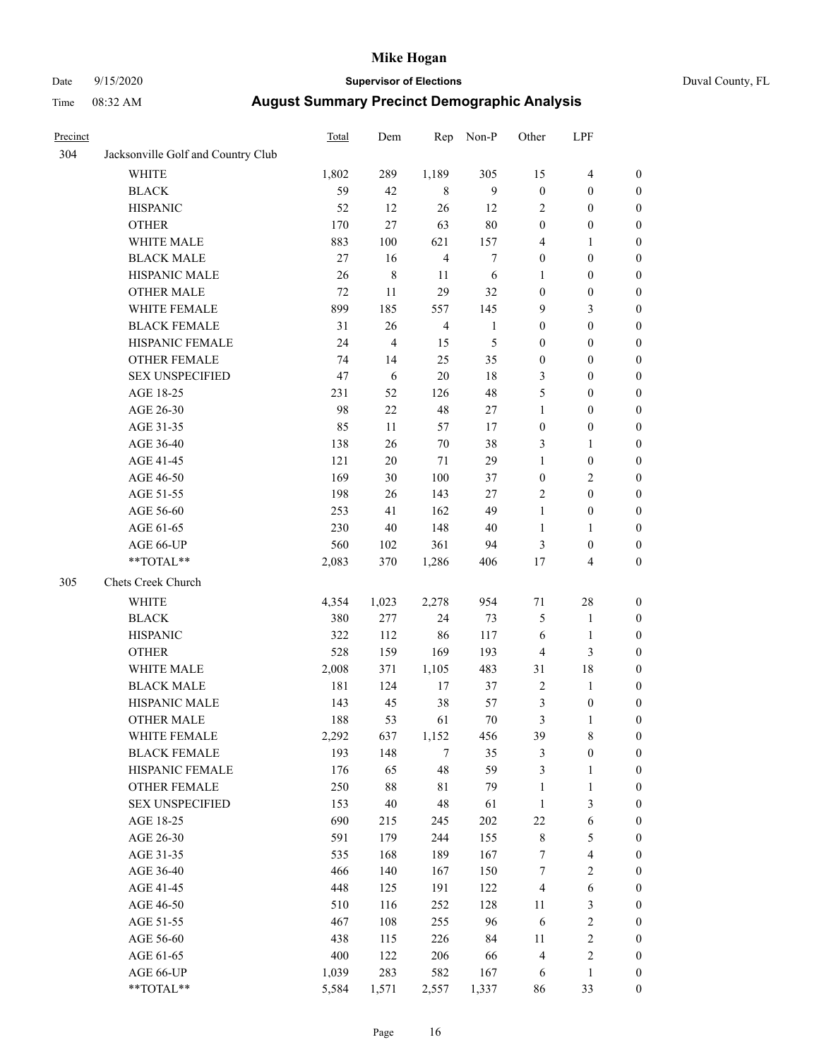| Precinct | | Total | Dem | Rep | Non-P | Other | LPF | |
|---|---|---|---|---|---|---|---|---|
| 304 | Jacksonville Golf and Country Club | | | | | | | |
| | WHITE | 1,802 | 289 | 1,189 | 305 | 15 | 4 | 0 |
| | BLACK | 59 | 42 | 8 | 9 | 0 | 0 | 0 |
| | HISPANIC | 52 | 12 | 26 | 12 | 2 | 0 | 0 |
| | OTHER | 170 | 27 | 63 | 80 | 0 | 0 | 0 |
| | WHITE MALE | 883 | 100 | 621 | 157 | 4 | 1 | 0 |
| | BLACK MALE | 27 | 16 | 4 | 7 | 0 | 0 | 0 |
| | HISPANIC MALE | 26 | 8 | 11 | 6 | 1 | 0 | 0 |
| | OTHER MALE | 72 | 11 | 29 | 32 | 0 | 0 | 0 |
| | WHITE FEMALE | 899 | 185 | 557 | 145 | 9 | 3 | 0 |
| | BLACK FEMALE | 31 | 26 | 4 | 1 | 0 | 0 | 0 |
| | HISPANIC FEMALE | 24 | 4 | 15 | 5 | 0 | 0 | 0 |
| | OTHER FEMALE | 74 | 14 | 25 | 35 | 0 | 0 | 0 |
| | SEX UNSPECIFIED | 47 | 6 | 20 | 18 | 3 | 0 | 0 |
| | AGE 18-25 | 231 | 52 | 126 | 48 | 5 | 0 | 0 |
| | AGE 26-30 | 98 | 22 | 48 | 27 | 1 | 0 | 0 |
| | AGE 31-35 | 85 | 11 | 57 | 17 | 0 | 0 | 0 |
| | AGE 36-40 | 138 | 26 | 70 | 38 | 3 | 1 | 0 |
| | AGE 41-45 | 121 | 20 | 71 | 29 | 1 | 0 | 0 |
| | AGE 46-50 | 169 | 30 | 100 | 37 | 0 | 2 | 0 |
| | AGE 51-55 | 198 | 26 | 143 | 27 | 2 | 0 | 0 |
| | AGE 56-60 | 253 | 41 | 162 | 49 | 1 | 0 | 0 |
| | AGE 61-65 | 230 | 40 | 148 | 40 | 1 | 1 | 0 |
| | AGE 66-UP | 560 | 102 | 361 | 94 | 3 | 0 | 0 |
| | **TOTAL** | 2,083 | 370 | 1,286 | 406 | 17 | 4 | 0 |
| 305 | Chets Creek Church | | | | | | | |
| | WHITE | 4,354 | 1,023 | 2,278 | 954 | 71 | 28 | 0 |
| | BLACK | 380 | 277 | 24 | 73 | 5 | 1 | 0 |
| | HISPANIC | 322 | 112 | 86 | 117 | 6 | 1 | 0 |
| | OTHER | 528 | 159 | 169 | 193 | 4 | 3 | 0 |
| | WHITE MALE | 2,008 | 371 | 1,105 | 483 | 31 | 18 | 0 |
| | BLACK MALE | 181 | 124 | 17 | 37 | 2 | 1 | 0 |
| | HISPANIC MALE | 143 | 45 | 38 | 57 | 3 | 0 | 0 |
| | OTHER MALE | 188 | 53 | 61 | 70 | 3 | 1 | 0 |
| | WHITE FEMALE | 2,292 | 637 | 1,152 | 456 | 39 | 8 | 0 |
| | BLACK FEMALE | 193 | 148 | 7 | 35 | 3 | 0 | 0 |
| | HISPANIC FEMALE | 176 | 65 | 48 | 59 | 3 | 1 | 0 |
| | OTHER FEMALE | 250 | 88 | 81 | 79 | 1 | 1 | 0 |
| | SEX UNSPECIFIED | 153 | 40 | 48 | 61 | 1 | 3 | 0 |
| | AGE 18-25 | 690 | 215 | 245 | 202 | 22 | 6 | 0 |
| | AGE 26-30 | 591 | 179 | 244 | 155 | 8 | 5 | 0 |
| | AGE 31-35 | 535 | 168 | 189 | 167 | 7 | 4 | 0 |
| | AGE 36-40 | 466 | 140 | 167 | 150 | 7 | 2 | 0 |
| | AGE 41-45 | 448 | 125 | 191 | 122 | 4 | 6 | 0 |
| | AGE 46-50 | 510 | 116 | 252 | 128 | 11 | 3 | 0 |
| | AGE 51-55 | 467 | 108 | 255 | 96 | 6 | 2 | 0 |
| | AGE 56-60 | 438 | 115 | 226 | 84 | 11 | 2 | 0 |
| | AGE 61-65 | 400 | 122 | 206 | 66 | 4 | 2 | 0 |
| | AGE 66-UP | 1,039 | 283 | 582 | 167 | 6 | 1 | 0 |
| | **TOTAL** | 5,584 | 1,571 | 2,557 | 1,337 | 86 | 33 | 0 |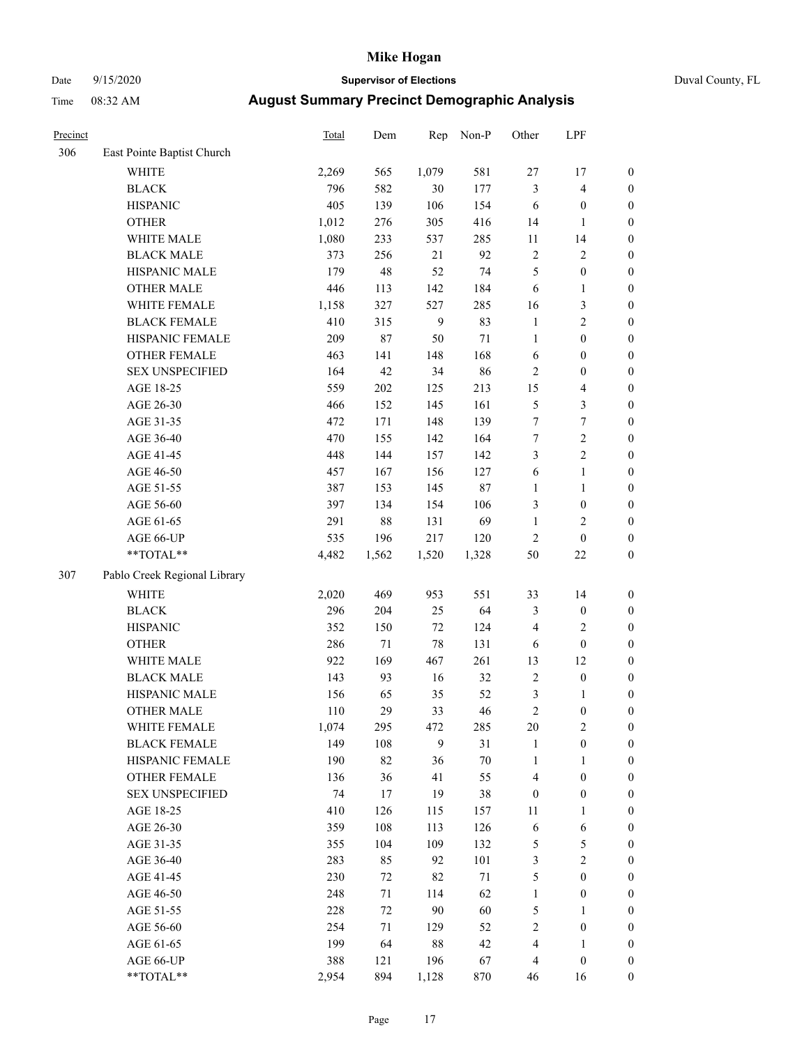# Mike Hogan

Date 9/15/2020 **Supervisor of Elections** Duval County, FL

Time 08:32 AM **August Summary Precinct Demographic Analysis**

| Precinct | | Total | Dem | Rep | Non-P | Other | LPF | |
|---|---|---|---|---|---|---|---|---|
| 306 | East Pointe Baptist Church | | | | | | | |
| | WHITE | 2,269 | 565 | 1,079 | 581 | 27 | 17 | 0 |
| | BLACK | 796 | 582 | 30 | 177 | 3 | 4 | 0 |
| | HISPANIC | 405 | 139 | 106 | 154 | 6 | 0 | 0 |
| | OTHER | 1,012 | 276 | 305 | 416 | 14 | 1 | 0 |
| | WHITE MALE | 1,080 | 233 | 537 | 285 | 11 | 14 | 0 |
| | BLACK MALE | 373 | 256 | 21 | 92 | 2 | 2 | 0 |
| | HISPANIC MALE | 179 | 48 | 52 | 74 | 5 | 0 | 0 |
| | OTHER MALE | 446 | 113 | 142 | 184 | 6 | 1 | 0 |
| | WHITE FEMALE | 1,158 | 327 | 527 | 285 | 16 | 3 | 0 |
| | BLACK FEMALE | 410 | 315 | 9 | 83 | 1 | 2 | 0 |
| | HISPANIC FEMALE | 209 | 87 | 50 | 71 | 1 | 0 | 0 |
| | OTHER FEMALE | 463 | 141 | 148 | 168 | 6 | 0 | 0 |
| | SEX UNSPECIFIED | 164 | 42 | 34 | 86 | 2 | 0 | 0 |
| | AGE 18-25 | 559 | 202 | 125 | 213 | 15 | 4 | 0 |
| | AGE 26-30 | 466 | 152 | 145 | 161 | 5 | 3 | 0 |
| | AGE 31-35 | 472 | 171 | 148 | 139 | 7 | 7 | 0 |
| | AGE 36-40 | 470 | 155 | 142 | 164 | 7 | 2 | 0 |
| | AGE 41-45 | 448 | 144 | 157 | 142 | 3 | 2 | 0 |
| | AGE 46-50 | 457 | 167 | 156 | 127 | 6 | 1 | 0 |
| | AGE 51-55 | 387 | 153 | 145 | 87 | 1 | 1 | 0 |
| | AGE 56-60 | 397 | 134 | 154 | 106 | 3 | 0 | 0 |
| | AGE 61-65 | 291 | 88 | 131 | 69 | 1 | 2 | 0 |
| | AGE 66-UP | 535 | 196 | 217 | 120 | 2 | 0 | 0 |
| | **TOTAL** | 4,482 | 1,562 | 1,520 | 1,328 | 50 | 22 | 0 |
| 307 | Pablo Creek Regional Library | | | | | | | |
| | WHITE | 2,020 | 469 | 953 | 551 | 33 | 14 | 0 |
| | BLACK | 296 | 204 | 25 | 64 | 3 | 0 | 0 |
| | HISPANIC | 352 | 150 | 72 | 124 | 4 | 2 | 0 |
| | OTHER | 286 | 71 | 78 | 131 | 6 | 0 | 0 |
| | WHITE MALE | 922 | 169 | 467 | 261 | 13 | 12 | 0 |
| | BLACK MALE | 143 | 93 | 16 | 32 | 2 | 0 | 0 |
| | HISPANIC MALE | 156 | 65 | 35 | 52 | 3 | 1 | 0 |
| | OTHER MALE | 110 | 29 | 33 | 46 | 2 | 0 | 0 |
| | WHITE FEMALE | 1,074 | 295 | 472 | 285 | 20 | 2 | 0 |
| | BLACK FEMALE | 149 | 108 | 9 | 31 | 1 | 0 | 0 |
| | HISPANIC FEMALE | 190 | 82 | 36 | 70 | 1 | 1 | 0 |
| | OTHER FEMALE | 136 | 36 | 41 | 55 | 4 | 0 | 0 |
| | SEX UNSPECIFIED | 74 | 17 | 19 | 38 | 0 | 0 | 0 |
| | AGE 18-25 | 410 | 126 | 115 | 157 | 11 | 1 | 0 |
| | AGE 26-30 | 359 | 108 | 113 | 126 | 6 | 6 | 0 |
| | AGE 31-35 | 355 | 104 | 109 | 132 | 5 | 5 | 0 |
| | AGE 36-40 | 283 | 85 | 92 | 101 | 3 | 2 | 0 |
| | AGE 41-45 | 230 | 72 | 82 | 71 | 5 | 0 | 0 |
| | AGE 46-50 | 248 | 71 | 114 | 62 | 1 | 0 | 0 |
| | AGE 51-55 | 228 | 72 | 90 | 60 | 5 | 1 | 0 |
| | AGE 56-60 | 254 | 71 | 129 | 52 | 2 | 0 | 0 |
| | AGE 61-65 | 199 | 64 | 88 | 42 | 4 | 1 | 0 |
| | AGE 66-UP | 388 | 121 | 196 | 67 | 4 | 0 | 0 |
| | **TOTAL** | 2,954 | 894 | 1,128 | 870 | 46 | 16 | 0 |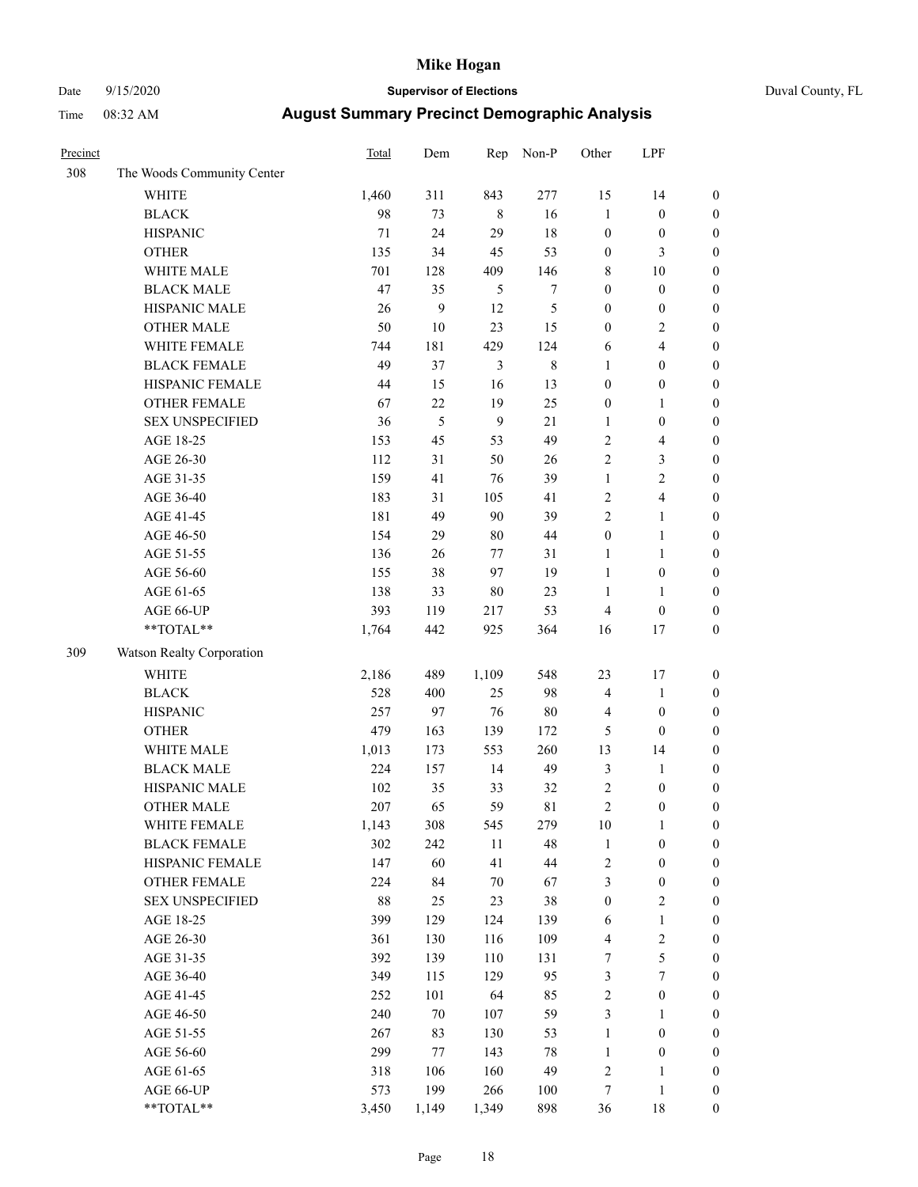# Mike Hogan

Date 9/15/2020 **Supervisor of Elections** Duval County, FL

Time 08:32 AM **August Summary Precinct Demographic Analysis**

| Precinct | | Total | Dem | Rep | Non-P | Other | LPF | |
|---|---|---|---|---|---|---|---|---|
| 308 | The Woods Community Center | | | | | | | |
| | WHITE | 1,460 | 311 | 843 | 277 | 15 | 14 | 0 |
| | BLACK | 98 | 73 | 8 | 16 | 1 | 0 | 0 |
| | HISPANIC | 71 | 24 | 29 | 18 | 0 | 0 | 0 |
| | OTHER | 135 | 34 | 45 | 53 | 0 | 3 | 0 |
| | WHITE MALE | 701 | 128 | 409 | 146 | 8 | 10 | 0 |
| | BLACK MALE | 47 | 35 | 5 | 7 | 0 | 0 | 0 |
| | HISPANIC MALE | 26 | 9 | 12 | 5 | 0 | 0 | 0 |
| | OTHER MALE | 50 | 10 | 23 | 15 | 0 | 2 | 0 |
| | WHITE FEMALE | 744 | 181 | 429 | 124 | 6 | 4 | 0 |
| | BLACK FEMALE | 49 | 37 | 3 | 8 | 1 | 0 | 0 |
| | HISPANIC FEMALE | 44 | 15 | 16 | 13 | 0 | 0 | 0 |
| | OTHER FEMALE | 67 | 22 | 19 | 25 | 0 | 1 | 0 |
| | SEX UNSPECIFIED | 36 | 5 | 9 | 21 | 1 | 0 | 0 |
| | AGE 18-25 | 153 | 45 | 53 | 49 | 2 | 4 | 0 |
| | AGE 26-30 | 112 | 31 | 50 | 26 | 2 | 3 | 0 |
| | AGE 31-35 | 159 | 41 | 76 | 39 | 1 | 2 | 0 |
| | AGE 36-40 | 183 | 31 | 105 | 41 | 2 | 4 | 0 |
| | AGE 41-45 | 181 | 49 | 90 | 39 | 2 | 1 | 0 |
| | AGE 46-50 | 154 | 29 | 80 | 44 | 0 | 1 | 0 |
| | AGE 51-55 | 136 | 26 | 77 | 31 | 1 | 1 | 0 |
| | AGE 56-60 | 155 | 38 | 97 | 19 | 1 | 0 | 0 |
| | AGE 61-65 | 138 | 33 | 80 | 23 | 1 | 1 | 0 |
| | AGE 66-UP | 393 | 119 | 217 | 53 | 4 | 0 | 0 |
| | **TOTAL** | 1,764 | 442 | 925 | 364 | 16 | 17 | 0 |
| 309 | Watson Realty Corporation | | | | | | | |
| | WHITE | 2,186 | 489 | 1,109 | 548 | 23 | 17 | 0 |
| | BLACK | 528 | 400 | 25 | 98 | 4 | 1 | 0 |
| | HISPANIC | 257 | 97 | 76 | 80 | 4 | 0 | 0 |
| | OTHER | 479 | 163 | 139 | 172 | 5 | 0 | 0 |
| | WHITE MALE | 1,013 | 173 | 553 | 260 | 13 | 14 | 0 |
| | BLACK MALE | 224 | 157 | 14 | 49 | 3 | 1 | 0 |
| | HISPANIC MALE | 102 | 35 | 33 | 32 | 2 | 0 | 0 |
| | OTHER MALE | 207 | 65 | 59 | 81 | 2 | 0 | 0 |
| | WHITE FEMALE | 1,143 | 308 | 545 | 279 | 10 | 1 | 0 |
| | BLACK FEMALE | 302 | 242 | 11 | 48 | 1 | 0 | 0 |
| | HISPANIC FEMALE | 147 | 60 | 41 | 44 | 2 | 0 | 0 |
| | OTHER FEMALE | 224 | 84 | 70 | 67 | 3 | 0 | 0 |
| | SEX UNSPECIFIED | 88 | 25 | 23 | 38 | 0 | 2 | 0 |
| | AGE 18-25 | 399 | 129 | 124 | 139 | 6 | 1 | 0 |
| | AGE 26-30 | 361 | 130 | 116 | 109 | 4 | 2 | 0 |
| | AGE 31-35 | 392 | 139 | 110 | 131 | 7 | 5 | 0 |
| | AGE 36-40 | 349 | 115 | 129 | 95 | 3 | 7 | 0 |
| | AGE 41-45 | 252 | 101 | 64 | 85 | 2 | 0 | 0 |
| | AGE 46-50 | 240 | 70 | 107 | 59 | 3 | 1 | 0 |
| | AGE 51-55 | 267 | 83 | 130 | 53 | 1 | 0 | 0 |
| | AGE 56-60 | 299 | 77 | 143 | 78 | 1 | 0 | 0 |
| | AGE 61-65 | 318 | 106 | 160 | 49 | 2 | 1 | 0 |
| | AGE 66-UP | 573 | 199 | 266 | 100 | 7 | 1 | 0 |
| | **TOTAL** | 3,450 | 1,149 | 1,349 | 898 | 36 | 18 | 0 |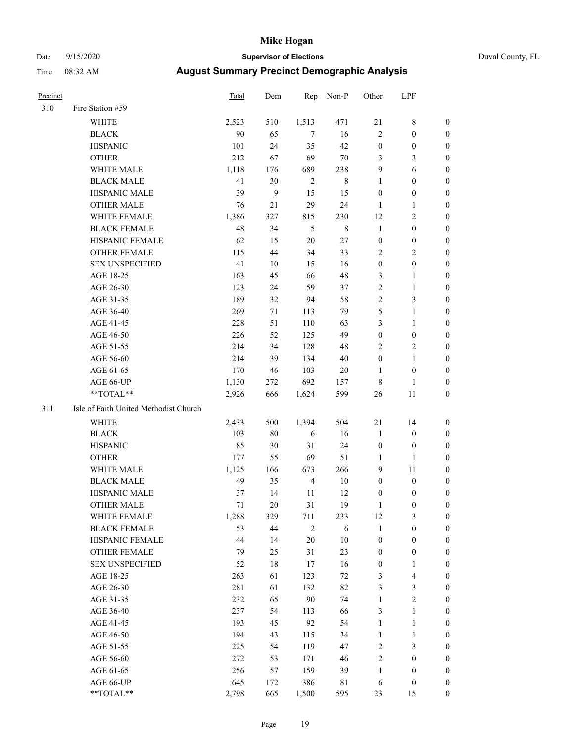# Mike Hogan

Date 9/15/2020 **Supervisor of Elections** Duval County, FL

Time 08:32 AM **August Summary Precinct Demographic Analysis**

| Precinct | | Total | Dem | Rep | Non-P | Other | LPF | |
|---|---|---|---|---|---|---|---|---|
| 310 | Fire Station #59 | | | | | | | |
| | WHITE | 2,523 | 510 | 1,513 | 471 | 21 | 8 | 0 |
| | BLACK | 90 | 65 | 7 | 16 | 2 | 0 | 0 |
| | HISPANIC | 101 | 24 | 35 | 42 | 0 | 0 | 0 |
| | OTHER | 212 | 67 | 69 | 70 | 3 | 3 | 0 |
| | WHITE MALE | 1,118 | 176 | 689 | 238 | 9 | 6 | 0 |
| | BLACK MALE | 41 | 30 | 2 | 8 | 1 | 0 | 0 |
| | HISPANIC MALE | 39 | 9 | 15 | 15 | 0 | 0 | 0 |
| | OTHER MALE | 76 | 21 | 29 | 24 | 1 | 1 | 0 |
| | WHITE FEMALE | 1,386 | 327 | 815 | 230 | 12 | 2 | 0 |
| | BLACK FEMALE | 48 | 34 | 5 | 8 | 1 | 0 | 0 |
| | HISPANIC FEMALE | 62 | 15 | 20 | 27 | 0 | 0 | 0 |
| | OTHER FEMALE | 115 | 44 | 34 | 33 | 2 | 2 | 0 |
| | SEX UNSPECIFIED | 41 | 10 | 15 | 16 | 0 | 0 | 0 |
| | AGE 18-25 | 163 | 45 | 66 | 48 | 3 | 1 | 0 |
| | AGE 26-30 | 123 | 24 | 59 | 37 | 2 | 1 | 0 |
| | AGE 31-35 | 189 | 32 | 94 | 58 | 2 | 3 | 0 |
| | AGE 36-40 | 269 | 71 | 113 | 79 | 5 | 1 | 0 |
| | AGE 41-45 | 228 | 51 | 110 | 63 | 3 | 1 | 0 |
| | AGE 46-50 | 226 | 52 | 125 | 49 | 0 | 0 | 0 |
| | AGE 51-55 | 214 | 34 | 128 | 48 | 2 | 2 | 0 |
| | AGE 56-60 | 214 | 39 | 134 | 40 | 0 | 1 | 0 |
| | AGE 61-65 | 170 | 46 | 103 | 20 | 1 | 0 | 0 |
| | AGE 66-UP | 1,130 | 272 | 692 | 157 | 8 | 1 | 0 |
| | **TOTAL** | 2,926 | 666 | 1,624 | 599 | 26 | 11 | 0 |
| 311 | Isle of Faith United Methodist Church | | | | | | | |
| | WHITE | 2,433 | 500 | 1,394 | 504 | 21 | 14 | 0 |
| | BLACK | 103 | 80 | 6 | 16 | 1 | 0 | 0 |
| | HISPANIC | 85 | 30 | 31 | 24 | 0 | 0 | 0 |
| | OTHER | 177 | 55 | 69 | 51 | 1 | 1 | 0 |
| | WHITE MALE | 1,125 | 166 | 673 | 266 | 9 | 11 | 0 |
| | BLACK MALE | 49 | 35 | 4 | 10 | 0 | 0 | 0 |
| | HISPANIC MALE | 37 | 14 | 11 | 12 | 0 | 0 | 0 |
| | OTHER MALE | 71 | 20 | 31 | 19 | 1 | 0 | 0 |
| | WHITE FEMALE | 1,288 | 329 | 711 | 233 | 12 | 3 | 0 |
| | BLACK FEMALE | 53 | 44 | 2 | 6 | 1 | 0 | 0 |
| | HISPANIC FEMALE | 44 | 14 | 20 | 10 | 0 | 0 | 0 |
| | OTHER FEMALE | 79 | 25 | 31 | 23 | 0 | 0 | 0 |
| | SEX UNSPECIFIED | 52 | 18 | 17 | 16 | 0 | 1 | 0 |
| | AGE 18-25 | 263 | 61 | 123 | 72 | 3 | 4 | 0 |
| | AGE 26-30 | 281 | 61 | 132 | 82 | 3 | 3 | 0 |
| | AGE 31-35 | 232 | 65 | 90 | 74 | 1 | 2 | 0 |
| | AGE 36-40 | 237 | 54 | 113 | 66 | 3 | 1 | 0 |
| | AGE 41-45 | 193 | 45 | 92 | 54 | 1 | 1 | 0 |
| | AGE 46-50 | 194 | 43 | 115 | 34 | 1 | 1 | 0 |
| | AGE 51-55 | 225 | 54 | 119 | 47 | 2 | 3 | 0 |
| | AGE 56-60 | 272 | 53 | 171 | 46 | 2 | 0 | 0 |
| | AGE 61-65 | 256 | 57 | 159 | 39 | 1 | 0 | 0 |
| | AGE 66-UP | 645 | 172 | 386 | 81 | 6 | 0 | 0 |
| | **TOTAL** | 2,798 | 665 | 1,500 | 595 | 23 | 15 | 0 |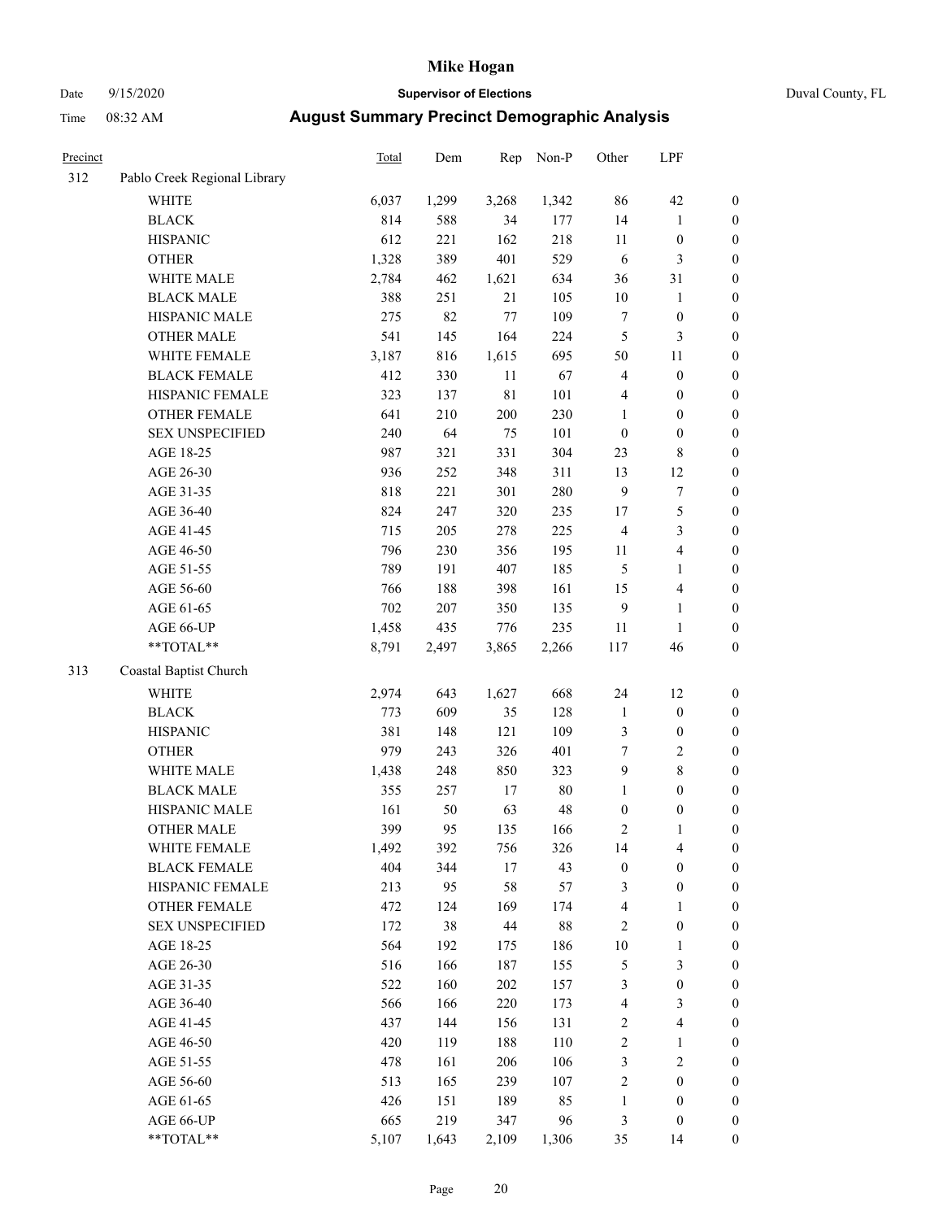# Mike Hogan

Date 9/15/2020 **Supervisor of Elections** Duval County, FL

Time 08:32 AM **August Summary Precinct Demographic Analysis**

| Precinct | | Total | Dem | Rep | Non-P | Other | LPF | |
|---|---|---|---|---|---|---|---|---|
| 312 | Pablo Creek Regional Library | | | | | | | |
| | WHITE | 6,037 | 1,299 | 3,268 | 1,342 | 86 | 42 | 0 |
| | BLACK | 814 | 588 | 34 | 177 | 14 | 1 | 0 |
| | HISPANIC | 612 | 221 | 162 | 218 | 11 | 0 | 0 |
| | OTHER | 1,328 | 389 | 401 | 529 | 6 | 3 | 0 |
| | WHITE MALE | 2,784 | 462 | 1,621 | 634 | 36 | 31 | 0 |
| | BLACK MALE | 388 | 251 | 21 | 105 | 10 | 1 | 0 |
| | HISPANIC MALE | 275 | 82 | 77 | 109 | 7 | 0 | 0 |
| | OTHER MALE | 541 | 145 | 164 | 224 | 5 | 3 | 0 |
| | WHITE FEMALE | 3,187 | 816 | 1,615 | 695 | 50 | 11 | 0 |
| | BLACK FEMALE | 412 | 330 | 11 | 67 | 4 | 0 | 0 |
| | HISPANIC FEMALE | 323 | 137 | 81 | 101 | 4 | 0 | 0 |
| | OTHER FEMALE | 641 | 210 | 200 | 230 | 1 | 0 | 0 |
| | SEX UNSPECIFIED | 240 | 64 | 75 | 101 | 0 | 0 | 0 |
| | AGE 18-25 | 987 | 321 | 331 | 304 | 23 | 8 | 0 |
| | AGE 26-30 | 936 | 252 | 348 | 311 | 13 | 12 | 0 |
| | AGE 31-35 | 818 | 221 | 301 | 280 | 9 | 7 | 0 |
| | AGE 36-40 | 824 | 247 | 320 | 235 | 17 | 5 | 0 |
| | AGE 41-45 | 715 | 205 | 278 | 225 | 4 | 3 | 0 |
| | AGE 46-50 | 796 | 230 | 356 | 195 | 11 | 4 | 0 |
| | AGE 51-55 | 789 | 191 | 407 | 185 | 5 | 1 | 0 |
| | AGE 56-60 | 766 | 188 | 398 | 161 | 15 | 4 | 0 |
| | AGE 61-65 | 702 | 207 | 350 | 135 | 9 | 1 | 0 |
| | AGE 66-UP | 1,458 | 435 | 776 | 235 | 11 | 1 | 0 |
| | **TOTAL** | 8,791 | 2,497 | 3,865 | 2,266 | 117 | 46 | 0 |
| 313 | Coastal Baptist Church | | | | | | | |
| | WHITE | 2,974 | 643 | 1,627 | 668 | 24 | 12 | 0 |
| | BLACK | 773 | 609 | 35 | 128 | 1 | 0 | 0 |
| | HISPANIC | 381 | 148 | 121 | 109 | 3 | 0 | 0 |
| | OTHER | 979 | 243 | 326 | 401 | 7 | 2 | 0 |
| | WHITE MALE | 1,438 | 248 | 850 | 323 | 9 | 8 | 0 |
| | BLACK MALE | 355 | 257 | 17 | 80 | 1 | 0 | 0 |
| | HISPANIC MALE | 161 | 50 | 63 | 48 | 0 | 0 | 0 |
| | OTHER MALE | 399 | 95 | 135 | 166 | 2 | 1 | 0 |
| | WHITE FEMALE | 1,492 | 392 | 756 | 326 | 14 | 4 | 0 |
| | BLACK FEMALE | 404 | 344 | 17 | 43 | 0 | 0 | 0 |
| | HISPANIC FEMALE | 213 | 95 | 58 | 57 | 3 | 0 | 0 |
| | OTHER FEMALE | 472 | 124 | 169 | 174 | 4 | 1 | 0 |
| | SEX UNSPECIFIED | 172 | 38 | 44 | 88 | 2 | 0 | 0 |
| | AGE 18-25 | 564 | 192 | 175 | 186 | 10 | 1 | 0 |
| | AGE 26-30 | 516 | 166 | 187 | 155 | 5 | 3 | 0 |
| | AGE 31-35 | 522 | 160 | 202 | 157 | 3 | 0 | 0 |
| | AGE 36-40 | 566 | 166 | 220 | 173 | 4 | 3 | 0 |
| | AGE 41-45 | 437 | 144 | 156 | 131 | 2 | 4 | 0 |
| | AGE 46-50 | 420 | 119 | 188 | 110 | 2 | 1 | 0 |
| | AGE 51-55 | 478 | 161 | 206 | 106 | 3 | 2 | 0 |
| | AGE 56-60 | 513 | 165 | 239 | 107 | 2 | 0 | 0 |
| | AGE 61-65 | 426 | 151 | 189 | 85 | 1 | 0 | 0 |
| | AGE 66-UP | 665 | 219 | 347 | 96 | 3 | 0 | 0 |
| | **TOTAL** | 5,107 | 1,643 | 2,109 | 1,306 | 35 | 14 | 0 |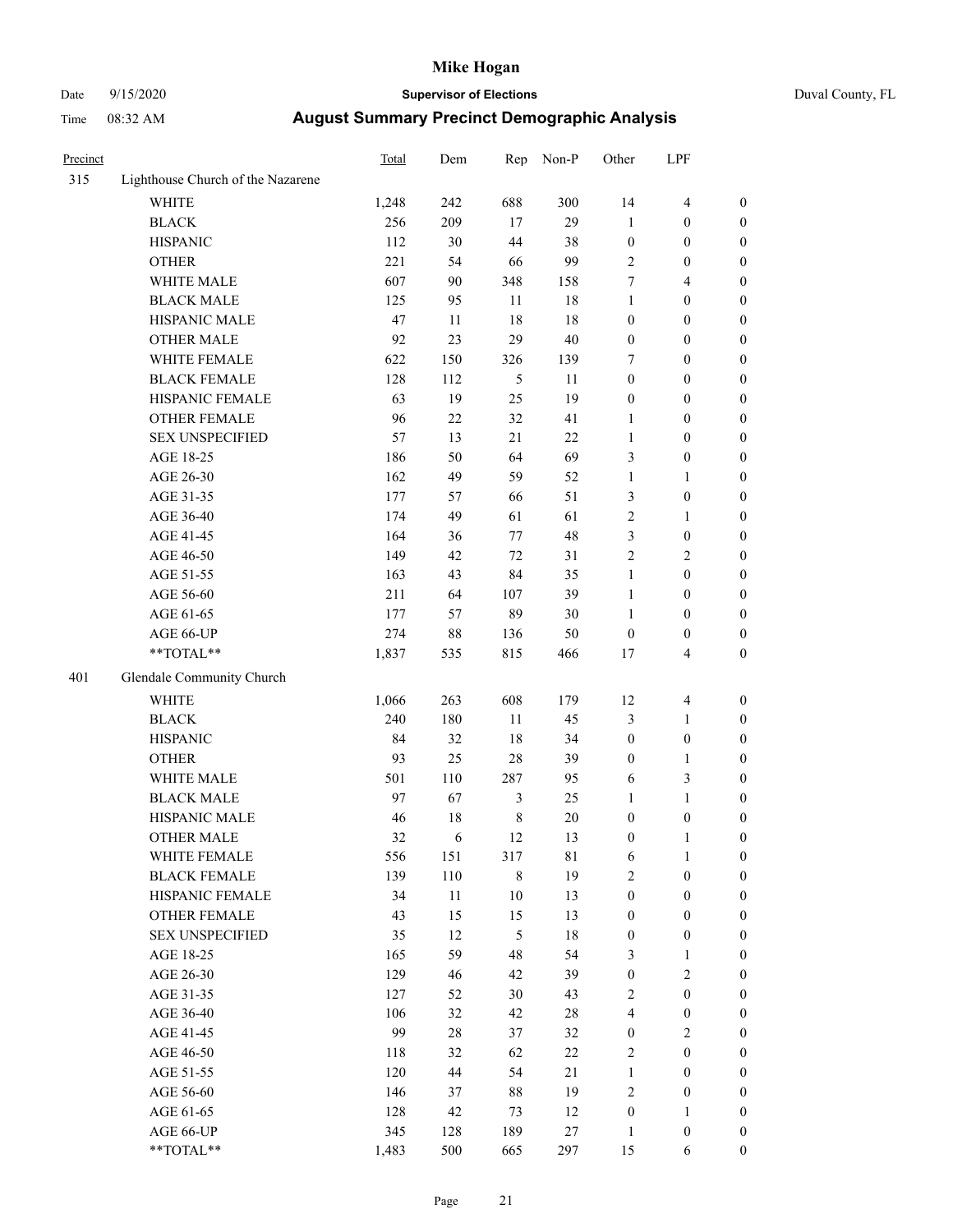# Mike Hogan

Date 9/15/2020 — **Supervisor of Elections** — Duval County, FL

Time 08:32 AM — **August Summary Precinct Demographic Analysis**

| Precinct | | Total | Dem | Rep | Non-P | Other | LPF | |
|---|---|---|---|---|---|---|---|---|
| 315 | Lighthouse Church of the Nazarene | | | | | | | |
| | WHITE | 1,248 | 242 | 688 | 300 | 14 | 4 | 0 |
| | BLACK | 256 | 209 | 17 | 29 | 1 | 0 | 0 |
| | HISPANIC | 112 | 30 | 44 | 38 | 0 | 0 | 0 |
| | OTHER | 221 | 54 | 66 | 99 | 2 | 0 | 0 |
| | WHITE MALE | 607 | 90 | 348 | 158 | 7 | 4 | 0 |
| | BLACK MALE | 125 | 95 | 11 | 18 | 1 | 0 | 0 |
| | HISPANIC MALE | 47 | 11 | 18 | 18 | 0 | 0 | 0 |
| | OTHER MALE | 92 | 23 | 29 | 40 | 0 | 0 | 0 |
| | WHITE FEMALE | 622 | 150 | 326 | 139 | 7 | 0 | 0 |
| | BLACK FEMALE | 128 | 112 | 5 | 11 | 0 | 0 | 0 |
| | HISPANIC FEMALE | 63 | 19 | 25 | 19 | 0 | 0 | 0 |
| | OTHER FEMALE | 96 | 22 | 32 | 41 | 1 | 0 | 0 |
| | SEX UNSPECIFIED | 57 | 13 | 21 | 22 | 1 | 0 | 0 |
| | AGE 18-25 | 186 | 50 | 64 | 69 | 3 | 0 | 0 |
| | AGE 26-30 | 162 | 49 | 59 | 52 | 1 | 1 | 0 |
| | AGE 31-35 | 177 | 57 | 66 | 51 | 3 | 0 | 0 |
| | AGE 36-40 | 174 | 49 | 61 | 61 | 2 | 1 | 0 |
| | AGE 41-45 | 164 | 36 | 77 | 48 | 3 | 0 | 0 |
| | AGE 46-50 | 149 | 42 | 72 | 31 | 2 | 2 | 0 |
| | AGE 51-55 | 163 | 43 | 84 | 35 | 1 | 0 | 0 |
| | AGE 56-60 | 211 | 64 | 107 | 39 | 1 | 0 | 0 |
| | AGE 61-65 | 177 | 57 | 89 | 30 | 1 | 0 | 0 |
| | AGE 66-UP | 274 | 88 | 136 | 50 | 0 | 0 | 0 |
| | **TOTAL** | 1,837 | 535 | 815 | 466 | 17 | 4 | 0 |
| 401 | Glendale Community Church | | | | | | | |
| | WHITE | 1,066 | 263 | 608 | 179 | 12 | 4 | 0 |
| | BLACK | 240 | 180 | 11 | 45 | 3 | 1 | 0 |
| | HISPANIC | 84 | 32 | 18 | 34 | 0 | 0 | 0 |
| | OTHER | 93 | 25 | 28 | 39 | 0 | 1 | 0 |
| | WHITE MALE | 501 | 110 | 287 | 95 | 6 | 3 | 0 |
| | BLACK MALE | 97 | 67 | 3 | 25 | 1 | 1 | 0 |
| | HISPANIC MALE | 46 | 18 | 8 | 20 | 0 | 0 | 0 |
| | OTHER MALE | 32 | 6 | 12 | 13 | 0 | 1 | 0 |
| | WHITE FEMALE | 556 | 151 | 317 | 81 | 6 | 1 | 0 |
| | BLACK FEMALE | 139 | 110 | 8 | 19 | 2 | 0 | 0 |
| | HISPANIC FEMALE | 34 | 11 | 10 | 13 | 0 | 0 | 0 |
| | OTHER FEMALE | 43 | 15 | 15 | 13 | 0 | 0 | 0 |
| | SEX UNSPECIFIED | 35 | 12 | 5 | 18 | 0 | 0 | 0 |
| | AGE 18-25 | 165 | 59 | 48 | 54 | 3 | 1 | 0 |
| | AGE 26-30 | 129 | 46 | 42 | 39 | 0 | 2 | 0 |
| | AGE 31-35 | 127 | 52 | 30 | 43 | 2 | 0 | 0 |
| | AGE 36-40 | 106 | 32 | 42 | 28 | 4 | 0 | 0 |
| | AGE 41-45 | 99 | 28 | 37 | 32 | 0 | 2 | 0 |
| | AGE 46-50 | 118 | 32 | 62 | 22 | 2 | 0 | 0 |
| | AGE 51-55 | 120 | 44 | 54 | 21 | 1 | 0 | 0 |
| | AGE 56-60 | 146 | 37 | 88 | 19 | 2 | 0 | 0 |
| | AGE 61-65 | 128 | 42 | 73 | 12 | 0 | 1 | 0 |
| | AGE 66-UP | 345 | 128 | 189 | 27 | 1 | 0 | 0 |
| | **TOTAL** | 1,483 | 500 | 665 | 297 | 15 | 6 | 0 |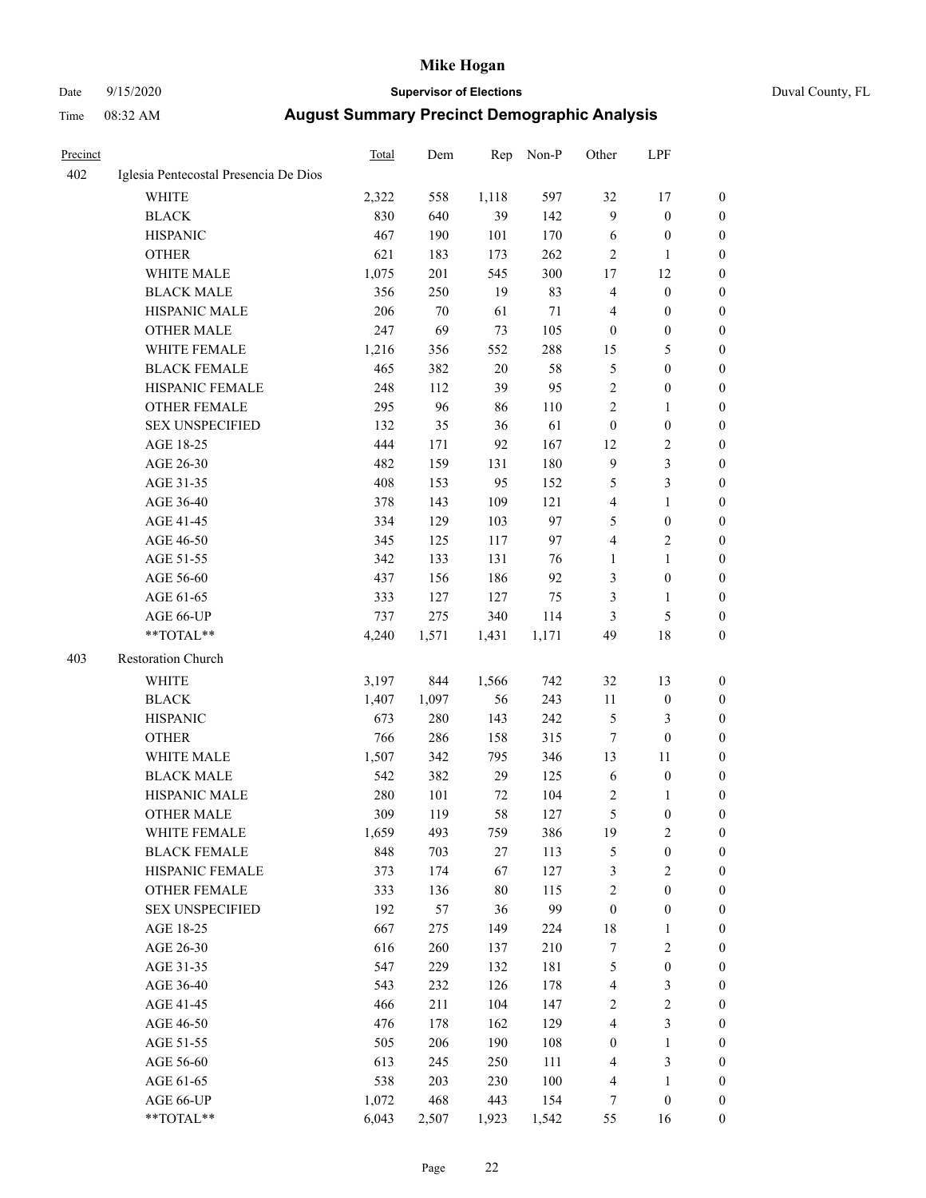# Mike Hogan

Date 9/15/2020 **Supervisor of Elections** Duval County, FL

Time 08:32 AM **August Summary Precinct Demographic Analysis**

| Precinct | | Total | Dem | Rep | Non-P | Other | LPF | |
|---|---|---|---|---|---|---|---|---|
| 402 | Iglesia Pentecostal Presencia De Dios | | | | | | | |
| | WHITE | 2,322 | 558 | 1,118 | 597 | 32 | 17 | 0 |
| | BLACK | 830 | 640 | 39 | 142 | 9 | 0 | 0 |
| | HISPANIC | 467 | 190 | 101 | 170 | 6 | 0 | 0 |
| | OTHER | 621 | 183 | 173 | 262 | 2 | 1 | 0 |
| | WHITE MALE | 1,075 | 201 | 545 | 300 | 17 | 12 | 0 |
| | BLACK MALE | 356 | 250 | 19 | 83 | 4 | 0 | 0 |
| | HISPANIC MALE | 206 | 70 | 61 | 71 | 4 | 0 | 0 |
| | OTHER MALE | 247 | 69 | 73 | 105 | 0 | 0 | 0 |
| | WHITE FEMALE | 1,216 | 356 | 552 | 288 | 15 | 5 | 0 |
| | BLACK FEMALE | 465 | 382 | 20 | 58 | 5 | 0 | 0 |
| | HISPANIC FEMALE | 248 | 112 | 39 | 95 | 2 | 0 | 0 |
| | OTHER FEMALE | 295 | 96 | 86 | 110 | 2 | 1 | 0 |
| | SEX UNSPECIFIED | 132 | 35 | 36 | 61 | 0 | 0 | 0 |
| | AGE 18-25 | 444 | 171 | 92 | 167 | 12 | 2 | 0 |
| | AGE 26-30 | 482 | 159 | 131 | 180 | 9 | 3 | 0 |
| | AGE 31-35 | 408 | 153 | 95 | 152 | 5 | 3 | 0 |
| | AGE 36-40 | 378 | 143 | 109 | 121 | 4 | 1 | 0 |
| | AGE 41-45 | 334 | 129 | 103 | 97 | 5 | 0 | 0 |
| | AGE 46-50 | 345 | 125 | 117 | 97 | 4 | 2 | 0 |
| | AGE 51-55 | 342 | 133 | 131 | 76 | 1 | 1 | 0 |
| | AGE 56-60 | 437 | 156 | 186 | 92 | 3 | 0 | 0 |
| | AGE 61-65 | 333 | 127 | 127 | 75 | 3 | 1 | 0 |
| | AGE 66-UP | 737 | 275 | 340 | 114 | 3 | 5 | 0 |
| | **TOTAL** | 4,240 | 1,571 | 1,431 | 1,171 | 49 | 18 | 0 |
| 403 | Restoration Church | | | | | | | |
| | WHITE | 3,197 | 844 | 1,566 | 742 | 32 | 13 | 0 |
| | BLACK | 1,407 | 1,097 | 56 | 243 | 11 | 0 | 0 |
| | HISPANIC | 673 | 280 | 143 | 242 | 5 | 3 | 0 |
| | OTHER | 766 | 286 | 158 | 315 | 7 | 0 | 0 |
| | WHITE MALE | 1,507 | 342 | 795 | 346 | 13 | 11 | 0 |
| | BLACK MALE | 542 | 382 | 29 | 125 | 6 | 0 | 0 |
| | HISPANIC MALE | 280 | 101 | 72 | 104 | 2 | 1 | 0 |
| | OTHER MALE | 309 | 119 | 58 | 127 | 5 | 0 | 0 |
| | WHITE FEMALE | 1,659 | 493 | 759 | 386 | 19 | 2 | 0 |
| | BLACK FEMALE | 848 | 703 | 27 | 113 | 5 | 0 | 0 |
| | HISPANIC FEMALE | 373 | 174 | 67 | 127 | 3 | 2 | 0 |
| | OTHER FEMALE | 333 | 136 | 80 | 115 | 2 | 0 | 0 |
| | SEX UNSPECIFIED | 192 | 57 | 36 | 99 | 0 | 0 | 0 |
| | AGE 18-25 | 667 | 275 | 149 | 224 | 18 | 1 | 0 |
| | AGE 26-30 | 616 | 260 | 137 | 210 | 7 | 2 | 0 |
| | AGE 31-35 | 547 | 229 | 132 | 181 | 5 | 0 | 0 |
| | AGE 36-40 | 543 | 232 | 126 | 178 | 4 | 3 | 0 |
| | AGE 41-45 | 466 | 211 | 104 | 147 | 2 | 2 | 0 |
| | AGE 46-50 | 476 | 178 | 162 | 129 | 4 | 3 | 0 |
| | AGE 51-55 | 505 | 206 | 190 | 108 | 0 | 1 | 0 |
| | AGE 56-60 | 613 | 245 | 250 | 111 | 4 | 3 | 0 |
| | AGE 61-65 | 538 | 203 | 230 | 100 | 4 | 1 | 0 |
| | AGE 66-UP | 1,072 | 468 | 443 | 154 | 7 | 0 | 0 |
| | **TOTAL** | 6,043 | 2,507 | 1,923 | 1,542 | 55 | 16 | 0 |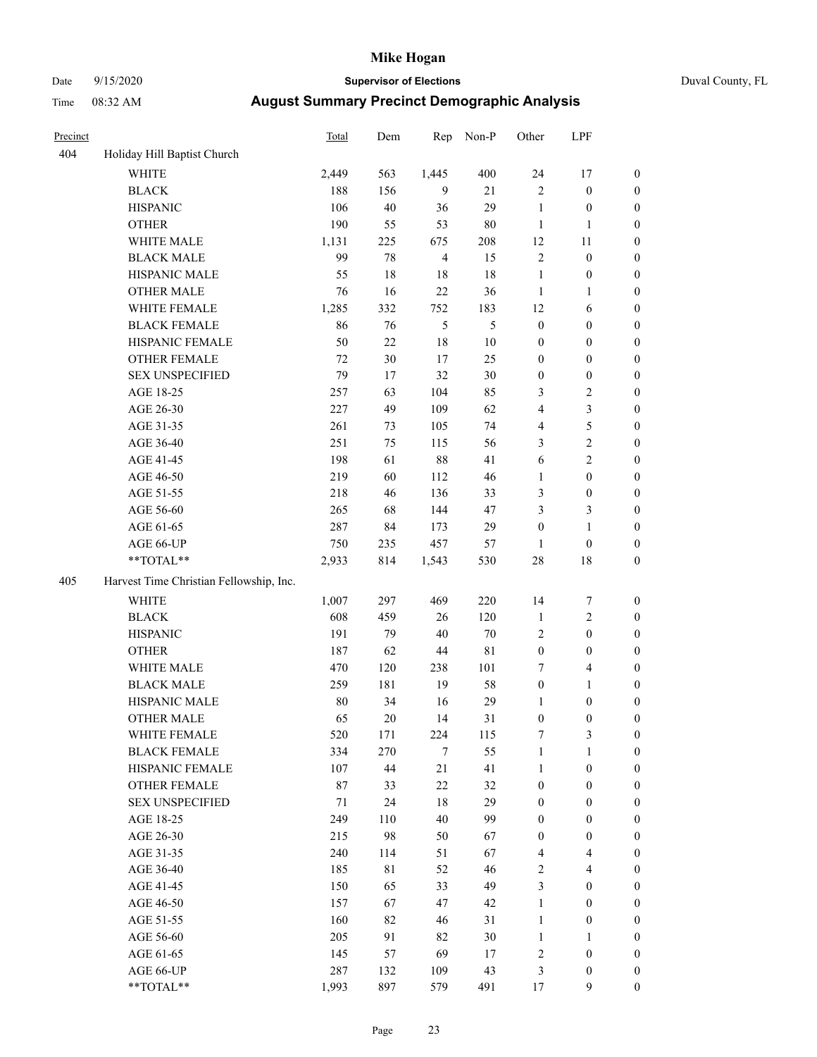# Mike Hogan

Date 9/15/2020 **Supervisor of Elections** Duval County, FL

Time 08:32 AM **August Summary Precinct Demographic Analysis**

| Precinct | | Total | Dem | Rep | Non-P | Other | LPF | |
|---|---|---|---|---|---|---|---|---|
| 404 | Holiday Hill Baptist Church | | | | | | | |
| | WHITE | 2,449 | 563 | 1,445 | 400 | 24 | 17 | 0 |
| | BLACK | 188 | 156 | 9 | 21 | 2 | 0 | 0 |
| | HISPANIC | 106 | 40 | 36 | 29 | 1 | 0 | 0 |
| | OTHER | 190 | 55 | 53 | 80 | 1 | 1 | 0 |
| | WHITE MALE | 1,131 | 225 | 675 | 208 | 12 | 11 | 0 |
| | BLACK MALE | 99 | 78 | 4 | 15 | 2 | 0 | 0 |
| | HISPANIC MALE | 55 | 18 | 18 | 18 | 1 | 0 | 0 |
| | OTHER MALE | 76 | 16 | 22 | 36 | 1 | 1 | 0 |
| | WHITE FEMALE | 1,285 | 332 | 752 | 183 | 12 | 6 | 0 |
| | BLACK FEMALE | 86 | 76 | 5 | 5 | 0 | 0 | 0 |
| | HISPANIC FEMALE | 50 | 22 | 18 | 10 | 0 | 0 | 0 |
| | OTHER FEMALE | 72 | 30 | 17 | 25 | 0 | 0 | 0 |
| | SEX UNSPECIFIED | 79 | 17 | 32 | 30 | 0 | 0 | 0 |
| | AGE 18-25 | 257 | 63 | 104 | 85 | 3 | 2 | 0 |
| | AGE 26-30 | 227 | 49 | 109 | 62 | 4 | 3 | 0 |
| | AGE 31-35 | 261 | 73 | 105 | 74 | 4 | 5 | 0 |
| | AGE 36-40 | 251 | 75 | 115 | 56 | 3 | 2 | 0 |
| | AGE 41-45 | 198 | 61 | 88 | 41 | 6 | 2 | 0 |
| | AGE 46-50 | 219 | 60 | 112 | 46 | 1 | 0 | 0 |
| | AGE 51-55 | 218 | 46 | 136 | 33 | 3 | 0 | 0 |
| | AGE 56-60 | 265 | 68 | 144 | 47 | 3 | 3 | 0 |
| | AGE 61-65 | 287 | 84 | 173 | 29 | 0 | 1 | 0 |
| | AGE 66-UP | 750 | 235 | 457 | 57 | 1 | 0 | 0 |
| | **TOTAL** | 2,933 | 814 | 1,543 | 530 | 28 | 18 | 0 |
| 405 | Harvest Time Christian Fellowship, Inc. | | | | | | | |
| | WHITE | 1,007 | 297 | 469 | 220 | 14 | 7 | 0 |
| | BLACK | 608 | 459 | 26 | 120 | 1 | 2 | 0 |
| | HISPANIC | 191 | 79 | 40 | 70 | 2 | 0 | 0 |
| | OTHER | 187 | 62 | 44 | 81 | 0 | 0 | 0 |
| | WHITE MALE | 470 | 120 | 238 | 101 | 7 | 4 | 0 |
| | BLACK MALE | 259 | 181 | 19 | 58 | 0 | 1 | 0 |
| | HISPANIC MALE | 80 | 34 | 16 | 29 | 1 | 0 | 0 |
| | OTHER MALE | 65 | 20 | 14 | 31 | 0 | 0 | 0 |
| | WHITE FEMALE | 520 | 171 | 224 | 115 | 7 | 3 | 0 |
| | BLACK FEMALE | 334 | 270 | 7 | 55 | 1 | 1 | 0 |
| | HISPANIC FEMALE | 107 | 44 | 21 | 41 | 1 | 0 | 0 |
| | OTHER FEMALE | 87 | 33 | 22 | 32 | 0 | 0 | 0 |
| | SEX UNSPECIFIED | 71 | 24 | 18 | 29 | 0 | 0 | 0 |
| | AGE 18-25 | 249 | 110 | 40 | 99 | 0 | 0 | 0 |
| | AGE 26-30 | 215 | 98 | 50 | 67 | 0 | 0 | 0 |
| | AGE 31-35 | 240 | 114 | 51 | 67 | 4 | 4 | 0 |
| | AGE 36-40 | 185 | 81 | 52 | 46 | 2 | 4 | 0 |
| | AGE 41-45 | 150 | 65 | 33 | 49 | 3 | 0 | 0 |
| | AGE 46-50 | 157 | 67 | 47 | 42 | 1 | 0 | 0 |
| | AGE 51-55 | 160 | 82 | 46 | 31 | 1 | 0 | 0 |
| | AGE 56-60 | 205 | 91 | 82 | 30 | 1 | 1 | 0 |
| | AGE 61-65 | 145 | 57 | 69 | 17 | 2 | 0 | 0 |
| | AGE 66-UP | 287 | 132 | 109 | 43 | 3 | 0 | 0 |
| | **TOTAL** | 1,993 | 897 | 579 | 491 | 17 | 9 | 0 |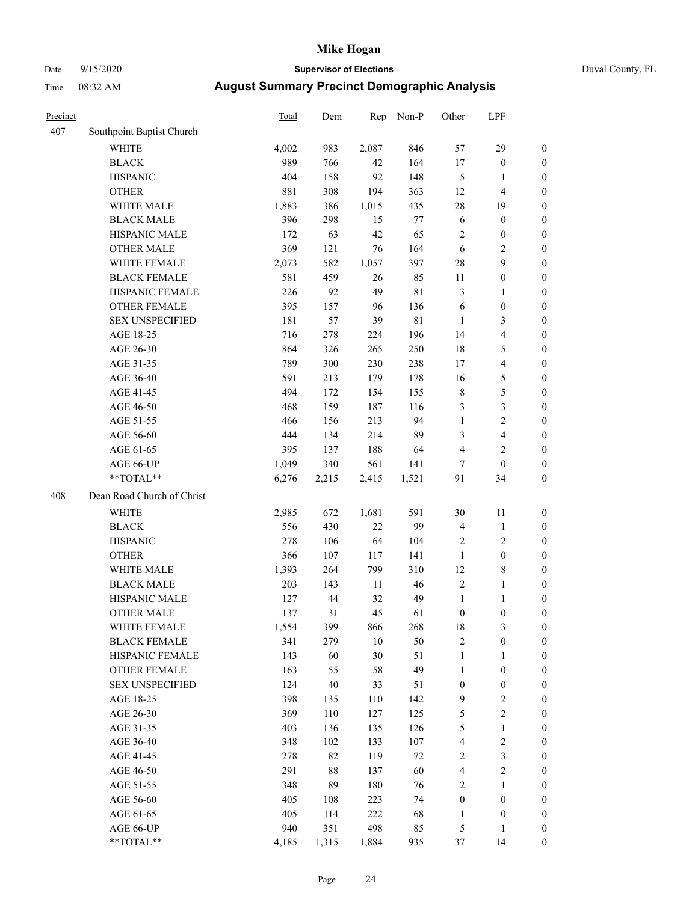# Mike Hogan

Date 9/15/2020 **Supervisor of Elections** Duval County, FL

Time 08:32 AM **August Summary Precinct Demographic Analysis**

| Precinct | | Total | Dem | Rep | Non-P | Other | LPF | |
|---|---|---|---|---|---|---|---|---|
| 407 | Southpoint Baptist Church | | | | | | | |
| | WHITE | 4,002 | 983 | 2,087 | 846 | 57 | 29 | 0 |
| | BLACK | 989 | 766 | 42 | 164 | 17 | 0 | 0 |
| | HISPANIC | 404 | 158 | 92 | 148 | 5 | 1 | 0 |
| | OTHER | 881 | 308 | 194 | 363 | 12 | 4 | 0 |
| | WHITE MALE | 1,883 | 386 | 1,015 | 435 | 28 | 19 | 0 |
| | BLACK MALE | 396 | 298 | 15 | 77 | 6 | 0 | 0 |
| | HISPANIC MALE | 172 | 63 | 42 | 65 | 2 | 0 | 0 |
| | OTHER MALE | 369 | 121 | 76 | 164 | 6 | 2 | 0 |
| | WHITE FEMALE | 2,073 | 582 | 1,057 | 397 | 28 | 9 | 0 |
| | BLACK FEMALE | 581 | 459 | 26 | 85 | 11 | 0 | 0 |
| | HISPANIC FEMALE | 226 | 92 | 49 | 81 | 3 | 1 | 0 |
| | OTHER FEMALE | 395 | 157 | 96 | 136 | 6 | 0 | 0 |
| | SEX UNSPECIFIED | 181 | 57 | 39 | 81 | 1 | 3 | 0 |
| | AGE 18-25 | 716 | 278 | 224 | 196 | 14 | 4 | 0 |
| | AGE 26-30 | 864 | 326 | 265 | 250 | 18 | 5 | 0 |
| | AGE 31-35 | 789 | 300 | 230 | 238 | 17 | 4 | 0 |
| | AGE 36-40 | 591 | 213 | 179 | 178 | 16 | 5 | 0 |
| | AGE 41-45 | 494 | 172 | 154 | 155 | 8 | 5 | 0 |
| | AGE 46-50 | 468 | 159 | 187 | 116 | 3 | 3 | 0 |
| | AGE 51-55 | 466 | 156 | 213 | 94 | 1 | 2 | 0 |
| | AGE 56-60 | 444 | 134 | 214 | 89 | 3 | 4 | 0 |
| | AGE 61-65 | 395 | 137 | 188 | 64 | 4 | 2 | 0 |
| | AGE 66-UP | 1,049 | 340 | 561 | 141 | 7 | 0 | 0 |
| | **TOTAL** | 6,276 | 2,215 | 2,415 | 1,521 | 91 | 34 | 0 |
| 408 | Dean Road Church of Christ | | | | | | | |
| | WHITE | 2,985 | 672 | 1,681 | 591 | 30 | 11 | 0 |
| | BLACK | 556 | 430 | 22 | 99 | 4 | 1 | 0 |
| | HISPANIC | 278 | 106 | 64 | 104 | 2 | 2 | 0 |
| | OTHER | 366 | 107 | 117 | 141 | 1 | 0 | 0 |
| | WHITE MALE | 1,393 | 264 | 799 | 310 | 12 | 8 | 0 |
| | BLACK MALE | 203 | 143 | 11 | 46 | 2 | 1 | 0 |
| | HISPANIC MALE | 127 | 44 | 32 | 49 | 1 | 1 | 0 |
| | OTHER MALE | 137 | 31 | 45 | 61 | 0 | 0 | 0 |
| | WHITE FEMALE | 1,554 | 399 | 866 | 268 | 18 | 3 | 0 |
| | BLACK FEMALE | 341 | 279 | 10 | 50 | 2 | 0 | 0 |
| | HISPANIC FEMALE | 143 | 60 | 30 | 51 | 1 | 1 | 0 |
| | OTHER FEMALE | 163 | 55 | 58 | 49 | 1 | 0 | 0 |
| | SEX UNSPECIFIED | 124 | 40 | 33 | 51 | 0 | 0 | 0 |
| | AGE 18-25 | 398 | 135 | 110 | 142 | 9 | 2 | 0 |
| | AGE 26-30 | 369 | 110 | 127 | 125 | 5 | 2 | 0 |
| | AGE 31-35 | 403 | 136 | 135 | 126 | 5 | 1 | 0 |
| | AGE 36-40 | 348 | 102 | 133 | 107 | 4 | 2 | 0 |
| | AGE 41-45 | 278 | 82 | 119 | 72 | 2 | 3 | 0 |
| | AGE 46-50 | 291 | 88 | 137 | 60 | 4 | 2 | 0 |
| | AGE 51-55 | 348 | 89 | 180 | 76 | 2 | 1 | 0 |
| | AGE 56-60 | 405 | 108 | 223 | 74 | 0 | 0 | 0 |
| | AGE 61-65 | 405 | 114 | 222 | 68 | 1 | 0 | 0 |
| | AGE 66-UP | 940 | 351 | 498 | 85 | 5 | 1 | 0 |
| | **TOTAL** | 4,185 | 1,315 | 1,884 | 935 | 37 | 14 | 0 |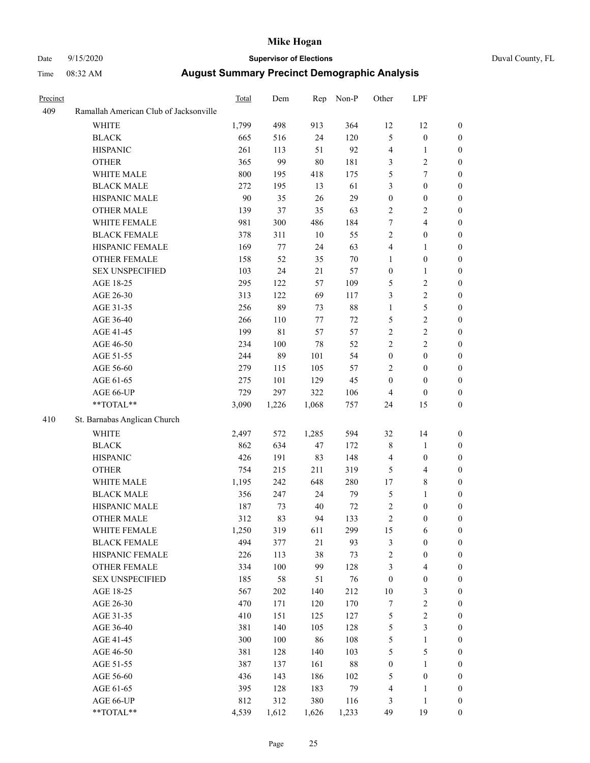| Precinct | | Total | Dem | Rep | Non-P | Other | LPF | |
|---|---|---|---|---|---|---|---|---|
| 409 | Ramallah American Club of Jacksonville | | | | | | | |
| | WHITE | 1,799 | 498 | 913 | 364 | 12 | 12 | 0 |
| | BLACK | 665 | 516 | 24 | 120 | 5 | 0 | 0 |
| | HISPANIC | 261 | 113 | 51 | 92 | 4 | 1 | 0 |
| | OTHER | 365 | 99 | 80 | 181 | 3 | 2 | 0 |
| | WHITE MALE | 800 | 195 | 418 | 175 | 5 | 7 | 0 |
| | BLACK MALE | 272 | 195 | 13 | 61 | 3 | 0 | 0 |
| | HISPANIC MALE | 90 | 35 | 26 | 29 | 0 | 0 | 0 |
| | OTHER MALE | 139 | 37 | 35 | 63 | 2 | 2 | 0 |
| | WHITE FEMALE | 981 | 300 | 486 | 184 | 7 | 4 | 0 |
| | BLACK FEMALE | 378 | 311 | 10 | 55 | 2 | 0 | 0 |
| | HISPANIC FEMALE | 169 | 77 | 24 | 63 | 4 | 1 | 0 |
| | OTHER FEMALE | 158 | 52 | 35 | 70 | 1 | 0 | 0 |
| | SEX UNSPECIFIED | 103 | 24 | 21 | 57 | 0 | 1 | 0 |
| | AGE 18-25 | 295 | 122 | 57 | 109 | 5 | 2 | 0 |
| | AGE 26-30 | 313 | 122 | 69 | 117 | 3 | 2 | 0 |
| | AGE 31-35 | 256 | 89 | 73 | 88 | 1 | 5 | 0 |
| | AGE 36-40 | 266 | 110 | 77 | 72 | 5 | 2 | 0 |
| | AGE 41-45 | 199 | 81 | 57 | 57 | 2 | 2 | 0 |
| | AGE 46-50 | 234 | 100 | 78 | 52 | 2 | 2 | 0 |
| | AGE 51-55 | 244 | 89 | 101 | 54 | 0 | 0 | 0 |
| | AGE 56-60 | 279 | 115 | 105 | 57 | 2 | 0 | 0 |
| | AGE 61-65 | 275 | 101 | 129 | 45 | 0 | 0 | 0 |
| | AGE 66-UP | 729 | 297 | 322 | 106 | 4 | 0 | 0 |
| | **TOTAL** | 3,090 | 1,226 | 1,068 | 757 | 24 | 15 | 0 |
| 410 | St. Barnabas Anglican Church | | | | | | | |
| | WHITE | 2,497 | 572 | 1,285 | 594 | 32 | 14 | 0 |
| | BLACK | 862 | 634 | 47 | 172 | 8 | 1 | 0 |
| | HISPANIC | 426 | 191 | 83 | 148 | 4 | 0 | 0 |
| | OTHER | 754 | 215 | 211 | 319 | 5 | 4 | 0 |
| | WHITE MALE | 1,195 | 242 | 648 | 280 | 17 | 8 | 0 |
| | BLACK MALE | 356 | 247 | 24 | 79 | 5 | 1 | 0 |
| | HISPANIC MALE | 187 | 73 | 40 | 72 | 2 | 0 | 0 |
| | OTHER MALE | 312 | 83 | 94 | 133 | 2 | 0 | 0 |
| | WHITE FEMALE | 1,250 | 319 | 611 | 299 | 15 | 6 | 0 |
| | BLACK FEMALE | 494 | 377 | 21 | 93 | 3 | 0 | 0 |
| | HISPANIC FEMALE | 226 | 113 | 38 | 73 | 2 | 0 | 0 |
| | OTHER FEMALE | 334 | 100 | 99 | 128 | 3 | 4 | 0 |
| | SEX UNSPECIFIED | 185 | 58 | 51 | 76 | 0 | 0 | 0 |
| | AGE 18-25 | 567 | 202 | 140 | 212 | 10 | 3 | 0 |
| | AGE 26-30 | 470 | 171 | 120 | 170 | 7 | 2 | 0 |
| | AGE 31-35 | 410 | 151 | 125 | 127 | 5 | 2 | 0 |
| | AGE 36-40 | 381 | 140 | 105 | 128 | 5 | 3 | 0 |
| | AGE 41-45 | 300 | 100 | 86 | 108 | 5 | 1 | 0 |
| | AGE 46-50 | 381 | 128 | 140 | 103 | 5 | 5 | 0 |
| | AGE 51-55 | 387 | 137 | 161 | 88 | 0 | 1 | 0 |
| | AGE 56-60 | 436 | 143 | 186 | 102 | 5 | 0 | 0 |
| | AGE 61-65 | 395 | 128 | 183 | 79 | 4 | 1 | 0 |
| | AGE 66-UP | 812 | 312 | 380 | 116 | 3 | 1 | 0 |
| | **TOTAL** | 4,539 | 1,612 | 1,626 | 1,233 | 49 | 19 | 0 |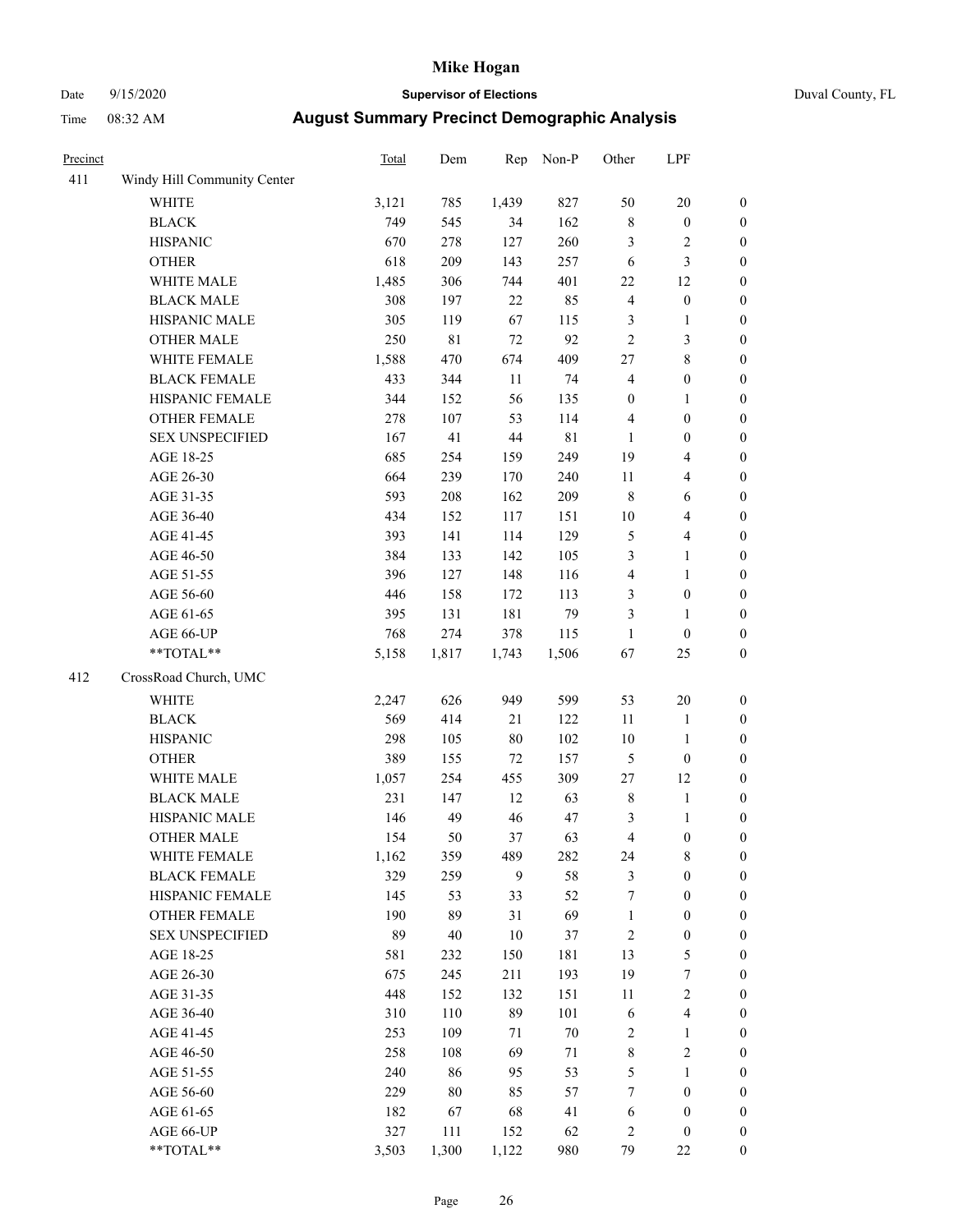# Mike Hogan

Date 9/15/2020 **Supervisor of Elections** Duval County, FL

Time 08:32 AM **August Summary Precinct Demographic Analysis**

| Precinct | | Total | Dem | Rep | Non-P | Other | LPF | |
|---|---|---|---|---|---|---|---|---|
| 411 | Windy Hill Community Center | | | | | | | |
| | WHITE | 3,121 | 785 | 1,439 | 827 | 50 | 20 | 0 |
| | BLACK | 749 | 545 | 34 | 162 | 8 | 0 | 0 |
| | HISPANIC | 670 | 278 | 127 | 260 | 3 | 2 | 0 |
| | OTHER | 618 | 209 | 143 | 257 | 6 | 3 | 0 |
| | WHITE MALE | 1,485 | 306 | 744 | 401 | 22 | 12 | 0 |
| | BLACK MALE | 308 | 197 | 22 | 85 | 4 | 0 | 0 |
| | HISPANIC MALE | 305 | 119 | 67 | 115 | 3 | 1 | 0 |
| | OTHER MALE | 250 | 81 | 72 | 92 | 2 | 3 | 0 |
| | WHITE FEMALE | 1,588 | 470 | 674 | 409 | 27 | 8 | 0 |
| | BLACK FEMALE | 433 | 344 | 11 | 74 | 4 | 0 | 0 |
| | HISPANIC FEMALE | 344 | 152 | 56 | 135 | 0 | 1 | 0 |
| | OTHER FEMALE | 278 | 107 | 53 | 114 | 4 | 0 | 0 |
| | SEX UNSPECIFIED | 167 | 41 | 44 | 81 | 1 | 0 | 0 |
| | AGE 18-25 | 685 | 254 | 159 | 249 | 19 | 4 | 0 |
| | AGE 26-30 | 664 | 239 | 170 | 240 | 11 | 4 | 0 |
| | AGE 31-35 | 593 | 208 | 162 | 209 | 8 | 6 | 0 |
| | AGE 36-40 | 434 | 152 | 117 | 151 | 10 | 4 | 0 |
| | AGE 41-45 | 393 | 141 | 114 | 129 | 5 | 4 | 0 |
| | AGE 46-50 | 384 | 133 | 142 | 105 | 3 | 1 | 0 |
| | AGE 51-55 | 396 | 127 | 148 | 116 | 4 | 1 | 0 |
| | AGE 56-60 | 446 | 158 | 172 | 113 | 3 | 0 | 0 |
| | AGE 61-65 | 395 | 131 | 181 | 79 | 3 | 1 | 0 |
| | AGE 66-UP | 768 | 274 | 378 | 115 | 1 | 0 | 0 |
| | **TOTAL** | 5,158 | 1,817 | 1,743 | 1,506 | 67 | 25 | 0 |
| 412 | CrossRoad Church, UMC | | | | | | | |
| | WHITE | 2,247 | 626 | 949 | 599 | 53 | 20 | 0 |
| | BLACK | 569 | 414 | 21 | 122 | 11 | 1 | 0 |
| | HISPANIC | 298 | 105 | 80 | 102 | 10 | 1 | 0 |
| | OTHER | 389 | 155 | 72 | 157 | 5 | 0 | 0 |
| | WHITE MALE | 1,057 | 254 | 455 | 309 | 27 | 12 | 0 |
| | BLACK MALE | 231 | 147 | 12 | 63 | 8 | 1 | 0 |
| | HISPANIC MALE | 146 | 49 | 46 | 47 | 3 | 1 | 0 |
| | OTHER MALE | 154 | 50 | 37 | 63 | 4 | 0 | 0 |
| | WHITE FEMALE | 1,162 | 359 | 489 | 282 | 24 | 8 | 0 |
| | BLACK FEMALE | 329 | 259 | 9 | 58 | 3 | 0 | 0 |
| | HISPANIC FEMALE | 145 | 53 | 33 | 52 | 7 | 0 | 0 |
| | OTHER FEMALE | 190 | 89 | 31 | 69 | 1 | 0 | 0 |
| | SEX UNSPECIFIED | 89 | 40 | 10 | 37 | 2 | 0 | 0 |
| | AGE 18-25 | 581 | 232 | 150 | 181 | 13 | 5 | 0 |
| | AGE 26-30 | 675 | 245 | 211 | 193 | 19 | 7 | 0 |
| | AGE 31-35 | 448 | 152 | 132 | 151 | 11 | 2 | 0 |
| | AGE 36-40 | 310 | 110 | 89 | 101 | 6 | 4 | 0 |
| | AGE 41-45 | 253 | 109 | 71 | 70 | 2 | 1 | 0 |
| | AGE 46-50 | 258 | 108 | 69 | 71 | 8 | 2 | 0 |
| | AGE 51-55 | 240 | 86 | 95 | 53 | 5 | 1 | 0 |
| | AGE 56-60 | 229 | 80 | 85 | 57 | 7 | 0 | 0 |
| | AGE 61-65 | 182 | 67 | 68 | 41 | 6 | 0 | 0 |
| | AGE 66-UP | 327 | 111 | 152 | 62 | 2 | 0 | 0 |
| | **TOTAL** | 3,503 | 1,300 | 1,122 | 980 | 79 | 22 | 0 |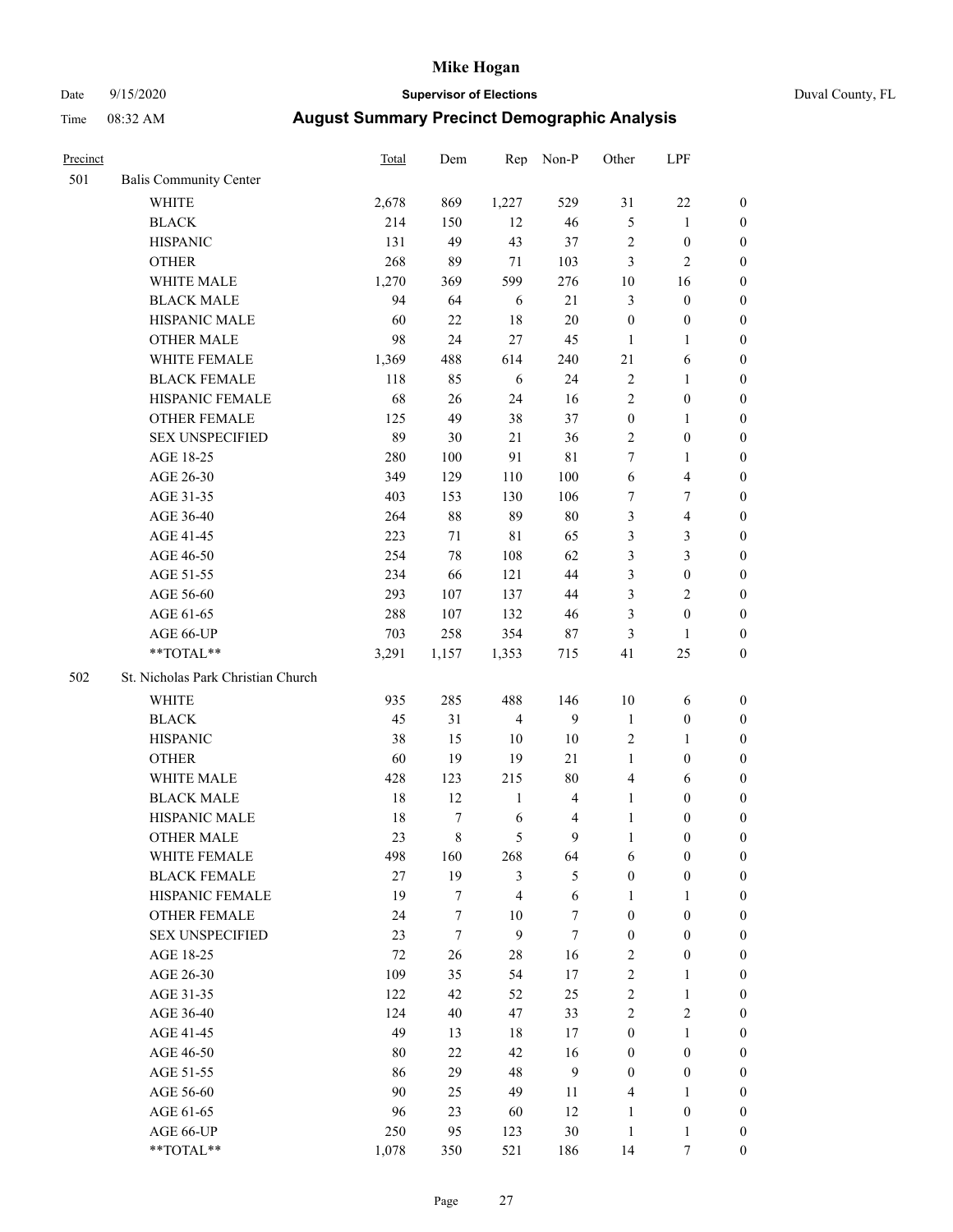# Mike Hogan

Date 9/15/2020 **Supervisor of Elections** Duval County, FL

Time 08:32 AM **August Summary Precinct Demographic Analysis**

| Precinct | | Total | Dem | Rep | Non-P | Other | LPF | |
|---|---|---|---|---|---|---|---|---|
| 501 | Balis Community Center | | | | | | | |
| | WHITE | 2,678 | 869 | 1,227 | 529 | 31 | 22 | 0 |
| | BLACK | 214 | 150 | 12 | 46 | 5 | 1 | 0 |
| | HISPANIC | 131 | 49 | 43 | 37 | 2 | 0 | 0 |
| | OTHER | 268 | 89 | 71 | 103 | 3 | 2 | 0 |
| | WHITE MALE | 1,270 | 369 | 599 | 276 | 10 | 16 | 0 |
| | BLACK MALE | 94 | 64 | 6 | 21 | 3 | 0 | 0 |
| | HISPANIC MALE | 60 | 22 | 18 | 20 | 0 | 0 | 0 |
| | OTHER MALE | 98 | 24 | 27 | 45 | 1 | 1 | 0 |
| | WHITE FEMALE | 1,369 | 488 | 614 | 240 | 21 | 6 | 0 |
| | BLACK FEMALE | 118 | 85 | 6 | 24 | 2 | 1 | 0 |
| | HISPANIC FEMALE | 68 | 26 | 24 | 16 | 2 | 0 | 0 |
| | OTHER FEMALE | 125 | 49 | 38 | 37 | 0 | 1 | 0 |
| | SEX UNSPECIFIED | 89 | 30 | 21 | 36 | 2 | 0 | 0 |
| | AGE 18-25 | 280 | 100 | 91 | 81 | 7 | 1 | 0 |
| | AGE 26-30 | 349 | 129 | 110 | 100 | 6 | 4 | 0 |
| | AGE 31-35 | 403 | 153 | 130 | 106 | 7 | 7 | 0 |
| | AGE 36-40 | 264 | 88 | 89 | 80 | 3 | 4 | 0 |
| | AGE 41-45 | 223 | 71 | 81 | 65 | 3 | 3 | 0 |
| | AGE 46-50 | 254 | 78 | 108 | 62 | 3 | 3 | 0 |
| | AGE 51-55 | 234 | 66 | 121 | 44 | 3 | 0 | 0 |
| | AGE 56-60 | 293 | 107 | 137 | 44 | 3 | 2 | 0 |
| | AGE 61-65 | 288 | 107 | 132 | 46 | 3 | 0 | 0 |
| | AGE 66-UP | 703 | 258 | 354 | 87 | 3 | 1 | 0 |
| | **TOTAL** | 3,291 | 1,157 | 1,353 | 715 | 41 | 25 | 0 |
| 502 | St. Nicholas Park Christian Church | | | | | | | |
| | WHITE | 935 | 285 | 488 | 146 | 10 | 6 | 0 |
| | BLACK | 45 | 31 | 4 | 9 | 1 | 0 | 0 |
| | HISPANIC | 38 | 15 | 10 | 10 | 2 | 1 | 0 |
| | OTHER | 60 | 19 | 19 | 21 | 1 | 0 | 0 |
| | WHITE MALE | 428 | 123 | 215 | 80 | 4 | 6 | 0 |
| | BLACK MALE | 18 | 12 | 1 | 4 | 1 | 0 | 0 |
| | HISPANIC MALE | 18 | 7 | 6 | 4 | 1 | 0 | 0 |
| | OTHER MALE | 23 | 8 | 5 | 9 | 1 | 0 | 0 |
| | WHITE FEMALE | 498 | 160 | 268 | 64 | 6 | 0 | 0 |
| | BLACK FEMALE | 27 | 19 | 3 | 5 | 0 | 0 | 0 |
| | HISPANIC FEMALE | 19 | 7 | 4 | 6 | 1 | 1 | 0 |
| | OTHER FEMALE | 24 | 7 | 10 | 7 | 0 | 0 | 0 |
| | SEX UNSPECIFIED | 23 | 7 | 9 | 7 | 0 | 0 | 0 |
| | AGE 18-25 | 72 | 26 | 28 | 16 | 2 | 0 | 0 |
| | AGE 26-30 | 109 | 35 | 54 | 17 | 2 | 1 | 0 |
| | AGE 31-35 | 122 | 42 | 52 | 25 | 2 | 1 | 0 |
| | AGE 36-40 | 124 | 40 | 47 | 33 | 2 | 2 | 0 |
| | AGE 41-45 | 49 | 13 | 18 | 17 | 0 | 1 | 0 |
| | AGE 46-50 | 80 | 22 | 42 | 16 | 0 | 0 | 0 |
| | AGE 51-55 | 86 | 29 | 48 | 9 | 0 | 0 | 0 |
| | AGE 56-60 | 90 | 25 | 49 | 11 | 4 | 1 | 0 |
| | AGE 61-65 | 96 | 23 | 60 | 12 | 1 | 0 | 0 |
| | AGE 66-UP | 250 | 95 | 123 | 30 | 1 | 1 | 0 |
| | **TOTAL** | 1,078 | 350 | 521 | 186 | 14 | 7 | 0 |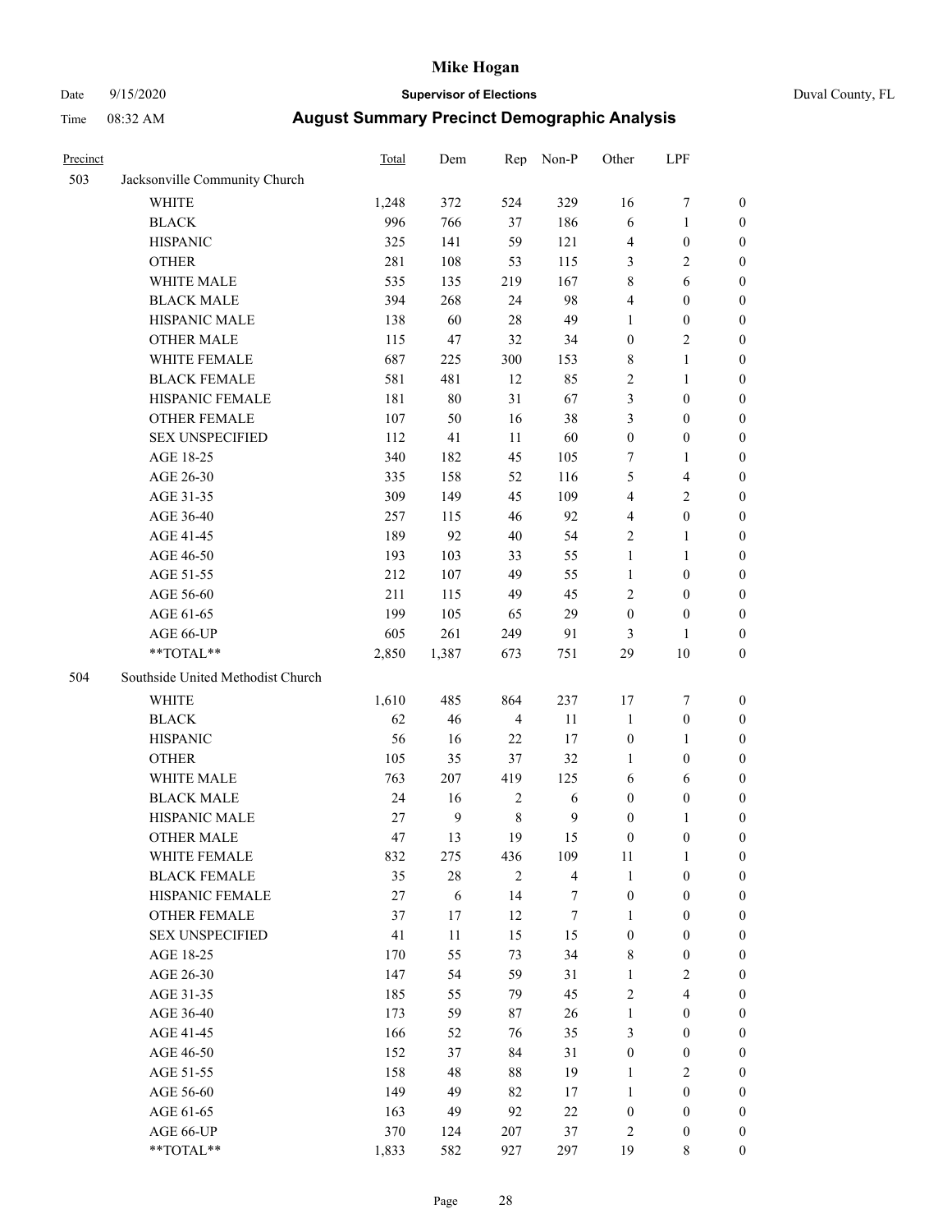# Mike Hogan

Date 9/15/2020 **Supervisor of Elections** Duval County, FL

Time 08:32 AM **August Summary Precinct Demographic Analysis**

| Precinct | | Total | Dem | Rep | Non-P | Other | LPF | |
|---|---|---|---|---|---|---|---|---|
| 503 | Jacksonville Community Church | | | | | | | |
| | WHITE | 1,248 | 372 | 524 | 329 | 16 | 7 | 0 |
| | BLACK | 996 | 766 | 37 | 186 | 6 | 1 | 0 |
| | HISPANIC | 325 | 141 | 59 | 121 | 4 | 0 | 0 |
| | OTHER | 281 | 108 | 53 | 115 | 3 | 2 | 0 |
| | WHITE MALE | 535 | 135 | 219 | 167 | 8 | 6 | 0 |
| | BLACK MALE | 394 | 268 | 24 | 98 | 4 | 0 | 0 |
| | HISPANIC MALE | 138 | 60 | 28 | 49 | 1 | 0 | 0 |
| | OTHER MALE | 115 | 47 | 32 | 34 | 0 | 2 | 0 |
| | WHITE FEMALE | 687 | 225 | 300 | 153 | 8 | 1 | 0 |
| | BLACK FEMALE | 581 | 481 | 12 | 85 | 2 | 1 | 0 |
| | HISPANIC FEMALE | 181 | 80 | 31 | 67 | 3 | 0 | 0 |
| | OTHER FEMALE | 107 | 50 | 16 | 38 | 3 | 0 | 0 |
| | SEX UNSPECIFIED | 112 | 41 | 11 | 60 | 0 | 0 | 0 |
| | AGE 18-25 | 340 | 182 | 45 | 105 | 7 | 1 | 0 |
| | AGE 26-30 | 335 | 158 | 52 | 116 | 5 | 4 | 0 |
| | AGE 31-35 | 309 | 149 | 45 | 109 | 4 | 2 | 0 |
| | AGE 36-40 | 257 | 115 | 46 | 92 | 4 | 0 | 0 |
| | AGE 41-45 | 189 | 92 | 40 | 54 | 2 | 1 | 0 |
| | AGE 46-50 | 193 | 103 | 33 | 55 | 1 | 1 | 0 |
| | AGE 51-55 | 212 | 107 | 49 | 55 | 1 | 0 | 0 |
| | AGE 56-60 | 211 | 115 | 49 | 45 | 2 | 0 | 0 |
| | AGE 61-65 | 199 | 105 | 65 | 29 | 0 | 0 | 0 |
| | AGE 66-UP | 605 | 261 | 249 | 91 | 3 | 1 | 0 |
| | **TOTAL** | 2,850 | 1,387 | 673 | 751 | 29 | 10 | 0 |
| 504 | Southside United Methodist Church | | | | | | | |
| | WHITE | 1,610 | 485 | 864 | 237 | 17 | 7 | 0 |
| | BLACK | 62 | 46 | 4 | 11 | 1 | 0 | 0 |
| | HISPANIC | 56 | 16 | 22 | 17 | 0 | 1 | 0 |
| | OTHER | 105 | 35 | 37 | 32 | 1 | 0 | 0 |
| | WHITE MALE | 763 | 207 | 419 | 125 | 6 | 6 | 0 |
| | BLACK MALE | 24 | 16 | 2 | 6 | 0 | 0 | 0 |
| | HISPANIC MALE | 27 | 9 | 8 | 9 | 0 | 1 | 0 |
| | OTHER MALE | 47 | 13 | 19 | 15 | 0 | 0 | 0 |
| | WHITE FEMALE | 832 | 275 | 436 | 109 | 11 | 1 | 0 |
| | BLACK FEMALE | 35 | 28 | 2 | 4 | 1 | 0 | 0 |
| | HISPANIC FEMALE | 27 | 6 | 14 | 7 | 0 | 0 | 0 |
| | OTHER FEMALE | 37 | 17 | 12 | 7 | 1 | 0 | 0 |
| | SEX UNSPECIFIED | 41 | 11 | 15 | 15 | 0 | 0 | 0 |
| | AGE 18-25 | 170 | 55 | 73 | 34 | 8 | 0 | 0 |
| | AGE 26-30 | 147 | 54 | 59 | 31 | 1 | 2 | 0 |
| | AGE 31-35 | 185 | 55 | 79 | 45 | 2 | 4 | 0 |
| | AGE 36-40 | 173 | 59 | 87 | 26 | 1 | 0 | 0 |
| | AGE 41-45 | 166 | 52 | 76 | 35 | 3 | 0 | 0 |
| | AGE 46-50 | 152 | 37 | 84 | 31 | 0 | 0 | 0 |
| | AGE 51-55 | 158 | 48 | 88 | 19 | 1 | 2 | 0 |
| | AGE 56-60 | 149 | 49 | 82 | 17 | 1 | 0 | 0 |
| | AGE 61-65 | 163 | 49 | 92 | 22 | 0 | 0 | 0 |
| | AGE 66-UP | 370 | 124 | 207 | 37 | 2 | 0 | 0 |
| | **TOTAL** | 1,833 | 582 | 927 | 297 | 19 | 8 | 0 |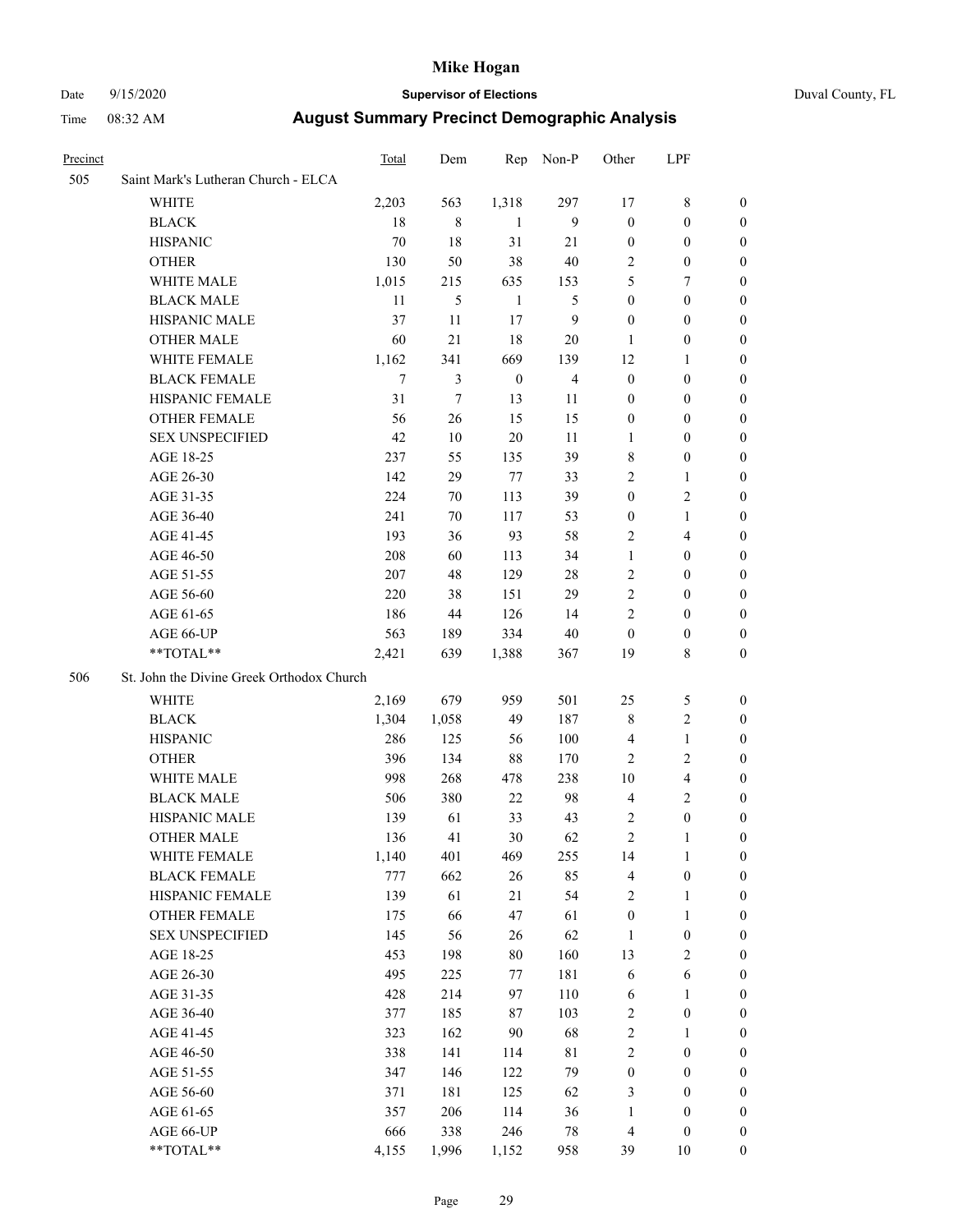# Mike Hogan

Date 9/15/2020 **Supervisor of Elections** Duval County, FL

Time 08:32 AM **August Summary Precinct Demographic Analysis**

| Precinct | | Total | Dem | Rep | Non-P | Other | LPF | |
|---|---|---|---|---|---|---|---|---|
| 505 | Saint Mark's Lutheran Church - ELCA | | | | | | | |
| | WHITE | 2,203 | 563 | 1,318 | 297 | 17 | 8 | 0 |
| | BLACK | 18 | 8 | 1 | 9 | 0 | 0 | 0 |
| | HISPANIC | 70 | 18 | 31 | 21 | 0 | 0 | 0 |
| | OTHER | 130 | 50 | 38 | 40 | 2 | 0 | 0 |
| | WHITE MALE | 1,015 | 215 | 635 | 153 | 5 | 7 | 0 |
| | BLACK MALE | 11 | 5 | 1 | 5 | 0 | 0 | 0 |
| | HISPANIC MALE | 37 | 11 | 17 | 9 | 0 | 0 | 0 |
| | OTHER MALE | 60 | 21 | 18 | 20 | 1 | 0 | 0 |
| | WHITE FEMALE | 1,162 | 341 | 669 | 139 | 12 | 1 | 0 |
| | BLACK FEMALE | 7 | 3 | 0 | 4 | 0 | 0 | 0 |
| | HISPANIC FEMALE | 31 | 7 | 13 | 11 | 0 | 0 | 0 |
| | OTHER FEMALE | 56 | 26 | 15 | 15 | 0 | 0 | 0 |
| | SEX UNSPECIFIED | 42 | 10 | 20 | 11 | 1 | 0 | 0 |
| | AGE 18-25 | 237 | 55 | 135 | 39 | 8 | 0 | 0 |
| | AGE 26-30 | 142 | 29 | 77 | 33 | 2 | 1 | 0 |
| | AGE 31-35 | 224 | 70 | 113 | 39 | 0 | 2 | 0 |
| | AGE 36-40 | 241 | 70 | 117 | 53 | 0 | 1 | 0 |
| | AGE 41-45 | 193 | 36 | 93 | 58 | 2 | 4 | 0 |
| | AGE 46-50 | 208 | 60 | 113 | 34 | 1 | 0 | 0 |
| | AGE 51-55 | 207 | 48 | 129 | 28 | 2 | 0 | 0 |
| | AGE 56-60 | 220 | 38 | 151 | 29 | 2 | 0 | 0 |
| | AGE 61-65 | 186 | 44 | 126 | 14 | 2 | 0 | 0 |
| | AGE 66-UP | 563 | 189 | 334 | 40 | 0 | 0 | 0 |
| | **TOTAL** | 2,421 | 639 | 1,388 | 367 | 19 | 8 | 0 |
| 506 | St. John the Divine Greek Orthodox Church | | | | | | | |
| | WHITE | 2,169 | 679 | 959 | 501 | 25 | 5 | 0 |
| | BLACK | 1,304 | 1,058 | 49 | 187 | 8 | 2 | 0 |
| | HISPANIC | 286 | 125 | 56 | 100 | 4 | 1 | 0 |
| | OTHER | 396 | 134 | 88 | 170 | 2 | 2 | 0 |
| | WHITE MALE | 998 | 268 | 478 | 238 | 10 | 4 | 0 |
| | BLACK MALE | 506 | 380 | 22 | 98 | 4 | 2 | 0 |
| | HISPANIC MALE | 139 | 61 | 33 | 43 | 2 | 0 | 0 |
| | OTHER MALE | 136 | 41 | 30 | 62 | 2 | 1 | 0 |
| | WHITE FEMALE | 1,140 | 401 | 469 | 255 | 14 | 1 | 0 |
| | BLACK FEMALE | 777 | 662 | 26 | 85 | 4 | 0 | 0 |
| | HISPANIC FEMALE | 139 | 61 | 21 | 54 | 2 | 1 | 0 |
| | OTHER FEMALE | 175 | 66 | 47 | 61 | 0 | 1 | 0 |
| | SEX UNSPECIFIED | 145 | 56 | 26 | 62 | 1 | 0 | 0 |
| | AGE 18-25 | 453 | 198 | 80 | 160 | 13 | 2 | 0 |
| | AGE 26-30 | 495 | 225 | 77 | 181 | 6 | 6 | 0 |
| | AGE 31-35 | 428 | 214 | 97 | 110 | 6 | 1 | 0 |
| | AGE 36-40 | 377 | 185 | 87 | 103 | 2 | 0 | 0 |
| | AGE 41-45 | 323 | 162 | 90 | 68 | 2 | 1 | 0 |
| | AGE 46-50 | 338 | 141 | 114 | 81 | 2 | 0 | 0 |
| | AGE 51-55 | 347 | 146 | 122 | 79 | 0 | 0 | 0 |
| | AGE 56-60 | 371 | 181 | 125 | 62 | 3 | 0 | 0 |
| | AGE 61-65 | 357 | 206 | 114 | 36 | 1 | 0 | 0 |
| | AGE 66-UP | 666 | 338 | 246 | 78 | 4 | 0 | 0 |
| | **TOTAL** | 4,155 | 1,996 | 1,152 | 958 | 39 | 10 | 0 |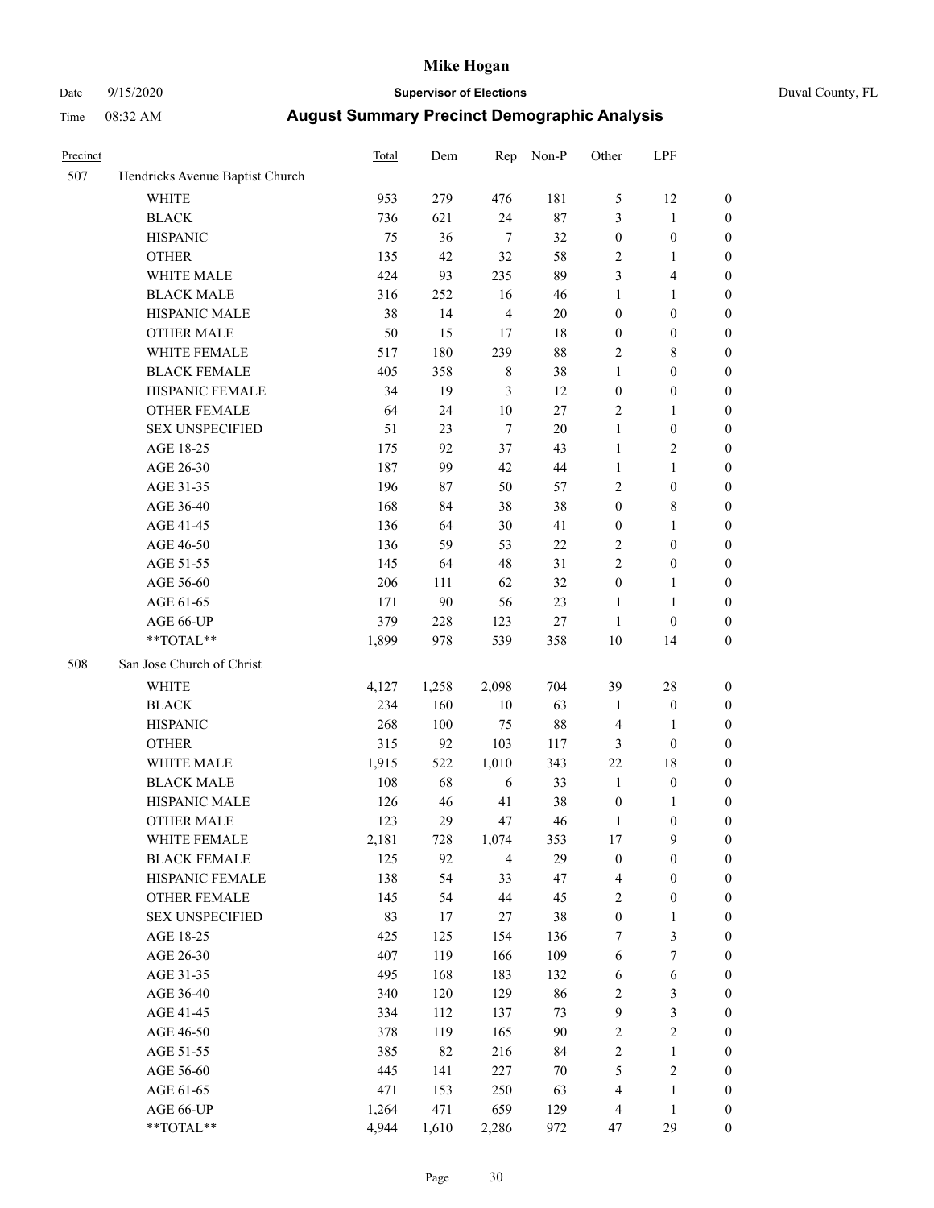# Mike Hogan

Date 9/15/2020 **Supervisor of Elections** Duval County, FL

Time 08:32 AM **August Summary Precinct Demographic Analysis**

| Precinct | | Total | Dem | Rep | Non-P | Other | LPF | |
|---|---|---|---|---|---|---|---|---|
| 507 | Hendricks Avenue Baptist Church | | | | | | | |
| | WHITE | 953 | 279 | 476 | 181 | 5 | 12 | 0 |
| | BLACK | 736 | 621 | 24 | 87 | 3 | 1 | 0 |
| | HISPANIC | 75 | 36 | 7 | 32 | 0 | 0 | 0 |
| | OTHER | 135 | 42 | 32 | 58 | 2 | 1 | 0 |
| | WHITE MALE | 424 | 93 | 235 | 89 | 3 | 4 | 0 |
| | BLACK MALE | 316 | 252 | 16 | 46 | 1 | 1 | 0 |
| | HISPANIC MALE | 38 | 14 | 4 | 20 | 0 | 0 | 0 |
| | OTHER MALE | 50 | 15 | 17 | 18 | 0 | 0 | 0 |
| | WHITE FEMALE | 517 | 180 | 239 | 88 | 2 | 8 | 0 |
| | BLACK FEMALE | 405 | 358 | 8 | 38 | 1 | 0 | 0 |
| | HISPANIC FEMALE | 34 | 19 | 3 | 12 | 0 | 0 | 0 |
| | OTHER FEMALE | 64 | 24 | 10 | 27 | 2 | 1 | 0 |
| | SEX UNSPECIFIED | 51 | 23 | 7 | 20 | 1 | 0 | 0 |
| | AGE 18-25 | 175 | 92 | 37 | 43 | 1 | 2 | 0 |
| | AGE 26-30 | 187 | 99 | 42 | 44 | 1 | 1 | 0 |
| | AGE 31-35 | 196 | 87 | 50 | 57 | 2 | 0 | 0 |
| | AGE 36-40 | 168 | 84 | 38 | 38 | 0 | 8 | 0 |
| | AGE 41-45 | 136 | 64 | 30 | 41 | 0 | 1 | 0 |
| | AGE 46-50 | 136 | 59 | 53 | 22 | 2 | 0 | 0 |
| | AGE 51-55 | 145 | 64 | 48 | 31 | 2 | 0 | 0 |
| | AGE 56-60 | 206 | 111 | 62 | 32 | 0 | 1 | 0 |
| | AGE 61-65 | 171 | 90 | 56 | 23 | 1 | 1 | 0 |
| | AGE 66-UP | 379 | 228 | 123 | 27 | 1 | 0 | 0 |
| | **TOTAL** | 1,899 | 978 | 539 | 358 | 10 | 14 | 0 |
| 508 | San Jose Church of Christ | | | | | | | |
| | WHITE | 4,127 | 1,258 | 2,098 | 704 | 39 | 28 | 0 |
| | BLACK | 234 | 160 | 10 | 63 | 1 | 0 | 0 |
| | HISPANIC | 268 | 100 | 75 | 88 | 4 | 1 | 0 |
| | OTHER | 315 | 92 | 103 | 117 | 3 | 0 | 0 |
| | WHITE MALE | 1,915 | 522 | 1,010 | 343 | 22 | 18 | 0 |
| | BLACK MALE | 108 | 68 | 6 | 33 | 1 | 0 | 0 |
| | HISPANIC MALE | 126 | 46 | 41 | 38 | 0 | 1 | 0 |
| | OTHER MALE | 123 | 29 | 47 | 46 | 1 | 0 | 0 |
| | WHITE FEMALE | 2,181 | 728 | 1,074 | 353 | 17 | 9 | 0 |
| | BLACK FEMALE | 125 | 92 | 4 | 29 | 0 | 0 | 0 |
| | HISPANIC FEMALE | 138 | 54 | 33 | 47 | 4 | 0 | 0 |
| | OTHER FEMALE | 145 | 54 | 44 | 45 | 2 | 0 | 0 |
| | SEX UNSPECIFIED | 83 | 17 | 27 | 38 | 0 | 1 | 0 |
| | AGE 18-25 | 425 | 125 | 154 | 136 | 7 | 3 | 0 |
| | AGE 26-30 | 407 | 119 | 166 | 109 | 6 | 7 | 0 |
| | AGE 31-35 | 495 | 168 | 183 | 132 | 6 | 6 | 0 |
| | AGE 36-40 | 340 | 120 | 129 | 86 | 2 | 3 | 0 |
| | AGE 41-45 | 334 | 112 | 137 | 73 | 9 | 3 | 0 |
| | AGE 46-50 | 378 | 119 | 165 | 90 | 2 | 2 | 0 |
| | AGE 51-55 | 385 | 82 | 216 | 84 | 2 | 1 | 0 |
| | AGE 56-60 | 445 | 141 | 227 | 70 | 5 | 2 | 0 |
| | AGE 61-65 | 471 | 153 | 250 | 63 | 4 | 1 | 0 |
| | AGE 66-UP | 1,264 | 471 | 659 | 129 | 4 | 1 | 0 |
| | **TOTAL** | 4,944 | 1,610 | 2,286 | 972 | 47 | 29 | 0 |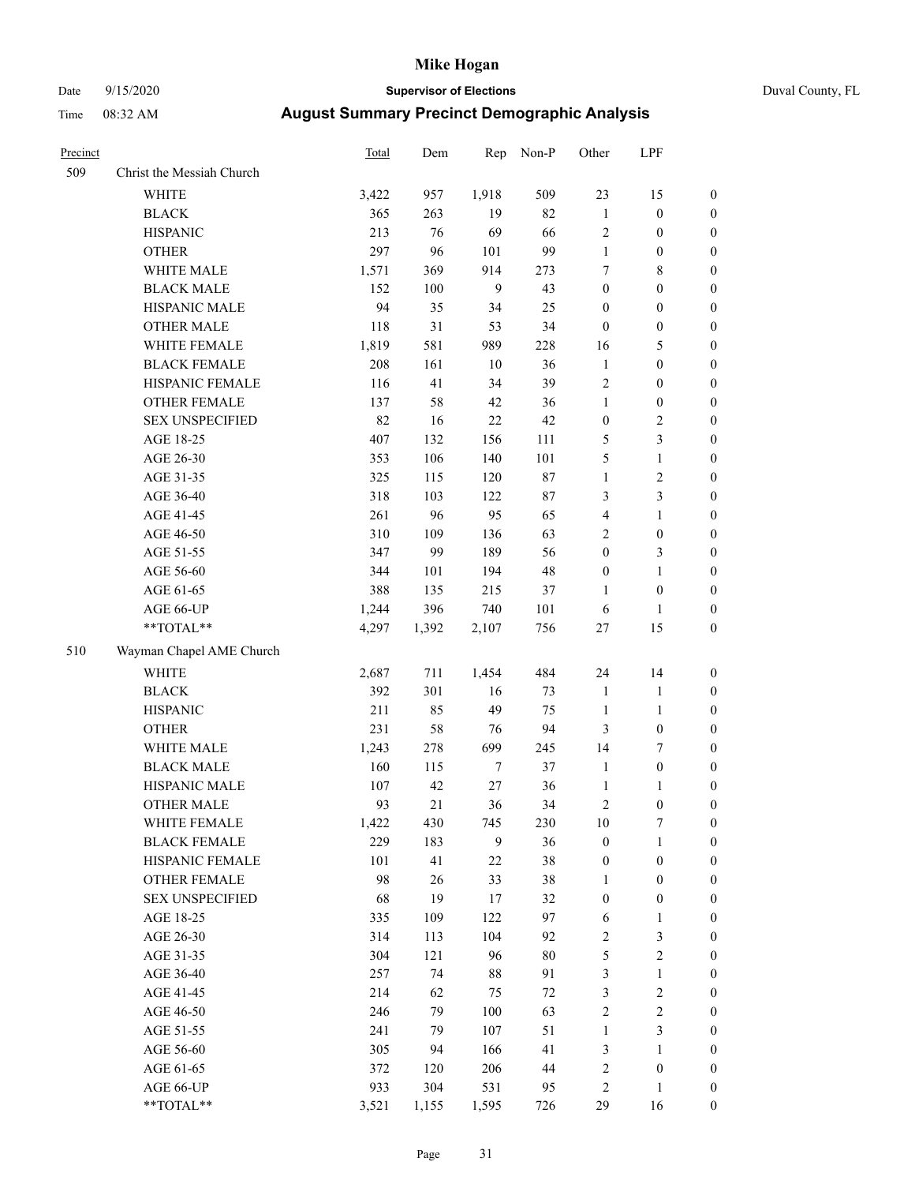| Precinct | | Total | Dem | Rep | Non-P | Other | LPF | |
|---|---|---|---|---|---|---|---|---|
| 509 | Christ the Messiah Church | | | | | | | |
| | WHITE | 3,422 | 957 | 1,918 | 509 | 23 | 15 | 0 |
| | BLACK | 365 | 263 | 19 | 82 | 1 | 0 | 0 |
| | HISPANIC | 213 | 76 | 69 | 66 | 2 | 0 | 0 |
| | OTHER | 297 | 96 | 101 | 99 | 1 | 0 | 0 |
| | WHITE MALE | 1,571 | 369 | 914 | 273 | 7 | 8 | 0 |
| | BLACK MALE | 152 | 100 | 9 | 43 | 0 | 0 | 0 |
| | HISPANIC MALE | 94 | 35 | 34 | 25 | 0 | 0 | 0 |
| | OTHER MALE | 118 | 31 | 53 | 34 | 0 | 0 | 0 |
| | WHITE FEMALE | 1,819 | 581 | 989 | 228 | 16 | 5 | 0 |
| | BLACK FEMALE | 208 | 161 | 10 | 36 | 1 | 0 | 0 |
| | HISPANIC FEMALE | 116 | 41 | 34 | 39 | 2 | 0 | 0 |
| | OTHER FEMALE | 137 | 58 | 42 | 36 | 1 | 0 | 0 |
| | SEX UNSPECIFIED | 82 | 16 | 22 | 42 | 0 | 2 | 0 |
| | AGE 18-25 | 407 | 132 | 156 | 111 | 5 | 3 | 0 |
| | AGE 26-30 | 353 | 106 | 140 | 101 | 5 | 1 | 0 |
| | AGE 31-35 | 325 | 115 | 120 | 87 | 1 | 2 | 0 |
| | AGE 36-40 | 318 | 103 | 122 | 87 | 3 | 3 | 0 |
| | AGE 41-45 | 261 | 96 | 95 | 65 | 4 | 1 | 0 |
| | AGE 46-50 | 310 | 109 | 136 | 63 | 2 | 0 | 0 |
| | AGE 51-55 | 347 | 99 | 189 | 56 | 0 | 3 | 0 |
| | AGE 56-60 | 344 | 101 | 194 | 48 | 0 | 1 | 0 |
| | AGE 61-65 | 388 | 135 | 215 | 37 | 1 | 0 | 0 |
| | AGE 66-UP | 1,244 | 396 | 740 | 101 | 6 | 1 | 0 |
| | **TOTAL** | 4,297 | 1,392 | 2,107 | 756 | 27 | 15 | 0 |
| 510 | Wayman Chapel AME Church | | | | | | | |
| | WHITE | 2,687 | 711 | 1,454 | 484 | 24 | 14 | 0 |
| | BLACK | 392 | 301 | 16 | 73 | 1 | 1 | 0 |
| | HISPANIC | 211 | 85 | 49 | 75 | 1 | 1 | 0 |
| | OTHER | 231 | 58 | 76 | 94 | 3 | 0 | 0 |
| | WHITE MALE | 1,243 | 278 | 699 | 245 | 14 | 7 | 0 |
| | BLACK MALE | 160 | 115 | 7 | 37 | 1 | 0 | 0 |
| | HISPANIC MALE | 107 | 42 | 27 | 36 | 1 | 1 | 0 |
| | OTHER MALE | 93 | 21 | 36 | 34 | 2 | 0 | 0 |
| | WHITE FEMALE | 1,422 | 430 | 745 | 230 | 10 | 7 | 0 |
| | BLACK FEMALE | 229 | 183 | 9 | 36 | 0 | 1 | 0 |
| | HISPANIC FEMALE | 101 | 41 | 22 | 38 | 0 | 0 | 0 |
| | OTHER FEMALE | 98 | 26 | 33 | 38 | 1 | 0 | 0 |
| | SEX UNSPECIFIED | 68 | 19 | 17 | 32 | 0 | 0 | 0 |
| | AGE 18-25 | 335 | 109 | 122 | 97 | 6 | 1 | 0 |
| | AGE 26-30 | 314 | 113 | 104 | 92 | 2 | 3 | 0 |
| | AGE 31-35 | 304 | 121 | 96 | 80 | 5 | 2 | 0 |
| | AGE 36-40 | 257 | 74 | 88 | 91 | 3 | 1 | 0 |
| | AGE 41-45 | 214 | 62 | 75 | 72 | 3 | 2 | 0 |
| | AGE 46-50 | 246 | 79 | 100 | 63 | 2 | 2 | 0 |
| | AGE 51-55 | 241 | 79 | 107 | 51 | 1 | 3 | 0 |
| | AGE 56-60 | 305 | 94 | 166 | 41 | 3 | 1 | 0 |
| | AGE 61-65 | 372 | 120 | 206 | 44 | 2 | 0 | 0 |
| | AGE 66-UP | 933 | 304 | 531 | 95 | 2 | 1 | 0 |
| | **TOTAL** | 3,521 | 1,155 | 1,595 | 726 | 29 | 16 | 0 |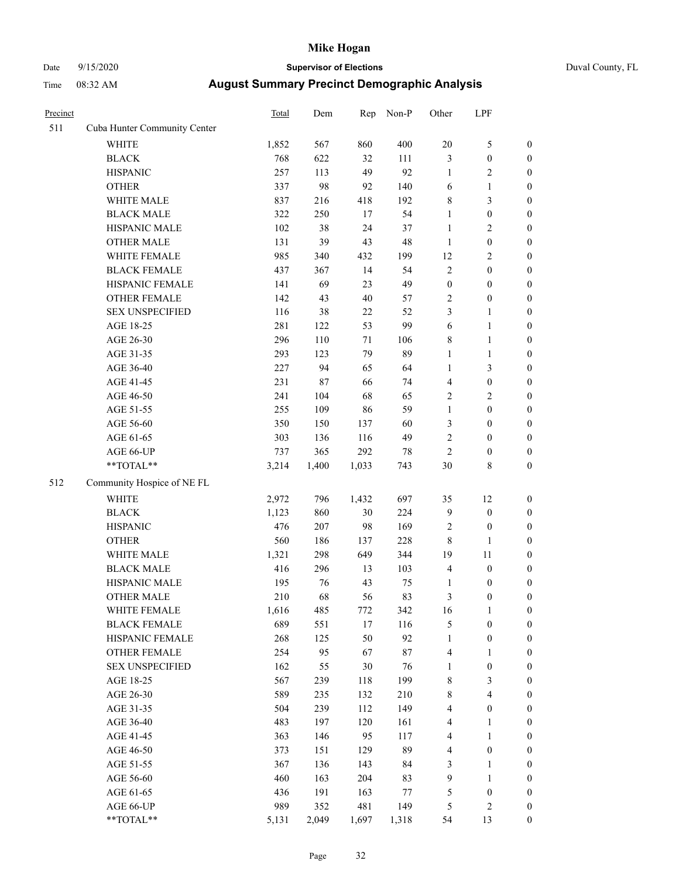# Mike Hogan

Date 9/15/2020 **Supervisor of Elections** Duval County, FL

Time 08:32 AM **August Summary Precinct Demographic Analysis**

| Precinct | | Total | Dem | Rep | Non-P | Other | LPF | |
|---|---|---|---|---|---|---|---|---|
| 511 | Cuba Hunter Community Center | | | | | | | |
| | WHITE | 1,852 | 567 | 860 | 400 | 20 | 5 | 0 |
| | BLACK | 768 | 622 | 32 | 111 | 3 | 0 | 0 |
| | HISPANIC | 257 | 113 | 49 | 92 | 1 | 2 | 0 |
| | OTHER | 337 | 98 | 92 | 140 | 6 | 1 | 0 |
| | WHITE MALE | 837 | 216 | 418 | 192 | 8 | 3 | 0 |
| | BLACK MALE | 322 | 250 | 17 | 54 | 1 | 0 | 0 |
| | HISPANIC MALE | 102 | 38 | 24 | 37 | 1 | 2 | 0 |
| | OTHER MALE | 131 | 39 | 43 | 48 | 1 | 0 | 0 |
| | WHITE FEMALE | 985 | 340 | 432 | 199 | 12 | 2 | 0 |
| | BLACK FEMALE | 437 | 367 | 14 | 54 | 2 | 0 | 0 |
| | HISPANIC FEMALE | 141 | 69 | 23 | 49 | 0 | 0 | 0 |
| | OTHER FEMALE | 142 | 43 | 40 | 57 | 2 | 0 | 0 |
| | SEX UNSPECIFIED | 116 | 38 | 22 | 52 | 3 | 1 | 0 |
| | AGE 18-25 | 281 | 122 | 53 | 99 | 6 | 1 | 0 |
| | AGE 26-30 | 296 | 110 | 71 | 106 | 8 | 1 | 0 |
| | AGE 31-35 | 293 | 123 | 79 | 89 | 1 | 1 | 0 |
| | AGE 36-40 | 227 | 94 | 65 | 64 | 1 | 3 | 0 |
| | AGE 41-45 | 231 | 87 | 66 | 74 | 4 | 0 | 0 |
| | AGE 46-50 | 241 | 104 | 68 | 65 | 2 | 2 | 0 |
| | AGE 51-55 | 255 | 109 | 86 | 59 | 1 | 0 | 0 |
| | AGE 56-60 | 350 | 150 | 137 | 60 | 3 | 0 | 0 |
| | AGE 61-65 | 303 | 136 | 116 | 49 | 2 | 0 | 0 |
| | AGE 66-UP | 737 | 365 | 292 | 78 | 2 | 0 | 0 |
| | **TOTAL** | 3,214 | 1,400 | 1,033 | 743 | 30 | 8 | 0 |
| 512 | Community Hospice of NE FL | | | | | | | |
| | WHITE | 2,972 | 796 | 1,432 | 697 | 35 | 12 | 0 |
| | BLACK | 1,123 | 860 | 30 | 224 | 9 | 0 | 0 |
| | HISPANIC | 476 | 207 | 98 | 169 | 2 | 0 | 0 |
| | OTHER | 560 | 186 | 137 | 228 | 8 | 1 | 0 |
| | WHITE MALE | 1,321 | 298 | 649 | 344 | 19 | 11 | 0 |
| | BLACK MALE | 416 | 296 | 13 | 103 | 4 | 0 | 0 |
| | HISPANIC MALE | 195 | 76 | 43 | 75 | 1 | 0 | 0 |
| | OTHER MALE | 210 | 68 | 56 | 83 | 3 | 0 | 0 |
| | WHITE FEMALE | 1,616 | 485 | 772 | 342 | 16 | 1 | 0 |
| | BLACK FEMALE | 689 | 551 | 17 | 116 | 5 | 0 | 0 |
| | HISPANIC FEMALE | 268 | 125 | 50 | 92 | 1 | 0 | 0 |
| | OTHER FEMALE | 254 | 95 | 67 | 87 | 4 | 1 | 0 |
| | SEX UNSPECIFIED | 162 | 55 | 30 | 76 | 1 | 0 | 0 |
| | AGE 18-25 | 567 | 239 | 118 | 199 | 8 | 3 | 0 |
| | AGE 26-30 | 589 | 235 | 132 | 210 | 8 | 4 | 0 |
| | AGE 31-35 | 504 | 239 | 112 | 149 | 4 | 0 | 0 |
| | AGE 36-40 | 483 | 197 | 120 | 161 | 4 | 1 | 0 |
| | AGE 41-45 | 363 | 146 | 95 | 117 | 4 | 1 | 0 |
| | AGE 46-50 | 373 | 151 | 129 | 89 | 4 | 0 | 0 |
| | AGE 51-55 | 367 | 136 | 143 | 84 | 3 | 1 | 0 |
| | AGE 56-60 | 460 | 163 | 204 | 83 | 9 | 1 | 0 |
| | AGE 61-65 | 436 | 191 | 163 | 77 | 5 | 0 | 0 |
| | AGE 66-UP | 989 | 352 | 481 | 149 | 5 | 2 | 0 |
| | **TOTAL** | 5,131 | 2,049 | 1,697 | 1,318 | 54 | 13 | 0 |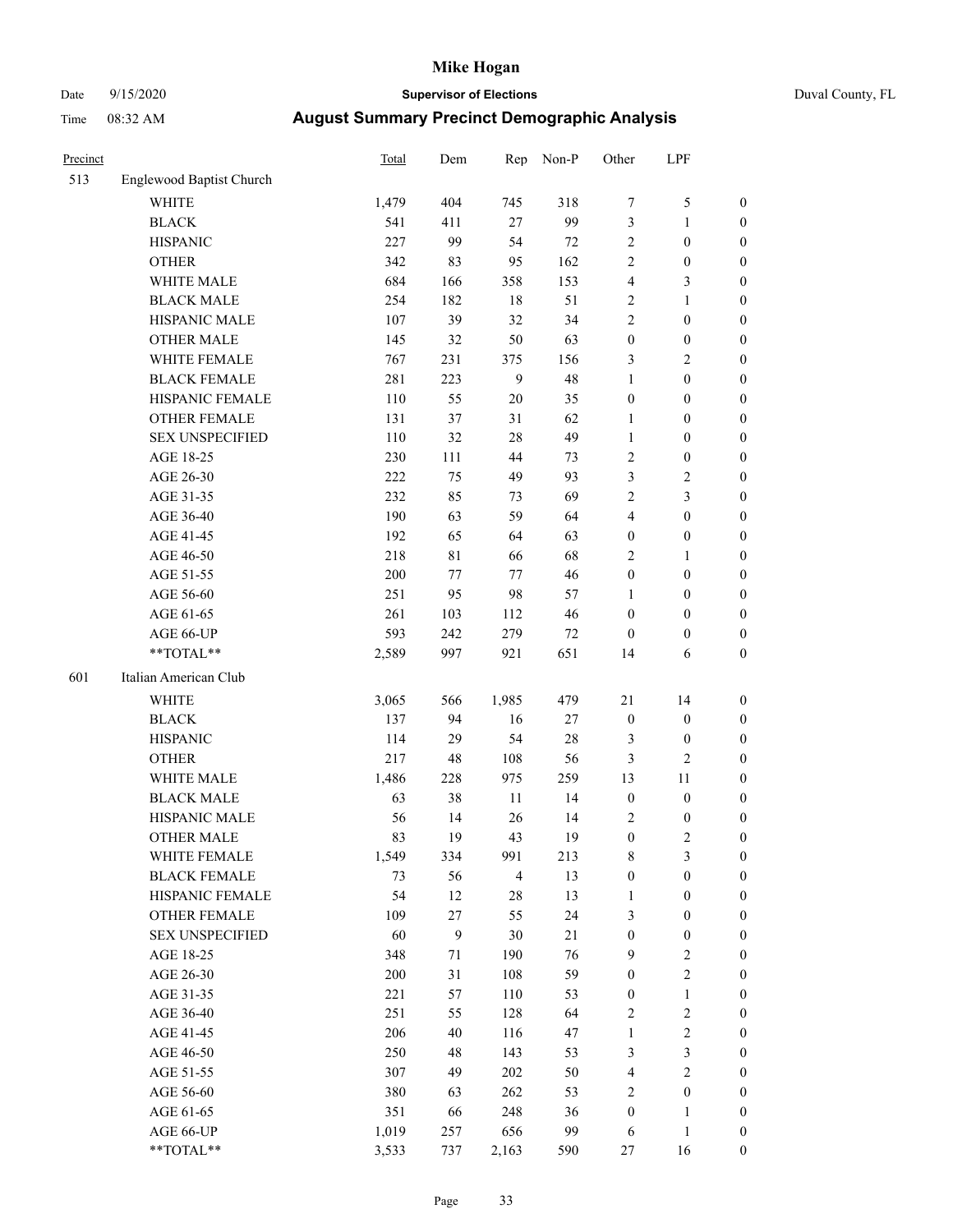# Mike Hogan

Date 9/15/2020 **Supervisor of Elections** Duval County, FL

Time 08:32 AM **August Summary Precinct Demographic Analysis**

| Precinct | | Total | Dem | Rep | Non-P | Other | LPF | |
|---|---|---|---|---|---|---|---|---|
| 513 | Englewood Baptist Church | | | | | | | |
| | WHITE | 1,479 | 404 | 745 | 318 | 7 | 5 | 0 |
| | BLACK | 541 | 411 | 27 | 99 | 3 | 1 | 0 |
| | HISPANIC | 227 | 99 | 54 | 72 | 2 | 0 | 0 |
| | OTHER | 342 | 83 | 95 | 162 | 2 | 0 | 0 |
| | WHITE MALE | 684 | 166 | 358 | 153 | 4 | 3 | 0 |
| | BLACK MALE | 254 | 182 | 18 | 51 | 2 | 1 | 0 |
| | HISPANIC MALE | 107 | 39 | 32 | 34 | 2 | 0 | 0 |
| | OTHER MALE | 145 | 32 | 50 | 63 | 0 | 0 | 0 |
| | WHITE FEMALE | 767 | 231 | 375 | 156 | 3 | 2 | 0 |
| | BLACK FEMALE | 281 | 223 | 9 | 48 | 1 | 0 | 0 |
| | HISPANIC FEMALE | 110 | 55 | 20 | 35 | 0 | 0 | 0 |
| | OTHER FEMALE | 131 | 37 | 31 | 62 | 1 | 0 | 0 |
| | SEX UNSPECIFIED | 110 | 32 | 28 | 49 | 1 | 0 | 0 |
| | AGE 18-25 | 230 | 111 | 44 | 73 | 2 | 0 | 0 |
| | AGE 26-30 | 222 | 75 | 49 | 93 | 3 | 2 | 0 |
| | AGE 31-35 | 232 | 85 | 73 | 69 | 2 | 3 | 0 |
| | AGE 36-40 | 190 | 63 | 59 | 64 | 4 | 0 | 0 |
| | AGE 41-45 | 192 | 65 | 64 | 63 | 0 | 0 | 0 |
| | AGE 46-50 | 218 | 81 | 66 | 68 | 2 | 1 | 0 |
| | AGE 51-55 | 200 | 77 | 77 | 46 | 0 | 0 | 0 |
| | AGE 56-60 | 251 | 95 | 98 | 57 | 1 | 0 | 0 |
| | AGE 61-65 | 261 | 103 | 112 | 46 | 0 | 0 | 0 |
| | AGE 66-UP | 593 | 242 | 279 | 72 | 0 | 0 | 0 |
| | **TOTAL** | 2,589 | 997 | 921 | 651 | 14 | 6 | 0 |
| 601 | Italian American Club | | | | | | | |
| | WHITE | 3,065 | 566 | 1,985 | 479 | 21 | 14 | 0 |
| | BLACK | 137 | 94 | 16 | 27 | 0 | 0 | 0 |
| | HISPANIC | 114 | 29 | 54 | 28 | 3 | 0 | 0 |
| | OTHER | 217 | 48 | 108 | 56 | 3 | 2 | 0 |
| | WHITE MALE | 1,486 | 228 | 975 | 259 | 13 | 11 | 0 |
| | BLACK MALE | 63 | 38 | 11 | 14 | 0 | 0 | 0 |
| | HISPANIC MALE | 56 | 14 | 26 | 14 | 2 | 0 | 0 |
| | OTHER MALE | 83 | 19 | 43 | 19 | 0 | 2 | 0 |
| | WHITE FEMALE | 1,549 | 334 | 991 | 213 | 8 | 3 | 0 |
| | BLACK FEMALE | 73 | 56 | 4 | 13 | 0 | 0 | 0 |
| | HISPANIC FEMALE | 54 | 12 | 28 | 13 | 1 | 0 | 0 |
| | OTHER FEMALE | 109 | 27 | 55 | 24 | 3 | 0 | 0 |
| | SEX UNSPECIFIED | 60 | 9 | 30 | 21 | 0 | 0 | 0 |
| | AGE 18-25 | 348 | 71 | 190 | 76 | 9 | 2 | 0 |
| | AGE 26-30 | 200 | 31 | 108 | 59 | 0 | 2 | 0 |
| | AGE 31-35 | 221 | 57 | 110 | 53 | 0 | 1 | 0 |
| | AGE 36-40 | 251 | 55 | 128 | 64 | 2 | 2 | 0 |
| | AGE 41-45 | 206 | 40 | 116 | 47 | 1 | 2 | 0 |
| | AGE 46-50 | 250 | 48 | 143 | 53 | 3 | 3 | 0 |
| | AGE 51-55 | 307 | 49 | 202 | 50 | 4 | 2 | 0 |
| | AGE 56-60 | 380 | 63 | 262 | 53 | 2 | 0 | 0 |
| | AGE 61-65 | 351 | 66 | 248 | 36 | 0 | 1 | 0 |
| | AGE 66-UP | 1,019 | 257 | 656 | 99 | 6 | 1 | 0 |
| | **TOTAL** | 3,533 | 737 | 2,163 | 590 | 27 | 16 | 0 |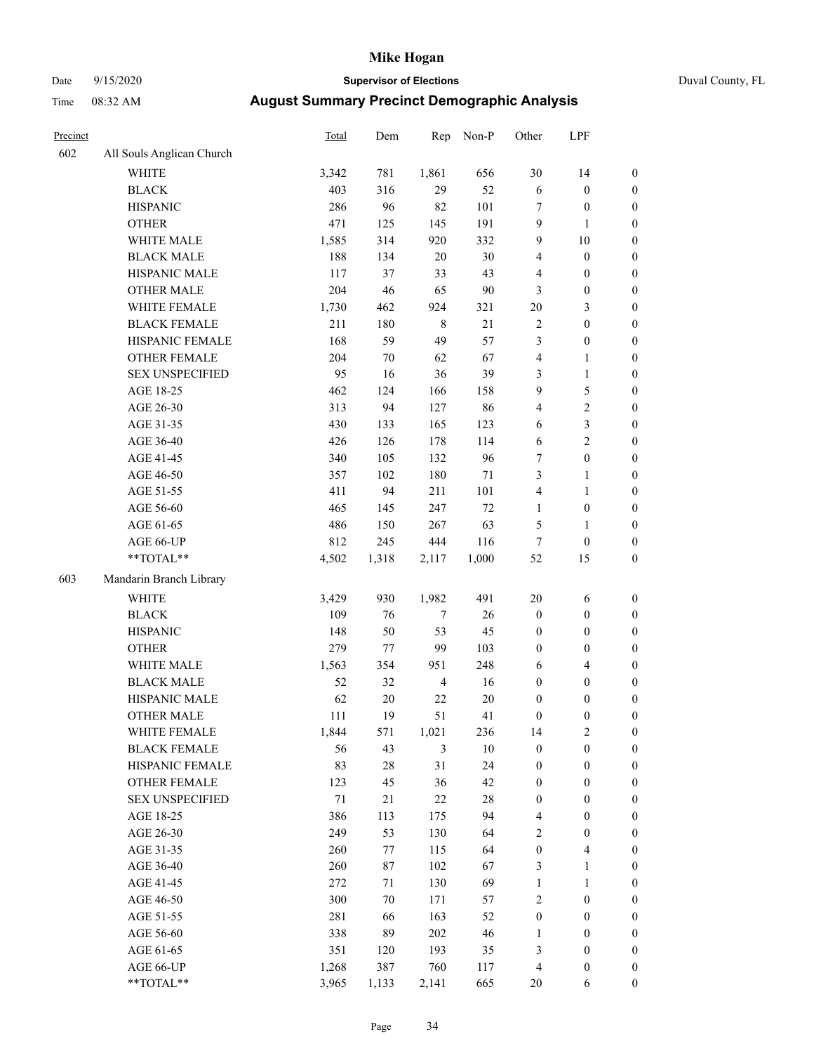# Mike Hogan

Date 9/15/2020 **Supervisor of Elections** Duval County, FL

Time 08:32 AM **August Summary Precinct Demographic Analysis**

| Precinct | | Total | Dem | Rep | Non-P | Other | LPF | |
|---|---|---|---|---|---|---|---|---|
| 602 | All Souls Anglican Church | | | | | | | |
| | WHITE | 3,342 | 781 | 1,861 | 656 | 30 | 14 | 0 |
| | BLACK | 403 | 316 | 29 | 52 | 6 | 0 | 0 |
| | HISPANIC | 286 | 96 | 82 | 101 | 7 | 0 | 0 |
| | OTHER | 471 | 125 | 145 | 191 | 9 | 1 | 0 |
| | WHITE MALE | 1,585 | 314 | 920 | 332 | 9 | 10 | 0 |
| | BLACK MALE | 188 | 134 | 20 | 30 | 4 | 0 | 0 |
| | HISPANIC MALE | 117 | 37 | 33 | 43 | 4 | 0 | 0 |
| | OTHER MALE | 204 | 46 | 65 | 90 | 3 | 0 | 0 |
| | WHITE FEMALE | 1,730 | 462 | 924 | 321 | 20 | 3 | 0 |
| | BLACK FEMALE | 211 | 180 | 8 | 21 | 2 | 0 | 0 |
| | HISPANIC FEMALE | 168 | 59 | 49 | 57 | 3 | 0 | 0 |
| | OTHER FEMALE | 204 | 70 | 62 | 67 | 4 | 1 | 0 |
| | SEX UNSPECIFIED | 95 | 16 | 36 | 39 | 3 | 1 | 0 |
| | AGE 18-25 | 462 | 124 | 166 | 158 | 9 | 5 | 0 |
| | AGE 26-30 | 313 | 94 | 127 | 86 | 4 | 2 | 0 |
| | AGE 31-35 | 430 | 133 | 165 | 123 | 6 | 3 | 0 |
| | AGE 36-40 | 426 | 126 | 178 | 114 | 6 | 2 | 0 |
| | AGE 41-45 | 340 | 105 | 132 | 96 | 7 | 0 | 0 |
| | AGE 46-50 | 357 | 102 | 180 | 71 | 3 | 1 | 0 |
| | AGE 51-55 | 411 | 94 | 211 | 101 | 4 | 1 | 0 |
| | AGE 56-60 | 465 | 145 | 247 | 72 | 1 | 0 | 0 |
| | AGE 61-65 | 486 | 150 | 267 | 63 | 5 | 1 | 0 |
| | AGE 66-UP | 812 | 245 | 444 | 116 | 7 | 0 | 0 |
| | **TOTAL** | 4,502 | 1,318 | 2,117 | 1,000 | 52 | 15 | 0 |
| 603 | Mandarin Branch Library | | | | | | | |
| | WHITE | 3,429 | 930 | 1,982 | 491 | 20 | 6 | 0 |
| | BLACK | 109 | 76 | 7 | 26 | 0 | 0 | 0 |
| | HISPANIC | 148 | 50 | 53 | 45 | 0 | 0 | 0 |
| | OTHER | 279 | 77 | 99 | 103 | 0 | 0 | 0 |
| | WHITE MALE | 1,563 | 354 | 951 | 248 | 6 | 4 | 0 |
| | BLACK MALE | 52 | 32 | 4 | 16 | 0 | 0 | 0 |
| | HISPANIC MALE | 62 | 20 | 22 | 20 | 0 | 0 | 0 |
| | OTHER MALE | 111 | 19 | 51 | 41 | 0 | 0 | 0 |
| | WHITE FEMALE | 1,844 | 571 | 1,021 | 236 | 14 | 2 | 0 |
| | BLACK FEMALE | 56 | 43 | 3 | 10 | 0 | 0 | 0 |
| | HISPANIC FEMALE | 83 | 28 | 31 | 24 | 0 | 0 | 0 |
| | OTHER FEMALE | 123 | 45 | 36 | 42 | 0 | 0 | 0 |
| | SEX UNSPECIFIED | 71 | 21 | 22 | 28 | 0 | 0 | 0 |
| | AGE 18-25 | 386 | 113 | 175 | 94 | 4 | 0 | 0 |
| | AGE 26-30 | 249 | 53 | 130 | 64 | 2 | 0 | 0 |
| | AGE 31-35 | 260 | 77 | 115 | 64 | 0 | 4 | 0 |
| | AGE 36-40 | 260 | 87 | 102 | 67 | 3 | 1 | 0 |
| | AGE 41-45 | 272 | 71 | 130 | 69 | 1 | 1 | 0 |
| | AGE 46-50 | 300 | 70 | 171 | 57 | 2 | 0 | 0 |
| | AGE 51-55 | 281 | 66 | 163 | 52 | 0 | 0 | 0 |
| | AGE 56-60 | 338 | 89 | 202 | 46 | 1 | 0 | 0 |
| | AGE 61-65 | 351 | 120 | 193 | 35 | 3 | 0 | 0 |
| | AGE 66-UP | 1,268 | 387 | 760 | 117 | 4 | 0 | 0 |
| | **TOTAL** | 3,965 | 1,133 | 2,141 | 665 | 20 | 6 | 0 |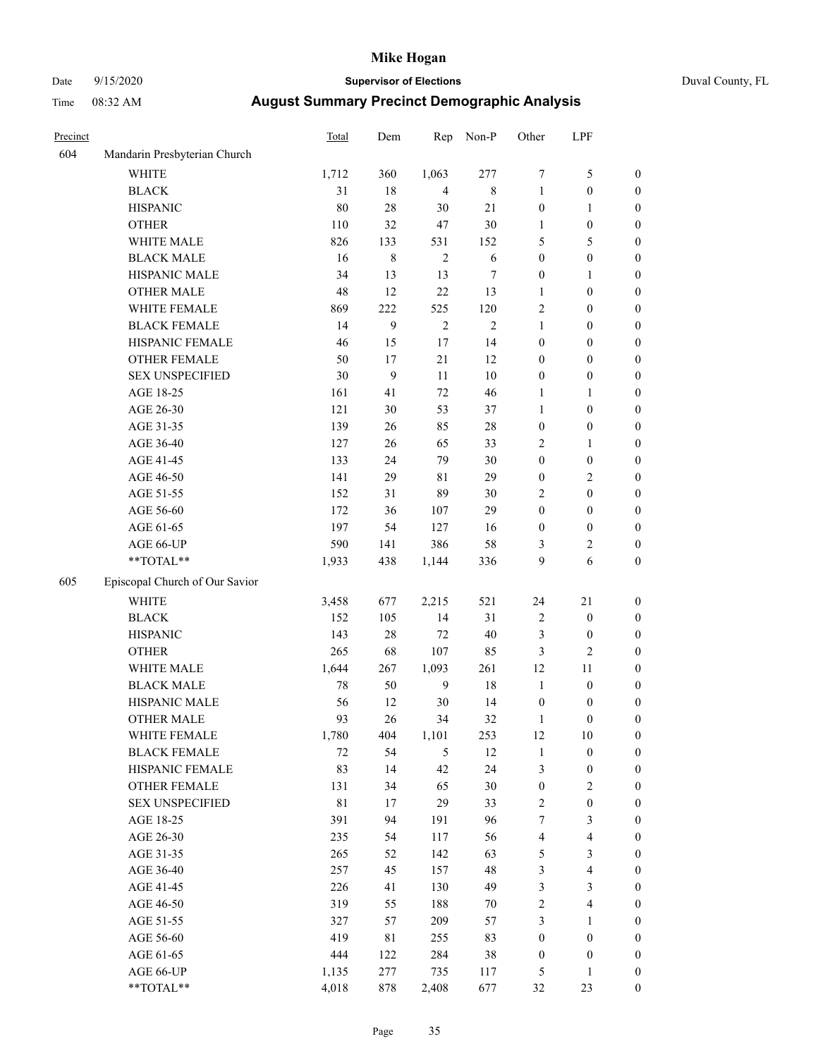# Mike Hogan

Date 9/15/2020 **Supervisor of Elections** Duval County, FL

Time 08:32 AM **August Summary Precinct Demographic Analysis**

| Precinct | | Total | Dem | Rep | Non-P | Other | LPF | |
|---|---|---|---|---|---|---|---|---|
| 604 | Mandarin Presbyterian Church | | | | | | | |
| | WHITE | 1,712 | 360 | 1,063 | 277 | 7 | 5 | 0 |
| | BLACK | 31 | 18 | 4 | 8 | 1 | 0 | 0 |
| | HISPANIC | 80 | 28 | 30 | 21 | 0 | 1 | 0 |
| | OTHER | 110 | 32 | 47 | 30 | 1 | 0 | 0 |
| | WHITE MALE | 826 | 133 | 531 | 152 | 5 | 5 | 0 |
| | BLACK MALE | 16 | 8 | 2 | 6 | 0 | 0 | 0 |
| | HISPANIC MALE | 34 | 13 | 13 | 7 | 0 | 1 | 0 |
| | OTHER MALE | 48 | 12 | 22 | 13 | 1 | 0 | 0 |
| | WHITE FEMALE | 869 | 222 | 525 | 120 | 2 | 0 | 0 |
| | BLACK FEMALE | 14 | 9 | 2 | 2 | 1 | 0 | 0 |
| | HISPANIC FEMALE | 46 | 15 | 17 | 14 | 0 | 0 | 0 |
| | OTHER FEMALE | 50 | 17 | 21 | 12 | 0 | 0 | 0 |
| | SEX UNSPECIFIED | 30 | 9 | 11 | 10 | 0 | 0 | 0 |
| | AGE 18-25 | 161 | 41 | 72 | 46 | 1 | 1 | 0 |
| | AGE 26-30 | 121 | 30 | 53 | 37 | 1 | 0 | 0 |
| | AGE 31-35 | 139 | 26 | 85 | 28 | 0 | 0 | 0 |
| | AGE 36-40 | 127 | 26 | 65 | 33 | 2 | 1 | 0 |
| | AGE 41-45 | 133 | 24 | 79 | 30 | 0 | 0 | 0 |
| | AGE 46-50 | 141 | 29 | 81 | 29 | 0 | 2 | 0 |
| | AGE 51-55 | 152 | 31 | 89 | 30 | 2 | 0 | 0 |
| | AGE 56-60 | 172 | 36 | 107 | 29 | 0 | 0 | 0 |
| | AGE 61-65 | 197 | 54 | 127 | 16 | 0 | 0 | 0 |
| | AGE 66-UP | 590 | 141 | 386 | 58 | 3 | 2 | 0 |
| | **TOTAL** | 1,933 | 438 | 1,144 | 336 | 9 | 6 | 0 |
| 605 | Episcopal Church of Our Savior | | | | | | | |
| | WHITE | 3,458 | 677 | 2,215 | 521 | 24 | 21 | 0 |
| | BLACK | 152 | 105 | 14 | 31 | 2 | 0 | 0 |
| | HISPANIC | 143 | 28 | 72 | 40 | 3 | 0 | 0 |
| | OTHER | 265 | 68 | 107 | 85 | 3 | 2 | 0 |
| | WHITE MALE | 1,644 | 267 | 1,093 | 261 | 12 | 11 | 0 |
| | BLACK MALE | 78 | 50 | 9 | 18 | 1 | 0 | 0 |
| | HISPANIC MALE | 56 | 12 | 30 | 14 | 0 | 0 | 0 |
| | OTHER MALE | 93 | 26 | 34 | 32 | 1 | 0 | 0 |
| | WHITE FEMALE | 1,780 | 404 | 1,101 | 253 | 12 | 10 | 0 |
| | BLACK FEMALE | 72 | 54 | 5 | 12 | 1 | 0 | 0 |
| | HISPANIC FEMALE | 83 | 14 | 42 | 24 | 3 | 0 | 0 |
| | OTHER FEMALE | 131 | 34 | 65 | 30 | 0 | 2 | 0 |
| | SEX UNSPECIFIED | 81 | 17 | 29 | 33 | 2 | 0 | 0 |
| | AGE 18-25 | 391 | 94 | 191 | 96 | 7 | 3 | 0 |
| | AGE 26-30 | 235 | 54 | 117 | 56 | 4 | 4 | 0 |
| | AGE 31-35 | 265 | 52 | 142 | 63 | 5 | 3 | 0 |
| | AGE 36-40 | 257 | 45 | 157 | 48 | 3 | 4 | 0 |
| | AGE 41-45 | 226 | 41 | 130 | 49 | 3 | 3 | 0 |
| | AGE 46-50 | 319 | 55 | 188 | 70 | 2 | 4 | 0 |
| | AGE 51-55 | 327 | 57 | 209 | 57 | 3 | 1 | 0 |
| | AGE 56-60 | 419 | 81 | 255 | 83 | 0 | 0 | 0 |
| | AGE 61-65 | 444 | 122 | 284 | 38 | 0 | 0 | 0 |
| | AGE 66-UP | 1,135 | 277 | 735 | 117 | 5 | 1 | 0 |
| | **TOTAL** | 4,018 | 878 | 2,408 | 677 | 32 | 23 | 0 |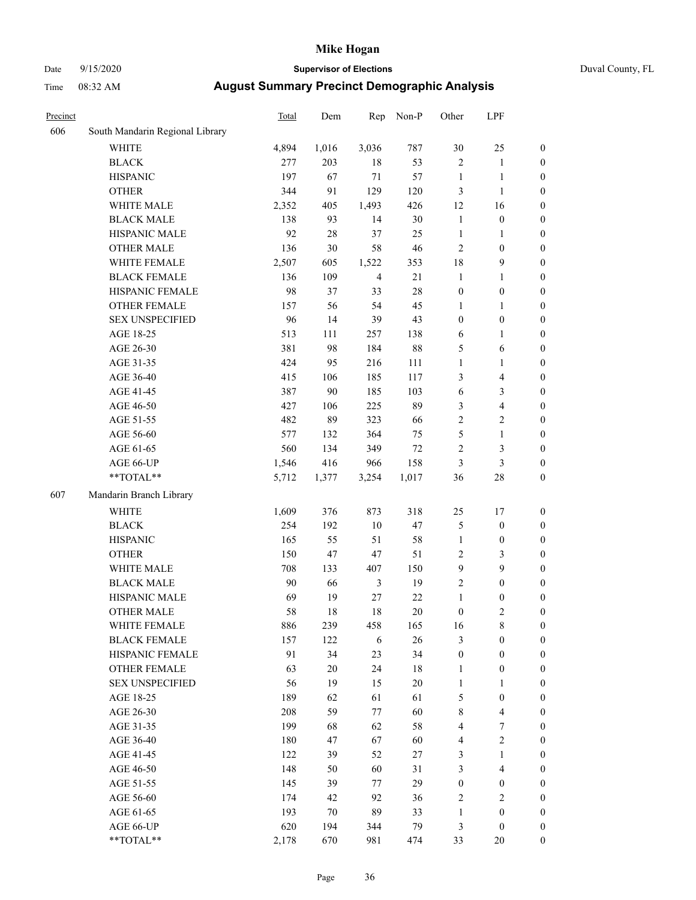# Mike Hogan

Date 9/15/2020 **Supervisor of Elections** Duval County, FL

Time 08:32 AM **August Summary Precinct Demographic Analysis**

| Precinct | | Total | Dem | Rep | Non-P | Other | LPF | |
|---|---|---|---|---|---|---|---|---|
| 606 | South Mandarin Regional Library | | | | | | | |
| | WHITE | 4,894 | 1,016 | 3,036 | 787 | 30 | 25 | 0 |
| | BLACK | 277 | 203 | 18 | 53 | 2 | 1 | 0 |
| | HISPANIC | 197 | 67 | 71 | 57 | 1 | 1 | 0 |
| | OTHER | 344 | 91 | 129 | 120 | 3 | 1 | 0 |
| | WHITE MALE | 2,352 | 405 | 1,493 | 426 | 12 | 16 | 0 |
| | BLACK MALE | 138 | 93 | 14 | 30 | 1 | 0 | 0 |
| | HISPANIC MALE | 92 | 28 | 37 | 25 | 1 | 1 | 0 |
| | OTHER MALE | 136 | 30 | 58 | 46 | 2 | 0 | 0 |
| | WHITE FEMALE | 2,507 | 605 | 1,522 | 353 | 18 | 9 | 0 |
| | BLACK FEMALE | 136 | 109 | 4 | 21 | 1 | 1 | 0 |
| | HISPANIC FEMALE | 98 | 37 | 33 | 28 | 0 | 0 | 0 |
| | OTHER FEMALE | 157 | 56 | 54 | 45 | 1 | 1 | 0 |
| | SEX UNSPECIFIED | 96 | 14 | 39 | 43 | 0 | 0 | 0 |
| | AGE 18-25 | 513 | 111 | 257 | 138 | 6 | 1 | 0 |
| | AGE 26-30 | 381 | 98 | 184 | 88 | 5 | 6 | 0 |
| | AGE 31-35 | 424 | 95 | 216 | 111 | 1 | 1 | 0 |
| | AGE 36-40 | 415 | 106 | 185 | 117 | 3 | 4 | 0 |
| | AGE 41-45 | 387 | 90 | 185 | 103 | 6 | 3 | 0 |
| | AGE 46-50 | 427 | 106 | 225 | 89 | 3 | 4 | 0 |
| | AGE 51-55 | 482 | 89 | 323 | 66 | 2 | 2 | 0 |
| | AGE 56-60 | 577 | 132 | 364 | 75 | 5 | 1 | 0 |
| | AGE 61-65 | 560 | 134 | 349 | 72 | 2 | 3 | 0 |
| | AGE 66-UP | 1,546 | 416 | 966 | 158 | 3 | 3 | 0 |
| | **TOTAL** | 5,712 | 1,377 | 3,254 | 1,017 | 36 | 28 | 0 |
| 607 | Mandarin Branch Library | | | | | | | |
| | WHITE | 1,609 | 376 | 873 | 318 | 25 | 17 | 0 |
| | BLACK | 254 | 192 | 10 | 47 | 5 | 0 | 0 |
| | HISPANIC | 165 | 55 | 51 | 58 | 1 | 0 | 0 |
| | OTHER | 150 | 47 | 47 | 51 | 2 | 3 | 0 |
| | WHITE MALE | 708 | 133 | 407 | 150 | 9 | 9 | 0 |
| | BLACK MALE | 90 | 66 | 3 | 19 | 2 | 0 | 0 |
| | HISPANIC MALE | 69 | 19 | 27 | 22 | 1 | 0 | 0 |
| | OTHER MALE | 58 | 18 | 18 | 20 | 0 | 2 | 0 |
| | WHITE FEMALE | 886 | 239 | 458 | 165 | 16 | 8 | 0 |
| | BLACK FEMALE | 157 | 122 | 6 | 26 | 3 | 0 | 0 |
| | HISPANIC FEMALE | 91 | 34 | 23 | 34 | 0 | 0 | 0 |
| | OTHER FEMALE | 63 | 20 | 24 | 18 | 1 | 0 | 0 |
| | SEX UNSPECIFIED | 56 | 19 | 15 | 20 | 1 | 1 | 0 |
| | AGE 18-25 | 189 | 62 | 61 | 61 | 5 | 0 | 0 |
| | AGE 26-30 | 208 | 59 | 77 | 60 | 8 | 4 | 0 |
| | AGE 31-35 | 199 | 68 | 62 | 58 | 4 | 7 | 0 |
| | AGE 36-40 | 180 | 47 | 67 | 60 | 4 | 2 | 0 |
| | AGE 41-45 | 122 | 39 | 52 | 27 | 3 | 1 | 0 |
| | AGE 46-50 | 148 | 50 | 60 | 31 | 3 | 4 | 0 |
| | AGE 51-55 | 145 | 39 | 77 | 29 | 0 | 0 | 0 |
| | AGE 56-60 | 174 | 42 | 92 | 36 | 2 | 2 | 0 |
| | AGE 61-65 | 193 | 70 | 89 | 33 | 1 | 0 | 0 |
| | AGE 66-UP | 620 | 194 | 344 | 79 | 3 | 0 | 0 |
| | **TOTAL** | 2,178 | 670 | 981 | 474 | 33 | 20 | 0 |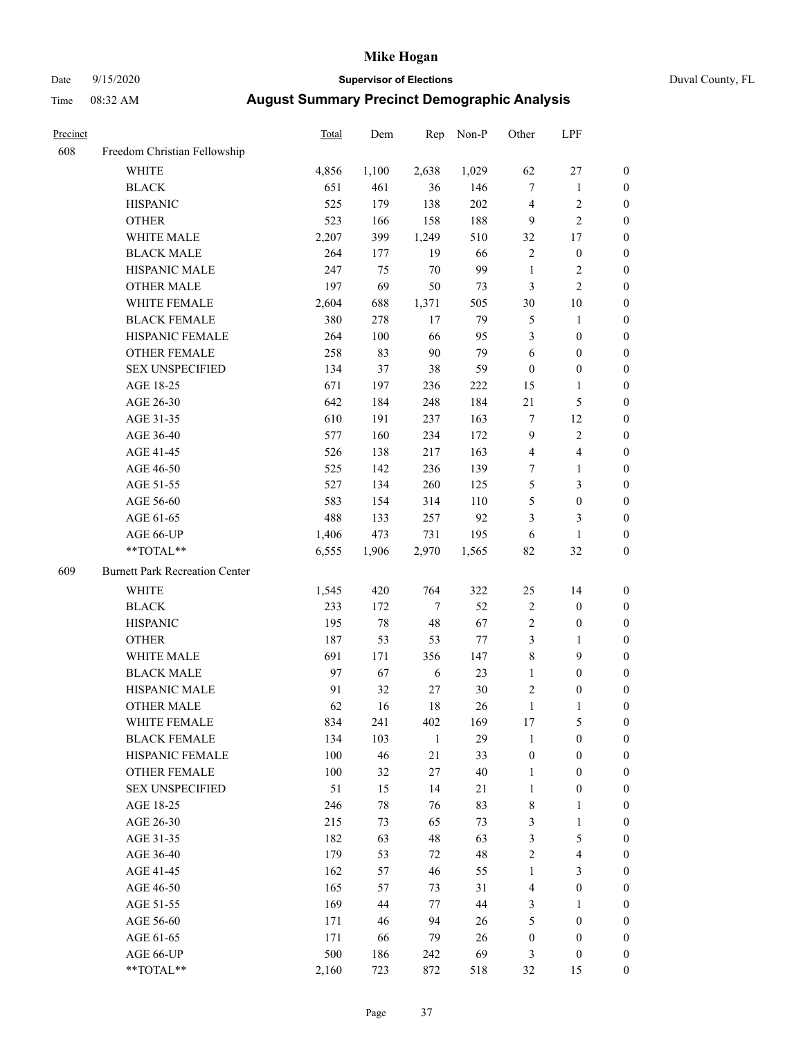# Mike Hogan

Date 9/15/2020 **Supervisor of Elections** Duval County, FL

Time 08:32 AM **August Summary Precinct Demographic Analysis**

| Precinct | | Total | Dem | Rep | Non-P | Other | LPF | |
|---|---|---|---|---|---|---|---|---|
| 608 | Freedom Christian Fellowship | | | | | | | |
| | WHITE | 4,856 | 1,100 | 2,638 | 1,029 | 62 | 27 | 0 |
| | BLACK | 651 | 461 | 36 | 146 | 7 | 1 | 0 |
| | HISPANIC | 525 | 179 | 138 | 202 | 4 | 2 | 0 |
| | OTHER | 523 | 166 | 158 | 188 | 9 | 2 | 0 |
| | WHITE MALE | 2,207 | 399 | 1,249 | 510 | 32 | 17 | 0 |
| | BLACK MALE | 264 | 177 | 19 | 66 | 2 | 0 | 0 |
| | HISPANIC MALE | 247 | 75 | 70 | 99 | 1 | 2 | 0 |
| | OTHER MALE | 197 | 69 | 50 | 73 | 3 | 2 | 0 |
| | WHITE FEMALE | 2,604 | 688 | 1,371 | 505 | 30 | 10 | 0 |
| | BLACK FEMALE | 380 | 278 | 17 | 79 | 5 | 1 | 0 |
| | HISPANIC FEMALE | 264 | 100 | 66 | 95 | 3 | 0 | 0 |
| | OTHER FEMALE | 258 | 83 | 90 | 79 | 6 | 0 | 0 |
| | SEX UNSPECIFIED | 134 | 37 | 38 | 59 | 0 | 0 | 0 |
| | AGE 18-25 | 671 | 197 | 236 | 222 | 15 | 1 | 0 |
| | AGE 26-30 | 642 | 184 | 248 | 184 | 21 | 5 | 0 |
| | AGE 31-35 | 610 | 191 | 237 | 163 | 7 | 12 | 0 |
| | AGE 36-40 | 577 | 160 | 234 | 172 | 9 | 2 | 0 |
| | AGE 41-45 | 526 | 138 | 217 | 163 | 4 | 4 | 0 |
| | AGE 46-50 | 525 | 142 | 236 | 139 | 7 | 1 | 0 |
| | AGE 51-55 | 527 | 134 | 260 | 125 | 5 | 3 | 0 |
| | AGE 56-60 | 583 | 154 | 314 | 110 | 5 | 0 | 0 |
| | AGE 61-65 | 488 | 133 | 257 | 92 | 3 | 3 | 0 |
| | AGE 66-UP | 1,406 | 473 | 731 | 195 | 6 | 1 | 0 |
| | **TOTAL** | 6,555 | 1,906 | 2,970 | 1,565 | 82 | 32 | 0 |
| 609 | Burnett Park Recreation Center | | | | | | | |
| | WHITE | 1,545 | 420 | 764 | 322 | 25 | 14 | 0 |
| | BLACK | 233 | 172 | 7 | 52 | 2 | 0 | 0 |
| | HISPANIC | 195 | 78 | 48 | 67 | 2 | 0 | 0 |
| | OTHER | 187 | 53 | 53 | 77 | 3 | 1 | 0 |
| | WHITE MALE | 691 | 171 | 356 | 147 | 8 | 9 | 0 |
| | BLACK MALE | 97 | 67 | 6 | 23 | 1 | 0 | 0 |
| | HISPANIC MALE | 91 | 32 | 27 | 30 | 2 | 0 | 0 |
| | OTHER MALE | 62 | 16 | 18 | 26 | 1 | 1 | 0 |
| | WHITE FEMALE | 834 | 241 | 402 | 169 | 17 | 5 | 0 |
| | BLACK FEMALE | 134 | 103 | 1 | 29 | 1 | 0 | 0 |
| | HISPANIC FEMALE | 100 | 46 | 21 | 33 | 0 | 0 | 0 |
| | OTHER FEMALE | 100 | 32 | 27 | 40 | 1 | 0 | 0 |
| | SEX UNSPECIFIED | 51 | 15 | 14 | 21 | 1 | 0 | 0 |
| | AGE 18-25 | 246 | 78 | 76 | 83 | 8 | 1 | 0 |
| | AGE 26-30 | 215 | 73 | 65 | 73 | 3 | 1 | 0 |
| | AGE 31-35 | 182 | 63 | 48 | 63 | 3 | 5 | 0 |
| | AGE 36-40 | 179 | 53 | 72 | 48 | 2 | 4 | 0 |
| | AGE 41-45 | 162 | 57 | 46 | 55 | 1 | 3 | 0 |
| | AGE 46-50 | 165 | 57 | 73 | 31 | 4 | 0 | 0 |
| | AGE 51-55 | 169 | 44 | 77 | 44 | 3 | 1 | 0 |
| | AGE 56-60 | 171 | 46 | 94 | 26 | 5 | 0 | 0 |
| | AGE 61-65 | 171 | 66 | 79 | 26 | 0 | 0 | 0 |
| | AGE 66-UP | 500 | 186 | 242 | 69 | 3 | 0 | 0 |
| | **TOTAL** | 2,160 | 723 | 872 | 518 | 32 | 15 | 0 |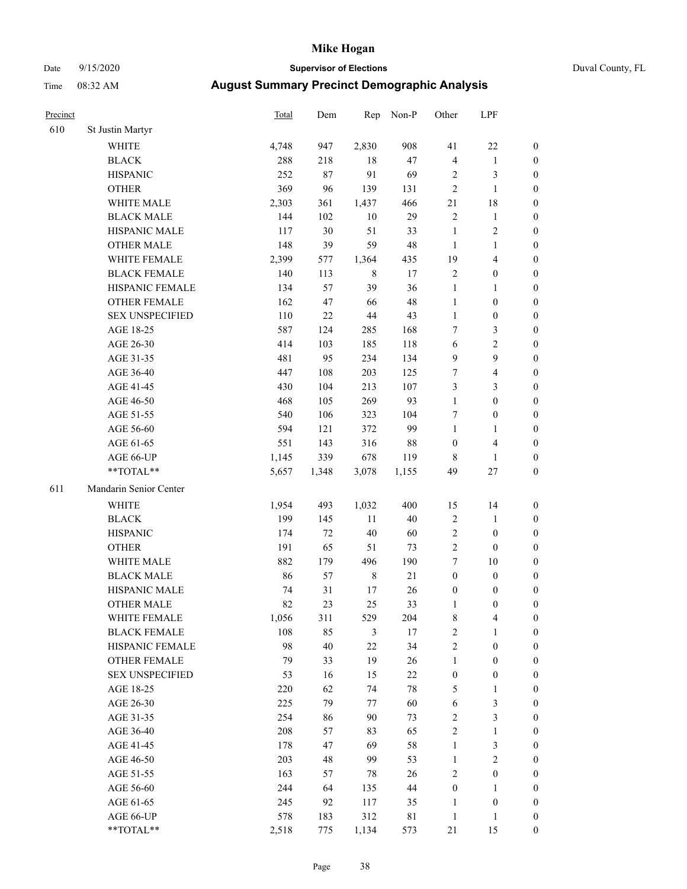| Precinct | | Total | Dem | Rep | Non-P | Other | LPF | |
|---|---|---|---|---|---|---|---|---|
| 610 | St Justin Martyr | | | | | | | |
| | WHITE | 4,748 | 947 | 2,830 | 908 | 41 | 22 | 0 |
| | BLACK | 288 | 218 | 18 | 47 | 4 | 1 | 0 |
| | HISPANIC | 252 | 87 | 91 | 69 | 2 | 3 | 0 |
| | OTHER | 369 | 96 | 139 | 131 | 2 | 1 | 0 |
| | WHITE MALE | 2,303 | 361 | 1,437 | 466 | 21 | 18 | 0 |
| | BLACK MALE | 144 | 102 | 10 | 29 | 2 | 1 | 0 |
| | HISPANIC MALE | 117 | 30 | 51 | 33 | 1 | 2 | 0 |
| | OTHER MALE | 148 | 39 | 59 | 48 | 1 | 1 | 0 |
| | WHITE FEMALE | 2,399 | 577 | 1,364 | 435 | 19 | 4 | 0 |
| | BLACK FEMALE | 140 | 113 | 8 | 17 | 2 | 0 | 0 |
| | HISPANIC FEMALE | 134 | 57 | 39 | 36 | 1 | 1 | 0 |
| | OTHER FEMALE | 162 | 47 | 66 | 48 | 1 | 0 | 0 |
| | SEX UNSPECIFIED | 110 | 22 | 44 | 43 | 1 | 0 | 0 |
| | AGE 18-25 | 587 | 124 | 285 | 168 | 7 | 3 | 0 |
| | AGE 26-30 | 414 | 103 | 185 | 118 | 6 | 2 | 0 |
| | AGE 31-35 | 481 | 95 | 234 | 134 | 9 | 9 | 0 |
| | AGE 36-40 | 447 | 108 | 203 | 125 | 7 | 4 | 0 |
| | AGE 41-45 | 430 | 104 | 213 | 107 | 3 | 3 | 0 |
| | AGE 46-50 | 468 | 105 | 269 | 93 | 1 | 0 | 0 |
| | AGE 51-55 | 540 | 106 | 323 | 104 | 7 | 0 | 0 |
| | AGE 56-60 | 594 | 121 | 372 | 99 | 1 | 1 | 0 |
| | AGE 61-65 | 551 | 143 | 316 | 88 | 0 | 4 | 0 |
| | AGE 66-UP | 1,145 | 339 | 678 | 119 | 8 | 1 | 0 |
| | **TOTAL** | 5,657 | 1,348 | 3,078 | 1,155 | 49 | 27 | 0 |
| 611 | Mandarin Senior Center | | | | | | | |
| | WHITE | 1,954 | 493 | 1,032 | 400 | 15 | 14 | 0 |
| | BLACK | 199 | 145 | 11 | 40 | 2 | 1 | 0 |
| | HISPANIC | 174 | 72 | 40 | 60 | 2 | 0 | 0 |
| | OTHER | 191 | 65 | 51 | 73 | 2 | 0 | 0 |
| | WHITE MALE | 882 | 179 | 496 | 190 | 7 | 10 | 0 |
| | BLACK MALE | 86 | 57 | 8 | 21 | 0 | 0 | 0 |
| | HISPANIC MALE | 74 | 31 | 17 | 26 | 0 | 0 | 0 |
| | OTHER MALE | 82 | 23 | 25 | 33 | 1 | 0 | 0 |
| | WHITE FEMALE | 1,056 | 311 | 529 | 204 | 8 | 4 | 0 |
| | BLACK FEMALE | 108 | 85 | 3 | 17 | 2 | 1 | 0 |
| | HISPANIC FEMALE | 98 | 40 | 22 | 34 | 2 | 0 | 0 |
| | OTHER FEMALE | 79 | 33 | 19 | 26 | 1 | 0 | 0 |
| | SEX UNSPECIFIED | 53 | 16 | 15 | 22 | 0 | 0 | 0 |
| | AGE 18-25 | 220 | 62 | 74 | 78 | 5 | 1 | 0 |
| | AGE 26-30 | 225 | 79 | 77 | 60 | 6 | 3 | 0 |
| | AGE 31-35 | 254 | 86 | 90 | 73 | 2 | 3 | 0 |
| | AGE 36-40 | 208 | 57 | 83 | 65 | 2 | 1 | 0 |
| | AGE 41-45 | 178 | 47 | 69 | 58 | 1 | 3 | 0 |
| | AGE 46-50 | 203 | 48 | 99 | 53 | 1 | 2 | 0 |
| | AGE 51-55 | 163 | 57 | 78 | 26 | 2 | 0 | 0 |
| | AGE 56-60 | 244 | 64 | 135 | 44 | 0 | 1 | 0 |
| | AGE 61-65 | 245 | 92 | 117 | 35 | 1 | 0 | 0 |
| | AGE 66-UP | 578 | 183 | 312 | 81 | 1 | 1 | 0 |
| | **TOTAL** | 2,518 | 775 | 1,134 | 573 | 21 | 15 | 0 |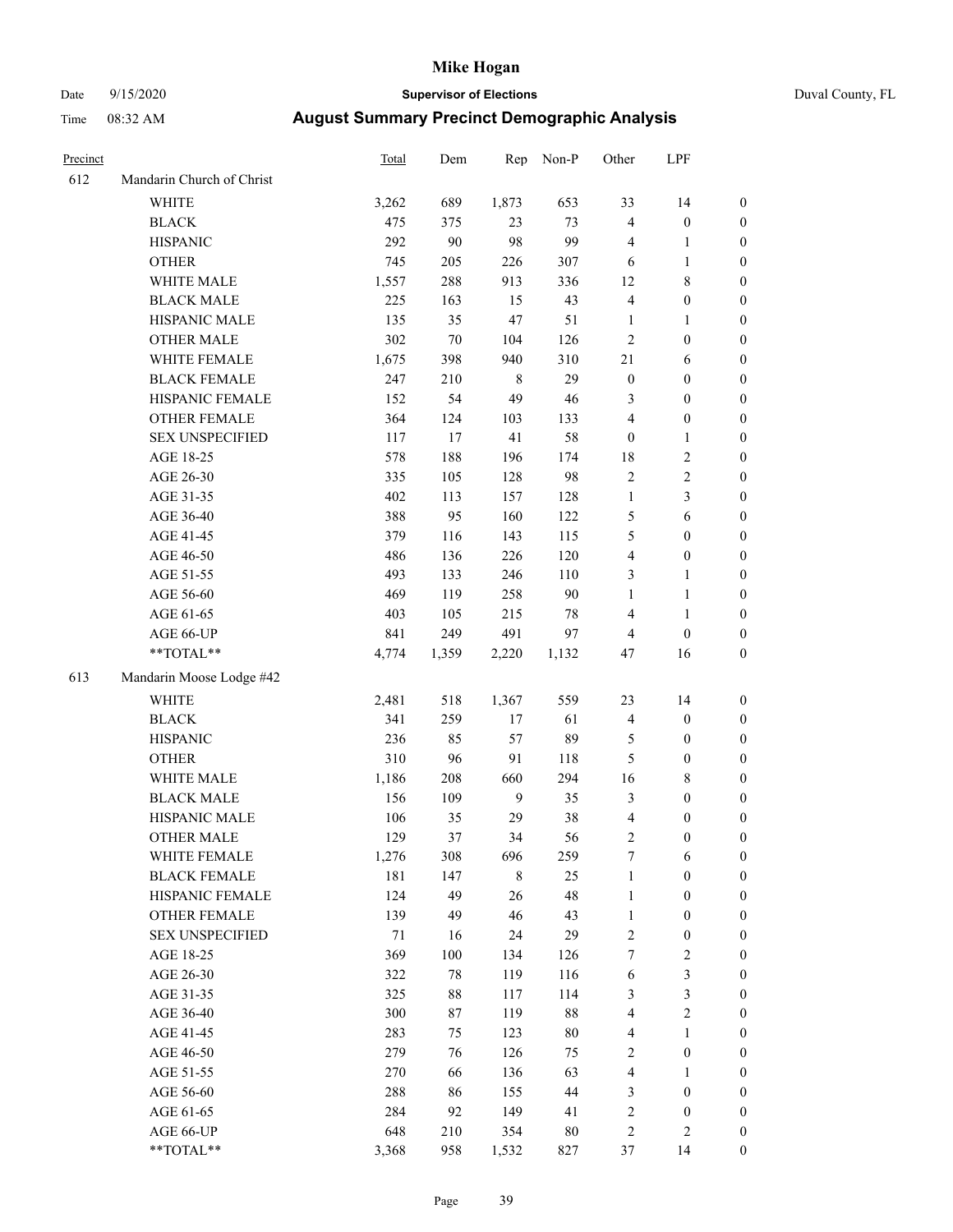# Mike Hogan

Date 9/15/2020 — **Supervisor of Elections** — Duval County, FL

Time 08:32 AM — **August Summary Precinct Demographic Analysis**

| Precinct | | Total | Dem | Rep | Non-P | Other | LPF | |
|---|---|---|---|---|---|---|---|---|
| 612 | Mandarin Church of Christ | | | | | | | |
| | WHITE | 3,262 | 689 | 1,873 | 653 | 33 | 14 | 0 |
| | BLACK | 475 | 375 | 23 | 73 | 4 | 0 | 0 |
| | HISPANIC | 292 | 90 | 98 | 99 | 4 | 1 | 0 |
| | OTHER | 745 | 205 | 226 | 307 | 6 | 1 | 0 |
| | WHITE MALE | 1,557 | 288 | 913 | 336 | 12 | 8 | 0 |
| | BLACK MALE | 225 | 163 | 15 | 43 | 4 | 0 | 0 |
| | HISPANIC MALE | 135 | 35 | 47 | 51 | 1 | 1 | 0 |
| | OTHER MALE | 302 | 70 | 104 | 126 | 2 | 0 | 0 |
| | WHITE FEMALE | 1,675 | 398 | 940 | 310 | 21 | 6 | 0 |
| | BLACK FEMALE | 247 | 210 | 8 | 29 | 0 | 0 | 0 |
| | HISPANIC FEMALE | 152 | 54 | 49 | 46 | 3 | 0 | 0 |
| | OTHER FEMALE | 364 | 124 | 103 | 133 | 4 | 0 | 0 |
| | SEX UNSPECIFIED | 117 | 17 | 41 | 58 | 0 | 1 | 0 |
| | AGE 18-25 | 578 | 188 | 196 | 174 | 18 | 2 | 0 |
| | AGE 26-30 | 335 | 105 | 128 | 98 | 2 | 2 | 0 |
| | AGE 31-35 | 402 | 113 | 157 | 128 | 1 | 3 | 0 |
| | AGE 36-40 | 388 | 95 | 160 | 122 | 5 | 6 | 0 |
| | AGE 41-45 | 379 | 116 | 143 | 115 | 5 | 0 | 0 |
| | AGE 46-50 | 486 | 136 | 226 | 120 | 4 | 0 | 0 |
| | AGE 51-55 | 493 | 133 | 246 | 110 | 3 | 1 | 0 |
| | AGE 56-60 | 469 | 119 | 258 | 90 | 1 | 1 | 0 |
| | AGE 61-65 | 403 | 105 | 215 | 78 | 4 | 1 | 0 |
| | AGE 66-UP | 841 | 249 | 491 | 97 | 4 | 0 | 0 |
| | **TOTAL** | 4,774 | 1,359 | 2,220 | 1,132 | 47 | 16 | 0 |
| 613 | Mandarin Moose Lodge #42 | | | | | | | |
| | WHITE | 2,481 | 518 | 1,367 | 559 | 23 | 14 | 0 |
| | BLACK | 341 | 259 | 17 | 61 | 4 | 0 | 0 |
| | HISPANIC | 236 | 85 | 57 | 89 | 5 | 0 | 0 |
| | OTHER | 310 | 96 | 91 | 118 | 5 | 0 | 0 |
| | WHITE MALE | 1,186 | 208 | 660 | 294 | 16 | 8 | 0 |
| | BLACK MALE | 156 | 109 | 9 | 35 | 3 | 0 | 0 |
| | HISPANIC MALE | 106 | 35 | 29 | 38 | 4 | 0 | 0 |
| | OTHER MALE | 129 | 37 | 34 | 56 | 2 | 0 | 0 |
| | WHITE FEMALE | 1,276 | 308 | 696 | 259 | 7 | 6 | 0 |
| | BLACK FEMALE | 181 | 147 | 8 | 25 | 1 | 0 | 0 |
| | HISPANIC FEMALE | 124 | 49 | 26 | 48 | 1 | 0 | 0 |
| | OTHER FEMALE | 139 | 49 | 46 | 43 | 1 | 0 | 0 |
| | SEX UNSPECIFIED | 71 | 16 | 24 | 29 | 2 | 0 | 0 |
| | AGE 18-25 | 369 | 100 | 134 | 126 | 7 | 2 | 0 |
| | AGE 26-30 | 322 | 78 | 119 | 116 | 6 | 3 | 0 |
| | AGE 31-35 | 325 | 88 | 117 | 114 | 3 | 3 | 0 |
| | AGE 36-40 | 300 | 87 | 119 | 88 | 4 | 2 | 0 |
| | AGE 41-45 | 283 | 75 | 123 | 80 | 4 | 1 | 0 |
| | AGE 46-50 | 279 | 76 | 126 | 75 | 2 | 0 | 0 |
| | AGE 51-55 | 270 | 66 | 136 | 63 | 4 | 1 | 0 |
| | AGE 56-60 | 288 | 86 | 155 | 44 | 3 | 0 | 0 |
| | AGE 61-65 | 284 | 92 | 149 | 41 | 2 | 0 | 0 |
| | AGE 66-UP | 648 | 210 | 354 | 80 | 2 | 2 | 0 |
| | **TOTAL** | 3,368 | 958 | 1,532 | 827 | 37 | 14 | 0 |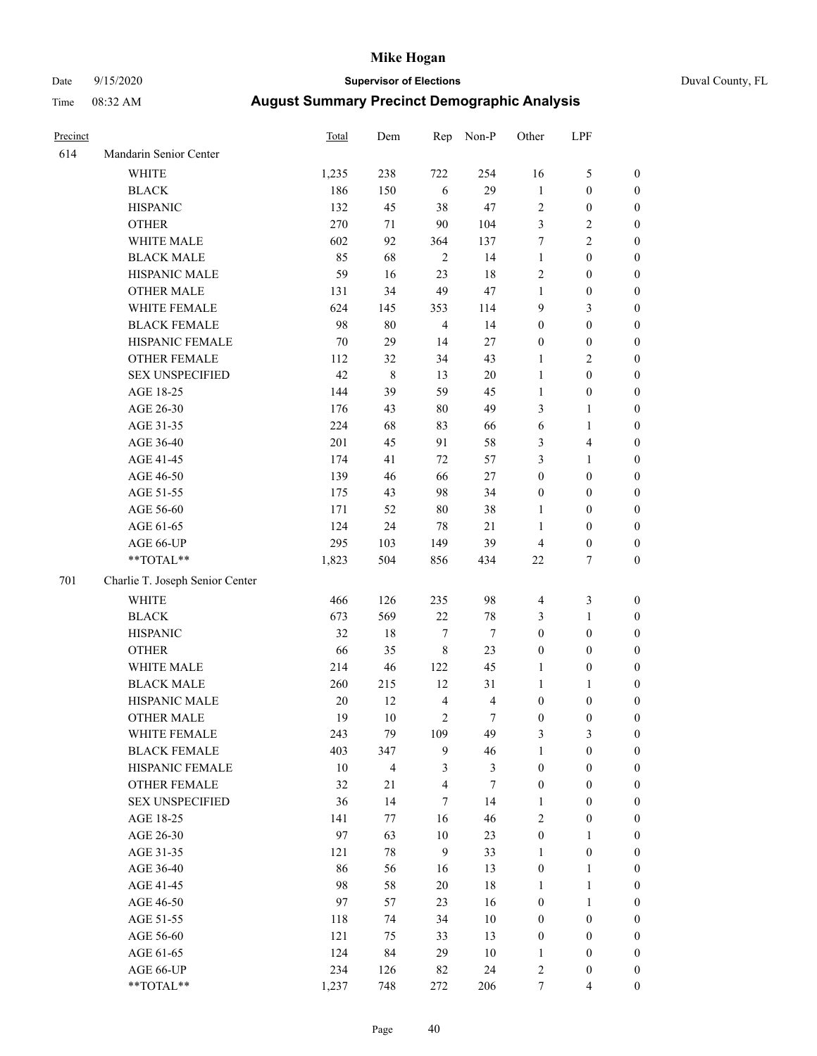| Precinct | | Total | Dem | Rep | Non-P | Other | LPF | |
|---|---|---|---|---|---|---|---|---|
| 614 | Mandarin Senior Center | | | | | | | |
| | WHITE | 1,235 | 238 | 722 | 254 | 16 | 5 | 0 |
| | BLACK | 186 | 150 | 6 | 29 | 1 | 0 | 0 |
| | HISPANIC | 132 | 45 | 38 | 47 | 2 | 0 | 0 |
| | OTHER | 270 | 71 | 90 | 104 | 3 | 2 | 0 |
| | WHITE MALE | 602 | 92 | 364 | 137 | 7 | 2 | 0 |
| | BLACK MALE | 85 | 68 | 2 | 14 | 1 | 0 | 0 |
| | HISPANIC MALE | 59 | 16 | 23 | 18 | 2 | 0 | 0 |
| | OTHER MALE | 131 | 34 | 49 | 47 | 1 | 0 | 0 |
| | WHITE FEMALE | 624 | 145 | 353 | 114 | 9 | 3 | 0 |
| | BLACK FEMALE | 98 | 80 | 4 | 14 | 0 | 0 | 0 |
| | HISPANIC FEMALE | 70 | 29 | 14 | 27 | 0 | 0 | 0 |
| | OTHER FEMALE | 112 | 32 | 34 | 43 | 1 | 2 | 0 |
| | SEX UNSPECIFIED | 42 | 8 | 13 | 20 | 1 | 0 | 0 |
| | AGE 18-25 | 144 | 39 | 59 | 45 | 1 | 0 | 0 |
| | AGE 26-30 | 176 | 43 | 80 | 49 | 3 | 1 | 0 |
| | AGE 31-35 | 224 | 68 | 83 | 66 | 6 | 1 | 0 |
| | AGE 36-40 | 201 | 45 | 91 | 58 | 3 | 4 | 0 |
| | AGE 41-45 | 174 | 41 | 72 | 57 | 3 | 1 | 0 |
| | AGE 46-50 | 139 | 46 | 66 | 27 | 0 | 0 | 0 |
| | AGE 51-55 | 175 | 43 | 98 | 34 | 0 | 0 | 0 |
| | AGE 56-60 | 171 | 52 | 80 | 38 | 1 | 0 | 0 |
| | AGE 61-65 | 124 | 24 | 78 | 21 | 1 | 0 | 0 |
| | AGE 66-UP | 295 | 103 | 149 | 39 | 4 | 0 | 0 |
| | **TOTAL** | 1,823 | 504 | 856 | 434 | 22 | 7 | 0 |
| 701 | Charlie T. Joseph Senior Center | | | | | | | |
| | WHITE | 466 | 126 | 235 | 98 | 4 | 3 | 0 |
| | BLACK | 673 | 569 | 22 | 78 | 3 | 1 | 0 |
| | HISPANIC | 32 | 18 | 7 | 7 | 0 | 0 | 0 |
| | OTHER | 66 | 35 | 8 | 23 | 0 | 0 | 0 |
| | WHITE MALE | 214 | 46 | 122 | 45 | 1 | 0 | 0 |
| | BLACK MALE | 260 | 215 | 12 | 31 | 1 | 1 | 0 |
| | HISPANIC MALE | 20 | 12 | 4 | 4 | 0 | 0 | 0 |
| | OTHER MALE | 19 | 10 | 2 | 7 | 0 | 0 | 0 |
| | WHITE FEMALE | 243 | 79 | 109 | 49 | 3 | 3 | 0 |
| | BLACK FEMALE | 403 | 347 | 9 | 46 | 1 | 0 | 0 |
| | HISPANIC FEMALE | 10 | 4 | 3 | 3 | 0 | 0 | 0 |
| | OTHER FEMALE | 32 | 21 | 4 | 7 | 0 | 0 | 0 |
| | SEX UNSPECIFIED | 36 | 14 | 7 | 14 | 1 | 0 | 0 |
| | AGE 18-25 | 141 | 77 | 16 | 46 | 2 | 0 | 0 |
| | AGE 26-30 | 97 | 63 | 10 | 23 | 0 | 1 | 0 |
| | AGE 31-35 | 121 | 78 | 9 | 33 | 1 | 0 | 0 |
| | AGE 36-40 | 86 | 56 | 16 | 13 | 0 | 1 | 0 |
| | AGE 41-45 | 98 | 58 | 20 | 18 | 1 | 1 | 0 |
| | AGE 46-50 | 97 | 57 | 23 | 16 | 0 | 1 | 0 |
| | AGE 51-55 | 118 | 74 | 34 | 10 | 0 | 0 | 0 |
| | AGE 56-60 | 121 | 75 | 33 | 13 | 0 | 0 | 0 |
| | AGE 61-65 | 124 | 84 | 29 | 10 | 1 | 0 | 0 |
| | AGE 66-UP | 234 | 126 | 82 | 24 | 2 | 0 | 0 |
| | **TOTAL** | 1,237 | 748 | 272 | 206 | 7 | 4 | 0 |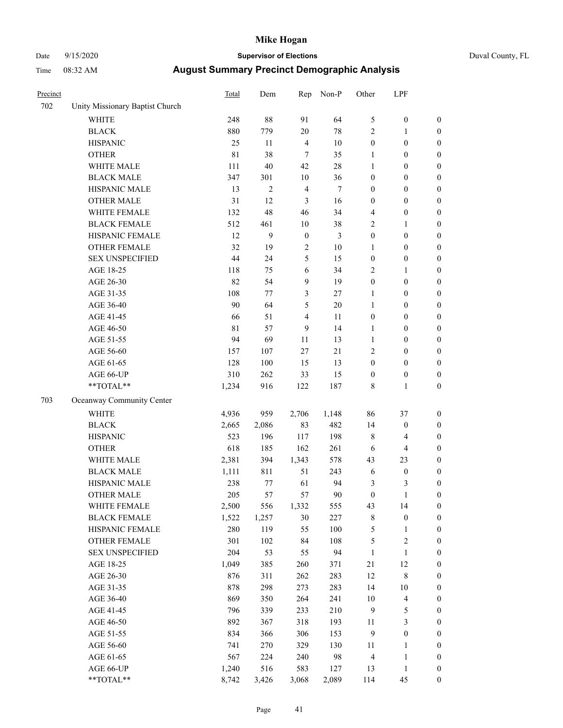# Mike Hogan

Date 9/15/2020 **Supervisor of Elections** Duval County, FL

Time 08:32 AM **August Summary Precinct Demographic Analysis**

| Precinct | | Total | Dem | Rep | Non-P | Other | LPF | |
|---|---|---|---|---|---|---|---|---|
| 702 | Unity Missionary Baptist Church | | | | | | | |
| | WHITE | 248 | 88 | 91 | 64 | 5 | 0 | 0 |
| | BLACK | 880 | 779 | 20 | 78 | 2 | 1 | 0 |
| | HISPANIC | 25 | 11 | 4 | 10 | 0 | 0 | 0 |
| | OTHER | 81 | 38 | 7 | 35 | 1 | 0 | 0 |
| | WHITE MALE | 111 | 40 | 42 | 28 | 1 | 0 | 0 |
| | BLACK MALE | 347 | 301 | 10 | 36 | 0 | 0 | 0 |
| | HISPANIC MALE | 13 | 2 | 4 | 7 | 0 | 0 | 0 |
| | OTHER MALE | 31 | 12 | 3 | 16 | 0 | 0 | 0 |
| | WHITE FEMALE | 132 | 48 | 46 | 34 | 4 | 0 | 0 |
| | BLACK FEMALE | 512 | 461 | 10 | 38 | 2 | 1 | 0 |
| | HISPANIC FEMALE | 12 | 9 | 0 | 3 | 0 | 0 | 0 |
| | OTHER FEMALE | 32 | 19 | 2 | 10 | 1 | 0 | 0 |
| | SEX UNSPECIFIED | 44 | 24 | 5 | 15 | 0 | 0 | 0 |
| | AGE 18-25 | 118 | 75 | 6 | 34 | 2 | 1 | 0 |
| | AGE 26-30 | 82 | 54 | 9 | 19 | 0 | 0 | 0 |
| | AGE 31-35 | 108 | 77 | 3 | 27 | 1 | 0 | 0 |
| | AGE 36-40 | 90 | 64 | 5 | 20 | 1 | 0 | 0 |
| | AGE 41-45 | 66 | 51 | 4 | 11 | 0 | 0 | 0 |
| | AGE 46-50 | 81 | 57 | 9 | 14 | 1 | 0 | 0 |
| | AGE 51-55 | 94 | 69 | 11 | 13 | 1 | 0 | 0 |
| | AGE 56-60 | 157 | 107 | 27 | 21 | 2 | 0 | 0 |
| | AGE 61-65 | 128 | 100 | 15 | 13 | 0 | 0 | 0 |
| | AGE 66-UP | 310 | 262 | 33 | 15 | 0 | 0 | 0 |
| | **TOTAL** | 1,234 | 916 | 122 | 187 | 8 | 1 | 0 |
| 703 | Oceanway Community Center | | | | | | | |
| | WHITE | 4,936 | 959 | 2,706 | 1,148 | 86 | 37 | 0 |
| | BLACK | 2,665 | 2,086 | 83 | 482 | 14 | 0 | 0 |
| | HISPANIC | 523 | 196 | 117 | 198 | 8 | 4 | 0 |
| | OTHER | 618 | 185 | 162 | 261 | 6 | 4 | 0 |
| | WHITE MALE | 2,381 | 394 | 1,343 | 578 | 43 | 23 | 0 |
| | BLACK MALE | 1,111 | 811 | 51 | 243 | 6 | 0 | 0 |
| | HISPANIC MALE | 238 | 77 | 61 | 94 | 3 | 3 | 0 |
| | OTHER MALE | 205 | 57 | 57 | 90 | 0 | 1 | 0 |
| | WHITE FEMALE | 2,500 | 556 | 1,332 | 555 | 43 | 14 | 0 |
| | BLACK FEMALE | 1,522 | 1,257 | 30 | 227 | 8 | 0 | 0 |
| | HISPANIC FEMALE | 280 | 119 | 55 | 100 | 5 | 1 | 0 |
| | OTHER FEMALE | 301 | 102 | 84 | 108 | 5 | 2 | 0 |
| | SEX UNSPECIFIED | 204 | 53 | 55 | 94 | 1 | 1 | 0 |
| | AGE 18-25 | 1,049 | 385 | 260 | 371 | 21 | 12 | 0 |
| | AGE 26-30 | 876 | 311 | 262 | 283 | 12 | 8 | 0 |
| | AGE 31-35 | 878 | 298 | 273 | 283 | 14 | 10 | 0 |
| | AGE 36-40 | 869 | 350 | 264 | 241 | 10 | 4 | 0 |
| | AGE 41-45 | 796 | 339 | 233 | 210 | 9 | 5 | 0 |
| | AGE 46-50 | 892 | 367 | 318 | 193 | 11 | 3 | 0 |
| | AGE 51-55 | 834 | 366 | 306 | 153 | 9 | 0 | 0 |
| | AGE 56-60 | 741 | 270 | 329 | 130 | 11 | 1 | 0 |
| | AGE 61-65 | 567 | 224 | 240 | 98 | 4 | 1 | 0 |
| | AGE 66-UP | 1,240 | 516 | 583 | 127 | 13 | 1 | 0 |
| | **TOTAL** | 8,742 | 3,426 | 3,068 | 2,089 | 114 | 45 | 0 |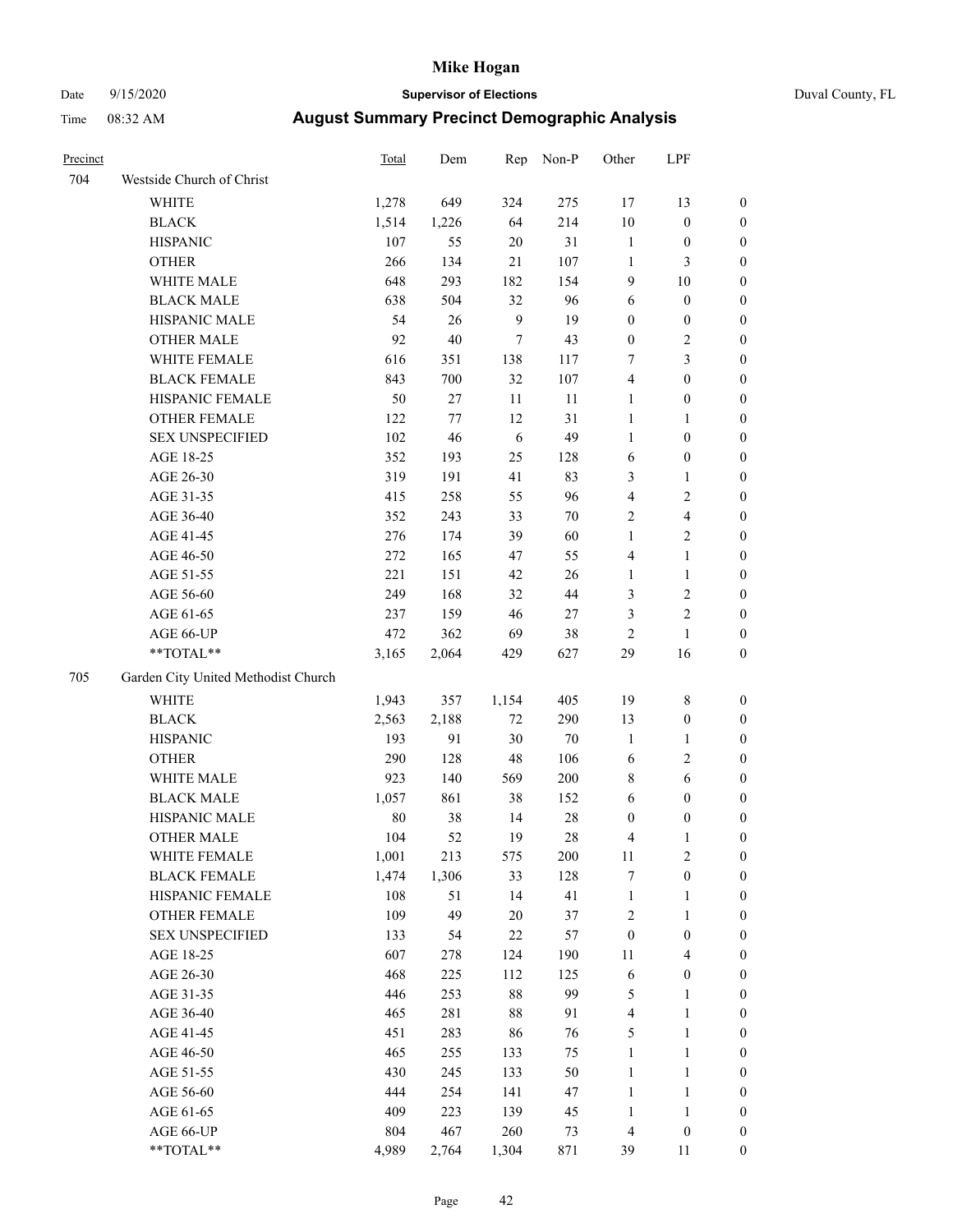# Mike Hogan

Date 9/15/2020 **Supervisor of Elections** Duval County, FL

Time 08:32 AM **August Summary Precinct Demographic Analysis**

| Precinct | | Total | Dem | Rep | Non-P | Other | LPF | |
|---|---|---|---|---|---|---|---|---|
| 704 | Westside Church of Christ | | | | | | | |
| | WHITE | 1,278 | 649 | 324 | 275 | 17 | 13 | 0 |
| | BLACK | 1,514 | 1,226 | 64 | 214 | 10 | 0 | 0 |
| | HISPANIC | 107 | 55 | 20 | 31 | 1 | 0 | 0 |
| | OTHER | 266 | 134 | 21 | 107 | 1 | 3 | 0 |
| | WHITE MALE | 648 | 293 | 182 | 154 | 9 | 10 | 0 |
| | BLACK MALE | 638 | 504 | 32 | 96 | 6 | 0 | 0 |
| | HISPANIC MALE | 54 | 26 | 9 | 19 | 0 | 0 | 0 |
| | OTHER MALE | 92 | 40 | 7 | 43 | 0 | 2 | 0 |
| | WHITE FEMALE | 616 | 351 | 138 | 117 | 7 | 3 | 0 |
| | BLACK FEMALE | 843 | 700 | 32 | 107 | 4 | 0 | 0 |
| | HISPANIC FEMALE | 50 | 27 | 11 | 11 | 1 | 0 | 0 |
| | OTHER FEMALE | 122 | 77 | 12 | 31 | 1 | 1 | 0 |
| | SEX UNSPECIFIED | 102 | 46 | 6 | 49 | 1 | 0 | 0 |
| | AGE 18-25 | 352 | 193 | 25 | 128 | 6 | 0 | 0 |
| | AGE 26-30 | 319 | 191 | 41 | 83 | 3 | 1 | 0 |
| | AGE 31-35 | 415 | 258 | 55 | 96 | 4 | 2 | 0 |
| | AGE 36-40 | 352 | 243 | 33 | 70 | 2 | 4 | 0 |
| | AGE 41-45 | 276 | 174 | 39 | 60 | 1 | 2 | 0 |
| | AGE 46-50 | 272 | 165 | 47 | 55 | 4 | 1 | 0 |
| | AGE 51-55 | 221 | 151 | 42 | 26 | 1 | 1 | 0 |
| | AGE 56-60 | 249 | 168 | 32 | 44 | 3 | 2 | 0 |
| | AGE 61-65 | 237 | 159 | 46 | 27 | 3 | 2 | 0 |
| | AGE 66-UP | 472 | 362 | 69 | 38 | 2 | 1 | 0 |
| | **TOTAL** | 3,165 | 2,064 | 429 | 627 | 29 | 16 | 0 |
| 705 | Garden City United Methodist Church | | | | | | | |
| | WHITE | 1,943 | 357 | 1,154 | 405 | 19 | 8 | 0 |
| | BLACK | 2,563 | 2,188 | 72 | 290 | 13 | 0 | 0 |
| | HISPANIC | 193 | 91 | 30 | 70 | 1 | 1 | 0 |
| | OTHER | 290 | 128 | 48 | 106 | 6 | 2 | 0 |
| | WHITE MALE | 923 | 140 | 569 | 200 | 8 | 6 | 0 |
| | BLACK MALE | 1,057 | 861 | 38 | 152 | 6 | 0 | 0 |
| | HISPANIC MALE | 80 | 38 | 14 | 28 | 0 | 0 | 0 |
| | OTHER MALE | 104 | 52 | 19 | 28 | 4 | 1 | 0 |
| | WHITE FEMALE | 1,001 | 213 | 575 | 200 | 11 | 2 | 0 |
| | BLACK FEMALE | 1,474 | 1,306 | 33 | 128 | 7 | 0 | 0 |
| | HISPANIC FEMALE | 108 | 51 | 14 | 41 | 1 | 1 | 0 |
| | OTHER FEMALE | 109 | 49 | 20 | 37 | 2 | 1 | 0 |
| | SEX UNSPECIFIED | 133 | 54 | 22 | 57 | 0 | 0 | 0 |
| | AGE 18-25 | 607 | 278 | 124 | 190 | 11 | 4 | 0 |
| | AGE 26-30 | 468 | 225 | 112 | 125 | 6 | 0 | 0 |
| | AGE 31-35 | 446 | 253 | 88 | 99 | 5 | 1 | 0 |
| | AGE 36-40 | 465 | 281 | 88 | 91 | 4 | 1 | 0 |
| | AGE 41-45 | 451 | 283 | 86 | 76 | 5 | 1 | 0 |
| | AGE 46-50 | 465 | 255 | 133 | 75 | 1 | 1 | 0 |
| | AGE 51-55 | 430 | 245 | 133 | 50 | 1 | 1 | 0 |
| | AGE 56-60 | 444 | 254 | 141 | 47 | 1 | 1 | 0 |
| | AGE 61-65 | 409 | 223 | 139 | 45 | 1 | 1 | 0 |
| | AGE 66-UP | 804 | 467 | 260 | 73 | 4 | 0 | 0 |
| | **TOTAL** | 4,989 | 2,764 | 1,304 | 871 | 39 | 11 | 0 |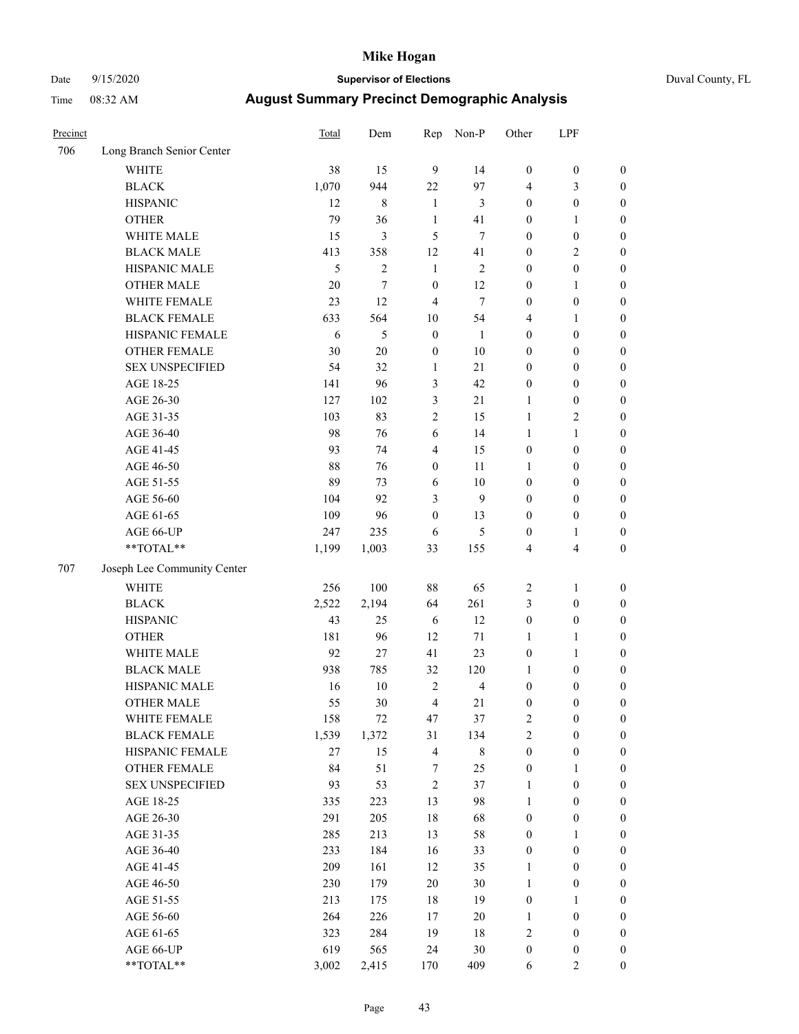# Mike Hogan

Date 9/15/2020 **Supervisor of Elections** Duval County, FL

Time 08:32 AM **August Summary Precinct Demographic Analysis**

| Precinct | | Total | Dem | Rep | Non-P | Other | LPF | |
|---|---|---|---|---|---|---|---|---|
| 706 | Long Branch Senior Center | | | | | | | |
| | WHITE | 38 | 15 | 9 | 14 | 0 | 0 | 0 |
| | BLACK | 1,070 | 944 | 22 | 97 | 4 | 3 | 0 |
| | HISPANIC | 12 | 8 | 1 | 3 | 0 | 0 | 0 |
| | OTHER | 79 | 36 | 1 | 41 | 0 | 1 | 0 |
| | WHITE MALE | 15 | 3 | 5 | 7 | 0 | 0 | 0 |
| | BLACK MALE | 413 | 358 | 12 | 41 | 0 | 2 | 0 |
| | HISPANIC MALE | 5 | 2 | 1 | 2 | 0 | 0 | 0 |
| | OTHER MALE | 20 | 7 | 0 | 12 | 0 | 1 | 0 |
| | WHITE FEMALE | 23 | 12 | 4 | 7 | 0 | 0 | 0 |
| | BLACK FEMALE | 633 | 564 | 10 | 54 | 4 | 1 | 0 |
| | HISPANIC FEMALE | 6 | 5 | 0 | 1 | 0 | 0 | 0 |
| | OTHER FEMALE | 30 | 20 | 0 | 10 | 0 | 0 | 0 |
| | SEX UNSPECIFIED | 54 | 32 | 1 | 21 | 0 | 0 | 0 |
| | AGE 18-25 | 141 | 96 | 3 | 42 | 0 | 0 | 0 |
| | AGE 26-30 | 127 | 102 | 3 | 21 | 1 | 0 | 0 |
| | AGE 31-35 | 103 | 83 | 2 | 15 | 1 | 2 | 0 |
| | AGE 36-40 | 98 | 76 | 6 | 14 | 1 | 1 | 0 |
| | AGE 41-45 | 93 | 74 | 4 | 15 | 0 | 0 | 0 |
| | AGE 46-50 | 88 | 76 | 0 | 11 | 1 | 0 | 0 |
| | AGE 51-55 | 89 | 73 | 6 | 10 | 0 | 0 | 0 |
| | AGE 56-60 | 104 | 92 | 3 | 9 | 0 | 0 | 0 |
| | AGE 61-65 | 109 | 96 | 0 | 13 | 0 | 0 | 0 |
| | AGE 66-UP | 247 | 235 | 6 | 5 | 0 | 1 | 0 |
| | **TOTAL** | 1,199 | 1,003 | 33 | 155 | 4 | 4 | 0 |
| 707 | Joseph Lee Community Center | | | | | | | |
| | WHITE | 256 | 100 | 88 | 65 | 2 | 1 | 0 |
| | BLACK | 2,522 | 2,194 | 64 | 261 | 3 | 0 | 0 |
| | HISPANIC | 43 | 25 | 6 | 12 | 0 | 0 | 0 |
| | OTHER | 181 | 96 | 12 | 71 | 1 | 1 | 0 |
| | WHITE MALE | 92 | 27 | 41 | 23 | 0 | 1 | 0 |
| | BLACK MALE | 938 | 785 | 32 | 120 | 1 | 0 | 0 |
| | HISPANIC MALE | 16 | 10 | 2 | 4 | 0 | 0 | 0 |
| | OTHER MALE | 55 | 30 | 4 | 21 | 0 | 0 | 0 |
| | WHITE FEMALE | 158 | 72 | 47 | 37 | 2 | 0 | 0 |
| | BLACK FEMALE | 1,539 | 1,372 | 31 | 134 | 2 | 0 | 0 |
| | HISPANIC FEMALE | 27 | 15 | 4 | 8 | 0 | 0 | 0 |
| | OTHER FEMALE | 84 | 51 | 7 | 25 | 0 | 1 | 0 |
| | SEX UNSPECIFIED | 93 | 53 | 2 | 37 | 1 | 0 | 0 |
| | AGE 18-25 | 335 | 223 | 13 | 98 | 1 | 0 | 0 |
| | AGE 26-30 | 291 | 205 | 18 | 68 | 0 | 0 | 0 |
| | AGE 31-35 | 285 | 213 | 13 | 58 | 0 | 1 | 0 |
| | AGE 36-40 | 233 | 184 | 16 | 33 | 0 | 0 | 0 |
| | AGE 41-45 | 209 | 161 | 12 | 35 | 1 | 0 | 0 |
| | AGE 46-50 | 230 | 179 | 20 | 30 | 1 | 0 | 0 |
| | AGE 51-55 | 213 | 175 | 18 | 19 | 0 | 1 | 0 |
| | AGE 56-60 | 264 | 226 | 17 | 20 | 1 | 0 | 0 |
| | AGE 61-65 | 323 | 284 | 19 | 18 | 2 | 0 | 0 |
| | AGE 66-UP | 619 | 565 | 24 | 30 | 0 | 0 | 0 |
| | **TOTAL** | 3,002 | 2,415 | 170 | 409 | 6 | 2 | 0 |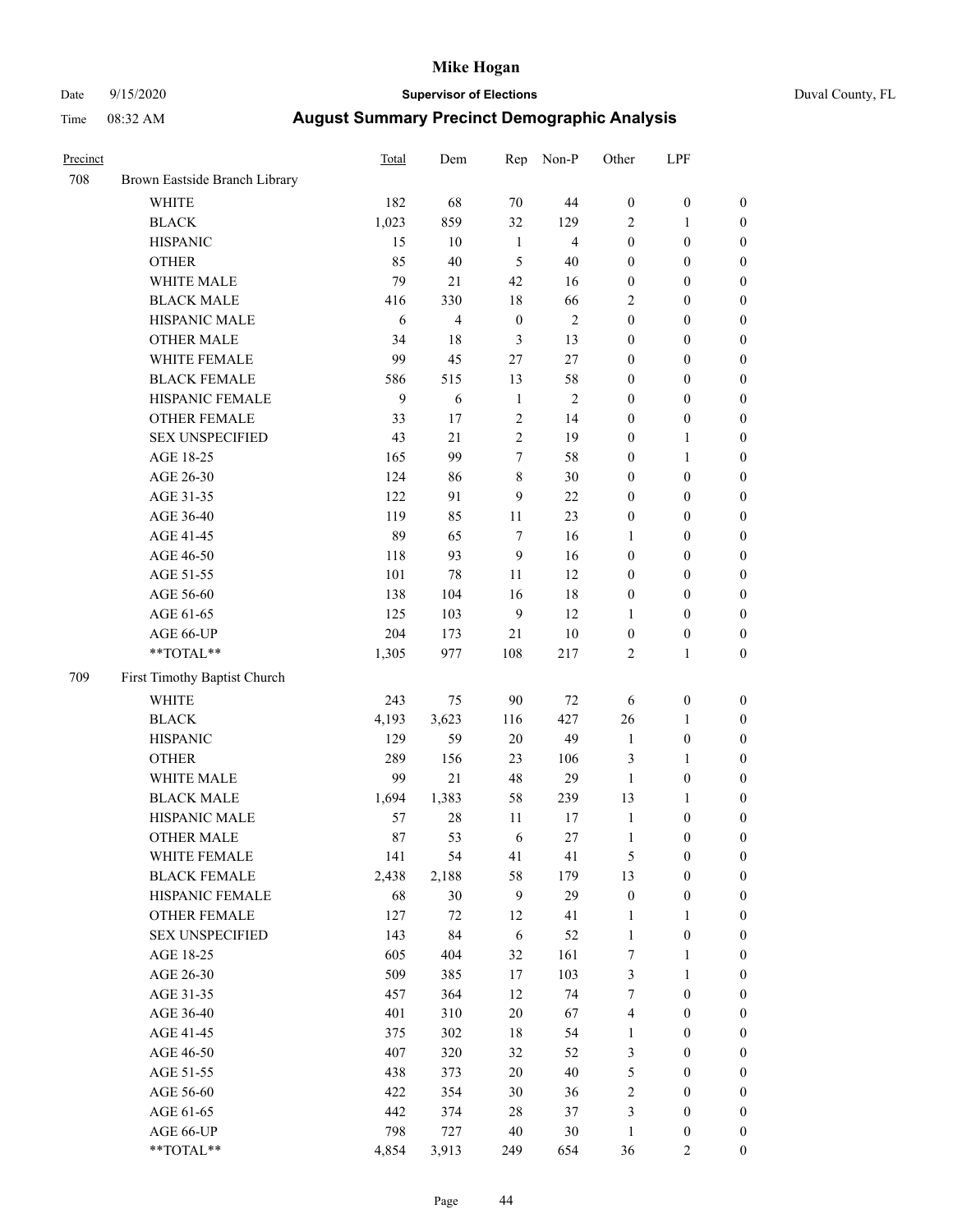# Mike Hogan

Date 9/15/2020 **Supervisor of Elections** Duval County, FL

Time 08:32 AM **August Summary Precinct Demographic Analysis**

| Precinct | | Total | Dem | Rep | Non-P | Other | LPF | |
|---|---|---|---|---|---|---|---|---|
| 708 | Brown Eastside Branch Library | | | | | | | |
| | WHITE | 182 | 68 | 70 | 44 | 0 | 0 | 0 |
| | BLACK | 1,023 | 859 | 32 | 129 | 2 | 1 | 0 |
| | HISPANIC | 15 | 10 | 1 | 4 | 0 | 0 | 0 |
| | OTHER | 85 | 40 | 5 | 40 | 0 | 0 | 0 |
| | WHITE MALE | 79 | 21 | 42 | 16 | 0 | 0 | 0 |
| | BLACK MALE | 416 | 330 | 18 | 66 | 2 | 0 | 0 |
| | HISPANIC MALE | 6 | 4 | 0 | 2 | 0 | 0 | 0 |
| | OTHER MALE | 34 | 18 | 3 | 13 | 0 | 0 | 0 |
| | WHITE FEMALE | 99 | 45 | 27 | 27 | 0 | 0 | 0 |
| | BLACK FEMALE | 586 | 515 | 13 | 58 | 0 | 0 | 0 |
| | HISPANIC FEMALE | 9 | 6 | 1 | 2 | 0 | 0 | 0 |
| | OTHER FEMALE | 33 | 17 | 2 | 14 | 0 | 0 | 0 |
| | SEX UNSPECIFIED | 43 | 21 | 2 | 19 | 0 | 1 | 0 |
| | AGE 18-25 | 165 | 99 | 7 | 58 | 0 | 1 | 0 |
| | AGE 26-30 | 124 | 86 | 8 | 30 | 0 | 0 | 0 |
| | AGE 31-35 | 122 | 91 | 9 | 22 | 0 | 0 | 0 |
| | AGE 36-40 | 119 | 85 | 11 | 23 | 0 | 0 | 0 |
| | AGE 41-45 | 89 | 65 | 7 | 16 | 1 | 0 | 0 |
| | AGE 46-50 | 118 | 93 | 9 | 16 | 0 | 0 | 0 |
| | AGE 51-55 | 101 | 78 | 11 | 12 | 0 | 0 | 0 |
| | AGE 56-60 | 138 | 104 | 16 | 18 | 0 | 0 | 0 |
| | AGE 61-65 | 125 | 103 | 9 | 12 | 1 | 0 | 0 |
| | AGE 66-UP | 204 | 173 | 21 | 10 | 0 | 0 | 0 |
| | **TOTAL** | 1,305 | 977 | 108 | 217 | 2 | 1 | 0 |
| 709 | First Timothy Baptist Church | | | | | | | |
| | WHITE | 243 | 75 | 90 | 72 | 6 | 0 | 0 |
| | BLACK | 4,193 | 3,623 | 116 | 427 | 26 | 1 | 0 |
| | HISPANIC | 129 | 59 | 20 | 49 | 1 | 0 | 0 |
| | OTHER | 289 | 156 | 23 | 106 | 3 | 1 | 0 |
| | WHITE MALE | 99 | 21 | 48 | 29 | 1 | 0 | 0 |
| | BLACK MALE | 1,694 | 1,383 | 58 | 239 | 13 | 1 | 0 |
| | HISPANIC MALE | 57 | 28 | 11 | 17 | 1 | 0 | 0 |
| | OTHER MALE | 87 | 53 | 6 | 27 | 1 | 0 | 0 |
| | WHITE FEMALE | 141 | 54 | 41 | 41 | 5 | 0 | 0 |
| | BLACK FEMALE | 2,438 | 2,188 | 58 | 179 | 13 | 0 | 0 |
| | HISPANIC FEMALE | 68 | 30 | 9 | 29 | 0 | 0 | 0 |
| | OTHER FEMALE | 127 | 72 | 12 | 41 | 1 | 1 | 0 |
| | SEX UNSPECIFIED | 143 | 84 | 6 | 52 | 1 | 0 | 0 |
| | AGE 18-25 | 605 | 404 | 32 | 161 | 7 | 1 | 0 |
| | AGE 26-30 | 509 | 385 | 17 | 103 | 3 | 1 | 0 |
| | AGE 31-35 | 457 | 364 | 12 | 74 | 7 | 0 | 0 |
| | AGE 36-40 | 401 | 310 | 20 | 67 | 4 | 0 | 0 |
| | AGE 41-45 | 375 | 302 | 18 | 54 | 1 | 0 | 0 |
| | AGE 46-50 | 407 | 320 | 32 | 52 | 3 | 0 | 0 |
| | AGE 51-55 | 438 | 373 | 20 | 40 | 5 | 0 | 0 |
| | AGE 56-60 | 422 | 354 | 30 | 36 | 2 | 0 | 0 |
| | AGE 61-65 | 442 | 374 | 28 | 37 | 3 | 0 | 0 |
| | AGE 66-UP | 798 | 727 | 40 | 30 | 1 | 0 | 0 |
| | **TOTAL** | 4,854 | 3,913 | 249 | 654 | 36 | 2 | 0 |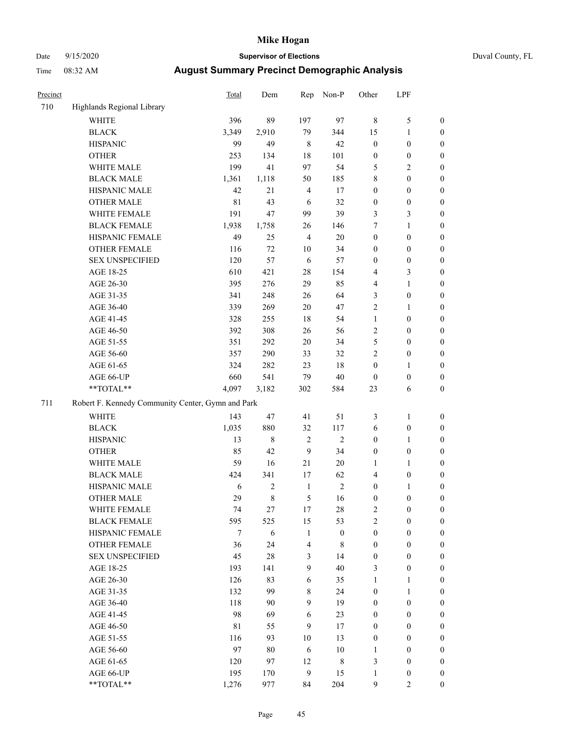# Mike Hogan

Date 9/15/2020 **Supervisor of Elections** Duval County, FL

Time 08:32 AM **August Summary Precinct Demographic Analysis**

| Precinct | | Total | Dem | Rep | Non-P | Other | LPF | |
|---|---|---|---|---|---|---|---|---|
| 710 | Highlands Regional Library | | | | | | | |
| | WHITE | 396 | 89 | 197 | 97 | 8 | 5 | 0 |
| | BLACK | 3,349 | 2,910 | 79 | 344 | 15 | 1 | 0 |
| | HISPANIC | 99 | 49 | 8 | 42 | 0 | 0 | 0 |
| | OTHER | 253 | 134 | 18 | 101 | 0 | 0 | 0 |
| | WHITE MALE | 199 | 41 | 97 | 54 | 5 | 2 | 0 |
| | BLACK MALE | 1,361 | 1,118 | 50 | 185 | 8 | 0 | 0 |
| | HISPANIC MALE | 42 | 21 | 4 | 17 | 0 | 0 | 0 |
| | OTHER MALE | 81 | 43 | 6 | 32 | 0 | 0 | 0 |
| | WHITE FEMALE | 191 | 47 | 99 | 39 | 3 | 3 | 0 |
| | BLACK FEMALE | 1,938 | 1,758 | 26 | 146 | 7 | 1 | 0 |
| | HISPANIC FEMALE | 49 | 25 | 4 | 20 | 0 | 0 | 0 |
| | OTHER FEMALE | 116 | 72 | 10 | 34 | 0 | 0 | 0 |
| | SEX UNSPECIFIED | 120 | 57 | 6 | 57 | 0 | 0 | 0 |
| | AGE 18-25 | 610 | 421 | 28 | 154 | 4 | 3 | 0 |
| | AGE 26-30 | 395 | 276 | 29 | 85 | 4 | 1 | 0 |
| | AGE 31-35 | 341 | 248 | 26 | 64 | 3 | 0 | 0 |
| | AGE 36-40 | 339 | 269 | 20 | 47 | 2 | 1 | 0 |
| | AGE 41-45 | 328 | 255 | 18 | 54 | 1 | 0 | 0 |
| | AGE 46-50 | 392 | 308 | 26 | 56 | 2 | 0 | 0 |
| | AGE 51-55 | 351 | 292 | 20 | 34 | 5 | 0 | 0 |
| | AGE 56-60 | 357 | 290 | 33 | 32 | 2 | 0 | 0 |
| | AGE 61-65 | 324 | 282 | 23 | 18 | 0 | 1 | 0 |
| | AGE 66-UP | 660 | 541 | 79 | 40 | 0 | 0 | 0 |
| | **TOTAL** | 4,097 | 3,182 | 302 | 584 | 23 | 6 | 0 |
| 711 | Robert F. Kennedy Community Center, Gymn and Park | | | | | | | |
| | WHITE | 143 | 47 | 41 | 51 | 3 | 1 | 0 |
| | BLACK | 1,035 | 880 | 32 | 117 | 6 | 0 | 0 |
| | HISPANIC | 13 | 8 | 2 | 2 | 0 | 1 | 0 |
| | OTHER | 85 | 42 | 9 | 34 | 0 | 0 | 0 |
| | WHITE MALE | 59 | 16 | 21 | 20 | 1 | 1 | 0 |
| | BLACK MALE | 424 | 341 | 17 | 62 | 4 | 0 | 0 |
| | HISPANIC MALE | 6 | 2 | 1 | 2 | 0 | 1 | 0 |
| | OTHER MALE | 29 | 8 | 5 | 16 | 0 | 0 | 0 |
| | WHITE FEMALE | 74 | 27 | 17 | 28 | 2 | 0 | 0 |
| | BLACK FEMALE | 595 | 525 | 15 | 53 | 2 | 0 | 0 |
| | HISPANIC FEMALE | 7 | 6 | 1 | 0 | 0 | 0 | 0 |
| | OTHER FEMALE | 36 | 24 | 4 | 8 | 0 | 0 | 0 |
| | SEX UNSPECIFIED | 45 | 28 | 3 | 14 | 0 | 0 | 0 |
| | AGE 18-25 | 193 | 141 | 9 | 40 | 3 | 0 | 0 |
| | AGE 26-30 | 126 | 83 | 6 | 35 | 1 | 1 | 0 |
| | AGE 31-35 | 132 | 99 | 8 | 24 | 0 | 1 | 0 |
| | AGE 36-40 | 118 | 90 | 9 | 19 | 0 | 0 | 0 |
| | AGE 41-45 | 98 | 69 | 6 | 23 | 0 | 0 | 0 |
| | AGE 46-50 | 81 | 55 | 9 | 17 | 0 | 0 | 0 |
| | AGE 51-55 | 116 | 93 | 10 | 13 | 0 | 0 | 0 |
| | AGE 56-60 | 97 | 80 | 6 | 10 | 1 | 0 | 0 |
| | AGE 61-65 | 120 | 97 | 12 | 8 | 3 | 0 | 0 |
| | AGE 66-UP | 195 | 170 | 9 | 15 | 1 | 0 | 0 |
| | **TOTAL** | 1,276 | 977 | 84 | 204 | 9 | 2 | 0 |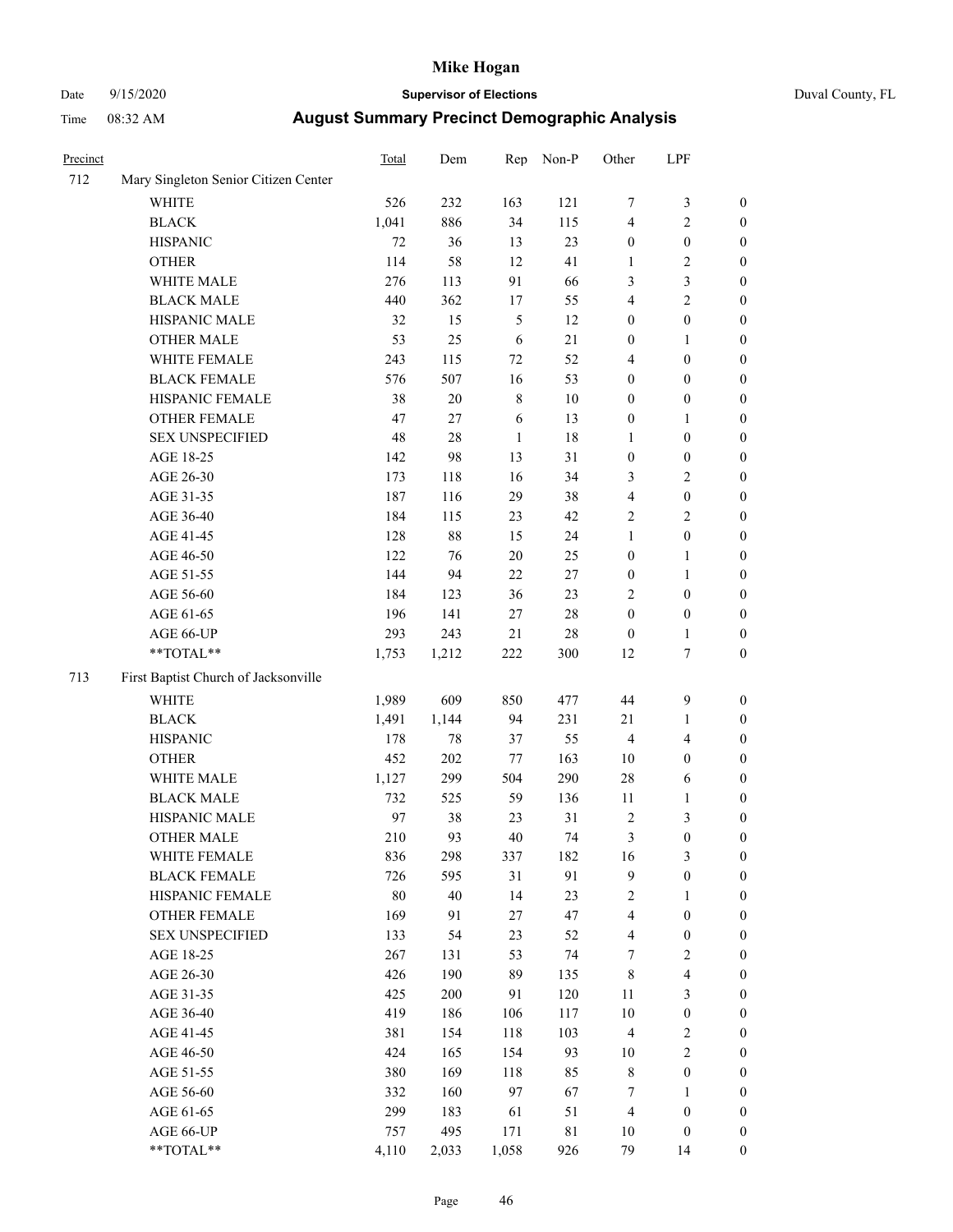| Precinct | | Total | Dem | Rep | Non-P | Other | LPF | |
|---|---|---|---|---|---|---|---|---|
| 712 | Mary Singleton Senior Citizen Center | | | | | | | |
| | WHITE | 526 | 232 | 163 | 121 | 7 | 3 | 0 |
| | BLACK | 1,041 | 886 | 34 | 115 | 4 | 2 | 0 |
| | HISPANIC | 72 | 36 | 13 | 23 | 0 | 0 | 0 |
| | OTHER | 114 | 58 | 12 | 41 | 1 | 2 | 0 |
| | WHITE MALE | 276 | 113 | 91 | 66 | 3 | 3 | 0 |
| | BLACK MALE | 440 | 362 | 17 | 55 | 4 | 2 | 0 |
| | HISPANIC MALE | 32 | 15 | 5 | 12 | 0 | 0 | 0 |
| | OTHER MALE | 53 | 25 | 6 | 21 | 0 | 1 | 0 |
| | WHITE FEMALE | 243 | 115 | 72 | 52 | 4 | 0 | 0 |
| | BLACK FEMALE | 576 | 507 | 16 | 53 | 0 | 0 | 0 |
| | HISPANIC FEMALE | 38 | 20 | 8 | 10 | 0 | 0 | 0 |
| | OTHER FEMALE | 47 | 27 | 6 | 13 | 0 | 1 | 0 |
| | SEX UNSPECIFIED | 48 | 28 | 1 | 18 | 1 | 0 | 0 |
| | AGE 18-25 | 142 | 98 | 13 | 31 | 0 | 0 | 0 |
| | AGE 26-30 | 173 | 118 | 16 | 34 | 3 | 2 | 0 |
| | AGE 31-35 | 187 | 116 | 29 | 38 | 4 | 0 | 0 |
| | AGE 36-40 | 184 | 115 | 23 | 42 | 2 | 2 | 0 |
| | AGE 41-45 | 128 | 88 | 15 | 24 | 1 | 0 | 0 |
| | AGE 46-50 | 122 | 76 | 20 | 25 | 0 | 1 | 0 |
| | AGE 51-55 | 144 | 94 | 22 | 27 | 0 | 1 | 0 |
| | AGE 56-60 | 184 | 123 | 36 | 23 | 2 | 0 | 0 |
| | AGE 61-65 | 196 | 141 | 27 | 28 | 0 | 0 | 0 |
| | AGE 66-UP | 293 | 243 | 21 | 28 | 0 | 1 | 0 |
| | **TOTAL** | 1,753 | 1,212 | 222 | 300 | 12 | 7 | 0 |
| 713 | First Baptist Church of Jacksonville | | | | | | | |
| | WHITE | 1,989 | 609 | 850 | 477 | 44 | 9 | 0 |
| | BLACK | 1,491 | 1,144 | 94 | 231 | 21 | 1 | 0 |
| | HISPANIC | 178 | 78 | 37 | 55 | 4 | 4 | 0 |
| | OTHER | 452 | 202 | 77 | 163 | 10 | 0 | 0 |
| | WHITE MALE | 1,127 | 299 | 504 | 290 | 28 | 6 | 0 |
| | BLACK MALE | 732 | 525 | 59 | 136 | 11 | 1 | 0 |
| | HISPANIC MALE | 97 | 38 | 23 | 31 | 2 | 3 | 0 |
| | OTHER MALE | 210 | 93 | 40 | 74 | 3 | 0 | 0 |
| | WHITE FEMALE | 836 | 298 | 337 | 182 | 16 | 3 | 0 |
| | BLACK FEMALE | 726 | 595 | 31 | 91 | 9 | 0 | 0 |
| | HISPANIC FEMALE | 80 | 40 | 14 | 23 | 2 | 1 | 0 |
| | OTHER FEMALE | 169 | 91 | 27 | 47 | 4 | 0 | 0 |
| | SEX UNSPECIFIED | 133 | 54 | 23 | 52 | 4 | 0 | 0 |
| | AGE 18-25 | 267 | 131 | 53 | 74 | 7 | 2 | 0 |
| | AGE 26-30 | 426 | 190 | 89 | 135 | 8 | 4 | 0 |
| | AGE 31-35 | 425 | 200 | 91 | 120 | 11 | 3 | 0 |
| | AGE 36-40 | 419 | 186 | 106 | 117 | 10 | 0 | 0 |
| | AGE 41-45 | 381 | 154 | 118 | 103 | 4 | 2 | 0 |
| | AGE 46-50 | 424 | 165 | 154 | 93 | 10 | 2 | 0 |
| | AGE 51-55 | 380 | 169 | 118 | 85 | 8 | 0 | 0 |
| | AGE 56-60 | 332 | 160 | 97 | 67 | 7 | 1 | 0 |
| | AGE 61-65 | 299 | 183 | 61 | 51 | 4 | 0 | 0 |
| | AGE 66-UP | 757 | 495 | 171 | 81 | 10 | 0 | 0 |
| | **TOTAL** | 4,110 | 2,033 | 1,058 | 926 | 79 | 14 | 0 |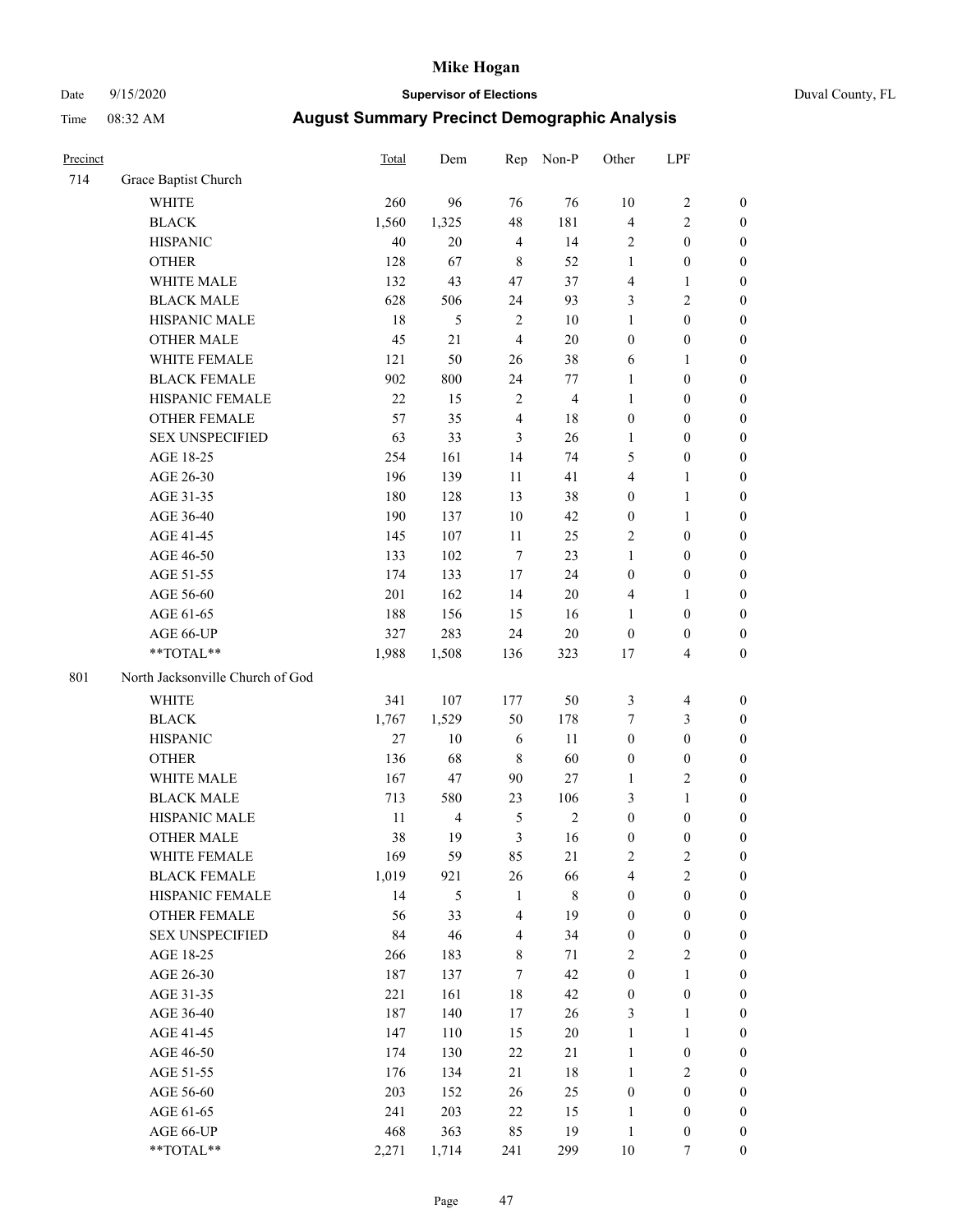| Precinct | | Total | Dem | Rep | Non-P | Other | LPF | |
|---|---|---|---|---|---|---|---|---|
| 714 | Grace Baptist Church | | | | | | | |
| | WHITE | 260 | 96 | 76 | 76 | 10 | 2 | 0 |
| | BLACK | 1,560 | 1,325 | 48 | 181 | 4 | 2 | 0 |
| | HISPANIC | 40 | 20 | 4 | 14 | 2 | 0 | 0 |
| | OTHER | 128 | 67 | 8 | 52 | 1 | 0 | 0 |
| | WHITE MALE | 132 | 43 | 47 | 37 | 4 | 1 | 0 |
| | BLACK MALE | 628 | 506 | 24 | 93 | 3 | 2 | 0 |
| | HISPANIC MALE | 18 | 5 | 2 | 10 | 1 | 0 | 0 |
| | OTHER MALE | 45 | 21 | 4 | 20 | 0 | 0 | 0 |
| | WHITE FEMALE | 121 | 50 | 26 | 38 | 6 | 1 | 0 |
| | BLACK FEMALE | 902 | 800 | 24 | 77 | 1 | 0 | 0 |
| | HISPANIC FEMALE | 22 | 15 | 2 | 4 | 1 | 0 | 0 |
| | OTHER FEMALE | 57 | 35 | 4 | 18 | 0 | 0 | 0 |
| | SEX UNSPECIFIED | 63 | 33 | 3 | 26 | 1 | 0 | 0 |
| | AGE 18-25 | 254 | 161 | 14 | 74 | 5 | 0 | 0 |
| | AGE 26-30 | 196 | 139 | 11 | 41 | 4 | 1 | 0 |
| | AGE 31-35 | 180 | 128 | 13 | 38 | 0 | 1 | 0 |
| | AGE 36-40 | 190 | 137 | 10 | 42 | 0 | 1 | 0 |
| | AGE 41-45 | 145 | 107 | 11 | 25 | 2 | 0 | 0 |
| | AGE 46-50 | 133 | 102 | 7 | 23 | 1 | 0 | 0 |
| | AGE 51-55 | 174 | 133 | 17 | 24 | 0 | 0 | 0 |
| | AGE 56-60 | 201 | 162 | 14 | 20 | 4 | 1 | 0 |
| | AGE 61-65 | 188 | 156 | 15 | 16 | 1 | 0 | 0 |
| | AGE 66-UP | 327 | 283 | 24 | 20 | 0 | 0 | 0 |
| | **TOTAL** | 1,988 | 1,508 | 136 | 323 | 17 | 4 | 0 |
| 801 | North Jacksonville Church of God | | | | | | | |
| | WHITE | 341 | 107 | 177 | 50 | 3 | 4 | 0 |
| | BLACK | 1,767 | 1,529 | 50 | 178 | 7 | 3 | 0 |
| | HISPANIC | 27 | 10 | 6 | 11 | 0 | 0 | 0 |
| | OTHER | 136 | 68 | 8 | 60 | 0 | 0 | 0 |
| | WHITE MALE | 167 | 47 | 90 | 27 | 1 | 2 | 0 |
| | BLACK MALE | 713 | 580 | 23 | 106 | 3 | 1 | 0 |
| | HISPANIC MALE | 11 | 4 | 5 | 2 | 0 | 0 | 0 |
| | OTHER MALE | 38 | 19 | 3 | 16 | 0 | 0 | 0 |
| | WHITE FEMALE | 169 | 59 | 85 | 21 | 2 | 2 | 0 |
| | BLACK FEMALE | 1,019 | 921 | 26 | 66 | 4 | 2 | 0 |
| | HISPANIC FEMALE | 14 | 5 | 1 | 8 | 0 | 0 | 0 |
| | OTHER FEMALE | 56 | 33 | 4 | 19 | 0 | 0 | 0 |
| | SEX UNSPECIFIED | 84 | 46 | 4 | 34 | 0 | 0 | 0 |
| | AGE 18-25 | 266 | 183 | 8 | 71 | 2 | 2 | 0 |
| | AGE 26-30 | 187 | 137 | 7 | 42 | 0 | 1 | 0 |
| | AGE 31-35 | 221 | 161 | 18 | 42 | 0 | 0 | 0 |
| | AGE 36-40 | 187 | 140 | 17 | 26 | 3 | 1 | 0 |
| | AGE 41-45 | 147 | 110 | 15 | 20 | 1 | 1 | 0 |
| | AGE 46-50 | 174 | 130 | 22 | 21 | 1 | 0 | 0 |
| | AGE 51-55 | 176 | 134 | 21 | 18 | 1 | 2 | 0 |
| | AGE 56-60 | 203 | 152 | 26 | 25 | 0 | 0 | 0 |
| | AGE 61-65 | 241 | 203 | 22 | 15 | 1 | 0 | 0 |
| | AGE 66-UP | 468 | 363 | 85 | 19 | 1 | 0 | 0 |
| | **TOTAL** | 2,271 | 1,714 | 241 | 299 | 10 | 7 | 0 |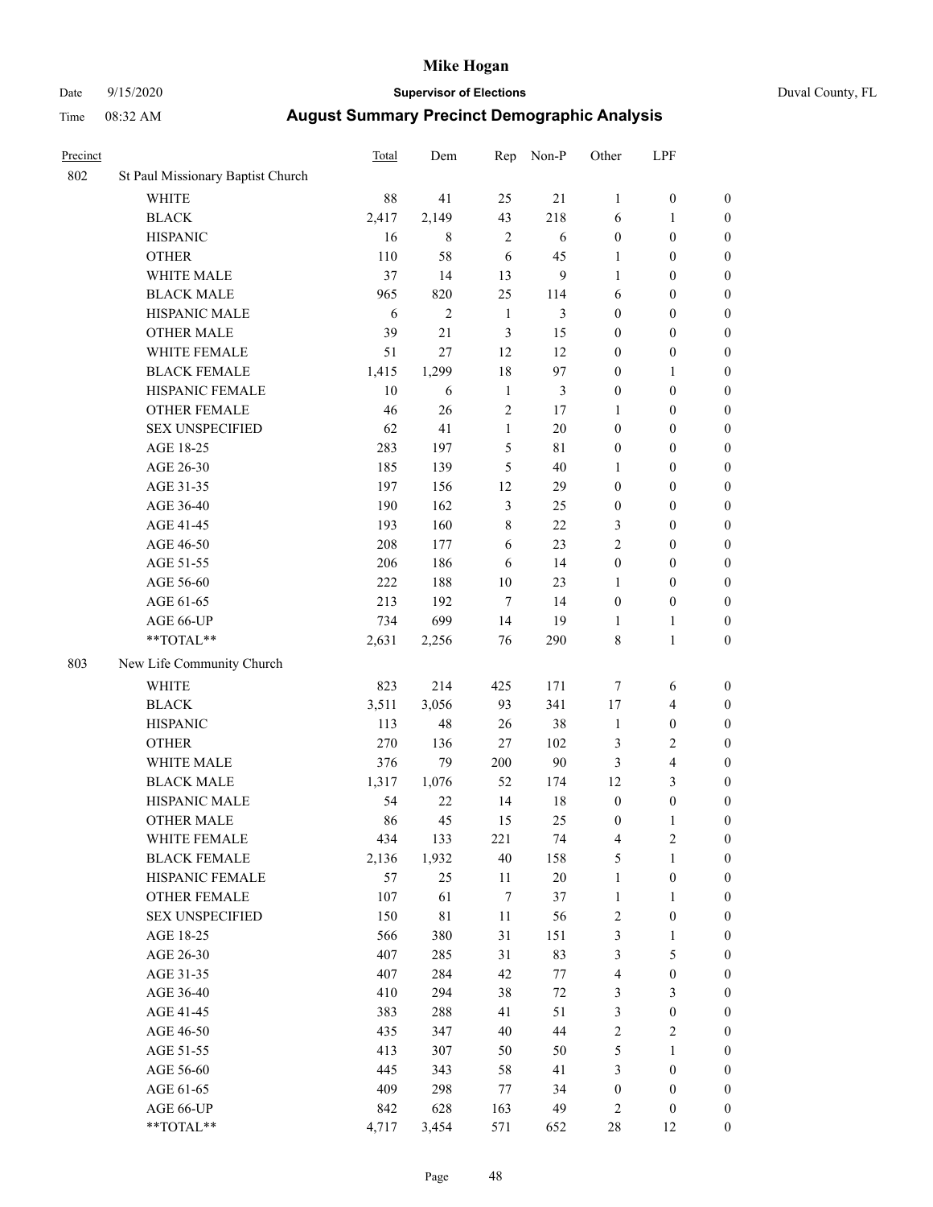| Precinct | | Total | Dem | Rep | Non-P | Other | LPF | |
|---|---|---|---|---|---|---|---|---|
| 802 | St Paul Missionary Baptist Church | | | | | | | |
| | WHITE | 88 | 41 | 25 | 21 | 1 | 0 | 0 |
| | BLACK | 2,417 | 2,149 | 43 | 218 | 6 | 1 | 0 |
| | HISPANIC | 16 | 8 | 2 | 6 | 0 | 0 | 0 |
| | OTHER | 110 | 58 | 6 | 45 | 1 | 0 | 0 |
| | WHITE MALE | 37 | 14 | 13 | 9 | 1 | 0 | 0 |
| | BLACK MALE | 965 | 820 | 25 | 114 | 6 | 0 | 0 |
| | HISPANIC MALE | 6 | 2 | 1 | 3 | 0 | 0 | 0 |
| | OTHER MALE | 39 | 21 | 3 | 15 | 0 | 0 | 0 |
| | WHITE FEMALE | 51 | 27 | 12 | 12 | 0 | 0 | 0 |
| | BLACK FEMALE | 1,415 | 1,299 | 18 | 97 | 0 | 1 | 0 |
| | HISPANIC FEMALE | 10 | 6 | 1 | 3 | 0 | 0 | 0 |
| | OTHER FEMALE | 46 | 26 | 2 | 17 | 1 | 0 | 0 |
| | SEX UNSPECIFIED | 62 | 41 | 1 | 20 | 0 | 0 | 0 |
| | AGE 18-25 | 283 | 197 | 5 | 81 | 0 | 0 | 0 |
| | AGE 26-30 | 185 | 139 | 5 | 40 | 1 | 0 | 0 |
| | AGE 31-35 | 197 | 156 | 12 | 29 | 0 | 0 | 0 |
| | AGE 36-40 | 190 | 162 | 3 | 25 | 0 | 0 | 0 |
| | AGE 41-45 | 193 | 160 | 8 | 22 | 3 | 0 | 0 |
| | AGE 46-50 | 208 | 177 | 6 | 23 | 2 | 0 | 0 |
| | AGE 51-55 | 206 | 186 | 6 | 14 | 0 | 0 | 0 |
| | AGE 56-60 | 222 | 188 | 10 | 23 | 1 | 0 | 0 |
| | AGE 61-65 | 213 | 192 | 7 | 14 | 0 | 0 | 0 |
| | AGE 66-UP | 734 | 699 | 14 | 19 | 1 | 1 | 0 |
| | **TOTAL** | 2,631 | 2,256 | 76 | 290 | 8 | 1 | 0 |
| 803 | New Life Community Church | | | | | | | |
| | WHITE | 823 | 214 | 425 | 171 | 7 | 6 | 0 |
| | BLACK | 3,511 | 3,056 | 93 | 341 | 17 | 4 | 0 |
| | HISPANIC | 113 | 48 | 26 | 38 | 1 | 0 | 0 |
| | OTHER | 270 | 136 | 27 | 102 | 3 | 2 | 0 |
| | WHITE MALE | 376 | 79 | 200 | 90 | 3 | 4 | 0 |
| | BLACK MALE | 1,317 | 1,076 | 52 | 174 | 12 | 3 | 0 |
| | HISPANIC MALE | 54 | 22 | 14 | 18 | 0 | 0 | 0 |
| | OTHER MALE | 86 | 45 | 15 | 25 | 0 | 1 | 0 |
| | WHITE FEMALE | 434 | 133 | 221 | 74 | 4 | 2 | 0 |
| | BLACK FEMALE | 2,136 | 1,932 | 40 | 158 | 5 | 1 | 0 |
| | HISPANIC FEMALE | 57 | 25 | 11 | 20 | 1 | 0 | 0 |
| | OTHER FEMALE | 107 | 61 | 7 | 37 | 1 | 1 | 0 |
| | SEX UNSPECIFIED | 150 | 81 | 11 | 56 | 2 | 0 | 0 |
| | AGE 18-25 | 566 | 380 | 31 | 151 | 3 | 1 | 0 |
| | AGE 26-30 | 407 | 285 | 31 | 83 | 3 | 5 | 0 |
| | AGE 31-35 | 407 | 284 | 42 | 77 | 4 | 0 | 0 |
| | AGE 36-40 | 410 | 294 | 38 | 72 | 3 | 3 | 0 |
| | AGE 41-45 | 383 | 288 | 41 | 51 | 3 | 0 | 0 |
| | AGE 46-50 | 435 | 347 | 40 | 44 | 2 | 2 | 0 |
| | AGE 51-55 | 413 | 307 | 50 | 50 | 5 | 1 | 0 |
| | AGE 56-60 | 445 | 343 | 58 | 41 | 3 | 0 | 0 |
| | AGE 61-65 | 409 | 298 | 77 | 34 | 0 | 0 | 0 |
| | AGE 66-UP | 842 | 628 | 163 | 49 | 2 | 0 | 0 |
| | **TOTAL** | 4,717 | 3,454 | 571 | 652 | 28 | 12 | 0 |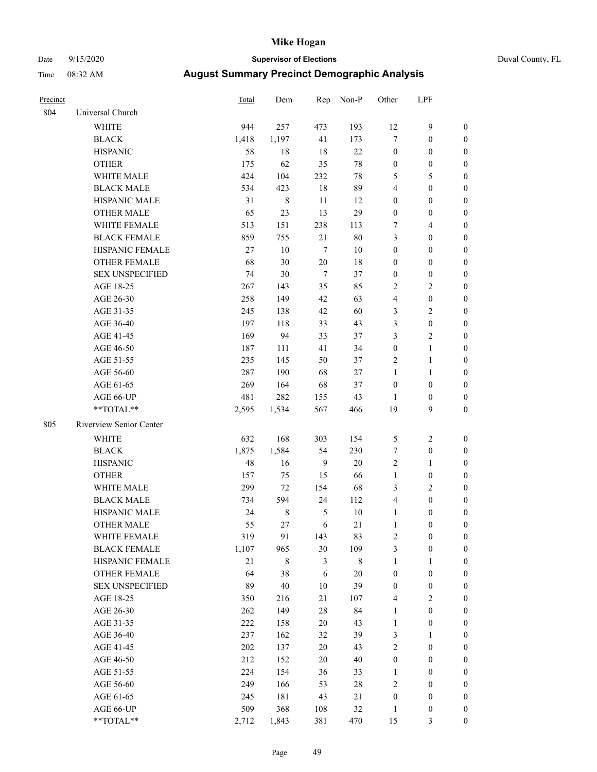| Precinct | | Total | Dem | Rep | Non-P | Other | LPF | |
|---|---|---|---|---|---|---|---|---|
| 804 | Universal Church | | | | | | | |
| | WHITE | 944 | 257 | 473 | 193 | 12 | 9 | 0 |
| | BLACK | 1,418 | 1,197 | 41 | 173 | 7 | 0 | 0 |
| | HISPANIC | 58 | 18 | 18 | 22 | 0 | 0 | 0 |
| | OTHER | 175 | 62 | 35 | 78 | 0 | 0 | 0 |
| | WHITE MALE | 424 | 104 | 232 | 78 | 5 | 5 | 0 |
| | BLACK MALE | 534 | 423 | 18 | 89 | 4 | 0 | 0 |
| | HISPANIC MALE | 31 | 8 | 11 | 12 | 0 | 0 | 0 |
| | OTHER MALE | 65 | 23 | 13 | 29 | 0 | 0 | 0 |
| | WHITE FEMALE | 513 | 151 | 238 | 113 | 7 | 4 | 0 |
| | BLACK FEMALE | 859 | 755 | 21 | 80 | 3 | 0 | 0 |
| | HISPANIC FEMALE | 27 | 10 | 7 | 10 | 0 | 0 | 0 |
| | OTHER FEMALE | 68 | 30 | 20 | 18 | 0 | 0 | 0 |
| | SEX UNSPECIFIED | 74 | 30 | 7 | 37 | 0 | 0 | 0 |
| | AGE 18-25 | 267 | 143 | 35 | 85 | 2 | 2 | 0 |
| | AGE 26-30 | 258 | 149 | 42 | 63 | 4 | 0 | 0 |
| | AGE 31-35 | 245 | 138 | 42 | 60 | 3 | 2 | 0 |
| | AGE 36-40 | 197 | 118 | 33 | 43 | 3 | 0 | 0 |
| | AGE 41-45 | 169 | 94 | 33 | 37 | 3 | 2 | 0 |
| | AGE 46-50 | 187 | 111 | 41 | 34 | 0 | 1 | 0 |
| | AGE 51-55 | 235 | 145 | 50 | 37 | 2 | 1 | 0 |
| | AGE 56-60 | 287 | 190 | 68 | 27 | 1 | 1 | 0 |
| | AGE 61-65 | 269 | 164 | 68 | 37 | 0 | 0 | 0 |
| | AGE 66-UP | 481 | 282 | 155 | 43 | 1 | 0 | 0 |
| | **TOTAL** | 2,595 | 1,534 | 567 | 466 | 19 | 9 | 0 |
| 805 | Riverview Senior Center | | | | | | | |
| | WHITE | 632 | 168 | 303 | 154 | 5 | 2 | 0 |
| | BLACK | 1,875 | 1,584 | 54 | 230 | 7 | 0 | 0 |
| | HISPANIC | 48 | 16 | 9 | 20 | 2 | 1 | 0 |
| | OTHER | 157 | 75 | 15 | 66 | 1 | 0 | 0 |
| | WHITE MALE | 299 | 72 | 154 | 68 | 3 | 2 | 0 |
| | BLACK MALE | 734 | 594 | 24 | 112 | 4 | 0 | 0 |
| | HISPANIC MALE | 24 | 8 | 5 | 10 | 1 | 0 | 0 |
| | OTHER MALE | 55 | 27 | 6 | 21 | 1 | 0 | 0 |
| | WHITE FEMALE | 319 | 91 | 143 | 83 | 2 | 0 | 0 |
| | BLACK FEMALE | 1,107 | 965 | 30 | 109 | 3 | 0 | 0 |
| | HISPANIC FEMALE | 21 | 8 | 3 | 8 | 1 | 1 | 0 |
| | OTHER FEMALE | 64 | 38 | 6 | 20 | 0 | 0 | 0 |
| | SEX UNSPECIFIED | 89 | 40 | 10 | 39 | 0 | 0 | 0 |
| | AGE 18-25 | 350 | 216 | 21 | 107 | 4 | 2 | 0 |
| | AGE 26-30 | 262 | 149 | 28 | 84 | 1 | 0 | 0 |
| | AGE 31-35 | 222 | 158 | 20 | 43 | 1 | 0 | 0 |
| | AGE 36-40 | 237 | 162 | 32 | 39 | 3 | 1 | 0 |
| | AGE 41-45 | 202 | 137 | 20 | 43 | 2 | 0 | 0 |
| | AGE 46-50 | 212 | 152 | 20 | 40 | 0 | 0 | 0 |
| | AGE 51-55 | 224 | 154 | 36 | 33 | 1 | 0 | 0 |
| | AGE 56-60 | 249 | 166 | 53 | 28 | 2 | 0 | 0 |
| | AGE 61-65 | 245 | 181 | 43 | 21 | 0 | 0 | 0 |
| | AGE 66-UP | 509 | 368 | 108 | 32 | 1 | 0 | 0 |
| | **TOTAL** | 2,712 | 1,843 | 381 | 470 | 15 | 3 | 0 |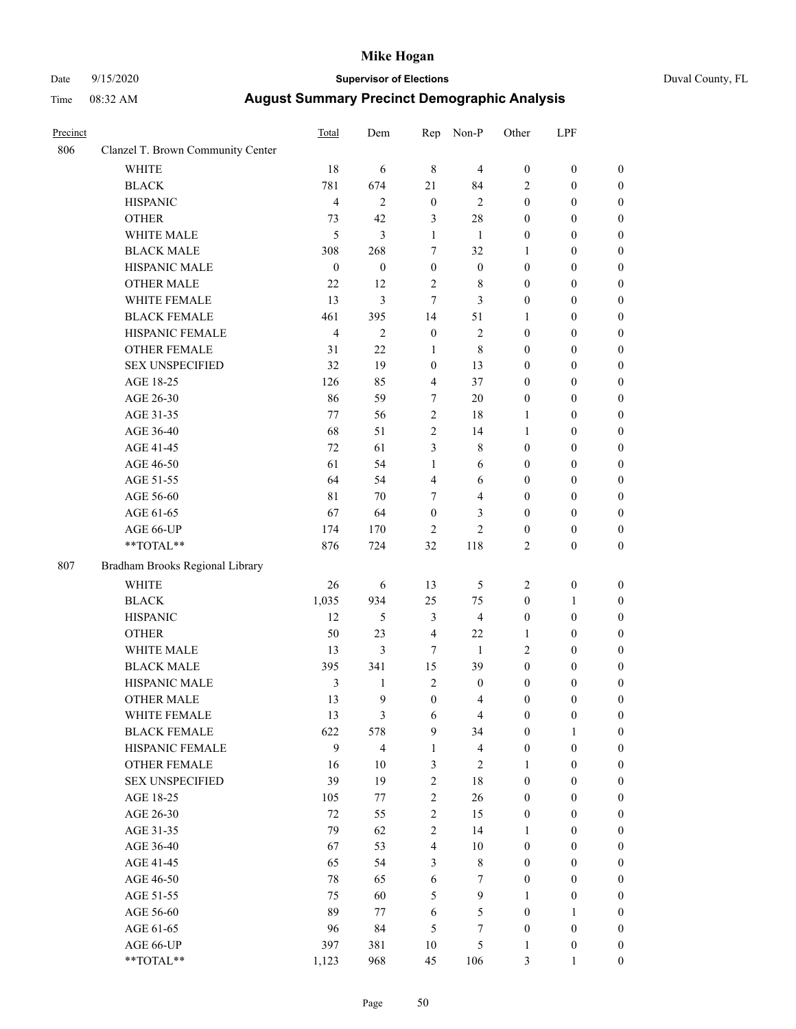# Mike Hogan

Date 9/15/2020 **Supervisor of Elections** Duval County, FL

Time 08:32 AM **August Summary Precinct Demographic Analysis**

| Precinct | | Total | Dem | Rep | Non-P | Other | LPF | |
|---|---|---|---|---|---|---|---|---|
| 806 | Clanzel T. Brown Community Center | | | | | | | |
| | WHITE | 18 | 6 | 8 | 4 | 0 | 0 | 0 |
| | BLACK | 781 | 674 | 21 | 84 | 2 | 0 | 0 |
| | HISPANIC | 4 | 2 | 0 | 2 | 0 | 0 | 0 |
| | OTHER | 73 | 42 | 3 | 28 | 0 | 0 | 0 |
| | WHITE MALE | 5 | 3 | 1 | 1 | 0 | 0 | 0 |
| | BLACK MALE | 308 | 268 | 7 | 32 | 1 | 0 | 0 |
| | HISPANIC MALE | 0 | 0 | 0 | 0 | 0 | 0 | 0 |
| | OTHER MALE | 22 | 12 | 2 | 8 | 0 | 0 | 0 |
| | WHITE FEMALE | 13 | 3 | 7 | 3 | 0 | 0 | 0 |
| | BLACK FEMALE | 461 | 395 | 14 | 51 | 1 | 0 | 0 |
| | HISPANIC FEMALE | 4 | 2 | 0 | 2 | 0 | 0 | 0 |
| | OTHER FEMALE | 31 | 22 | 1 | 8 | 0 | 0 | 0 |
| | SEX UNSPECIFIED | 32 | 19 | 0 | 13 | 0 | 0 | 0 |
| | AGE 18-25 | 126 | 85 | 4 | 37 | 0 | 0 | 0 |
| | AGE 26-30 | 86 | 59 | 7 | 20 | 0 | 0 | 0 |
| | AGE 31-35 | 77 | 56 | 2 | 18 | 1 | 0 | 0 |
| | AGE 36-40 | 68 | 51 | 2 | 14 | 1 | 0 | 0 |
| | AGE 41-45 | 72 | 61 | 3 | 8 | 0 | 0 | 0 |
| | AGE 46-50 | 61 | 54 | 1 | 6 | 0 | 0 | 0 |
| | AGE 51-55 | 64 | 54 | 4 | 6 | 0 | 0 | 0 |
| | AGE 56-60 | 81 | 70 | 7 | 4 | 0 | 0 | 0 |
| | AGE 61-65 | 67 | 64 | 0 | 3 | 0 | 0 | 0 |
| | AGE 66-UP | 174 | 170 | 2 | 2 | 0 | 0 | 0 |
| | **TOTAL** | 876 | 724 | 32 | 118 | 2 | 0 | 0 |
| 807 | Bradham Brooks Regional Library | | | | | | | |
| | WHITE | 26 | 6 | 13 | 5 | 2 | 0 | 0 |
| | BLACK | 1,035 | 934 | 25 | 75 | 0 | 1 | 0 |
| | HISPANIC | 12 | 5 | 3 | 4 | 0 | 0 | 0 |
| | OTHER | 50 | 23 | 4 | 22 | 1 | 0 | 0 |
| | WHITE MALE | 13 | 3 | 7 | 1 | 2 | 0 | 0 |
| | BLACK MALE | 395 | 341 | 15 | 39 | 0 | 0 | 0 |
| | HISPANIC MALE | 3 | 1 | 2 | 0 | 0 | 0 | 0 |
| | OTHER MALE | 13 | 9 | 0 | 4 | 0 | 0 | 0 |
| | WHITE FEMALE | 13 | 3 | 6 | 4 | 0 | 0 | 0 |
| | BLACK FEMALE | 622 | 578 | 9 | 34 | 0 | 1 | 0 |
| | HISPANIC FEMALE | 9 | 4 | 1 | 4 | 0 | 0 | 0 |
| | OTHER FEMALE | 16 | 10 | 3 | 2 | 1 | 0 | 0 |
| | SEX UNSPECIFIED | 39 | 19 | 2 | 18 | 0 | 0 | 0 |
| | AGE 18-25 | 105 | 77 | 2 | 26 | 0 | 0 | 0 |
| | AGE 26-30 | 72 | 55 | 2 | 15 | 0 | 0 | 0 |
| | AGE 31-35 | 79 | 62 | 2 | 14 | 1 | 0 | 0 |
| | AGE 36-40 | 67 | 53 | 4 | 10 | 0 | 0 | 0 |
| | AGE 41-45 | 65 | 54 | 3 | 8 | 0 | 0 | 0 |
| | AGE 46-50 | 78 | 65 | 6 | 7 | 0 | 0 | 0 |
| | AGE 51-55 | 75 | 60 | 5 | 9 | 1 | 0 | 0 |
| | AGE 56-60 | 89 | 77 | 6 | 5 | 0 | 1 | 0 |
| | AGE 61-65 | 96 | 84 | 5 | 7 | 0 | 0 | 0 |
| | AGE 66-UP | 397 | 381 | 10 | 5 | 1 | 0 | 0 |
| | **TOTAL** | 1,123 | 968 | 45 | 106 | 3 | 1 | 0 |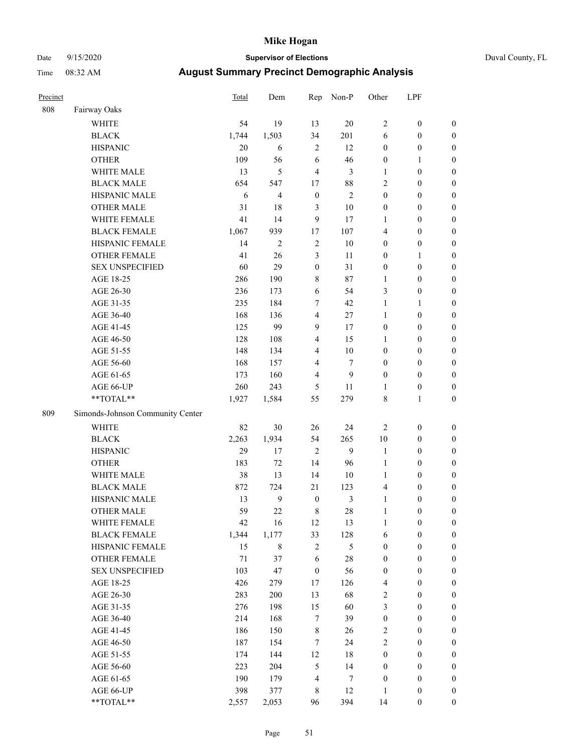# Mike Hogan

Date 9/15/2020 **Supervisor of Elections** Duval County, FL

Time 08:32 AM **August Summary Precinct Demographic Analysis**

| Precinct | | Total | Dem | Rep | Non-P | Other | LPF | |
|---|---|---|---|---|---|---|---|---|
| 808 | Fairway Oaks | | | | | | | |
| | WHITE | 54 | 19 | 13 | 20 | 2 | 0 | 0 |
| | BLACK | 1,744 | 1,503 | 34 | 201 | 6 | 0 | 0 |
| | HISPANIC | 20 | 6 | 2 | 12 | 0 | 0 | 0 |
| | OTHER | 109 | 56 | 6 | 46 | 0 | 1 | 0 |
| | WHITE MALE | 13 | 5 | 4 | 3 | 1 | 0 | 0 |
| | BLACK MALE | 654 | 547 | 17 | 88 | 2 | 0 | 0 |
| | HISPANIC MALE | 6 | 4 | 0 | 2 | 0 | 0 | 0 |
| | OTHER MALE | 31 | 18 | 3 | 10 | 0 | 0 | 0 |
| | WHITE FEMALE | 41 | 14 | 9 | 17 | 1 | 0 | 0 |
| | BLACK FEMALE | 1,067 | 939 | 17 | 107 | 4 | 0 | 0 |
| | HISPANIC FEMALE | 14 | 2 | 2 | 10 | 0 | 0 | 0 |
| | OTHER FEMALE | 41 | 26 | 3 | 11 | 0 | 1 | 0 |
| | SEX UNSPECIFIED | 60 | 29 | 0 | 31 | 0 | 0 | 0 |
| | AGE 18-25 | 286 | 190 | 8 | 87 | 1 | 0 | 0 |
| | AGE 26-30 | 236 | 173 | 6 | 54 | 3 | 0 | 0 |
| | AGE 31-35 | 235 | 184 | 7 | 42 | 1 | 1 | 0 |
| | AGE 36-40 | 168 | 136 | 4 | 27 | 1 | 0 | 0 |
| | AGE 41-45 | 125 | 99 | 9 | 17 | 0 | 0 | 0 |
| | AGE 46-50 | 128 | 108 | 4 | 15 | 1 | 0 | 0 |
| | AGE 51-55 | 148 | 134 | 4 | 10 | 0 | 0 | 0 |
| | AGE 56-60 | 168 | 157 | 4 | 7 | 0 | 0 | 0 |
| | AGE 61-65 | 173 | 160 | 4 | 9 | 0 | 0 | 0 |
| | AGE 66-UP | 260 | 243 | 5 | 11 | 1 | 0 | 0 |
| | **TOTAL** | 1,927 | 1,584 | 55 | 279 | 8 | 1 | 0 |
| 809 | Simonds-Johnson Community Center | | | | | | | |
| | WHITE | 82 | 30 | 26 | 24 | 2 | 0 | 0 |
| | BLACK | 2,263 | 1,934 | 54 | 265 | 10 | 0 | 0 |
| | HISPANIC | 29 | 17 | 2 | 9 | 1 | 0 | 0 |
| | OTHER | 183 | 72 | 14 | 96 | 1 | 0 | 0 |
| | WHITE MALE | 38 | 13 | 14 | 10 | 1 | 0 | 0 |
| | BLACK MALE | 872 | 724 | 21 | 123 | 4 | 0 | 0 |
| | HISPANIC MALE | 13 | 9 | 0 | 3 | 1 | 0 | 0 |
| | OTHER MALE | 59 | 22 | 8 | 28 | 1 | 0 | 0 |
| | WHITE FEMALE | 42 | 16 | 12 | 13 | 1 | 0 | 0 |
| | BLACK FEMALE | 1,344 | 1,177 | 33 | 128 | 6 | 0 | 0 |
| | HISPANIC FEMALE | 15 | 8 | 2 | 5 | 0 | 0 | 0 |
| | OTHER FEMALE | 71 | 37 | 6 | 28 | 0 | 0 | 0 |
| | SEX UNSPECIFIED | 103 | 47 | 0 | 56 | 0 | 0 | 0 |
| | AGE 18-25 | 426 | 279 | 17 | 126 | 4 | 0 | 0 |
| | AGE 26-30 | 283 | 200 | 13 | 68 | 2 | 0 | 0 |
| | AGE 31-35 | 276 | 198 | 15 | 60 | 3 | 0 | 0 |
| | AGE 36-40 | 214 | 168 | 7 | 39 | 0 | 0 | 0 |
| | AGE 41-45 | 186 | 150 | 8 | 26 | 2 | 0 | 0 |
| | AGE 46-50 | 187 | 154 | 7 | 24 | 2 | 0 | 0 |
| | AGE 51-55 | 174 | 144 | 12 | 18 | 0 | 0 | 0 |
| | AGE 56-60 | 223 | 204 | 5 | 14 | 0 | 0 | 0 |
| | AGE 61-65 | 190 | 179 | 4 | 7 | 0 | 0 | 0 |
| | AGE 66-UP | 398 | 377 | 8 | 12 | 1 | 0 | 0 |
| | **TOTAL** | 2,557 | 2,053 | 96 | 394 | 14 | 0 | 0 |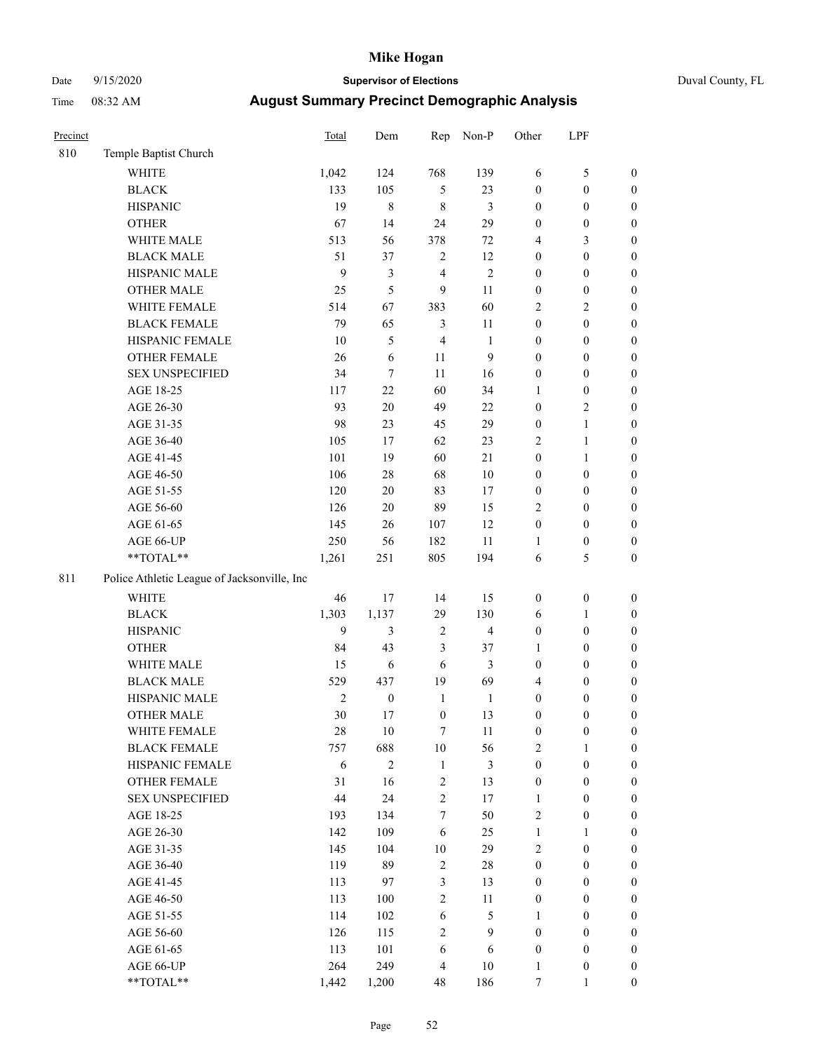# Mike Hogan

Date 9/15/2020 **Supervisor of Elections** Duval County, FL

Time 08:32 AM **August Summary Precinct Demographic Analysis**

| Precinct | | Total | Dem | Rep | Non-P | Other | LPF | |
|---|---|---|---|---|---|---|---|---|
| 810 | Temple Baptist Church | | | | | | | |
| | WHITE | 1,042 | 124 | 768 | 139 | 6 | 5 | 0 |
| | BLACK | 133 | 105 | 5 | 23 | 0 | 0 | 0 |
| | HISPANIC | 19 | 8 | 8 | 3 | 0 | 0 | 0 |
| | OTHER | 67 | 14 | 24 | 29 | 0 | 0 | 0 |
| | WHITE MALE | 513 | 56 | 378 | 72 | 4 | 3 | 0 |
| | BLACK MALE | 51 | 37 | 2 | 12 | 0 | 0 | 0 |
| | HISPANIC MALE | 9 | 3 | 4 | 2 | 0 | 0 | 0 |
| | OTHER MALE | 25 | 5 | 9 | 11 | 0 | 0 | 0 |
| | WHITE FEMALE | 514 | 67 | 383 | 60 | 2 | 2 | 0 |
| | BLACK FEMALE | 79 | 65 | 3 | 11 | 0 | 0 | 0 |
| | HISPANIC FEMALE | 10 | 5 | 4 | 1 | 0 | 0 | 0 |
| | OTHER FEMALE | 26 | 6 | 11 | 9 | 0 | 0 | 0 |
| | SEX UNSPECIFIED | 34 | 7 | 11 | 16 | 0 | 0 | 0 |
| | AGE 18-25 | 117 | 22 | 60 | 34 | 1 | 0 | 0 |
| | AGE 26-30 | 93 | 20 | 49 | 22 | 0 | 2 | 0 |
| | AGE 31-35 | 98 | 23 | 45 | 29 | 0 | 1 | 0 |
| | AGE 36-40 | 105 | 17 | 62 | 23 | 2 | 1 | 0 |
| | AGE 41-45 | 101 | 19 | 60 | 21 | 0 | 1 | 0 |
| | AGE 46-50 | 106 | 28 | 68 | 10 | 0 | 0 | 0 |
| | AGE 51-55 | 120 | 20 | 83 | 17 | 0 | 0 | 0 |
| | AGE 56-60 | 126 | 20 | 89 | 15 | 2 | 0 | 0 |
| | AGE 61-65 | 145 | 26 | 107 | 12 | 0 | 0 | 0 |
| | AGE 66-UP | 250 | 56 | 182 | 11 | 1 | 0 | 0 |
| | **TOTAL** | 1,261 | 251 | 805 | 194 | 6 | 5 | 0 |
| 811 | Police Athletic League of Jacksonville, Inc | | | | | | | |
| | WHITE | 46 | 17 | 14 | 15 | 0 | 0 | 0 |
| | BLACK | 1,303 | 1,137 | 29 | 130 | 6 | 1 | 0 |
| | HISPANIC | 9 | 3 | 2 | 4 | 0 | 0 | 0 |
| | OTHER | 84 | 43 | 3 | 37 | 1 | 0 | 0 |
| | WHITE MALE | 15 | 6 | 6 | 3 | 0 | 0 | 0 |
| | BLACK MALE | 529 | 437 | 19 | 69 | 4 | 0 | 0 |
| | HISPANIC MALE | 2 | 0 | 1 | 1 | 0 | 0 | 0 |
| | OTHER MALE | 30 | 17 | 0 | 13 | 0 | 0 | 0 |
| | WHITE FEMALE | 28 | 10 | 7 | 11 | 0 | 0 | 0 |
| | BLACK FEMALE | 757 | 688 | 10 | 56 | 2 | 1 | 0 |
| | HISPANIC FEMALE | 6 | 2 | 1 | 3 | 0 | 0 | 0 |
| | OTHER FEMALE | 31 | 16 | 2 | 13 | 0 | 0 | 0 |
| | SEX UNSPECIFIED | 44 | 24 | 2 | 17 | 1 | 0 | 0 |
| | AGE 18-25 | 193 | 134 | 7 | 50 | 2 | 0 | 0 |
| | AGE 26-30 | 142 | 109 | 6 | 25 | 1 | 1 | 0 |
| | AGE 31-35 | 145 | 104 | 10 | 29 | 2 | 0 | 0 |
| | AGE 36-40 | 119 | 89 | 2 | 28 | 0 | 0 | 0 |
| | AGE 41-45 | 113 | 97 | 3 | 13 | 0 | 0 | 0 |
| | AGE 46-50 | 113 | 100 | 2 | 11 | 0 | 0 | 0 |
| | AGE 51-55 | 114 | 102 | 6 | 5 | 1 | 0 | 0 |
| | AGE 56-60 | 126 | 115 | 2 | 9 | 0 | 0 | 0 |
| | AGE 61-65 | 113 | 101 | 6 | 6 | 0 | 0 | 0 |
| | AGE 66-UP | 264 | 249 | 4 | 10 | 1 | 0 | 0 |
| | **TOTAL** | 1,442 | 1,200 | 48 | 186 | 7 | 1 | 0 |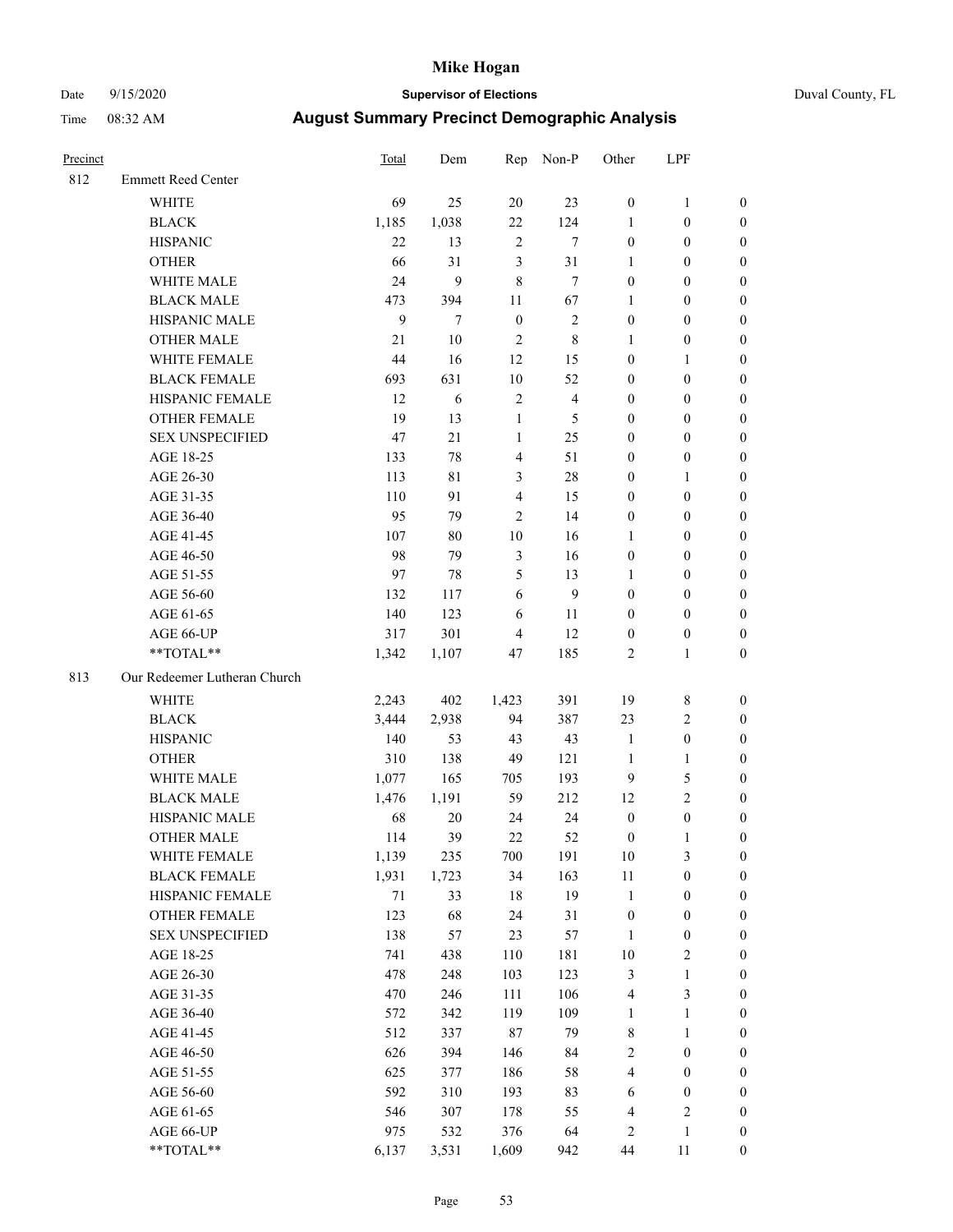# Mike Hogan

Date 9/15/2020 **Supervisor of Elections** Duval County, FL

Time 08:32 AM **August Summary Precinct Demographic Analysis**

| Precinct | | Total | Dem | Rep | Non-P | Other | LPF | |
|---|---|---|---|---|---|---|---|---|
| 812 | Emmett Reed Center | | | | | | | |
| | WHITE | 69 | 25 | 20 | 23 | 0 | 1 | 0 |
| | BLACK | 1,185 | 1,038 | 22 | 124 | 1 | 0 | 0 |
| | HISPANIC | 22 | 13 | 2 | 7 | 0 | 0 | 0 |
| | OTHER | 66 | 31 | 3 | 31 | 1 | 0 | 0 |
| | WHITE MALE | 24 | 9 | 8 | 7 | 0 | 0 | 0 |
| | BLACK MALE | 473 | 394 | 11 | 67 | 1 | 0 | 0 |
| | HISPANIC MALE | 9 | 7 | 0 | 2 | 0 | 0 | 0 |
| | OTHER MALE | 21 | 10 | 2 | 8 | 1 | 0 | 0 |
| | WHITE FEMALE | 44 | 16 | 12 | 15 | 0 | 1 | 0 |
| | BLACK FEMALE | 693 | 631 | 10 | 52 | 0 | 0 | 0 |
| | HISPANIC FEMALE | 12 | 6 | 2 | 4 | 0 | 0 | 0 |
| | OTHER FEMALE | 19 | 13 | 1 | 5 | 0 | 0 | 0 |
| | SEX UNSPECIFIED | 47 | 21 | 1 | 25 | 0 | 0 | 0 |
| | AGE 18-25 | 133 | 78 | 4 | 51 | 0 | 0 | 0 |
| | AGE 26-30 | 113 | 81 | 3 | 28 | 0 | 1 | 0 |
| | AGE 31-35 | 110 | 91 | 4 | 15 | 0 | 0 | 0 |
| | AGE 36-40 | 95 | 79 | 2 | 14 | 0 | 0 | 0 |
| | AGE 41-45 | 107 | 80 | 10 | 16 | 1 | 0 | 0 |
| | AGE 46-50 | 98 | 79 | 3 | 16 | 0 | 0 | 0 |
| | AGE 51-55 | 97 | 78 | 5 | 13 | 1 | 0 | 0 |
| | AGE 56-60 | 132 | 117 | 6 | 9 | 0 | 0 | 0 |
| | AGE 61-65 | 140 | 123 | 6 | 11 | 0 | 0 | 0 |
| | AGE 66-UP | 317 | 301 | 4 | 12 | 0 | 0 | 0 |
| | **TOTAL** | 1,342 | 1,107 | 47 | 185 | 2 | 1 | 0 |
| 813 | Our Redeemer Lutheran Church | | | | | | | |
| | WHITE | 2,243 | 402 | 1,423 | 391 | 19 | 8 | 0 |
| | BLACK | 3,444 | 2,938 | 94 | 387 | 23 | 2 | 0 |
| | HISPANIC | 140 | 53 | 43 | 43 | 1 | 0 | 0 |
| | OTHER | 310 | 138 | 49 | 121 | 1 | 1 | 0 |
| | WHITE MALE | 1,077 | 165 | 705 | 193 | 9 | 5 | 0 |
| | BLACK MALE | 1,476 | 1,191 | 59 | 212 | 12 | 2 | 0 |
| | HISPANIC MALE | 68 | 20 | 24 | 24 | 0 | 0 | 0 |
| | OTHER MALE | 114 | 39 | 22 | 52 | 0 | 1 | 0 |
| | WHITE FEMALE | 1,139 | 235 | 700 | 191 | 10 | 3 | 0 |
| | BLACK FEMALE | 1,931 | 1,723 | 34 | 163 | 11 | 0 | 0 |
| | HISPANIC FEMALE | 71 | 33 | 18 | 19 | 1 | 0 | 0 |
| | OTHER FEMALE | 123 | 68 | 24 | 31 | 0 | 0 | 0 |
| | SEX UNSPECIFIED | 138 | 57 | 23 | 57 | 1 | 0 | 0 |
| | AGE 18-25 | 741 | 438 | 110 | 181 | 10 | 2 | 0 |
| | AGE 26-30 | 478 | 248 | 103 | 123 | 3 | 1 | 0 |
| | AGE 31-35 | 470 | 246 | 111 | 106 | 4 | 3 | 0 |
| | AGE 36-40 | 572 | 342 | 119 | 109 | 1 | 1 | 0 |
| | AGE 41-45 | 512 | 337 | 87 | 79 | 8 | 1 | 0 |
| | AGE 46-50 | 626 | 394 | 146 | 84 | 2 | 0 | 0 |
| | AGE 51-55 | 625 | 377 | 186 | 58 | 4 | 0 | 0 |
| | AGE 56-60 | 592 | 310 | 193 | 83 | 6 | 0 | 0 |
| | AGE 61-65 | 546 | 307 | 178 | 55 | 4 | 2 | 0 |
| | AGE 66-UP | 975 | 532 | 376 | 64 | 2 | 1 | 0 |
| | **TOTAL** | 6,137 | 3,531 | 1,609 | 942 | 44 | 11 | 0 |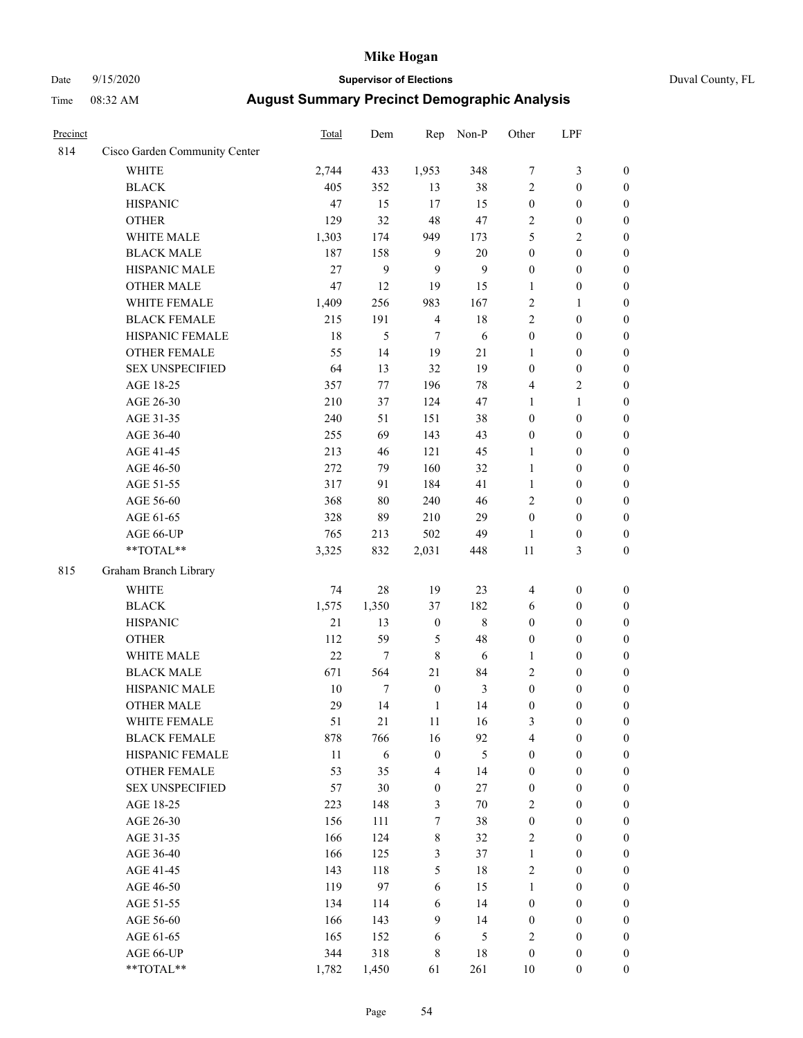# Mike Hogan

Date 9/15/2020 **Supervisor of Elections** Duval County, FL

Time 08:32 AM **August Summary Precinct Demographic Analysis**

| Precinct | | Total | Dem | Rep | Non-P | Other | LPF | |
|---|---|---|---|---|---|---|---|---|
| 814 | Cisco Garden Community Center | | | | | | | |
| | WHITE | 2,744 | 433 | 1,953 | 348 | 7 | 3 | 0 |
| | BLACK | 405 | 352 | 13 | 38 | 2 | 0 | 0 |
| | HISPANIC | 47 | 15 | 17 | 15 | 0 | 0 | 0 |
| | OTHER | 129 | 32 | 48 | 47 | 2 | 0 | 0 |
| | WHITE MALE | 1,303 | 174 | 949 | 173 | 5 | 2 | 0 |
| | BLACK MALE | 187 | 158 | 9 | 20 | 0 | 0 | 0 |
| | HISPANIC MALE | 27 | 9 | 9 | 9 | 0 | 0 | 0 |
| | OTHER MALE | 47 | 12 | 19 | 15 | 1 | 0 | 0 |
| | WHITE FEMALE | 1,409 | 256 | 983 | 167 | 2 | 1 | 0 |
| | BLACK FEMALE | 215 | 191 | 4 | 18 | 2 | 0 | 0 |
| | HISPANIC FEMALE | 18 | 5 | 7 | 6 | 0 | 0 | 0 |
| | OTHER FEMALE | 55 | 14 | 19 | 21 | 1 | 0 | 0 |
| | SEX UNSPECIFIED | 64 | 13 | 32 | 19 | 0 | 0 | 0 |
| | AGE 18-25 | 357 | 77 | 196 | 78 | 4 | 2 | 0 |
| | AGE 26-30 | 210 | 37 | 124 | 47 | 1 | 1 | 0 |
| | AGE 31-35 | 240 | 51 | 151 | 38 | 0 | 0 | 0 |
| | AGE 36-40 | 255 | 69 | 143 | 43 | 0 | 0 | 0 |
| | AGE 41-45 | 213 | 46 | 121 | 45 | 1 | 0 | 0 |
| | AGE 46-50 | 272 | 79 | 160 | 32 | 1 | 0 | 0 |
| | AGE 51-55 | 317 | 91 | 184 | 41 | 1 | 0 | 0 |
| | AGE 56-60 | 368 | 80 | 240 | 46 | 2 | 0 | 0 |
| | AGE 61-65 | 328 | 89 | 210 | 29 | 0 | 0 | 0 |
| | AGE 66-UP | 765 | 213 | 502 | 49 | 1 | 0 | 0 |
| | **TOTAL** | 3,325 | 832 | 2,031 | 448 | 11 | 3 | 0 |
| 815 | Graham Branch Library | | | | | | | |
| | WHITE | 74 | 28 | 19 | 23 | 4 | 0 | 0 |
| | BLACK | 1,575 | 1,350 | 37 | 182 | 6 | 0 | 0 |
| | HISPANIC | 21 | 13 | 0 | 8 | 0 | 0 | 0 |
| | OTHER | 112 | 59 | 5 | 48 | 0 | 0 | 0 |
| | WHITE MALE | 22 | 7 | 8 | 6 | 1 | 0 | 0 |
| | BLACK MALE | 671 | 564 | 21 | 84 | 2 | 0 | 0 |
| | HISPANIC MALE | 10 | 7 | 0 | 3 | 0 | 0 | 0 |
| | OTHER MALE | 29 | 14 | 1 | 14 | 0 | 0 | 0 |
| | WHITE FEMALE | 51 | 21 | 11 | 16 | 3 | 0 | 0 |
| | BLACK FEMALE | 878 | 766 | 16 | 92 | 4 | 0 | 0 |
| | HISPANIC FEMALE | 11 | 6 | 0 | 5 | 0 | 0 | 0 |
| | OTHER FEMALE | 53 | 35 | 4 | 14 | 0 | 0 | 0 |
| | SEX UNSPECIFIED | 57 | 30 | 0 | 27 | 0 | 0 | 0 |
| | AGE 18-25 | 223 | 148 | 3 | 70 | 2 | 0 | 0 |
| | AGE 26-30 | 156 | 111 | 7 | 38 | 0 | 0 | 0 |
| | AGE 31-35 | 166 | 124 | 8 | 32 | 2 | 0 | 0 |
| | AGE 36-40 | 166 | 125 | 3 | 37 | 1 | 0 | 0 |
| | AGE 41-45 | 143 | 118 | 5 | 18 | 2 | 0 | 0 |
| | AGE 46-50 | 119 | 97 | 6 | 15 | 1 | 0 | 0 |
| | AGE 51-55 | 134 | 114 | 6 | 14 | 0 | 0 | 0 |
| | AGE 56-60 | 166 | 143 | 9 | 14 | 0 | 0 | 0 |
| | AGE 61-65 | 165 | 152 | 6 | 5 | 2 | 0 | 0 |
| | AGE 66-UP | 344 | 318 | 8 | 18 | 0 | 0 | 0 |
| | **TOTAL** | 1,782 | 1,450 | 61 | 261 | 10 | 0 | 0 |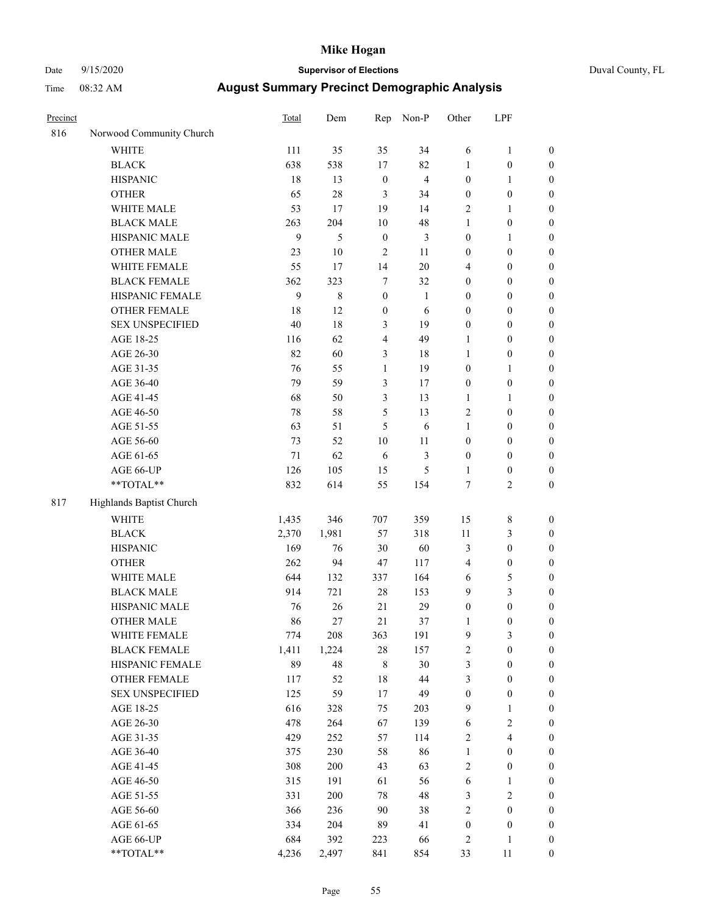# Mike Hogan

Date 9/15/2020 **Supervisor of Elections** Duval County, FL

Time 08:32 AM **August Summary Precinct Demographic Analysis**

| Precinct | | Total | Dem | Rep | Non-P | Other | LPF | |
|---|---|---|---|---|---|---|---|---|
| 816 | Norwood Community Church | | | | | | | |
| | WHITE | 111 | 35 | 35 | 34 | 6 | 1 | 0 |
| | BLACK | 638 | 538 | 17 | 82 | 1 | 0 | 0 |
| | HISPANIC | 18 | 13 | 0 | 4 | 0 | 1 | 0 |
| | OTHER | 65 | 28 | 3 | 34 | 0 | 0 | 0 |
| | WHITE MALE | 53 | 17 | 19 | 14 | 2 | 1 | 0 |
| | BLACK MALE | 263 | 204 | 10 | 48 | 1 | 0 | 0 |
| | HISPANIC MALE | 9 | 5 | 0 | 3 | 0 | 1 | 0 |
| | OTHER MALE | 23 | 10 | 2 | 11 | 0 | 0 | 0 |
| | WHITE FEMALE | 55 | 17 | 14 | 20 | 4 | 0 | 0 |
| | BLACK FEMALE | 362 | 323 | 7 | 32 | 0 | 0 | 0 |
| | HISPANIC FEMALE | 9 | 8 | 0 | 1 | 0 | 0 | 0 |
| | OTHER FEMALE | 18 | 12 | 0 | 6 | 0 | 0 | 0 |
| | SEX UNSPECIFIED | 40 | 18 | 3 | 19 | 0 | 0 | 0 |
| | AGE 18-25 | 116 | 62 | 4 | 49 | 1 | 0 | 0 |
| | AGE 26-30 | 82 | 60 | 3 | 18 | 1 | 0 | 0 |
| | AGE 31-35 | 76 | 55 | 1 | 19 | 0 | 1 | 0 |
| | AGE 36-40 | 79 | 59 | 3 | 17 | 0 | 0 | 0 |
| | AGE 41-45 | 68 | 50 | 3 | 13 | 1 | 1 | 0 |
| | AGE 46-50 | 78 | 58 | 5 | 13 | 2 | 0 | 0 |
| | AGE 51-55 | 63 | 51 | 5 | 6 | 1 | 0 | 0 |
| | AGE 56-60 | 73 | 52 | 10 | 11 | 0 | 0 | 0 |
| | AGE 61-65 | 71 | 62 | 6 | 3 | 0 | 0 | 0 |
| | AGE 66-UP | 126 | 105 | 15 | 5 | 1 | 0 | 0 |
| | **TOTAL** | 832 | 614 | 55 | 154 | 7 | 2 | 0 |
| 817 | Highlands Baptist Church | | | | | | | |
| | WHITE | 1,435 | 346 | 707 | 359 | 15 | 8 | 0 |
| | BLACK | 2,370 | 1,981 | 57 | 318 | 11 | 3 | 0 |
| | HISPANIC | 169 | 76 | 30 | 60 | 3 | 0 | 0 |
| | OTHER | 262 | 94 | 47 | 117 | 4 | 0 | 0 |
| | WHITE MALE | 644 | 132 | 337 | 164 | 6 | 5 | 0 |
| | BLACK MALE | 914 | 721 | 28 | 153 | 9 | 3 | 0 |
| | HISPANIC MALE | 76 | 26 | 21 | 29 | 0 | 0 | 0 |
| | OTHER MALE | 86 | 27 | 21 | 37 | 1 | 0 | 0 |
| | WHITE FEMALE | 774 | 208 | 363 | 191 | 9 | 3 | 0 |
| | BLACK FEMALE | 1,411 | 1,224 | 28 | 157 | 2 | 0 | 0 |
| | HISPANIC FEMALE | 89 | 48 | 8 | 30 | 3 | 0 | 0 |
| | OTHER FEMALE | 117 | 52 | 18 | 44 | 3 | 0 | 0 |
| | SEX UNSPECIFIED | 125 | 59 | 17 | 49 | 0 | 0 | 0 |
| | AGE 18-25 | 616 | 328 | 75 | 203 | 9 | 1 | 0 |
| | AGE 26-30 | 478 | 264 | 67 | 139 | 6 | 2 | 0 |
| | AGE 31-35 | 429 | 252 | 57 | 114 | 2 | 4 | 0 |
| | AGE 36-40 | 375 | 230 | 58 | 86 | 1 | 0 | 0 |
| | AGE 41-45 | 308 | 200 | 43 | 63 | 2 | 0 | 0 |
| | AGE 46-50 | 315 | 191 | 61 | 56 | 6 | 1 | 0 |
| | AGE 51-55 | 331 | 200 | 78 | 48 | 3 | 2 | 0 |
| | AGE 56-60 | 366 | 236 | 90 | 38 | 2 | 0 | 0 |
| | AGE 61-65 | 334 | 204 | 89 | 41 | 0 | 0 | 0 |
| | AGE 66-UP | 684 | 392 | 223 | 66 | 2 | 1 | 0 |
| | **TOTAL** | 4,236 | 2,497 | 841 | 854 | 33 | 11 | 0 |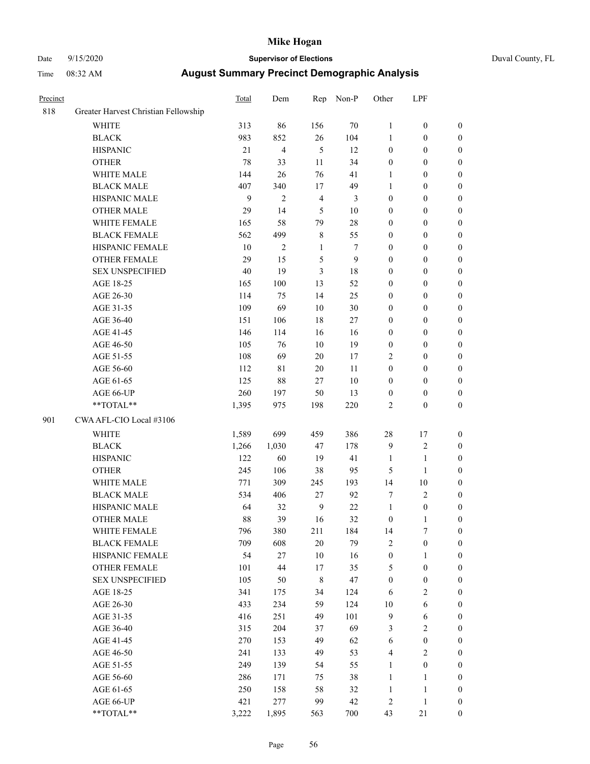# Mike Hogan

Date 9/15/2020 **Supervisor of Elections** Duval County, FL

Time 08:32 AM **August Summary Precinct Demographic Analysis**

| Precinct | | Total | Dem | Rep | Non-P | Other | LPF | |
|---|---|---|---|---|---|---|---|---|
| 818 | Greater Harvest Christian Fellowship | | | | | | | |
| | WHITE | 313 | 86 | 156 | 70 | 1 | 0 | 0 |
| | BLACK | 983 | 852 | 26 | 104 | 1 | 0 | 0 |
| | HISPANIC | 21 | 4 | 5 | 12 | 0 | 0 | 0 |
| | OTHER | 78 | 33 | 11 | 34 | 0 | 0 | 0 |
| | WHITE MALE | 144 | 26 | 76 | 41 | 1 | 0 | 0 |
| | BLACK MALE | 407 | 340 | 17 | 49 | 1 | 0 | 0 |
| | HISPANIC MALE | 9 | 2 | 4 | 3 | 0 | 0 | 0 |
| | OTHER MALE | 29 | 14 | 5 | 10 | 0 | 0 | 0 |
| | WHITE FEMALE | 165 | 58 | 79 | 28 | 0 | 0 | 0 |
| | BLACK FEMALE | 562 | 499 | 8 | 55 | 0 | 0 | 0 |
| | HISPANIC FEMALE | 10 | 2 | 1 | 7 | 0 | 0 | 0 |
| | OTHER FEMALE | 29 | 15 | 5 | 9 | 0 | 0 | 0 |
| | SEX UNSPECIFIED | 40 | 19 | 3 | 18 | 0 | 0 | 0 |
| | AGE 18-25 | 165 | 100 | 13 | 52 | 0 | 0 | 0 |
| | AGE 26-30 | 114 | 75 | 14 | 25 | 0 | 0 | 0 |
| | AGE 31-35 | 109 | 69 | 10 | 30 | 0 | 0 | 0 |
| | AGE 36-40 | 151 | 106 | 18 | 27 | 0 | 0 | 0 |
| | AGE 41-45 | 146 | 114 | 16 | 16 | 0 | 0 | 0 |
| | AGE 46-50 | 105 | 76 | 10 | 19 | 0 | 0 | 0 |
| | AGE 51-55 | 108 | 69 | 20 | 17 | 2 | 0 | 0 |
| | AGE 56-60 | 112 | 81 | 20 | 11 | 0 | 0 | 0 |
| | AGE 61-65 | 125 | 88 | 27 | 10 | 0 | 0 | 0 |
| | AGE 66-UP | 260 | 197 | 50 | 13 | 0 | 0 | 0 |
| | **TOTAL** | 1,395 | 975 | 198 | 220 | 2 | 0 | 0 |
| 901 | CWA AFL-CIO Local #3106 | | | | | | | |
| | WHITE | 1,589 | 699 | 459 | 386 | 28 | 17 | 0 |
| | BLACK | 1,266 | 1,030 | 47 | 178 | 9 | 2 | 0 |
| | HISPANIC | 122 | 60 | 19 | 41 | 1 | 1 | 0 |
| | OTHER | 245 | 106 | 38 | 95 | 5 | 1 | 0 |
| | WHITE MALE | 771 | 309 | 245 | 193 | 14 | 10 | 0 |
| | BLACK MALE | 534 | 406 | 27 | 92 | 7 | 2 | 0 |
| | HISPANIC MALE | 64 | 32 | 9 | 22 | 1 | 0 | 0 |
| | OTHER MALE | 88 | 39 | 16 | 32 | 0 | 1 | 0 |
| | WHITE FEMALE | 796 | 380 | 211 | 184 | 14 | 7 | 0 |
| | BLACK FEMALE | 709 | 608 | 20 | 79 | 2 | 0 | 0 |
| | HISPANIC FEMALE | 54 | 27 | 10 | 16 | 0 | 1 | 0 |
| | OTHER FEMALE | 101 | 44 | 17 | 35 | 5 | 0 | 0 |
| | SEX UNSPECIFIED | 105 | 50 | 8 | 47 | 0 | 0 | 0 |
| | AGE 18-25 | 341 | 175 | 34 | 124 | 6 | 2 | 0 |
| | AGE 26-30 | 433 | 234 | 59 | 124 | 10 | 6 | 0 |
| | AGE 31-35 | 416 | 251 | 49 | 101 | 9 | 6 | 0 |
| | AGE 36-40 | 315 | 204 | 37 | 69 | 3 | 2 | 0 |
| | AGE 41-45 | 270 | 153 | 49 | 62 | 6 | 0 | 0 |
| | AGE 46-50 | 241 | 133 | 49 | 53 | 4 | 2 | 0 |
| | AGE 51-55 | 249 | 139 | 54 | 55 | 1 | 0 | 0 |
| | AGE 56-60 | 286 | 171 | 75 | 38 | 1 | 1 | 0 |
| | AGE 61-65 | 250 | 158 | 58 | 32 | 1 | 1 | 0 |
| | AGE 66-UP | 421 | 277 | 99 | 42 | 2 | 1 | 0 |
| | **TOTAL** | 3,222 | 1,895 | 563 | 700 | 43 | 21 | 0 |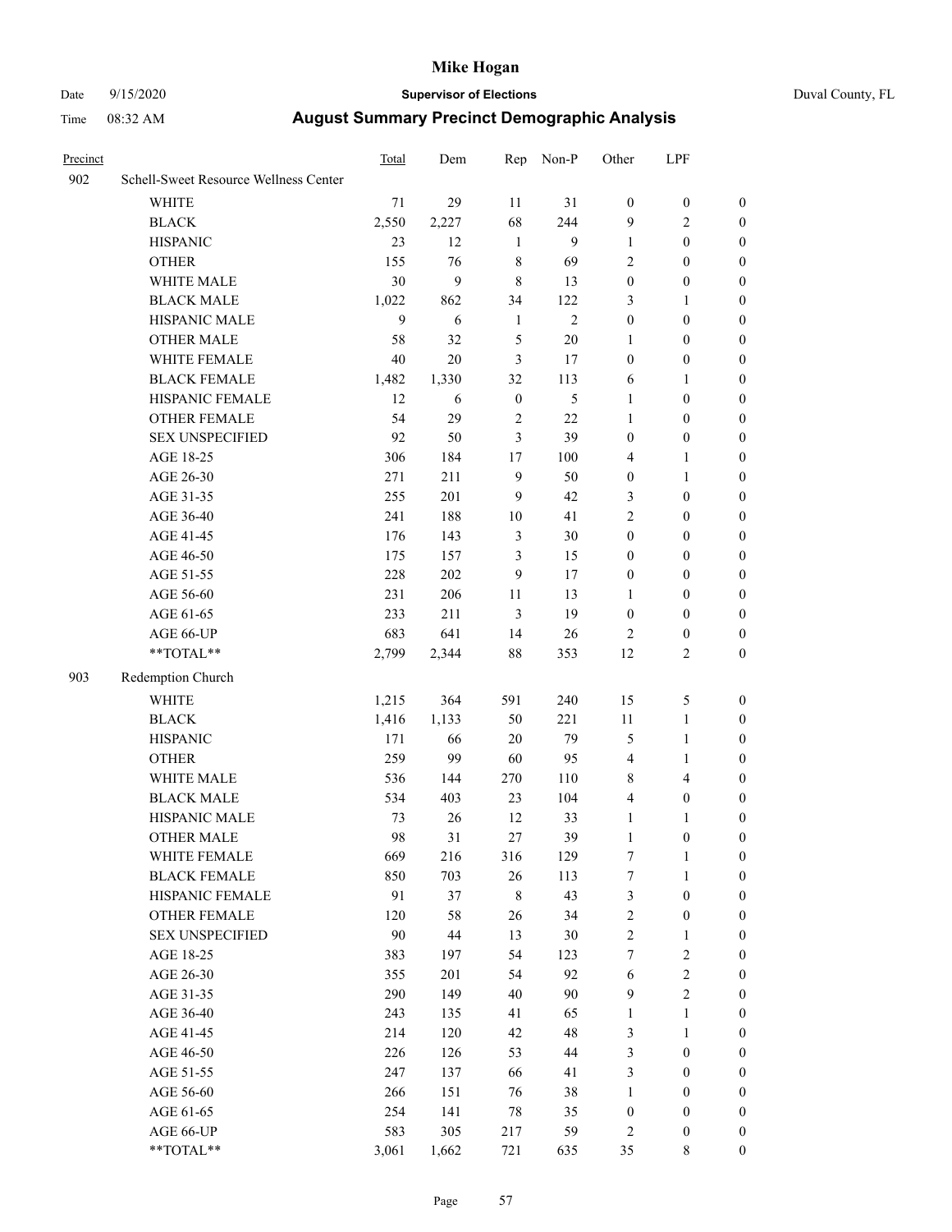| Precinct | | Total | Dem | Rep | Non-P | Other | LPF | |
|---|---|---|---|---|---|---|---|---|
| 902 | Schell-Sweet Resource Wellness Center | | | | | | | |
| | WHITE | 71 | 29 | 11 | 31 | 0 | 0 | 0 |
| | BLACK | 2,550 | 2,227 | 68 | 244 | 9 | 2 | 0 |
| | HISPANIC | 23 | 12 | 1 | 9 | 1 | 0 | 0 |
| | OTHER | 155 | 76 | 8 | 69 | 2 | 0 | 0 |
| | WHITE MALE | 30 | 9 | 8 | 13 | 0 | 0 | 0 |
| | BLACK MALE | 1,022 | 862 | 34 | 122 | 3 | 1 | 0 |
| | HISPANIC MALE | 9 | 6 | 1 | 2 | 0 | 0 | 0 |
| | OTHER MALE | 58 | 32 | 5 | 20 | 1 | 0 | 0 |
| | WHITE FEMALE | 40 | 20 | 3 | 17 | 0 | 0 | 0 |
| | BLACK FEMALE | 1,482 | 1,330 | 32 | 113 | 6 | 1 | 0 |
| | HISPANIC FEMALE | 12 | 6 | 0 | 5 | 1 | 0 | 0 |
| | OTHER FEMALE | 54 | 29 | 2 | 22 | 1 | 0 | 0 |
| | SEX UNSPECIFIED | 92 | 50 | 3 | 39 | 0 | 0 | 0 |
| | AGE 18-25 | 306 | 184 | 17 | 100 | 4 | 1 | 0 |
| | AGE 26-30 | 271 | 211 | 9 | 50 | 0 | 1 | 0 |
| | AGE 31-35 | 255 | 201 | 9 | 42 | 3 | 0 | 0 |
| | AGE 36-40 | 241 | 188 | 10 | 41 | 2 | 0 | 0 |
| | AGE 41-45 | 176 | 143 | 3 | 30 | 0 | 0 | 0 |
| | AGE 46-50 | 175 | 157 | 3 | 15 | 0 | 0 | 0 |
| | AGE 51-55 | 228 | 202 | 9 | 17 | 0 | 0 | 0 |
| | AGE 56-60 | 231 | 206 | 11 | 13 | 1 | 0 | 0 |
| | AGE 61-65 | 233 | 211 | 3 | 19 | 0 | 0 | 0 |
| | AGE 66-UP | 683 | 641 | 14 | 26 | 2 | 0 | 0 |
| | **TOTAL** | 2,799 | 2,344 | 88 | 353 | 12 | 2 | 0 |
| 903 | Redemption Church | | | | | | | |
| | WHITE | 1,215 | 364 | 591 | 240 | 15 | 5 | 0 |
| | BLACK | 1,416 | 1,133 | 50 | 221 | 11 | 1 | 0 |
| | HISPANIC | 171 | 66 | 20 | 79 | 5 | 1 | 0 |
| | OTHER | 259 | 99 | 60 | 95 | 4 | 1 | 0 |
| | WHITE MALE | 536 | 144 | 270 | 110 | 8 | 4 | 0 |
| | BLACK MALE | 534 | 403 | 23 | 104 | 4 | 0 | 0 |
| | HISPANIC MALE | 73 | 26 | 12 | 33 | 1 | 1 | 0 |
| | OTHER MALE | 98 | 31 | 27 | 39 | 1 | 0 | 0 |
| | WHITE FEMALE | 669 | 216 | 316 | 129 | 7 | 1 | 0 |
| | BLACK FEMALE | 850 | 703 | 26 | 113 | 7 | 1 | 0 |
| | HISPANIC FEMALE | 91 | 37 | 8 | 43 | 3 | 0 | 0 |
| | OTHER FEMALE | 120 | 58 | 26 | 34 | 2 | 0 | 0 |
| | SEX UNSPECIFIED | 90 | 44 | 13 | 30 | 2 | 1 | 0 |
| | AGE 18-25 | 383 | 197 | 54 | 123 | 7 | 2 | 0 |
| | AGE 26-30 | 355 | 201 | 54 | 92 | 6 | 2 | 0 |
| | AGE 31-35 | 290 | 149 | 40 | 90 | 9 | 2 | 0 |
| | AGE 36-40 | 243 | 135 | 41 | 65 | 1 | 1 | 0 |
| | AGE 41-45 | 214 | 120 | 42 | 48 | 3 | 1 | 0 |
| | AGE 46-50 | 226 | 126 | 53 | 44 | 3 | 0 | 0 |
| | AGE 51-55 | 247 | 137 | 66 | 41 | 3 | 0 | 0 |
| | AGE 56-60 | 266 | 151 | 76 | 38 | 1 | 0 | 0 |
| | AGE 61-65 | 254 | 141 | 78 | 35 | 0 | 0 | 0 |
| | AGE 66-UP | 583 | 305 | 217 | 59 | 2 | 0 | 0 |
| | **TOTAL** | 3,061 | 1,662 | 721 | 635 | 35 | 8 | 0 |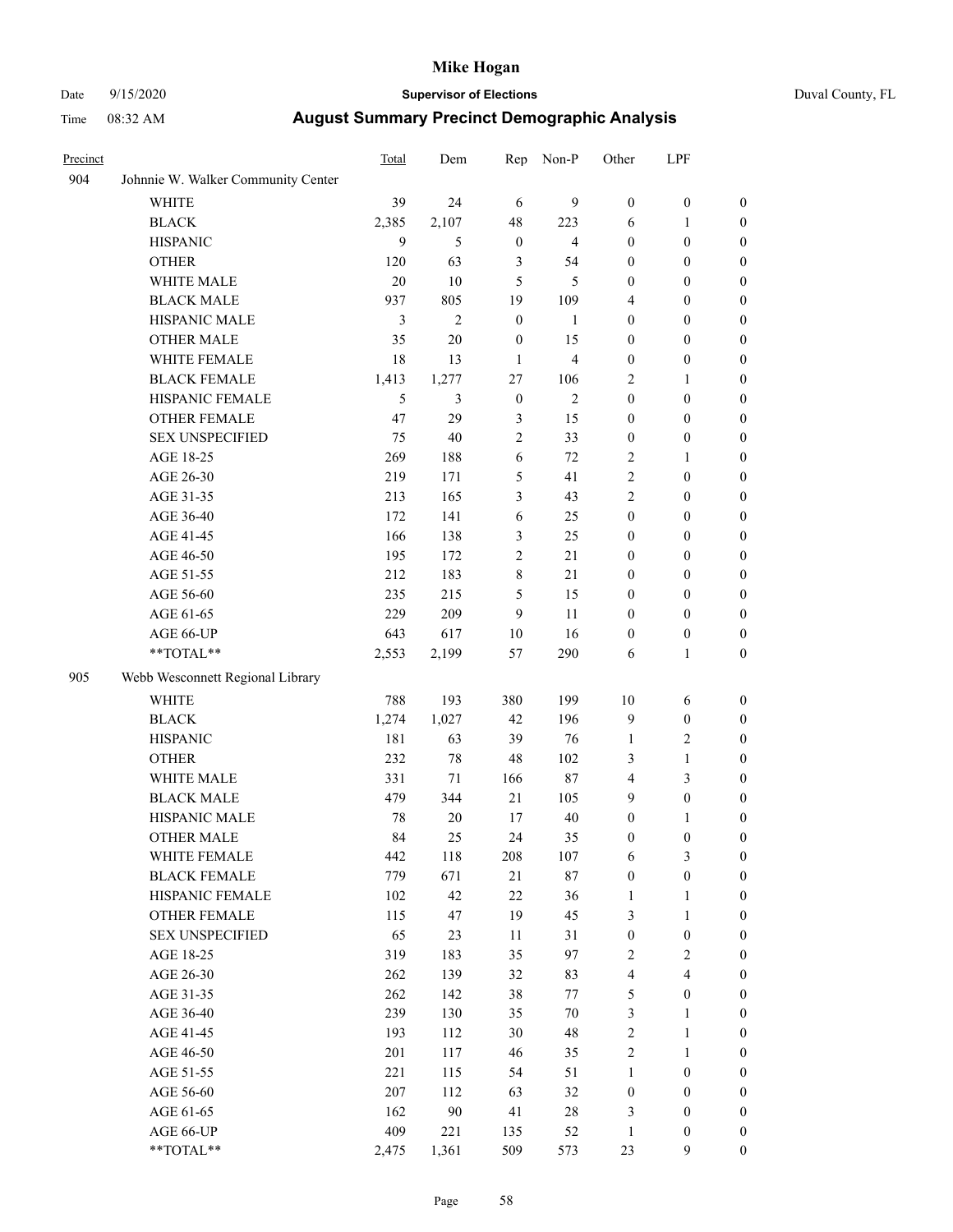| Precinct | | Total | Dem | Rep | Non-P | Other | LPF | |
|---|---|---|---|---|---|---|---|---|
| 904 | Johnnie W. Walker Community Center | | | | | | | |
| | WHITE | 39 | 24 | 6 | 9 | 0 | 0 | 0 |
| | BLACK | 2,385 | 2,107 | 48 | 223 | 6 | 1 | 0 |
| | HISPANIC | 9 | 5 | 0 | 4 | 0 | 0 | 0 |
| | OTHER | 120 | 63 | 3 | 54 | 0 | 0 | 0 |
| | WHITE MALE | 20 | 10 | 5 | 5 | 0 | 0 | 0 |
| | BLACK MALE | 937 | 805 | 19 | 109 | 4 | 0 | 0 |
| | HISPANIC MALE | 3 | 2 | 0 | 1 | 0 | 0 | 0 |
| | OTHER MALE | 35 | 20 | 0 | 15 | 0 | 0 | 0 |
| | WHITE FEMALE | 18 | 13 | 1 | 4 | 0 | 0 | 0 |
| | BLACK FEMALE | 1,413 | 1,277 | 27 | 106 | 2 | 1 | 0 |
| | HISPANIC FEMALE | 5 | 3 | 0 | 2 | 0 | 0 | 0 |
| | OTHER FEMALE | 47 | 29 | 3 | 15 | 0 | 0 | 0 |
| | SEX UNSPECIFIED | 75 | 40 | 2 | 33 | 0 | 0 | 0 |
| | AGE 18-25 | 269 | 188 | 6 | 72 | 2 | 1 | 0 |
| | AGE 26-30 | 219 | 171 | 5 | 41 | 2 | 0 | 0 |
| | AGE 31-35 | 213 | 165 | 3 | 43 | 2 | 0 | 0 |
| | AGE 36-40 | 172 | 141 | 6 | 25 | 0 | 0 | 0 |
| | AGE 41-45 | 166 | 138 | 3 | 25 | 0 | 0 | 0 |
| | AGE 46-50 | 195 | 172 | 2 | 21 | 0 | 0 | 0 |
| | AGE 51-55 | 212 | 183 | 8 | 21 | 0 | 0 | 0 |
| | AGE 56-60 | 235 | 215 | 5 | 15 | 0 | 0 | 0 |
| | AGE 61-65 | 229 | 209 | 9 | 11 | 0 | 0 | 0 |
| | AGE 66-UP | 643 | 617 | 10 | 16 | 0 | 0 | 0 |
| | **TOTAL** | 2,553 | 2,199 | 57 | 290 | 6 | 1 | 0 |
| 905 | Webb Wesconnett Regional Library | | | | | | | |
| | WHITE | 788 | 193 | 380 | 199 | 10 | 6 | 0 |
| | BLACK | 1,274 | 1,027 | 42 | 196 | 9 | 0 | 0 |
| | HISPANIC | 181 | 63 | 39 | 76 | 1 | 2 | 0 |
| | OTHER | 232 | 78 | 48 | 102 | 3 | 1 | 0 |
| | WHITE MALE | 331 | 71 | 166 | 87 | 4 | 3 | 0 |
| | BLACK MALE | 479 | 344 | 21 | 105 | 9 | 0 | 0 |
| | HISPANIC MALE | 78 | 20 | 17 | 40 | 0 | 1 | 0 |
| | OTHER MALE | 84 | 25 | 24 | 35 | 0 | 0 | 0 |
| | WHITE FEMALE | 442 | 118 | 208 | 107 | 6 | 3 | 0 |
| | BLACK FEMALE | 779 | 671 | 21 | 87 | 0 | 0 | 0 |
| | HISPANIC FEMALE | 102 | 42 | 22 | 36 | 1 | 1 | 0 |
| | OTHER FEMALE | 115 | 47 | 19 | 45 | 3 | 1 | 0 |
| | SEX UNSPECIFIED | 65 | 23 | 11 | 31 | 0 | 0 | 0 |
| | AGE 18-25 | 319 | 183 | 35 | 97 | 2 | 2 | 0 |
| | AGE 26-30 | 262 | 139 | 32 | 83 | 4 | 4 | 0 |
| | AGE 31-35 | 262 | 142 | 38 | 77 | 5 | 0 | 0 |
| | AGE 36-40 | 239 | 130 | 35 | 70 | 3 | 1 | 0 |
| | AGE 41-45 | 193 | 112 | 30 | 48 | 2 | 1 | 0 |
| | AGE 46-50 | 201 | 117 | 46 | 35 | 2 | 1 | 0 |
| | AGE 51-55 | 221 | 115 | 54 | 51 | 1 | 0 | 0 |
| | AGE 56-60 | 207 | 112 | 63 | 32 | 0 | 0 | 0 |
| | AGE 61-65 | 162 | 90 | 41 | 28 | 3 | 0 | 0 |
| | AGE 66-UP | 409 | 221 | 135 | 52 | 1 | 0 | 0 |
| | **TOTAL** | 2,475 | 1,361 | 509 | 573 | 23 | 9 | 0 |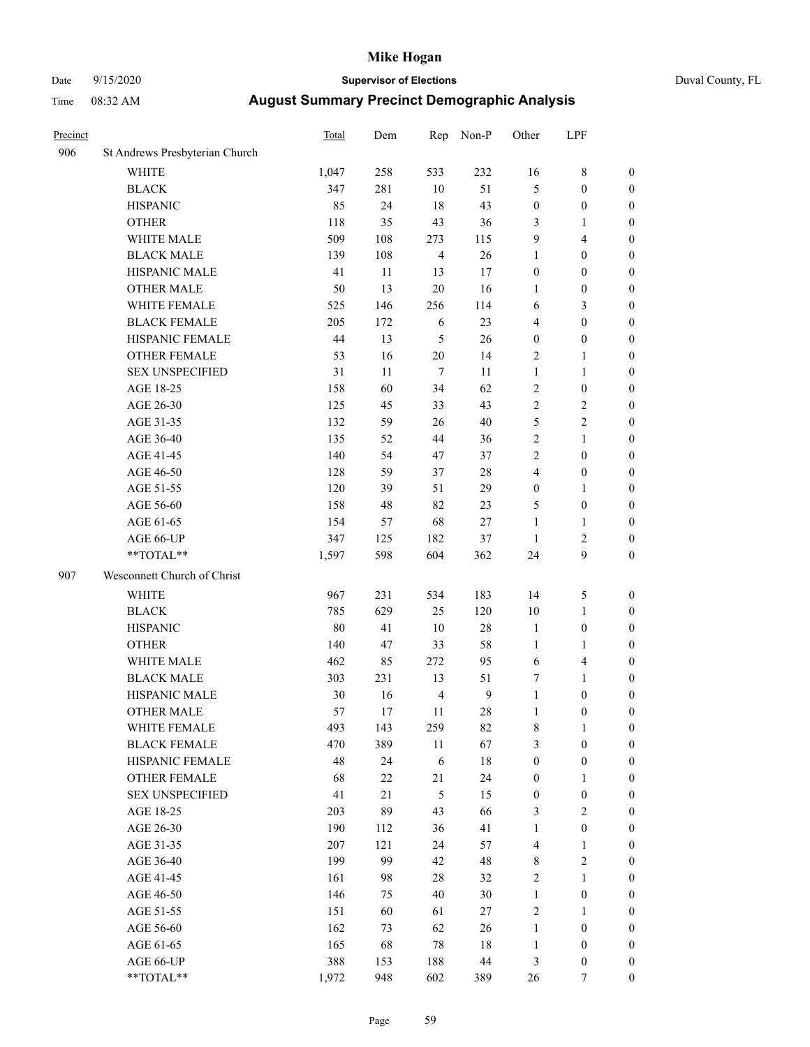# Mike Hogan

Date 9/15/2020 **Supervisor of Elections** Duval County, FL

Time 08:32 AM **August Summary Precinct Demographic Analysis**

| Precinct | | Total | Dem | Rep | Non-P | Other | LPF | |
|---|---|---|---|---|---|---|---|---|
| 906 | St Andrews Presbyterian Church | | | | | | | |
| | WHITE | 1,047 | 258 | 533 | 232 | 16 | 8 | 0 |
| | BLACK | 347 | 281 | 10 | 51 | 5 | 0 | 0 |
| | HISPANIC | 85 | 24 | 18 | 43 | 0 | 0 | 0 |
| | OTHER | 118 | 35 | 43 | 36 | 3 | 1 | 0 |
| | WHITE MALE | 509 | 108 | 273 | 115 | 9 | 4 | 0 |
| | BLACK MALE | 139 | 108 | 4 | 26 | 1 | 0 | 0 |
| | HISPANIC MALE | 41 | 11 | 13 | 17 | 0 | 0 | 0 |
| | OTHER MALE | 50 | 13 | 20 | 16 | 1 | 0 | 0 |
| | WHITE FEMALE | 525 | 146 | 256 | 114 | 6 | 3 | 0 |
| | BLACK FEMALE | 205 | 172 | 6 | 23 | 4 | 0 | 0 |
| | HISPANIC FEMALE | 44 | 13 | 5 | 26 | 0 | 0 | 0 |
| | OTHER FEMALE | 53 | 16 | 20 | 14 | 2 | 1 | 0 |
| | SEX UNSPECIFIED | 31 | 11 | 7 | 11 | 1 | 1 | 0 |
| | AGE 18-25 | 158 | 60 | 34 | 62 | 2 | 0 | 0 |
| | AGE 26-30 | 125 | 45 | 33 | 43 | 2 | 2 | 0 |
| | AGE 31-35 | 132 | 59 | 26 | 40 | 5 | 2 | 0 |
| | AGE 36-40 | 135 | 52 | 44 | 36 | 2 | 1 | 0 |
| | AGE 41-45 | 140 | 54 | 47 | 37 | 2 | 0 | 0 |
| | AGE 46-50 | 128 | 59 | 37 | 28 | 4 | 0 | 0 |
| | AGE 51-55 | 120 | 39 | 51 | 29 | 0 | 1 | 0 |
| | AGE 56-60 | 158 | 48 | 82 | 23 | 5 | 0 | 0 |
| | AGE 61-65 | 154 | 57 | 68 | 27 | 1 | 1 | 0 |
| | AGE 66-UP | 347 | 125 | 182 | 37 | 1 | 2 | 0 |
| | **TOTAL** | 1,597 | 598 | 604 | 362 | 24 | 9 | 0 |
| 907 | Wesconnett Church of Christ | | | | | | | |
| | WHITE | 967 | 231 | 534 | 183 | 14 | 5 | 0 |
| | BLACK | 785 | 629 | 25 | 120 | 10 | 1 | 0 |
| | HISPANIC | 80 | 41 | 10 | 28 | 1 | 0 | 0 |
| | OTHER | 140 | 47 | 33 | 58 | 1 | 1 | 0 |
| | WHITE MALE | 462 | 85 | 272 | 95 | 6 | 4 | 0 |
| | BLACK MALE | 303 | 231 | 13 | 51 | 7 | 1 | 0 |
| | HISPANIC MALE | 30 | 16 | 4 | 9 | 1 | 0 | 0 |
| | OTHER MALE | 57 | 17 | 11 | 28 | 1 | 0 | 0 |
| | WHITE FEMALE | 493 | 143 | 259 | 82 | 8 | 1 | 0 |
| | BLACK FEMALE | 470 | 389 | 11 | 67 | 3 | 0 | 0 |
| | HISPANIC FEMALE | 48 | 24 | 6 | 18 | 0 | 0 | 0 |
| | OTHER FEMALE | 68 | 22 | 21 | 24 | 0 | 1 | 0 |
| | SEX UNSPECIFIED | 41 | 21 | 5 | 15 | 0 | 0 | 0 |
| | AGE 18-25 | 203 | 89 | 43 | 66 | 3 | 2 | 0 |
| | AGE 26-30 | 190 | 112 | 36 | 41 | 1 | 0 | 0 |
| | AGE 31-35 | 207 | 121 | 24 | 57 | 4 | 1 | 0 |
| | AGE 36-40 | 199 | 99 | 42 | 48 | 8 | 2 | 0 |
| | AGE 41-45 | 161 | 98 | 28 | 32 | 2 | 1 | 0 |
| | AGE 46-50 | 146 | 75 | 40 | 30 | 1 | 0 | 0 |
| | AGE 51-55 | 151 | 60 | 61 | 27 | 2 | 1 | 0 |
| | AGE 56-60 | 162 | 73 | 62 | 26 | 1 | 0 | 0 |
| | AGE 61-65 | 165 | 68 | 78 | 18 | 1 | 0 | 0 |
| | AGE 66-UP | 388 | 153 | 188 | 44 | 3 | 0 | 0 |
| | **TOTAL** | 1,972 | 948 | 602 | 389 | 26 | 7 | 0 |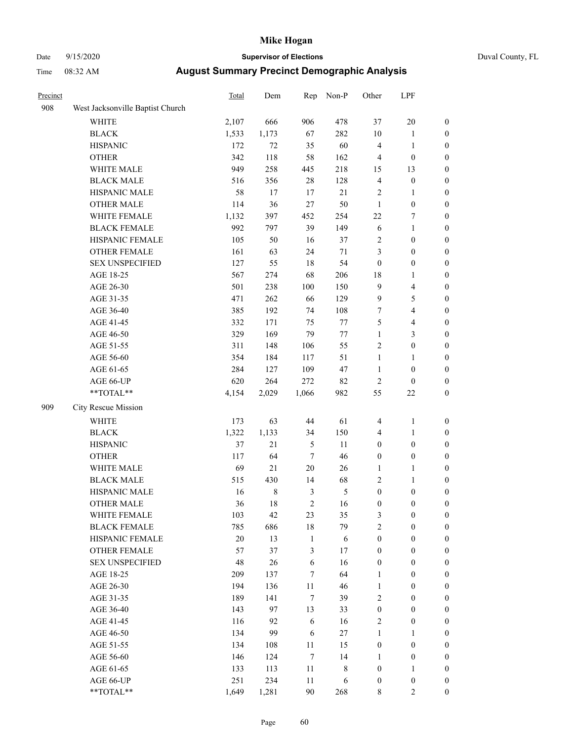# Mike Hogan

Date 9/15/2020 | **Supervisor of Elections** | Duval County, FL

Time 08:32 AM | **August Summary Precinct Demographic Analysis**

| Precinct | | Total | Dem | Rep | Non-P | Other | LPF | |
|---|---|---|---|---|---|---|---|---|
| 908 | West Jacksonville Baptist Church | | | | | | | |
| | WHITE | 2,107 | 666 | 906 | 478 | 37 | 20 | 0 |
| | BLACK | 1,533 | 1,173 | 67 | 282 | 10 | 1 | 0 |
| | HISPANIC | 172 | 72 | 35 | 60 | 4 | 1 | 0 |
| | OTHER | 342 | 118 | 58 | 162 | 4 | 0 | 0 |
| | WHITE MALE | 949 | 258 | 445 | 218 | 15 | 13 | 0 |
| | BLACK MALE | 516 | 356 | 28 | 128 | 4 | 0 | 0 |
| | HISPANIC MALE | 58 | 17 | 17 | 21 | 2 | 1 | 0 |
| | OTHER MALE | 114 | 36 | 27 | 50 | 1 | 0 | 0 |
| | WHITE FEMALE | 1,132 | 397 | 452 | 254 | 22 | 7 | 0 |
| | BLACK FEMALE | 992 | 797 | 39 | 149 | 6 | 1 | 0 |
| | HISPANIC FEMALE | 105 | 50 | 16 | 37 | 2 | 0 | 0 |
| | OTHER FEMALE | 161 | 63 | 24 | 71 | 3 | 0 | 0 |
| | SEX UNSPECIFIED | 127 | 55 | 18 | 54 | 0 | 0 | 0 |
| | AGE 18-25 | 567 | 274 | 68 | 206 | 18 | 1 | 0 |
| | AGE 26-30 | 501 | 238 | 100 | 150 | 9 | 4 | 0 |
| | AGE 31-35 | 471 | 262 | 66 | 129 | 9 | 5 | 0 |
| | AGE 36-40 | 385 | 192 | 74 | 108 | 7 | 4 | 0 |
| | AGE 41-45 | 332 | 171 | 75 | 77 | 5 | 4 | 0 |
| | AGE 46-50 | 329 | 169 | 79 | 77 | 1 | 3 | 0 |
| | AGE 51-55 | 311 | 148 | 106 | 55 | 2 | 0 | 0 |
| | AGE 56-60 | 354 | 184 | 117 | 51 | 1 | 1 | 0 |
| | AGE 61-65 | 284 | 127 | 109 | 47 | 1 | 0 | 0 |
| | AGE 66-UP | 620 | 264 | 272 | 82 | 2 | 0 | 0 |
| | **TOTAL** | 4,154 | 2,029 | 1,066 | 982 | 55 | 22 | 0 |
| 909 | City Rescue Mission | | | | | | | |
| | WHITE | 173 | 63 | 44 | 61 | 4 | 1 | 0 |
| | BLACK | 1,322 | 1,133 | 34 | 150 | 4 | 1 | 0 |
| | HISPANIC | 37 | 21 | 5 | 11 | 0 | 0 | 0 |
| | OTHER | 117 | 64 | 7 | 46 | 0 | 0 | 0 |
| | WHITE MALE | 69 | 21 | 20 | 26 | 1 | 1 | 0 |
| | BLACK MALE | 515 | 430 | 14 | 68 | 2 | 1 | 0 |
| | HISPANIC MALE | 16 | 8 | 3 | 5 | 0 | 0 | 0 |
| | OTHER MALE | 36 | 18 | 2 | 16 | 0 | 0 | 0 |
| | WHITE FEMALE | 103 | 42 | 23 | 35 | 3 | 0 | 0 |
| | BLACK FEMALE | 785 | 686 | 18 | 79 | 2 | 0 | 0 |
| | HISPANIC FEMALE | 20 | 13 | 1 | 6 | 0 | 0 | 0 |
| | OTHER FEMALE | 57 | 37 | 3 | 17 | 0 | 0 | 0 |
| | SEX UNSPECIFIED | 48 | 26 | 6 | 16 | 0 | 0 | 0 |
| | AGE 18-25 | 209 | 137 | 7 | 64 | 1 | 0 | 0 |
| | AGE 26-30 | 194 | 136 | 11 | 46 | 1 | 0 | 0 |
| | AGE 31-35 | 189 | 141 | 7 | 39 | 2 | 0 | 0 |
| | AGE 36-40 | 143 | 97 | 13 | 33 | 0 | 0 | 0 |
| | AGE 41-45 | 116 | 92 | 6 | 16 | 2 | 0 | 0 |
| | AGE 46-50 | 134 | 99 | 6 | 27 | 1 | 1 | 0 |
| | AGE 51-55 | 134 | 108 | 11 | 15 | 0 | 0 | 0 |
| | AGE 56-60 | 146 | 124 | 7 | 14 | 1 | 0 | 0 |
| | AGE 61-65 | 133 | 113 | 11 | 8 | 0 | 1 | 0 |
| | AGE 66-UP | 251 | 234 | 11 | 6 | 0 | 0 | 0 |
| | **TOTAL** | 1,649 | 1,281 | 90 | 268 | 8 | 2 | 0 |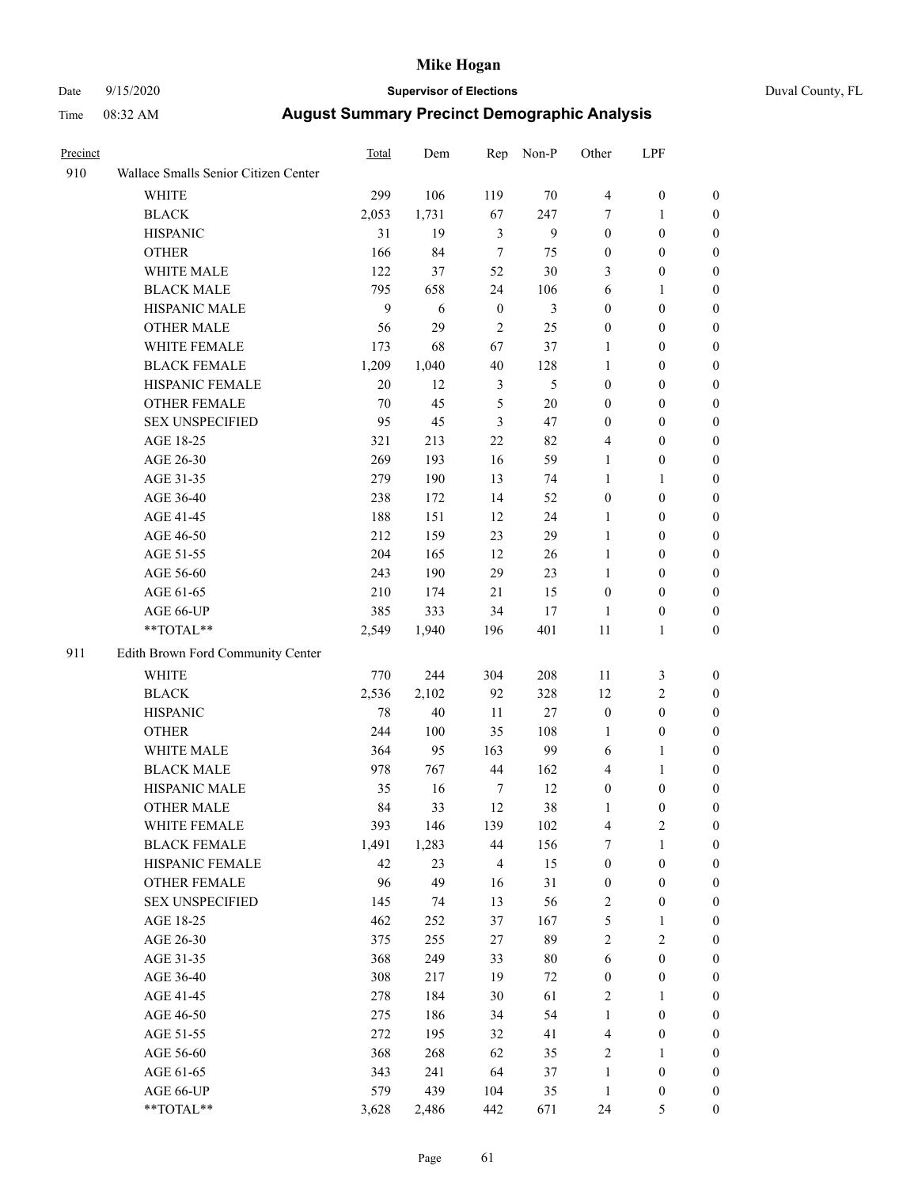# Mike Hogan

Date 9/15/2020 **Supervisor of Elections** Duval County, FL

Time 08:32 AM **August Summary Precinct Demographic Analysis**

| Precinct | | Total | Dem | Rep | Non-P | Other | LPF | |
|---|---|---|---|---|---|---|---|---|
| 910 | Wallace Smalls Senior Citizen Center | | | | | | | |
| | WHITE | 299 | 106 | 119 | 70 | 4 | 0 | 0 |
| | BLACK | 2,053 | 1,731 | 67 | 247 | 7 | 1 | 0 |
| | HISPANIC | 31 | 19 | 3 | 9 | 0 | 0 | 0 |
| | OTHER | 166 | 84 | 7 | 75 | 0 | 0 | 0 |
| | WHITE MALE | 122 | 37 | 52 | 30 | 3 | 0 | 0 |
| | BLACK MALE | 795 | 658 | 24 | 106 | 6 | 1 | 0 |
| | HISPANIC MALE | 9 | 6 | 0 | 3 | 0 | 0 | 0 |
| | OTHER MALE | 56 | 29 | 2 | 25 | 0 | 0 | 0 |
| | WHITE FEMALE | 173 | 68 | 67 | 37 | 1 | 0 | 0 |
| | BLACK FEMALE | 1,209 | 1,040 | 40 | 128 | 1 | 0 | 0 |
| | HISPANIC FEMALE | 20 | 12 | 3 | 5 | 0 | 0 | 0 |
| | OTHER FEMALE | 70 | 45 | 5 | 20 | 0 | 0 | 0 |
| | SEX UNSPECIFIED | 95 | 45 | 3 | 47 | 0 | 0 | 0 |
| | AGE 18-25 | 321 | 213 | 22 | 82 | 4 | 0 | 0 |
| | AGE 26-30 | 269 | 193 | 16 | 59 | 1 | 0 | 0 |
| | AGE 31-35 | 279 | 190 | 13 | 74 | 1 | 1 | 0 |
| | AGE 36-40 | 238 | 172 | 14 | 52 | 0 | 0 | 0 |
| | AGE 41-45 | 188 | 151 | 12 | 24 | 1 | 0 | 0 |
| | AGE 46-50 | 212 | 159 | 23 | 29 | 1 | 0 | 0 |
| | AGE 51-55 | 204 | 165 | 12 | 26 | 1 | 0 | 0 |
| | AGE 56-60 | 243 | 190 | 29 | 23 | 1 | 0 | 0 |
| | AGE 61-65 | 210 | 174 | 21 | 15 | 0 | 0 | 0 |
| | AGE 66-UP | 385 | 333 | 34 | 17 | 1 | 0 | 0 |
| | **TOTAL** | 2,549 | 1,940 | 196 | 401 | 11 | 1 | 0 |
| 911 | Edith Brown Ford Community Center | | | | | | | |
| | WHITE | 770 | 244 | 304 | 208 | 11 | 3 | 0 |
| | BLACK | 2,536 | 2,102 | 92 | 328 | 12 | 2 | 0 |
| | HISPANIC | 78 | 40 | 11 | 27 | 0 | 0 | 0 |
| | OTHER | 244 | 100 | 35 | 108 | 1 | 0 | 0 |
| | WHITE MALE | 364 | 95 | 163 | 99 | 6 | 1 | 0 |
| | BLACK MALE | 978 | 767 | 44 | 162 | 4 | 1 | 0 |
| | HISPANIC MALE | 35 | 16 | 7 | 12 | 0 | 0 | 0 |
| | OTHER MALE | 84 | 33 | 12 | 38 | 1 | 0 | 0 |
| | WHITE FEMALE | 393 | 146 | 139 | 102 | 4 | 2 | 0 |
| | BLACK FEMALE | 1,491 | 1,283 | 44 | 156 | 7 | 1 | 0 |
| | HISPANIC FEMALE | 42 | 23 | 4 | 15 | 0 | 0 | 0 |
| | OTHER FEMALE | 96 | 49 | 16 | 31 | 0 | 0 | 0 |
| | SEX UNSPECIFIED | 145 | 74 | 13 | 56 | 2 | 0 | 0 |
| | AGE 18-25 | 462 | 252 | 37 | 167 | 5 | 1 | 0 |
| | AGE 26-30 | 375 | 255 | 27 | 89 | 2 | 2 | 0 |
| | AGE 31-35 | 368 | 249 | 33 | 80 | 6 | 0 | 0 |
| | AGE 36-40 | 308 | 217 | 19 | 72 | 0 | 0 | 0 |
| | AGE 41-45 | 278 | 184 | 30 | 61 | 2 | 1 | 0 |
| | AGE 46-50 | 275 | 186 | 34 | 54 | 1 | 0 | 0 |
| | AGE 51-55 | 272 | 195 | 32 | 41 | 4 | 0 | 0 |
| | AGE 56-60 | 368 | 268 | 62 | 35 | 2 | 1 | 0 |
| | AGE 61-65 | 343 | 241 | 64 | 37 | 1 | 0 | 0 |
| | AGE 66-UP | 579 | 439 | 104 | 35 | 1 | 0 | 0 |
| | **TOTAL** | 3,628 | 2,486 | 442 | 671 | 24 | 5 | 0 |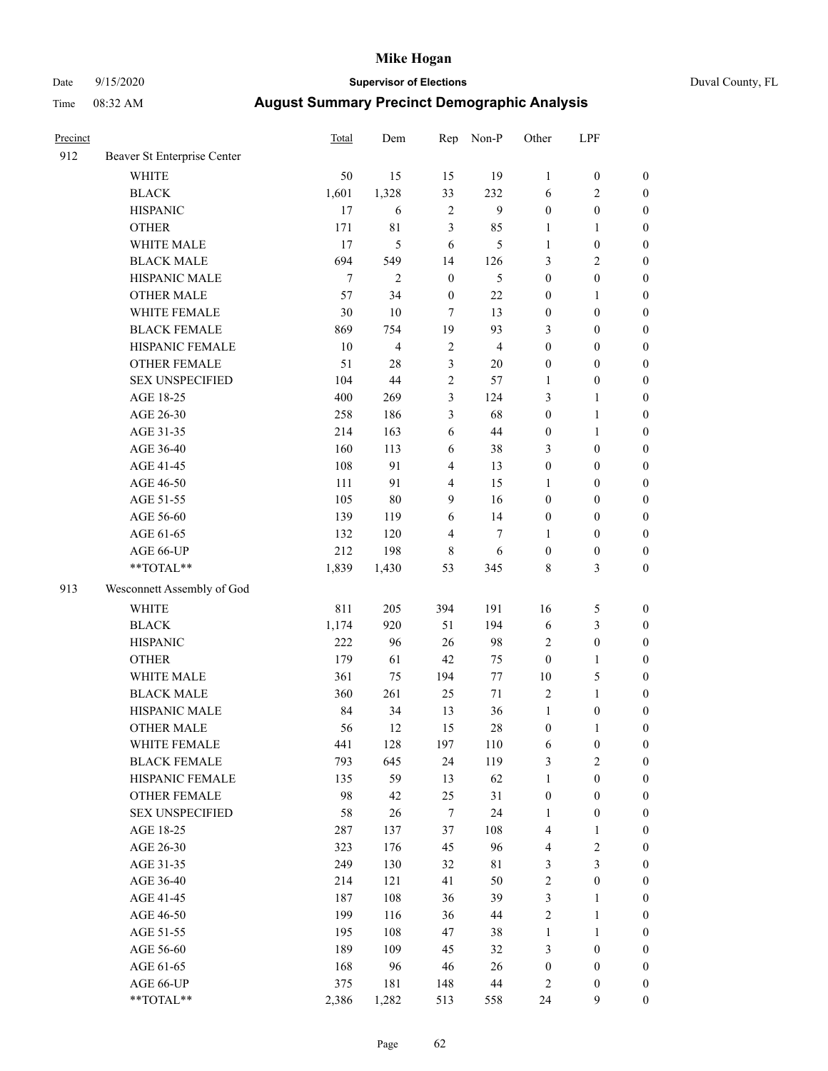| Precinct | | Total | Dem | Rep | Non-P | Other | LPF | |
|---|---|---|---|---|---|---|---|---|
| 912 | Beaver St Enterprise Center | | | | | | | |
| | WHITE | 50 | 15 | 15 | 19 | 1 | 0 | 0 |
| | BLACK | 1,601 | 1,328 | 33 | 232 | 6 | 2 | 0 |
| | HISPANIC | 17 | 6 | 2 | 9 | 0 | 0 | 0 |
| | OTHER | 171 | 81 | 3 | 85 | 1 | 1 | 0 |
| | WHITE MALE | 17 | 5 | 6 | 5 | 1 | 0 | 0 |
| | BLACK MALE | 694 | 549 | 14 | 126 | 3 | 2 | 0 |
| | HISPANIC MALE | 7 | 2 | 0 | 5 | 0 | 0 | 0 |
| | OTHER MALE | 57 | 34 | 0 | 22 | 0 | 1 | 0 |
| | WHITE FEMALE | 30 | 10 | 7 | 13 | 0 | 0 | 0 |
| | BLACK FEMALE | 869 | 754 | 19 | 93 | 3 | 0 | 0 |
| | HISPANIC FEMALE | 10 | 4 | 2 | 4 | 0 | 0 | 0 |
| | OTHER FEMALE | 51 | 28 | 3 | 20 | 0 | 0 | 0 |
| | SEX UNSPECIFIED | 104 | 44 | 2 | 57 | 1 | 0 | 0 |
| | AGE 18-25 | 400 | 269 | 3 | 124 | 3 | 1 | 0 |
| | AGE 26-30 | 258 | 186 | 3 | 68 | 0 | 1 | 0 |
| | AGE 31-35 | 214 | 163 | 6 | 44 | 0 | 1 | 0 |
| | AGE 36-40 | 160 | 113 | 6 | 38 | 3 | 0 | 0 |
| | AGE 41-45 | 108 | 91 | 4 | 13 | 0 | 0 | 0 |
| | AGE 46-50 | 111 | 91 | 4 | 15 | 1 | 0 | 0 |
| | AGE 51-55 | 105 | 80 | 9 | 16 | 0 | 0 | 0 |
| | AGE 56-60 | 139 | 119 | 6 | 14 | 0 | 0 | 0 |
| | AGE 61-65 | 132 | 120 | 4 | 7 | 1 | 0 | 0 |
| | AGE 66-UP | 212 | 198 | 8 | 6 | 0 | 0 | 0 |
| | **TOTAL** | 1,839 | 1,430 | 53 | 345 | 8 | 3 | 0 |
| 913 | Wesconnett Assembly of God | | | | | | | |
| | WHITE | 811 | 205 | 394 | 191 | 16 | 5 | 0 |
| | BLACK | 1,174 | 920 | 51 | 194 | 6 | 3 | 0 |
| | HISPANIC | 222 | 96 | 26 | 98 | 2 | 0 | 0 |
| | OTHER | 179 | 61 | 42 | 75 | 0 | 1 | 0 |
| | WHITE MALE | 361 | 75 | 194 | 77 | 10 | 5 | 0 |
| | BLACK MALE | 360 | 261 | 25 | 71 | 2 | 1 | 0 |
| | HISPANIC MALE | 84 | 34 | 13 | 36 | 1 | 0 | 0 |
| | OTHER MALE | 56 | 12 | 15 | 28 | 0 | 1 | 0 |
| | WHITE FEMALE | 441 | 128 | 197 | 110 | 6 | 0 | 0 |
| | BLACK FEMALE | 793 | 645 | 24 | 119 | 3 | 2 | 0 |
| | HISPANIC FEMALE | 135 | 59 | 13 | 62 | 1 | 0 | 0 |
| | OTHER FEMALE | 98 | 42 | 25 | 31 | 0 | 0 | 0 |
| | SEX UNSPECIFIED | 58 | 26 | 7 | 24 | 1 | 0 | 0 |
| | AGE 18-25 | 287 | 137 | 37 | 108 | 4 | 1 | 0 |
| | AGE 26-30 | 323 | 176 | 45 | 96 | 4 | 2 | 0 |
| | AGE 31-35 | 249 | 130 | 32 | 81 | 3 | 3 | 0 |
| | AGE 36-40 | 214 | 121 | 41 | 50 | 2 | 0 | 0 |
| | AGE 41-45 | 187 | 108 | 36 | 39 | 3 | 1 | 0 |
| | AGE 46-50 | 199 | 116 | 36 | 44 | 2 | 1 | 0 |
| | AGE 51-55 | 195 | 108 | 47 | 38 | 1 | 1 | 0 |
| | AGE 56-60 | 189 | 109 | 45 | 32 | 3 | 0 | 0 |
| | AGE 61-65 | 168 | 96 | 46 | 26 | 0 | 0 | 0 |
| | AGE 66-UP | 375 | 181 | 148 | 44 | 2 | 0 | 0 |
| | **TOTAL** | 2,386 | 1,282 | 513 | 558 | 24 | 9 | 0 |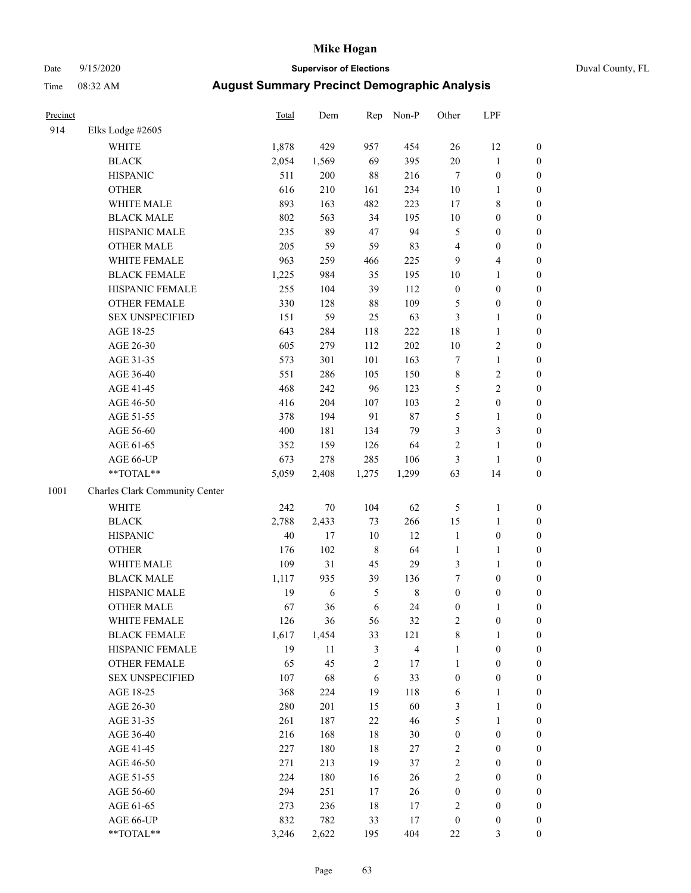# Mike Hogan

Date 9/15/2020 **Supervisor of Elections** Duval County, FL

Time 08:32 AM **August Summary Precinct Demographic Analysis**

| Precinct | | Total | Dem | Rep | Non-P | Other | LPF | |
|---|---|---|---|---|---|---|---|---|
| 914 | Elks Lodge #2605 | | | | | | | |
| | WHITE | 1,878 | 429 | 957 | 454 | 26 | 12 | 0 |
| | BLACK | 2,054 | 1,569 | 69 | 395 | 20 | 1 | 0 |
| | HISPANIC | 511 | 200 | 88 | 216 | 7 | 0 | 0 |
| | OTHER | 616 | 210 | 161 | 234 | 10 | 1 | 0 |
| | WHITE MALE | 893 | 163 | 482 | 223 | 17 | 8 | 0 |
| | BLACK MALE | 802 | 563 | 34 | 195 | 10 | 0 | 0 |
| | HISPANIC MALE | 235 | 89 | 47 | 94 | 5 | 0 | 0 |
| | OTHER MALE | 205 | 59 | 59 | 83 | 4 | 0 | 0 |
| | WHITE FEMALE | 963 | 259 | 466 | 225 | 9 | 4 | 0 |
| | BLACK FEMALE | 1,225 | 984 | 35 | 195 | 10 | 1 | 0 |
| | HISPANIC FEMALE | 255 | 104 | 39 | 112 | 0 | 0 | 0 |
| | OTHER FEMALE | 330 | 128 | 88 | 109 | 5 | 0 | 0 |
| | SEX UNSPECIFIED | 151 | 59 | 25 | 63 | 3 | 1 | 0 |
| | AGE 18-25 | 643 | 284 | 118 | 222 | 18 | 1 | 0 |
| | AGE 26-30 | 605 | 279 | 112 | 202 | 10 | 2 | 0 |
| | AGE 31-35 | 573 | 301 | 101 | 163 | 7 | 1 | 0 |
| | AGE 36-40 | 551 | 286 | 105 | 150 | 8 | 2 | 0 |
| | AGE 41-45 | 468 | 242 | 96 | 123 | 5 | 2 | 0 |
| | AGE 46-50 | 416 | 204 | 107 | 103 | 2 | 0 | 0 |
| | AGE 51-55 | 378 | 194 | 91 | 87 | 5 | 1 | 0 |
| | AGE 56-60 | 400 | 181 | 134 | 79 | 3 | 3 | 0 |
| | AGE 61-65 | 352 | 159 | 126 | 64 | 2 | 1 | 0 |
| | AGE 66-UP | 673 | 278 | 285 | 106 | 3 | 1 | 0 |
| | **TOTAL** | 5,059 | 2,408 | 1,275 | 1,299 | 63 | 14 | 0 |
| 1001 | Charles Clark Community Center | | | | | | | |
| | WHITE | 242 | 70 | 104 | 62 | 5 | 1 | 0 |
| | BLACK | 2,788 | 2,433 | 73 | 266 | 15 | 1 | 0 |
| | HISPANIC | 40 | 17 | 10 | 12 | 1 | 0 | 0 |
| | OTHER | 176 | 102 | 8 | 64 | 1 | 1 | 0 |
| | WHITE MALE | 109 | 31 | 45 | 29 | 3 | 1 | 0 |
| | BLACK MALE | 1,117 | 935 | 39 | 136 | 7 | 0 | 0 |
| | HISPANIC MALE | 19 | 6 | 5 | 8 | 0 | 0 | 0 |
| | OTHER MALE | 67 | 36 | 6 | 24 | 0 | 1 | 0 |
| | WHITE FEMALE | 126 | 36 | 56 | 32 | 2 | 0 | 0 |
| | BLACK FEMALE | 1,617 | 1,454 | 33 | 121 | 8 | 1 | 0 |
| | HISPANIC FEMALE | 19 | 11 | 3 | 4 | 1 | 0 | 0 |
| | OTHER FEMALE | 65 | 45 | 2 | 17 | 1 | 0 | 0 |
| | SEX UNSPECIFIED | 107 | 68 | 6 | 33 | 0 | 0 | 0 |
| | AGE 18-25 | 368 | 224 | 19 | 118 | 6 | 1 | 0 |
| | AGE 26-30 | 280 | 201 | 15 | 60 | 3 | 1 | 0 |
| | AGE 31-35 | 261 | 187 | 22 | 46 | 5 | 1 | 0 |
| | AGE 36-40 | 216 | 168 | 18 | 30 | 0 | 0 | 0 |
| | AGE 41-45 | 227 | 180 | 18 | 27 | 2 | 0 | 0 |
| | AGE 46-50 | 271 | 213 | 19 | 37 | 2 | 0 | 0 |
| | AGE 51-55 | 224 | 180 | 16 | 26 | 2 | 0 | 0 |
| | AGE 56-60 | 294 | 251 | 17 | 26 | 0 | 0 | 0 |
| | AGE 61-65 | 273 | 236 | 18 | 17 | 2 | 0 | 0 |
| | AGE 66-UP | 832 | 782 | 33 | 17 | 0 | 0 | 0 |
| | **TOTAL** | 3,246 | 2,622 | 195 | 404 | 22 | 3 | 0 |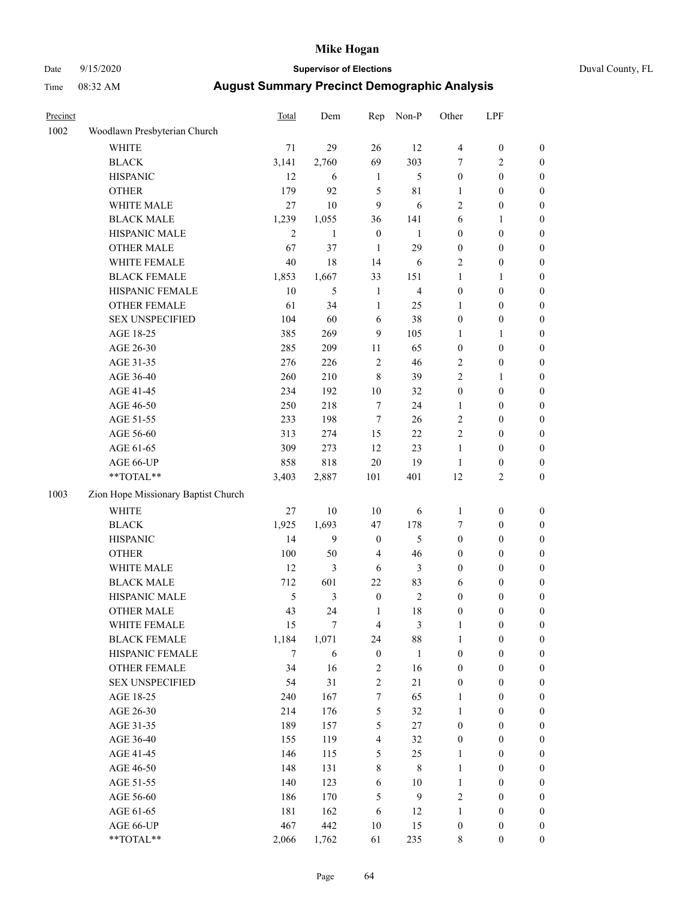# Mike Hogan

Date 9/15/2020 **Supervisor of Elections** Duval County, FL

Time 08:32 AM **August Summary Precinct Demographic Analysis**

| Precinct | | Total | Dem | Rep | Non-P | Other | LPF | |
|---|---|---|---|---|---|---|---|---|
| 1002 | Woodlawn Presbyterian Church | | | | | | | |
| | WHITE | 71 | 29 | 26 | 12 | 4 | 0 | 0 |
| | BLACK | 3,141 | 2,760 | 69 | 303 | 7 | 2 | 0 |
| | HISPANIC | 12 | 6 | 1 | 5 | 0 | 0 | 0 |
| | OTHER | 179 | 92 | 5 | 81 | 1 | 0 | 0 |
| | WHITE MALE | 27 | 10 | 9 | 6 | 2 | 0 | 0 |
| | BLACK MALE | 1,239 | 1,055 | 36 | 141 | 6 | 1 | 0 |
| | HISPANIC MALE | 2 | 1 | 0 | 1 | 0 | 0 | 0 |
| | OTHER MALE | 67 | 37 | 1 | 29 | 0 | 0 | 0 |
| | WHITE FEMALE | 40 | 18 | 14 | 6 | 2 | 0 | 0 |
| | BLACK FEMALE | 1,853 | 1,667 | 33 | 151 | 1 | 1 | 0 |
| | HISPANIC FEMALE | 10 | 5 | 1 | 4 | 0 | 0 | 0 |
| | OTHER FEMALE | 61 | 34 | 1 | 25 | 1 | 0 | 0 |
| | SEX UNSPECIFIED | 104 | 60 | 6 | 38 | 0 | 0 | 0 |
| | AGE 18-25 | 385 | 269 | 9 | 105 | 1 | 1 | 0 |
| | AGE 26-30 | 285 | 209 | 11 | 65 | 0 | 0 | 0 |
| | AGE 31-35 | 276 | 226 | 2 | 46 | 2 | 0 | 0 |
| | AGE 36-40 | 260 | 210 | 8 | 39 | 2 | 1 | 0 |
| | AGE 41-45 | 234 | 192 | 10 | 32 | 0 | 0 | 0 |
| | AGE 46-50 | 250 | 218 | 7 | 24 | 1 | 0 | 0 |
| | AGE 51-55 | 233 | 198 | 7 | 26 | 2 | 0 | 0 |
| | AGE 56-60 | 313 | 274 | 15 | 22 | 2 | 0 | 0 |
| | AGE 61-65 | 309 | 273 | 12 | 23 | 1 | 0 | 0 |
| | AGE 66-UP | 858 | 818 | 20 | 19 | 1 | 0 | 0 |
| | **TOTAL** | 3,403 | 2,887 | 101 | 401 | 12 | 2 | 0 |
| 1003 | Zion Hope Missionary Baptist Church | | | | | | | |
| | WHITE | 27 | 10 | 10 | 6 | 1 | 0 | 0 |
| | BLACK | 1,925 | 1,693 | 47 | 178 | 7 | 0 | 0 |
| | HISPANIC | 14 | 9 | 0 | 5 | 0 | 0 | 0 |
| | OTHER | 100 | 50 | 4 | 46 | 0 | 0 | 0 |
| | WHITE MALE | 12 | 3 | 6 | 3 | 0 | 0 | 0 |
| | BLACK MALE | 712 | 601 | 22 | 83 | 6 | 0 | 0 |
| | HISPANIC MALE | 5 | 3 | 0 | 2 | 0 | 0 | 0 |
| | OTHER MALE | 43 | 24 | 1 | 18 | 0 | 0 | 0 |
| | WHITE FEMALE | 15 | 7 | 4 | 3 | 1 | 0 | 0 |
| | BLACK FEMALE | 1,184 | 1,071 | 24 | 88 | 1 | 0 | 0 |
| | HISPANIC FEMALE | 7 | 6 | 0 | 1 | 0 | 0 | 0 |
| | OTHER FEMALE | 34 | 16 | 2 | 16 | 0 | 0 | 0 |
| | SEX UNSPECIFIED | 54 | 31 | 2 | 21 | 0 | 0 | 0 |
| | AGE 18-25 | 240 | 167 | 7 | 65 | 1 | 0 | 0 |
| | AGE 26-30 | 214 | 176 | 5 | 32 | 1 | 0 | 0 |
| | AGE 31-35 | 189 | 157 | 5 | 27 | 0 | 0 | 0 |
| | AGE 36-40 | 155 | 119 | 4 | 32 | 0 | 0 | 0 |
| | AGE 41-45 | 146 | 115 | 5 | 25 | 1 | 0 | 0 |
| | AGE 46-50 | 148 | 131 | 8 | 8 | 1 | 0 | 0 |
| | AGE 51-55 | 140 | 123 | 6 | 10 | 1 | 0 | 0 |
| | AGE 56-60 | 186 | 170 | 5 | 9 | 2 | 0 | 0 |
| | AGE 61-65 | 181 | 162 | 6 | 12 | 1 | 0 | 0 |
| | AGE 66-UP | 467 | 442 | 10 | 15 | 0 | 0 | 0 |
| | **TOTAL** | 2,066 | 1,762 | 61 | 235 | 8 | 0 | 0 |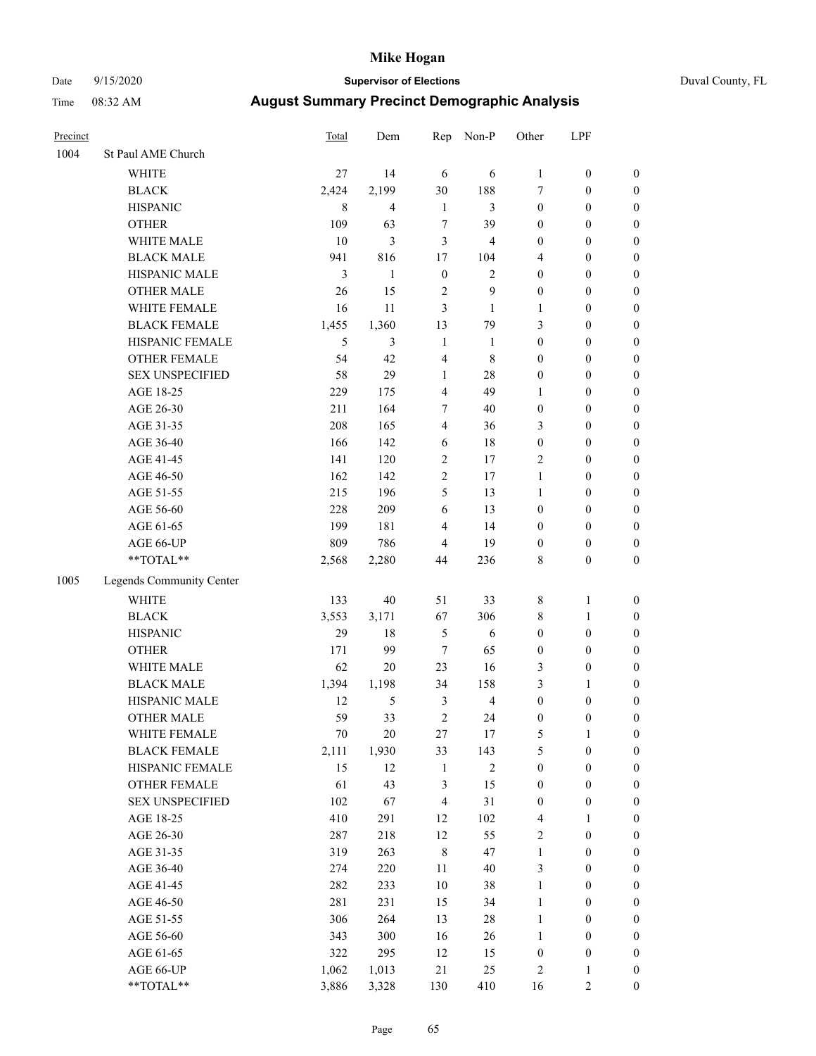# Mike Hogan

Date 9/15/2020 **Supervisor of Elections** Duval County, FL

Time 08:32 AM **August Summary Precinct Demographic Analysis**

| Precinct | | Total | Dem | Rep | Non-P | Other | LPF | |
|---|---|---|---|---|---|---|---|---|
| 1004 | St Paul AME Church | | | | | | | |
| | WHITE | 27 | 14 | 6 | 6 | 1 | 0 | 0 |
| | BLACK | 2,424 | 2,199 | 30 | 188 | 7 | 0 | 0 |
| | HISPANIC | 8 | 4 | 1 | 3 | 0 | 0 | 0 |
| | OTHER | 109 | 63 | 7 | 39 | 0 | 0 | 0 |
| | WHITE MALE | 10 | 3 | 3 | 4 | 0 | 0 | 0 |
| | BLACK MALE | 941 | 816 | 17 | 104 | 4 | 0 | 0 |
| | HISPANIC MALE | 3 | 1 | 0 | 2 | 0 | 0 | 0 |
| | OTHER MALE | 26 | 15 | 2 | 9 | 0 | 0 | 0 |
| | WHITE FEMALE | 16 | 11 | 3 | 1 | 1 | 0 | 0 |
| | BLACK FEMALE | 1,455 | 1,360 | 13 | 79 | 3 | 0 | 0 |
| | HISPANIC FEMALE | 5 | 3 | 1 | 1 | 0 | 0 | 0 |
| | OTHER FEMALE | 54 | 42 | 4 | 8 | 0 | 0 | 0 |
| | SEX UNSPECIFIED | 58 | 29 | 1 | 28 | 0 | 0 | 0 |
| | AGE 18-25 | 229 | 175 | 4 | 49 | 1 | 0 | 0 |
| | AGE 26-30 | 211 | 164 | 7 | 40 | 0 | 0 | 0 |
| | AGE 31-35 | 208 | 165 | 4 | 36 | 3 | 0 | 0 |
| | AGE 36-40 | 166 | 142 | 6 | 18 | 0 | 0 | 0 |
| | AGE 41-45 | 141 | 120 | 2 | 17 | 2 | 0 | 0 |
| | AGE 46-50 | 162 | 142 | 2 | 17 | 1 | 0 | 0 |
| | AGE 51-55 | 215 | 196 | 5 | 13 | 1 | 0 | 0 |
| | AGE 56-60 | 228 | 209 | 6 | 13 | 0 | 0 | 0 |
| | AGE 61-65 | 199 | 181 | 4 | 14 | 0 | 0 | 0 |
| | AGE 66-UP | 809 | 786 | 4 | 19 | 0 | 0 | 0 |
| | **TOTAL** | 2,568 | 2,280 | 44 | 236 | 8 | 0 | 0 |
| 1005 | Legends Community Center | | | | | | | |
| | WHITE | 133 | 40 | 51 | 33 | 8 | 1 | 0 |
| | BLACK | 3,553 | 3,171 | 67 | 306 | 8 | 1 | 0 |
| | HISPANIC | 29 | 18 | 5 | 6 | 0 | 0 | 0 |
| | OTHER | 171 | 99 | 7 | 65 | 0 | 0 | 0 |
| | WHITE MALE | 62 | 20 | 23 | 16 | 3 | 0 | 0 |
| | BLACK MALE | 1,394 | 1,198 | 34 | 158 | 3 | 1 | 0 |
| | HISPANIC MALE | 12 | 5 | 3 | 4 | 0 | 0 | 0 |
| | OTHER MALE | 59 | 33 | 2 | 24 | 0 | 0 | 0 |
| | WHITE FEMALE | 70 | 20 | 27 | 17 | 5 | 1 | 0 |
| | BLACK FEMALE | 2,111 | 1,930 | 33 | 143 | 5 | 0 | 0 |
| | HISPANIC FEMALE | 15 | 12 | 1 | 2 | 0 | 0 | 0 |
| | OTHER FEMALE | 61 | 43 | 3 | 15 | 0 | 0 | 0 |
| | SEX UNSPECIFIED | 102 | 67 | 4 | 31 | 0 | 0 | 0 |
| | AGE 18-25 | 410 | 291 | 12 | 102 | 4 | 1 | 0 |
| | AGE 26-30 | 287 | 218 | 12 | 55 | 2 | 0 | 0 |
| | AGE 31-35 | 319 | 263 | 8 | 47 | 1 | 0 | 0 |
| | AGE 36-40 | 274 | 220 | 11 | 40 | 3 | 0 | 0 |
| | AGE 41-45 | 282 | 233 | 10 | 38 | 1 | 0 | 0 |
| | AGE 46-50 | 281 | 231 | 15 | 34 | 1 | 0 | 0 |
| | AGE 51-55 | 306 | 264 | 13 | 28 | 1 | 0 | 0 |
| | AGE 56-60 | 343 | 300 | 16 | 26 | 1 | 0 | 0 |
| | AGE 61-65 | 322 | 295 | 12 | 15 | 0 | 0 | 0 |
| | AGE 66-UP | 1,062 | 1,013 | 21 | 25 | 2 | 1 | 0 |
| | **TOTAL** | 3,886 | 3,328 | 130 | 410 | 16 | 2 | 0 |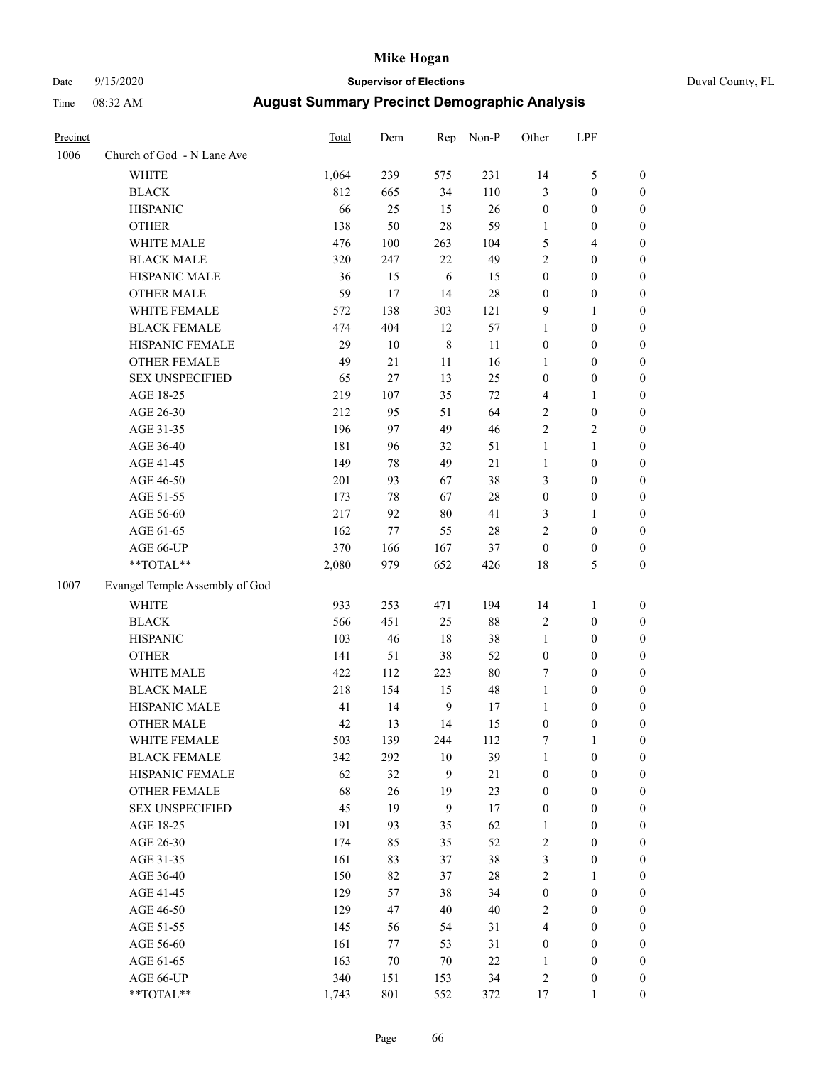# Mike Hogan

Date 9/15/2020 **Supervisor of Elections** Duval County, FL

Time 08:32 AM **August Summary Precinct Demographic Analysis**

| Precinct | | Total | Dem | Rep | Non-P | Other | LPF | |
|---|---|---|---|---|---|---|---|---|
| 1006 | Church of God - N Lane Ave | | | | | | | |
| | WHITE | 1,064 | 239 | 575 | 231 | 14 | 5 | 0 |
| | BLACK | 812 | 665 | 34 | 110 | 3 | 0 | 0 |
| | HISPANIC | 66 | 25 | 15 | 26 | 0 | 0 | 0 |
| | OTHER | 138 | 50 | 28 | 59 | 1 | 0 | 0 |
| | WHITE MALE | 476 | 100 | 263 | 104 | 5 | 4 | 0 |
| | BLACK MALE | 320 | 247 | 22 | 49 | 2 | 0 | 0 |
| | HISPANIC MALE | 36 | 15 | 6 | 15 | 0 | 0 | 0 |
| | OTHER MALE | 59 | 17 | 14 | 28 | 0 | 0 | 0 |
| | WHITE FEMALE | 572 | 138 | 303 | 121 | 9 | 1 | 0 |
| | BLACK FEMALE | 474 | 404 | 12 | 57 | 1 | 0 | 0 |
| | HISPANIC FEMALE | 29 | 10 | 8 | 11 | 0 | 0 | 0 |
| | OTHER FEMALE | 49 | 21 | 11 | 16 | 1 | 0 | 0 |
| | SEX UNSPECIFIED | 65 | 27 | 13 | 25 | 0 | 0 | 0 |
| | AGE 18-25 | 219 | 107 | 35 | 72 | 4 | 1 | 0 |
| | AGE 26-30 | 212 | 95 | 51 | 64 | 2 | 0 | 0 |
| | AGE 31-35 | 196 | 97 | 49 | 46 | 2 | 2 | 0 |
| | AGE 36-40 | 181 | 96 | 32 | 51 | 1 | 1 | 0 |
| | AGE 41-45 | 149 | 78 | 49 | 21 | 1 | 0 | 0 |
| | AGE 46-50 | 201 | 93 | 67 | 38 | 3 | 0 | 0 |
| | AGE 51-55 | 173 | 78 | 67 | 28 | 0 | 0 | 0 |
| | AGE 56-60 | 217 | 92 | 80 | 41 | 3 | 1 | 0 |
| | AGE 61-65 | 162 | 77 | 55 | 28 | 2 | 0 | 0 |
| | AGE 66-UP | 370 | 166 | 167 | 37 | 0 | 0 | 0 |
| | **TOTAL** | 2,080 | 979 | 652 | 426 | 18 | 5 | 0 |
| 1007 | Evangel Temple Assembly of God | | | | | | | |
| | WHITE | 933 | 253 | 471 | 194 | 14 | 1 | 0 |
| | BLACK | 566 | 451 | 25 | 88 | 2 | 0 | 0 |
| | HISPANIC | 103 | 46 | 18 | 38 | 1 | 0 | 0 |
| | OTHER | 141 | 51 | 38 | 52 | 0 | 0 | 0 |
| | WHITE MALE | 422 | 112 | 223 | 80 | 7 | 0 | 0 |
| | BLACK MALE | 218 | 154 | 15 | 48 | 1 | 0 | 0 |
| | HISPANIC MALE | 41 | 14 | 9 | 17 | 1 | 0 | 0 |
| | OTHER MALE | 42 | 13 | 14 | 15 | 0 | 0 | 0 |
| | WHITE FEMALE | 503 | 139 | 244 | 112 | 7 | 1 | 0 |
| | BLACK FEMALE | 342 | 292 | 10 | 39 | 1 | 0 | 0 |
| | HISPANIC FEMALE | 62 | 32 | 9 | 21 | 0 | 0 | 0 |
| | OTHER FEMALE | 68 | 26 | 19 | 23 | 0 | 0 | 0 |
| | SEX UNSPECIFIED | 45 | 19 | 9 | 17 | 0 | 0 | 0 |
| | AGE 18-25 | 191 | 93 | 35 | 62 | 1 | 0 | 0 |
| | AGE 26-30 | 174 | 85 | 35 | 52 | 2 | 0 | 0 |
| | AGE 31-35 | 161 | 83 | 37 | 38 | 3 | 0 | 0 |
| | AGE 36-40 | 150 | 82 | 37 | 28 | 2 | 1 | 0 |
| | AGE 41-45 | 129 | 57 | 38 | 34 | 0 | 0 | 0 |
| | AGE 46-50 | 129 | 47 | 40 | 40 | 2 | 0 | 0 |
| | AGE 51-55 | 145 | 56 | 54 | 31 | 4 | 0 | 0 |
| | AGE 56-60 | 161 | 77 | 53 | 31 | 0 | 0 | 0 |
| | AGE 61-65 | 163 | 70 | 70 | 22 | 1 | 0 | 0 |
| | AGE 66-UP | 340 | 151 | 153 | 34 | 2 | 0 | 0 |
| | **TOTAL** | 1,743 | 801 | 552 | 372 | 17 | 1 | 0 |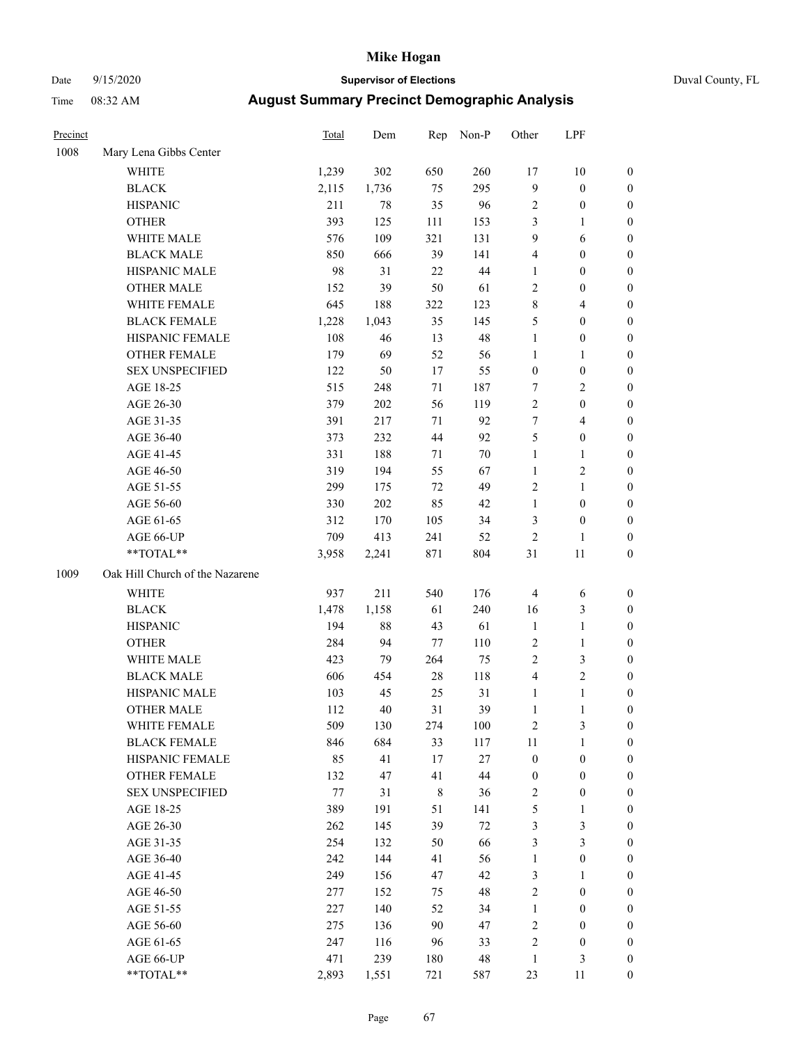# Mike Hogan

Date 9/15/2020 **Supervisor of Elections** Duval County, FL

Time 08:32 AM **August Summary Precinct Demographic Analysis**

| Precinct | | Total | Dem | Rep | Non-P | Other | LPF | |
|---|---|---|---|---|---|---|---|---|
| 1008 | Mary Lena Gibbs Center | | | | | | | |
| | WHITE | 1,239 | 302 | 650 | 260 | 17 | 10 | 0 |
| | BLACK | 2,115 | 1,736 | 75 | 295 | 9 | 0 | 0 |
| | HISPANIC | 211 | 78 | 35 | 96 | 2 | 0 | 0 |
| | OTHER | 393 | 125 | 111 | 153 | 3 | 1 | 0 |
| | WHITE MALE | 576 | 109 | 321 | 131 | 9 | 6 | 0 |
| | BLACK MALE | 850 | 666 | 39 | 141 | 4 | 0 | 0 |
| | HISPANIC MALE | 98 | 31 | 22 | 44 | 1 | 0 | 0 |
| | OTHER MALE | 152 | 39 | 50 | 61 | 2 | 0 | 0 |
| | WHITE FEMALE | 645 | 188 | 322 | 123 | 8 | 4 | 0 |
| | BLACK FEMALE | 1,228 | 1,043 | 35 | 145 | 5 | 0 | 0 |
| | HISPANIC FEMALE | 108 | 46 | 13 | 48 | 1 | 0 | 0 |
| | OTHER FEMALE | 179 | 69 | 52 | 56 | 1 | 1 | 0 |
| | SEX UNSPECIFIED | 122 | 50 | 17 | 55 | 0 | 0 | 0 |
| | AGE 18-25 | 515 | 248 | 71 | 187 | 7 | 2 | 0 |
| | AGE 26-30 | 379 | 202 | 56 | 119 | 2 | 0 | 0 |
| | AGE 31-35 | 391 | 217 | 71 | 92 | 7 | 4 | 0 |
| | AGE 36-40 | 373 | 232 | 44 | 92 | 5 | 0 | 0 |
| | AGE 41-45 | 331 | 188 | 71 | 70 | 1 | 1 | 0 |
| | AGE 46-50 | 319 | 194 | 55 | 67 | 1 | 2 | 0 |
| | AGE 51-55 | 299 | 175 | 72 | 49 | 2 | 1 | 0 |
| | AGE 56-60 | 330 | 202 | 85 | 42 | 1 | 0 | 0 |
| | AGE 61-65 | 312 | 170 | 105 | 34 | 3 | 0 | 0 |
| | AGE 66-UP | 709 | 413 | 241 | 52 | 2 | 1 | 0 |
| | **TOTAL** | 3,958 | 2,241 | 871 | 804 | 31 | 11 | 0 |
| 1009 | Oak Hill Church of the Nazarene | | | | | | | |
| | WHITE | 937 | 211 | 540 | 176 | 4 | 6 | 0 |
| | BLACK | 1,478 | 1,158 | 61 | 240 | 16 | 3 | 0 |
| | HISPANIC | 194 | 88 | 43 | 61 | 1 | 1 | 0 |
| | OTHER | 284 | 94 | 77 | 110 | 2 | 1 | 0 |
| | WHITE MALE | 423 | 79 | 264 | 75 | 2 | 3 | 0 |
| | BLACK MALE | 606 | 454 | 28 | 118 | 4 | 2 | 0 |
| | HISPANIC MALE | 103 | 45 | 25 | 31 | 1 | 1 | 0 |
| | OTHER MALE | 112 | 40 | 31 | 39 | 1 | 1 | 0 |
| | WHITE FEMALE | 509 | 130 | 274 | 100 | 2 | 3 | 0 |
| | BLACK FEMALE | 846 | 684 | 33 | 117 | 11 | 1 | 0 |
| | HISPANIC FEMALE | 85 | 41 | 17 | 27 | 0 | 0 | 0 |
| | OTHER FEMALE | 132 | 47 | 41 | 44 | 0 | 0 | 0 |
| | SEX UNSPECIFIED | 77 | 31 | 8 | 36 | 2 | 0 | 0 |
| | AGE 18-25 | 389 | 191 | 51 | 141 | 5 | 1 | 0 |
| | AGE 26-30 | 262 | 145 | 39 | 72 | 3 | 3 | 0 |
| | AGE 31-35 | 254 | 132 | 50 | 66 | 3 | 3 | 0 |
| | AGE 36-40 | 242 | 144 | 41 | 56 | 1 | 0 | 0 |
| | AGE 41-45 | 249 | 156 | 47 | 42 | 3 | 1 | 0 |
| | AGE 46-50 | 277 | 152 | 75 | 48 | 2 | 0 | 0 |
| | AGE 51-55 | 227 | 140 | 52 | 34 | 1 | 0 | 0 |
| | AGE 56-60 | 275 | 136 | 90 | 47 | 2 | 0 | 0 |
| | AGE 61-65 | 247 | 116 | 96 | 33 | 2 | 0 | 0 |
| | AGE 66-UP | 471 | 239 | 180 | 48 | 1 | 3 | 0 |
| | **TOTAL** | 2,893 | 1,551 | 721 | 587 | 23 | 11 | 0 |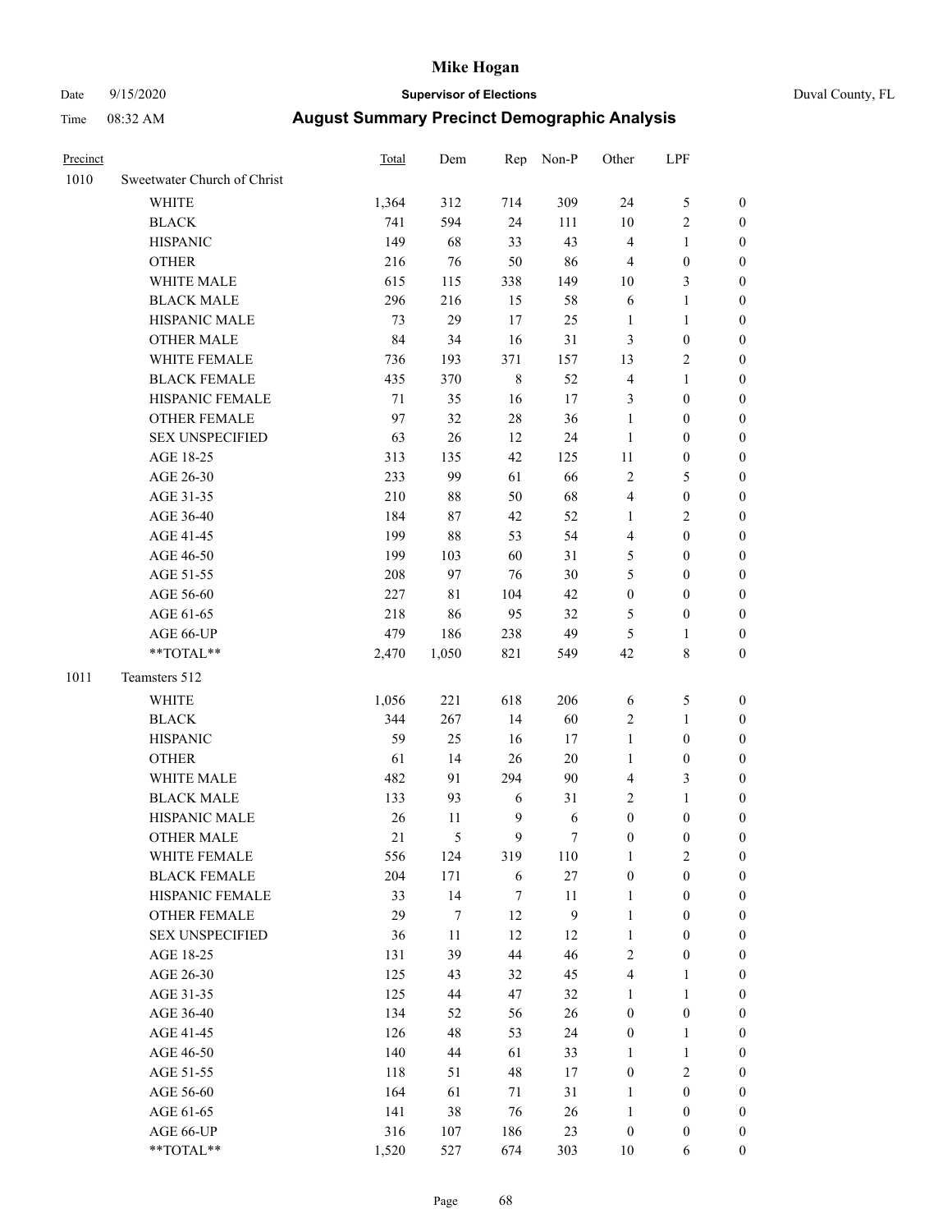# Mike Hogan

Date 9/15/2020 **Supervisor of Elections** Duval County, FL

Time 08:32 AM **August Summary Precinct Demographic Analysis**

| Precinct | | Total | Dem | Rep | Non-P | Other | LPF | |
|---|---|---|---|---|---|---|---|---|
| 1010 | Sweetwater Church of Christ | | | | | | | |
| | WHITE | 1,364 | 312 | 714 | 309 | 24 | 5 | 0 |
| | BLACK | 741 | 594 | 24 | 111 | 10 | 2 | 0 |
| | HISPANIC | 149 | 68 | 33 | 43 | 4 | 1 | 0 |
| | OTHER | 216 | 76 | 50 | 86 | 4 | 0 | 0 |
| | WHITE MALE | 615 | 115 | 338 | 149 | 10 | 3 | 0 |
| | BLACK MALE | 296 | 216 | 15 | 58 | 6 | 1 | 0 |
| | HISPANIC MALE | 73 | 29 | 17 | 25 | 1 | 1 | 0 |
| | OTHER MALE | 84 | 34 | 16 | 31 | 3 | 0 | 0 |
| | WHITE FEMALE | 736 | 193 | 371 | 157 | 13 | 2 | 0 |
| | BLACK FEMALE | 435 | 370 | 8 | 52 | 4 | 1 | 0 |
| | HISPANIC FEMALE | 71 | 35 | 16 | 17 | 3 | 0 | 0 |
| | OTHER FEMALE | 97 | 32 | 28 | 36 | 1 | 0 | 0 |
| | SEX UNSPECIFIED | 63 | 26 | 12 | 24 | 1 | 0 | 0 |
| | AGE 18-25 | 313 | 135 | 42 | 125 | 11 | 0 | 0 |
| | AGE 26-30 | 233 | 99 | 61 | 66 | 2 | 5 | 0 |
| | AGE 31-35 | 210 | 88 | 50 | 68 | 4 | 0 | 0 |
| | AGE 36-40 | 184 | 87 | 42 | 52 | 1 | 2 | 0 |
| | AGE 41-45 | 199 | 88 | 53 | 54 | 4 | 0 | 0 |
| | AGE 46-50 | 199 | 103 | 60 | 31 | 5 | 0 | 0 |
| | AGE 51-55 | 208 | 97 | 76 | 30 | 5 | 0 | 0 |
| | AGE 56-60 | 227 | 81 | 104 | 42 | 0 | 0 | 0 |
| | AGE 61-65 | 218 | 86 | 95 | 32 | 5 | 0 | 0 |
| | AGE 66-UP | 479 | 186 | 238 | 49 | 5 | 1 | 0 |
| | **TOTAL** | 2,470 | 1,050 | 821 | 549 | 42 | 8 | 0 |
| 1011 | Teamsters 512 | | | | | | | |
| | WHITE | 1,056 | 221 | 618 | 206 | 6 | 5 | 0 |
| | BLACK | 344 | 267 | 14 | 60 | 2 | 1 | 0 |
| | HISPANIC | 59 | 25 | 16 | 17 | 1 | 0 | 0 |
| | OTHER | 61 | 14 | 26 | 20 | 1 | 0 | 0 |
| | WHITE MALE | 482 | 91 | 294 | 90 | 4 | 3 | 0 |
| | BLACK MALE | 133 | 93 | 6 | 31 | 2 | 1 | 0 |
| | HISPANIC MALE | 26 | 11 | 9 | 6 | 0 | 0 | 0 |
| | OTHER MALE | 21 | 5 | 9 | 7 | 0 | 0 | 0 |
| | WHITE FEMALE | 556 | 124 | 319 | 110 | 1 | 2 | 0 |
| | BLACK FEMALE | 204 | 171 | 6 | 27 | 0 | 0 | 0 |
| | HISPANIC FEMALE | 33 | 14 | 7 | 11 | 1 | 0 | 0 |
| | OTHER FEMALE | 29 | 7 | 12 | 9 | 1 | 0 | 0 |
| | SEX UNSPECIFIED | 36 | 11 | 12 | 12 | 1 | 0 | 0 |
| | AGE 18-25 | 131 | 39 | 44 | 46 | 2 | 0 | 0 |
| | AGE 26-30 | 125 | 43 | 32 | 45 | 4 | 1 | 0 |
| | AGE 31-35 | 125 | 44 | 47 | 32 | 1 | 1 | 0 |
| | AGE 36-40 | 134 | 52 | 56 | 26 | 0 | 0 | 0 |
| | AGE 41-45 | 126 | 48 | 53 | 24 | 0 | 1 | 0 |
| | AGE 46-50 | 140 | 44 | 61 | 33 | 1 | 1 | 0 |
| | AGE 51-55 | 118 | 51 | 48 | 17 | 0 | 2 | 0 |
| | AGE 56-60 | 164 | 61 | 71 | 31 | 1 | 0 | 0 |
| | AGE 61-65 | 141 | 38 | 76 | 26 | 1 | 0 | 0 |
| | AGE 66-UP | 316 | 107 | 186 | 23 | 0 | 0 | 0 |
| | **TOTAL** | 1,520 | 527 | 674 | 303 | 10 | 6 | 0 |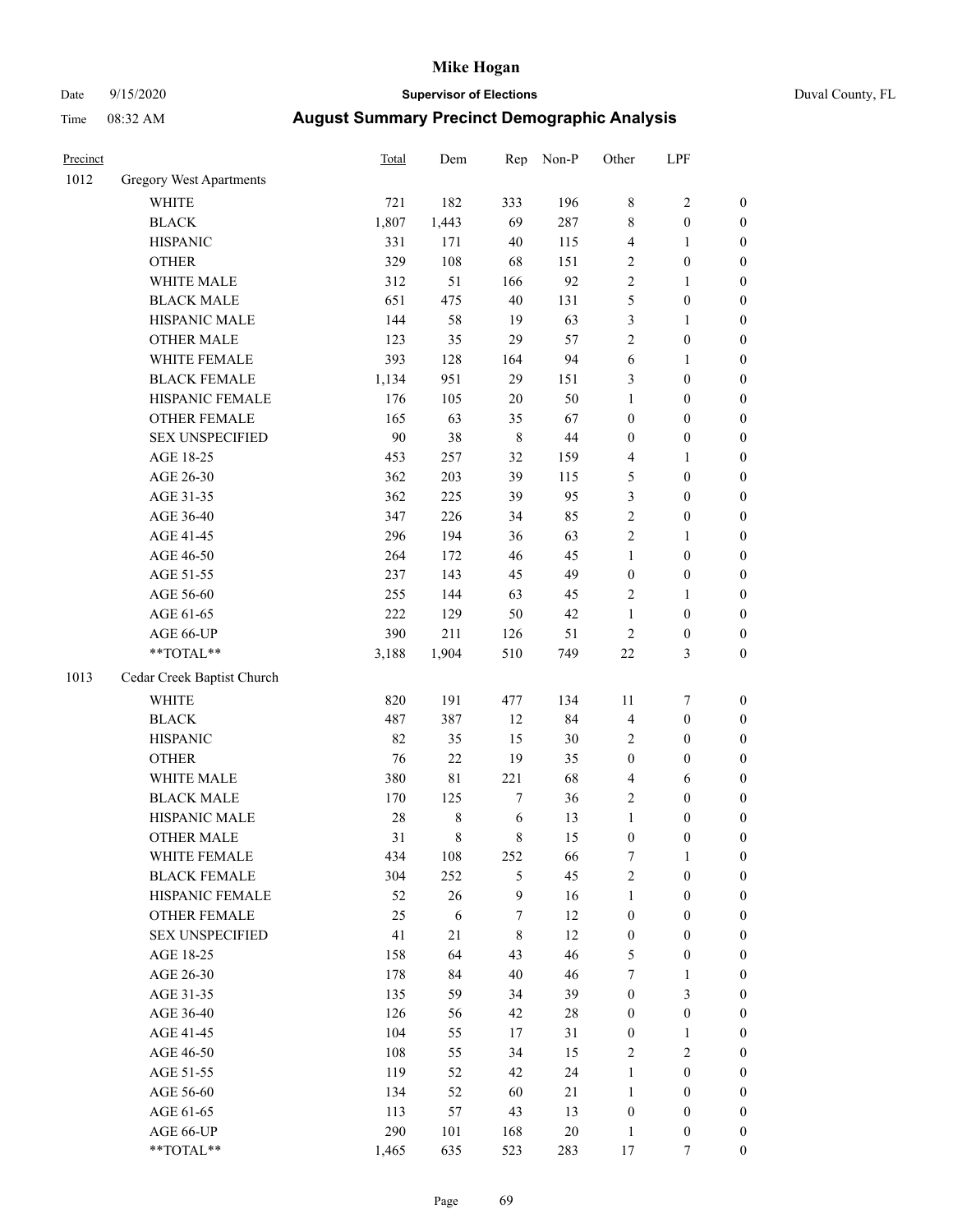# Mike Hogan

Date 9/15/2020 **Supervisor of Elections** Duval County, FL

Time 08:32 AM **August Summary Precinct Demographic Analysis**

| Precinct | | Total | Dem | Rep | Non-P | Other | LPF | |
|---|---|---|---|---|---|---|---|---|
| 1012 | Gregory West Apartments | | | | | | | |
| | WHITE | 721 | 182 | 333 | 196 | 8 | 2 | 0 |
| | BLACK | 1,807 | 1,443 | 69 | 287 | 8 | 0 | 0 |
| | HISPANIC | 331 | 171 | 40 | 115 | 4 | 1 | 0 |
| | OTHER | 329 | 108 | 68 | 151 | 2 | 0 | 0 |
| | WHITE MALE | 312 | 51 | 166 | 92 | 2 | 1 | 0 |
| | BLACK MALE | 651 | 475 | 40 | 131 | 5 | 0 | 0 |
| | HISPANIC MALE | 144 | 58 | 19 | 63 | 3 | 1 | 0 |
| | OTHER MALE | 123 | 35 | 29 | 57 | 2 | 0 | 0 |
| | WHITE FEMALE | 393 | 128 | 164 | 94 | 6 | 1 | 0 |
| | BLACK FEMALE | 1,134 | 951 | 29 | 151 | 3 | 0 | 0 |
| | HISPANIC FEMALE | 176 | 105 | 20 | 50 | 1 | 0 | 0 |
| | OTHER FEMALE | 165 | 63 | 35 | 67 | 0 | 0 | 0 |
| | SEX UNSPECIFIED | 90 | 38 | 8 | 44 | 0 | 0 | 0 |
| | AGE 18-25 | 453 | 257 | 32 | 159 | 4 | 1 | 0 |
| | AGE 26-30 | 362 | 203 | 39 | 115 | 5 | 0 | 0 |
| | AGE 31-35 | 362 | 225 | 39 | 95 | 3 | 0 | 0 |
| | AGE 36-40 | 347 | 226 | 34 | 85 | 2 | 0 | 0 |
| | AGE 41-45 | 296 | 194 | 36 | 63 | 2 | 1 | 0 |
| | AGE 46-50 | 264 | 172 | 46 | 45 | 1 | 0 | 0 |
| | AGE 51-55 | 237 | 143 | 45 | 49 | 0 | 0 | 0 |
| | AGE 56-60 | 255 | 144 | 63 | 45 | 2 | 1 | 0 |
| | AGE 61-65 | 222 | 129 | 50 | 42 | 1 | 0 | 0 |
| | AGE 66-UP | 390 | 211 | 126 | 51 | 2 | 0 | 0 |
| | **TOTAL** | 3,188 | 1,904 | 510 | 749 | 22 | 3 | 0 |
| 1013 | Cedar Creek Baptist Church | | | | | | | |
| | WHITE | 820 | 191 | 477 | 134 | 11 | 7 | 0 |
| | BLACK | 487 | 387 | 12 | 84 | 4 | 0 | 0 |
| | HISPANIC | 82 | 35 | 15 | 30 | 2 | 0 | 0 |
| | OTHER | 76 | 22 | 19 | 35 | 0 | 0 | 0 |
| | WHITE MALE | 380 | 81 | 221 | 68 | 4 | 6 | 0 |
| | BLACK MALE | 170 | 125 | 7 | 36 | 2 | 0 | 0 |
| | HISPANIC MALE | 28 | 8 | 6 | 13 | 1 | 0 | 0 |
| | OTHER MALE | 31 | 8 | 8 | 15 | 0 | 0 | 0 |
| | WHITE FEMALE | 434 | 108 | 252 | 66 | 7 | 1 | 0 |
| | BLACK FEMALE | 304 | 252 | 5 | 45 | 2 | 0 | 0 |
| | HISPANIC FEMALE | 52 | 26 | 9 | 16 | 1 | 0 | 0 |
| | OTHER FEMALE | 25 | 6 | 7 | 12 | 0 | 0 | 0 |
| | SEX UNSPECIFIED | 41 | 21 | 8 | 12 | 0 | 0 | 0 |
| | AGE 18-25 | 158 | 64 | 43 | 46 | 5 | 0 | 0 |
| | AGE 26-30 | 178 | 84 | 40 | 46 | 7 | 1 | 0 |
| | AGE 31-35 | 135 | 59 | 34 | 39 | 0 | 3 | 0 |
| | AGE 36-40 | 126 | 56 | 42 | 28 | 0 | 0 | 0 |
| | AGE 41-45 | 104 | 55 | 17 | 31 | 0 | 1 | 0 |
| | AGE 46-50 | 108 | 55 | 34 | 15 | 2 | 2 | 0 |
| | AGE 51-55 | 119 | 52 | 42 | 24 | 1 | 0 | 0 |
| | AGE 56-60 | 134 | 52 | 60 | 21 | 1 | 0 | 0 |
| | AGE 61-65 | 113 | 57 | 43 | 13 | 0 | 0 | 0 |
| | AGE 66-UP | 290 | 101 | 168 | 20 | 1 | 0 | 0 |
| | **TOTAL** | 1,465 | 635 | 523 | 283 | 17 | 7 | 0 |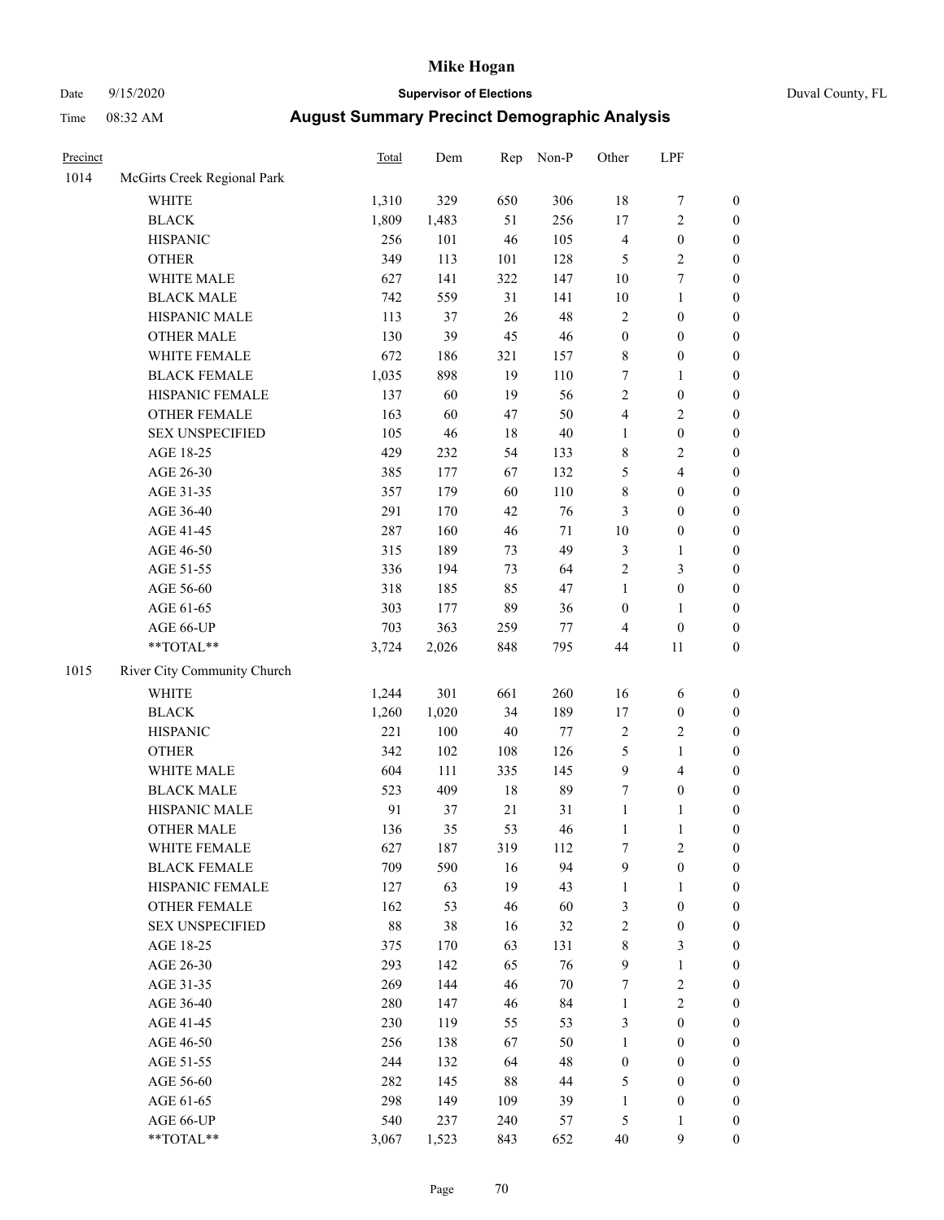# Mike Hogan

Date 9/15/2020 **Supervisor of Elections** Duval County, FL

Time 08:32 AM **August Summary Precinct Demographic Analysis**

| Precinct | | Total | Dem | Rep | Non-P | Other | LPF | |
|---|---|---|---|---|---|---|---|---|
| 1014 | McGirts Creek Regional Park | | | | | | | |
| | WHITE | 1,310 | 329 | 650 | 306 | 18 | 7 | 0 |
| | BLACK | 1,809 | 1,483 | 51 | 256 | 17 | 2 | 0 |
| | HISPANIC | 256 | 101 | 46 | 105 | 4 | 0 | 0 |
| | OTHER | 349 | 113 | 101 | 128 | 5 | 2 | 0 |
| | WHITE MALE | 627 | 141 | 322 | 147 | 10 | 7 | 0 |
| | BLACK MALE | 742 | 559 | 31 | 141 | 10 | 1 | 0 |
| | HISPANIC MALE | 113 | 37 | 26 | 48 | 2 | 0 | 0 |
| | OTHER MALE | 130 | 39 | 45 | 46 | 0 | 0 | 0 |
| | WHITE FEMALE | 672 | 186 | 321 | 157 | 8 | 0 | 0 |
| | BLACK FEMALE | 1,035 | 898 | 19 | 110 | 7 | 1 | 0 |
| | HISPANIC FEMALE | 137 | 60 | 19 | 56 | 2 | 0 | 0 |
| | OTHER FEMALE | 163 | 60 | 47 | 50 | 4 | 2 | 0 |
| | SEX UNSPECIFIED | 105 | 46 | 18 | 40 | 1 | 0 | 0 |
| | AGE 18-25 | 429 | 232 | 54 | 133 | 8 | 2 | 0 |
| | AGE 26-30 | 385 | 177 | 67 | 132 | 5 | 4 | 0 |
| | AGE 31-35 | 357 | 179 | 60 | 110 | 8 | 0 | 0 |
| | AGE 36-40 | 291 | 170 | 42 | 76 | 3 | 0 | 0 |
| | AGE 41-45 | 287 | 160 | 46 | 71 | 10 | 0 | 0 |
| | AGE 46-50 | 315 | 189 | 73 | 49 | 3 | 1 | 0 |
| | AGE 51-55 | 336 | 194 | 73 | 64 | 2 | 3 | 0 |
| | AGE 56-60 | 318 | 185 | 85 | 47 | 1 | 0 | 0 |
| | AGE 61-65 | 303 | 177 | 89 | 36 | 0 | 1 | 0 |
| | AGE 66-UP | 703 | 363 | 259 | 77 | 4 | 0 | 0 |
| | **TOTAL** | 3,724 | 2,026 | 848 | 795 | 44 | 11 | 0 |
| 1015 | River City Community Church | | | | | | | |
| | WHITE | 1,244 | 301 | 661 | 260 | 16 | 6 | 0 |
| | BLACK | 1,260 | 1,020 | 34 | 189 | 17 | 0 | 0 |
| | HISPANIC | 221 | 100 | 40 | 77 | 2 | 2 | 0 |
| | OTHER | 342 | 102 | 108 | 126 | 5 | 1 | 0 |
| | WHITE MALE | 604 | 111 | 335 | 145 | 9 | 4 | 0 |
| | BLACK MALE | 523 | 409 | 18 | 89 | 7 | 0 | 0 |
| | HISPANIC MALE | 91 | 37 | 21 | 31 | 1 | 1 | 0 |
| | OTHER MALE | 136 | 35 | 53 | 46 | 1 | 1 | 0 |
| | WHITE FEMALE | 627 | 187 | 319 | 112 | 7 | 2 | 0 |
| | BLACK FEMALE | 709 | 590 | 16 | 94 | 9 | 0 | 0 |
| | HISPANIC FEMALE | 127 | 63 | 19 | 43 | 1 | 1 | 0 |
| | OTHER FEMALE | 162 | 53 | 46 | 60 | 3 | 0 | 0 |
| | SEX UNSPECIFIED | 88 | 38 | 16 | 32 | 2 | 0 | 0 |
| | AGE 18-25 | 375 | 170 | 63 | 131 | 8 | 3 | 0 |
| | AGE 26-30 | 293 | 142 | 65 | 76 | 9 | 1 | 0 |
| | AGE 31-35 | 269 | 144 | 46 | 70 | 7 | 2 | 0 |
| | AGE 36-40 | 280 | 147 | 46 | 84 | 1 | 2 | 0 |
| | AGE 41-45 | 230 | 119 | 55 | 53 | 3 | 0 | 0 |
| | AGE 46-50 | 256 | 138 | 67 | 50 | 1 | 0 | 0 |
| | AGE 51-55 | 244 | 132 | 64 | 48 | 0 | 0 | 0 |
| | AGE 56-60 | 282 | 145 | 88 | 44 | 5 | 0 | 0 |
| | AGE 61-65 | 298 | 149 | 109 | 39 | 1 | 0 | 0 |
| | AGE 66-UP | 540 | 237 | 240 | 57 | 5 | 1 | 0 |
| | **TOTAL** | 3,067 | 1,523 | 843 | 652 | 40 | 9 | 0 |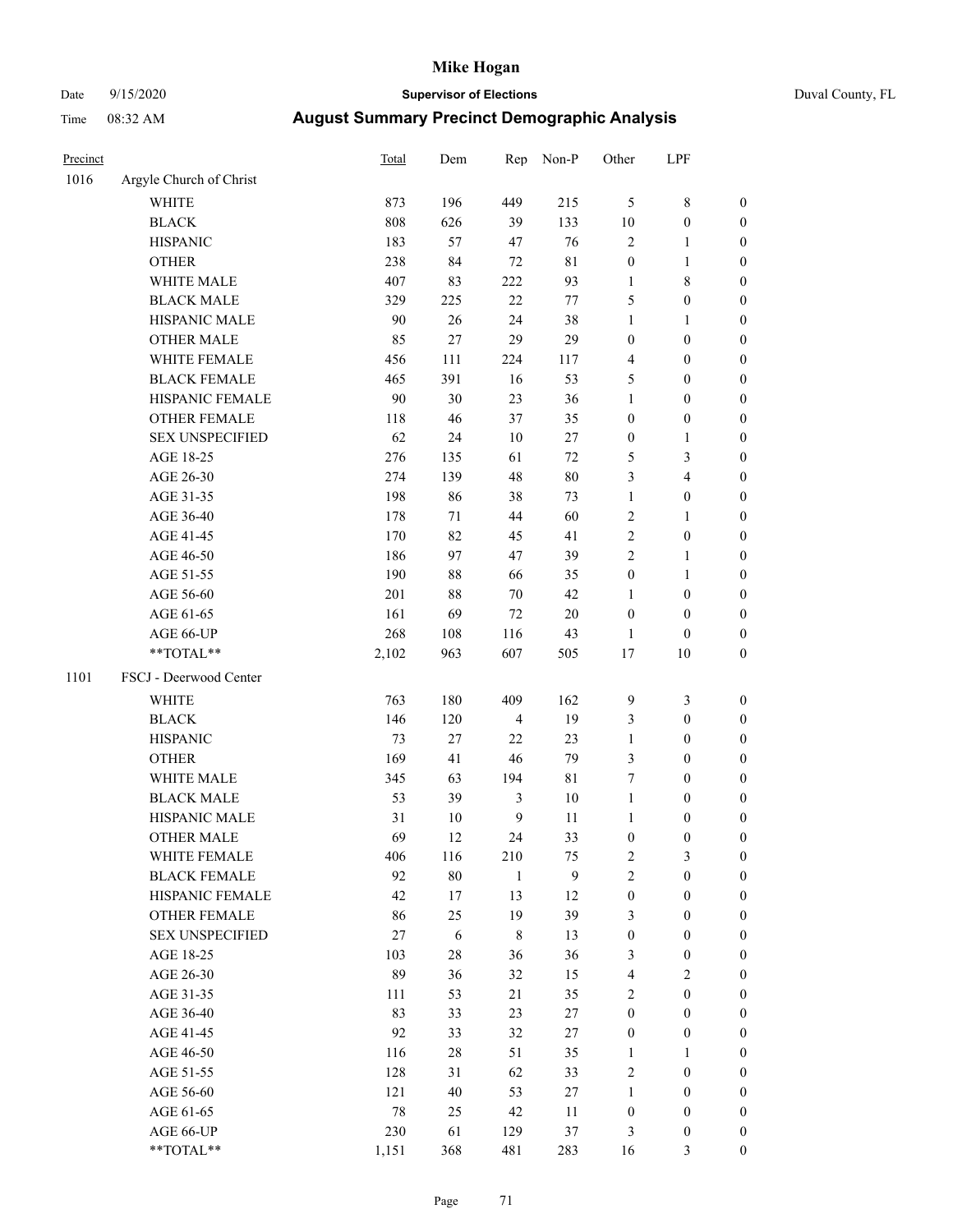# Mike Hogan

Date 9/15/2020 **Supervisor of Elections** Duval County, FL

Time 08:32 AM **August Summary Precinct Demographic Analysis**

| Precinct | | Total | Dem | Rep | Non-P | Other | LPF | |
|---|---|---|---|---|---|---|---|---|
| 1016 | Argyle Church of Christ | | | | | | | |
| | WHITE | 873 | 196 | 449 | 215 | 5 | 8 | 0 |
| | BLACK | 808 | 626 | 39 | 133 | 10 | 0 | 0 |
| | HISPANIC | 183 | 57 | 47 | 76 | 2 | 1 | 0 |
| | OTHER | 238 | 84 | 72 | 81 | 0 | 1 | 0 |
| | WHITE MALE | 407 | 83 | 222 | 93 | 1 | 8 | 0 |
| | BLACK MALE | 329 | 225 | 22 | 77 | 5 | 0 | 0 |
| | HISPANIC MALE | 90 | 26 | 24 | 38 | 1 | 1 | 0 |
| | OTHER MALE | 85 | 27 | 29 | 29 | 0 | 0 | 0 |
| | WHITE FEMALE | 456 | 111 | 224 | 117 | 4 | 0 | 0 |
| | BLACK FEMALE | 465 | 391 | 16 | 53 | 5 | 0 | 0 |
| | HISPANIC FEMALE | 90 | 30 | 23 | 36 | 1 | 0 | 0 |
| | OTHER FEMALE | 118 | 46 | 37 | 35 | 0 | 0 | 0 |
| | SEX UNSPECIFIED | 62 | 24 | 10 | 27 | 0 | 1 | 0 |
| | AGE 18-25 | 276 | 135 | 61 | 72 | 5 | 3 | 0 |
| | AGE 26-30 | 274 | 139 | 48 | 80 | 3 | 4 | 0 |
| | AGE 31-35 | 198 | 86 | 38 | 73 | 1 | 0 | 0 |
| | AGE 36-40 | 178 | 71 | 44 | 60 | 2 | 1 | 0 |
| | AGE 41-45 | 170 | 82 | 45 | 41 | 2 | 0 | 0 |
| | AGE 46-50 | 186 | 97 | 47 | 39 | 2 | 1 | 0 |
| | AGE 51-55 | 190 | 88 | 66 | 35 | 0 | 1 | 0 |
| | AGE 56-60 | 201 | 88 | 70 | 42 | 1 | 0 | 0 |
| | AGE 61-65 | 161 | 69 | 72 | 20 | 0 | 0 | 0 |
| | AGE 66-UP | 268 | 108 | 116 | 43 | 1 | 0 | 0 |
| | **TOTAL** | 2,102 | 963 | 607 | 505 | 17 | 10 | 0 |
| 1101 | FSCJ - Deerwood Center | | | | | | | |
| | WHITE | 763 | 180 | 409 | 162 | 9 | 3 | 0 |
| | BLACK | 146 | 120 | 4 | 19 | 3 | 0 | 0 |
| | HISPANIC | 73 | 27 | 22 | 23 | 1 | 0 | 0 |
| | OTHER | 169 | 41 | 46 | 79 | 3 | 0 | 0 |
| | WHITE MALE | 345 | 63 | 194 | 81 | 7 | 0 | 0 |
| | BLACK MALE | 53 | 39 | 3 | 10 | 1 | 0 | 0 |
| | HISPANIC MALE | 31 | 10 | 9 | 11 | 1 | 0 | 0 |
| | OTHER MALE | 69 | 12 | 24 | 33 | 0 | 0 | 0 |
| | WHITE FEMALE | 406 | 116 | 210 | 75 | 2 | 3 | 0 |
| | BLACK FEMALE | 92 | 80 | 1 | 9 | 2 | 0 | 0 |
| | HISPANIC FEMALE | 42 | 17 | 13 | 12 | 0 | 0 | 0 |
| | OTHER FEMALE | 86 | 25 | 19 | 39 | 3 | 0 | 0 |
| | SEX UNSPECIFIED | 27 | 6 | 8 | 13 | 0 | 0 | 0 |
| | AGE 18-25 | 103 | 28 | 36 | 36 | 3 | 0 | 0 |
| | AGE 26-30 | 89 | 36 | 32 | 15 | 4 | 2 | 0 |
| | AGE 31-35 | 111 | 53 | 21 | 35 | 2 | 0 | 0 |
| | AGE 36-40 | 83 | 33 | 23 | 27 | 0 | 0 | 0 |
| | AGE 41-45 | 92 | 33 | 32 | 27 | 0 | 0 | 0 |
| | AGE 46-50 | 116 | 28 | 51 | 35 | 1 | 1 | 0 |
| | AGE 51-55 | 128 | 31 | 62 | 33 | 2 | 0 | 0 |
| | AGE 56-60 | 121 | 40 | 53 | 27 | 1 | 0 | 0 |
| | AGE 61-65 | 78 | 25 | 42 | 11 | 0 | 0 | 0 |
| | AGE 66-UP | 230 | 61 | 129 | 37 | 3 | 0 | 0 |
| | **TOTAL** | 1,151 | 368 | 481 | 283 | 16 | 3 | 0 |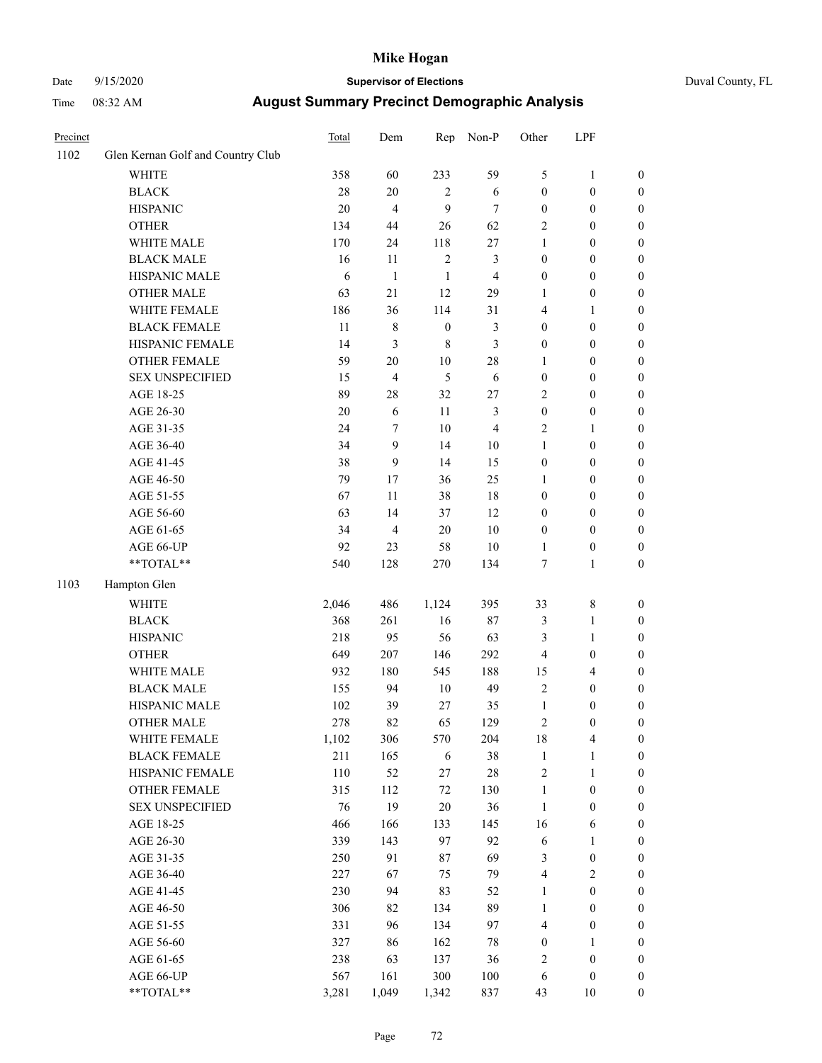# Mike Hogan

Date 9/15/2020 **Supervisor of Elections** Duval County, FL

Time 08:32 AM **August Summary Precinct Demographic Analysis**

| Precinct | | Total | Dem | Rep | Non-P | Other | LPF | |
|---|---|---|---|---|---|---|---|---|
| 1102 | Glen Kernan Golf and Country Club | | | | | | | |
| | WHITE | 358 | 60 | 233 | 59 | 5 | 1 | 0 |
| | BLACK | 28 | 20 | 2 | 6 | 0 | 0 | 0 |
| | HISPANIC | 20 | 4 | 9 | 7 | 0 | 0 | 0 |
| | OTHER | 134 | 44 | 26 | 62 | 2 | 0 | 0 |
| | WHITE MALE | 170 | 24 | 118 | 27 | 1 | 0 | 0 |
| | BLACK MALE | 16 | 11 | 2 | 3 | 0 | 0 | 0 |
| | HISPANIC MALE | 6 | 1 | 1 | 4 | 0 | 0 | 0 |
| | OTHER MALE | 63 | 21 | 12 | 29 | 1 | 0 | 0 |
| | WHITE FEMALE | 186 | 36 | 114 | 31 | 4 | 1 | 0 |
| | BLACK FEMALE | 11 | 8 | 0 | 3 | 0 | 0 | 0 |
| | HISPANIC FEMALE | 14 | 3 | 8 | 3 | 0 | 0 | 0 |
| | OTHER FEMALE | 59 | 20 | 10 | 28 | 1 | 0 | 0 |
| | SEX UNSPECIFIED | 15 | 4 | 5 | 6 | 0 | 0 | 0 |
| | AGE 18-25 | 89 | 28 | 32 | 27 | 2 | 0 | 0 |
| | AGE 26-30 | 20 | 6 | 11 | 3 | 0 | 0 | 0 |
| | AGE 31-35 | 24 | 7 | 10 | 4 | 2 | 1 | 0 |
| | AGE 36-40 | 34 | 9 | 14 | 10 | 1 | 0 | 0 |
| | AGE 41-45 | 38 | 9 | 14 | 15 | 0 | 0 | 0 |
| | AGE 46-50 | 79 | 17 | 36 | 25 | 1 | 0 | 0 |
| | AGE 51-55 | 67 | 11 | 38 | 18 | 0 | 0 | 0 |
| | AGE 56-60 | 63 | 14 | 37 | 12 | 0 | 0 | 0 |
| | AGE 61-65 | 34 | 4 | 20 | 10 | 0 | 0 | 0 |
| | AGE 66-UP | 92 | 23 | 58 | 10 | 1 | 0 | 0 |
| | **TOTAL** | 540 | 128 | 270 | 134 | 7 | 1 | 0 |
| 1103 | Hampton Glen | | | | | | | |
| | WHITE | 2,046 | 486 | 1,124 | 395 | 33 | 8 | 0 |
| | BLACK | 368 | 261 | 16 | 87 | 3 | 1 | 0 |
| | HISPANIC | 218 | 95 | 56 | 63 | 3 | 1 | 0 |
| | OTHER | 649 | 207 | 146 | 292 | 4 | 0 | 0 |
| | WHITE MALE | 932 | 180 | 545 | 188 | 15 | 4 | 0 |
| | BLACK MALE | 155 | 94 | 10 | 49 | 2 | 0 | 0 |
| | HISPANIC MALE | 102 | 39 | 27 | 35 | 1 | 0 | 0 |
| | OTHER MALE | 278 | 82 | 65 | 129 | 2 | 0 | 0 |
| | WHITE FEMALE | 1,102 | 306 | 570 | 204 | 18 | 4 | 0 |
| | BLACK FEMALE | 211 | 165 | 6 | 38 | 1 | 1 | 0 |
| | HISPANIC FEMALE | 110 | 52 | 27 | 28 | 2 | 1 | 0 |
| | OTHER FEMALE | 315 | 112 | 72 | 130 | 1 | 0 | 0 |
| | SEX UNSPECIFIED | 76 | 19 | 20 | 36 | 1 | 0 | 0 |
| | AGE 18-25 | 466 | 166 | 133 | 145 | 16 | 6 | 0 |
| | AGE 26-30 | 339 | 143 | 97 | 92 | 6 | 1 | 0 |
| | AGE 31-35 | 250 | 91 | 87 | 69 | 3 | 0 | 0 |
| | AGE 36-40 | 227 | 67 | 75 | 79 | 4 | 2 | 0 |
| | AGE 41-45 | 230 | 94 | 83 | 52 | 1 | 0 | 0 |
| | AGE 46-50 | 306 | 82 | 134 | 89 | 1 | 0 | 0 |
| | AGE 51-55 | 331 | 96 | 134 | 97 | 4 | 0 | 0 |
| | AGE 56-60 | 327 | 86 | 162 | 78 | 0 | 1 | 0 |
| | AGE 61-65 | 238 | 63 | 137 | 36 | 2 | 0 | 0 |
| | AGE 66-UP | 567 | 161 | 300 | 100 | 6 | 0 | 0 |
| | **TOTAL** | 3,281 | 1,049 | 1,342 | 837 | 43 | 10 | 0 |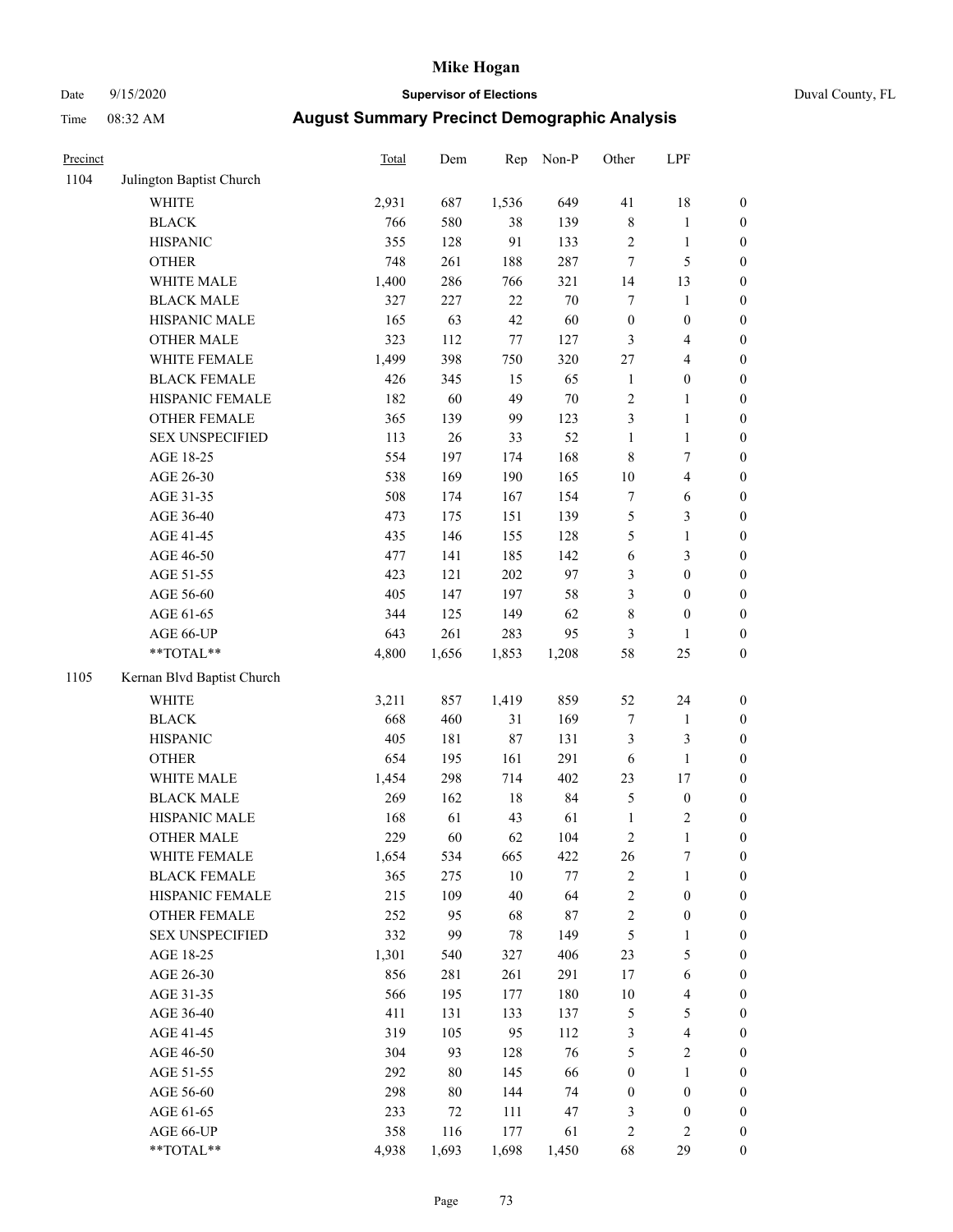| Precinct | | Total | Dem | Rep | Non-P | Other | LPF | |
|---|---|---|---|---|---|---|---|---|
| 1104 | Julington Baptist Church | | | | | | | |
| | WHITE | 2,931 | 687 | 1,536 | 649 | 41 | 18 | 0 |
| | BLACK | 766 | 580 | 38 | 139 | 8 | 1 | 0 |
| | HISPANIC | 355 | 128 | 91 | 133 | 2 | 1 | 0 |
| | OTHER | 748 | 261 | 188 | 287 | 7 | 5 | 0 |
| | WHITE MALE | 1,400 | 286 | 766 | 321 | 14 | 13 | 0 |
| | BLACK MALE | 327 | 227 | 22 | 70 | 7 | 1 | 0 |
| | HISPANIC MALE | 165 | 63 | 42 | 60 | 0 | 0 | 0 |
| | OTHER MALE | 323 | 112 | 77 | 127 | 3 | 4 | 0 |
| | WHITE FEMALE | 1,499 | 398 | 750 | 320 | 27 | 4 | 0 |
| | BLACK FEMALE | 426 | 345 | 15 | 65 | 1 | 0 | 0 |
| | HISPANIC FEMALE | 182 | 60 | 49 | 70 | 2 | 1 | 0 |
| | OTHER FEMALE | 365 | 139 | 99 | 123 | 3 | 1 | 0 |
| | SEX UNSPECIFIED | 113 | 26 | 33 | 52 | 1 | 1 | 0 |
| | AGE 18-25 | 554 | 197 | 174 | 168 | 8 | 7 | 0 |
| | AGE 26-30 | 538 | 169 | 190 | 165 | 10 | 4 | 0 |
| | AGE 31-35 | 508 | 174 | 167 | 154 | 7 | 6 | 0 |
| | AGE 36-40 | 473 | 175 | 151 | 139 | 5 | 3 | 0 |
| | AGE 41-45 | 435 | 146 | 155 | 128 | 5 | 1 | 0 |
| | AGE 46-50 | 477 | 141 | 185 | 142 | 6 | 3 | 0 |
| | AGE 51-55 | 423 | 121 | 202 | 97 | 3 | 0 | 0 |
| | AGE 56-60 | 405 | 147 | 197 | 58 | 3 | 0 | 0 |
| | AGE 61-65 | 344 | 125 | 149 | 62 | 8 | 0 | 0 |
| | AGE 66-UP | 643 | 261 | 283 | 95 | 3 | 1 | 0 |
| | **TOTAL** | 4,800 | 1,656 | 1,853 | 1,208 | 58 | 25 | 0 |
| 1105 | Kernan Blvd Baptist Church | | | | | | | |
| | WHITE | 3,211 | 857 | 1,419 | 859 | 52 | 24 | 0 |
| | BLACK | 668 | 460 | 31 | 169 | 7 | 1 | 0 |
| | HISPANIC | 405 | 181 | 87 | 131 | 3 | 3 | 0 |
| | OTHER | 654 | 195 | 161 | 291 | 6 | 1 | 0 |
| | WHITE MALE | 1,454 | 298 | 714 | 402 | 23 | 17 | 0 |
| | BLACK MALE | 269 | 162 | 18 | 84 | 5 | 0 | 0 |
| | HISPANIC MALE | 168 | 61 | 43 | 61 | 1 | 2 | 0 |
| | OTHER MALE | 229 | 60 | 62 | 104 | 2 | 1 | 0 |
| | WHITE FEMALE | 1,654 | 534 | 665 | 422 | 26 | 7 | 0 |
| | BLACK FEMALE | 365 | 275 | 10 | 77 | 2 | 1 | 0 |
| | HISPANIC FEMALE | 215 | 109 | 40 | 64 | 2 | 0 | 0 |
| | OTHER FEMALE | 252 | 95 | 68 | 87 | 2 | 0 | 0 |
| | SEX UNSPECIFIED | 332 | 99 | 78 | 149 | 5 | 1 | 0 |
| | AGE 18-25 | 1,301 | 540 | 327 | 406 | 23 | 5 | 0 |
| | AGE 26-30 | 856 | 281 | 261 | 291 | 17 | 6 | 0 |
| | AGE 31-35 | 566 | 195 | 177 | 180 | 10 | 4 | 0 |
| | AGE 36-40 | 411 | 131 | 133 | 137 | 5 | 5 | 0 |
| | AGE 41-45 | 319 | 105 | 95 | 112 | 3 | 4 | 0 |
| | AGE 46-50 | 304 | 93 | 128 | 76 | 5 | 2 | 0 |
| | AGE 51-55 | 292 | 80 | 145 | 66 | 0 | 1 | 0 |
| | AGE 56-60 | 298 | 80 | 144 | 74 | 0 | 0 | 0 |
| | AGE 61-65 | 233 | 72 | 111 | 47 | 3 | 0 | 0 |
| | AGE 66-UP | 358 | 116 | 177 | 61 | 2 | 2 | 0 |
| | **TOTAL** | 4,938 | 1,693 | 1,698 | 1,450 | 68 | 29 | 0 |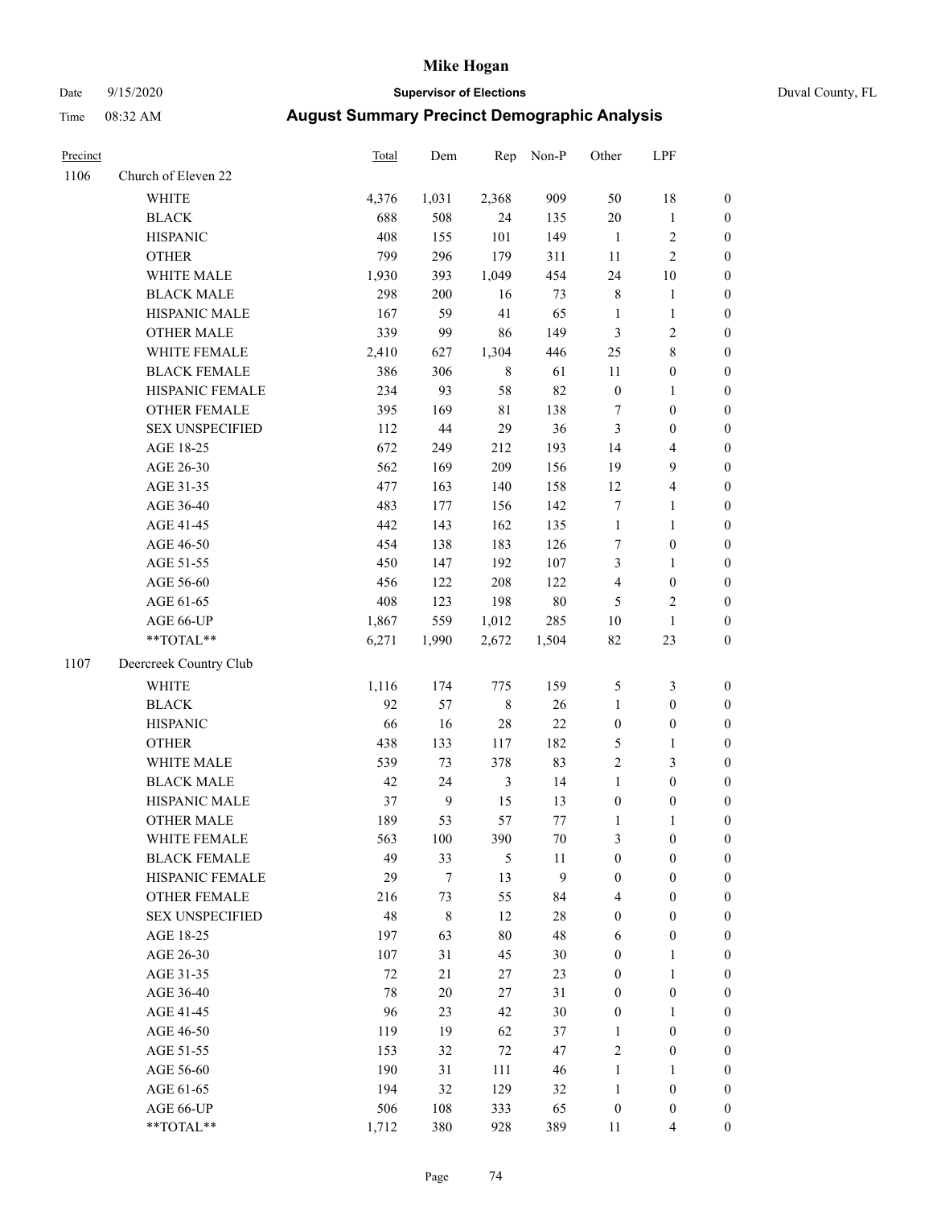# Mike Hogan

Date 9/15/2020 **Supervisor of Elections** Duval County, FL

Time 08:32 AM **August Summary Precinct Demographic Analysis**

| Precinct | | Total | Dem | Rep | Non-P | Other | LPF | |
|---|---|---|---|---|---|---|---|---|
| 1106 | Church of Eleven 22 | | | | | | | |
| | WHITE | 4,376 | 1,031 | 2,368 | 909 | 50 | 18 | 0 |
| | BLACK | 688 | 508 | 24 | 135 | 20 | 1 | 0 |
| | HISPANIC | 408 | 155 | 101 | 149 | 1 | 2 | 0 |
| | OTHER | 799 | 296 | 179 | 311 | 11 | 2 | 0 |
| | WHITE MALE | 1,930 | 393 | 1,049 | 454 | 24 | 10 | 0 |
| | BLACK MALE | 298 | 200 | 16 | 73 | 8 | 1 | 0 |
| | HISPANIC MALE | 167 | 59 | 41 | 65 | 1 | 1 | 0 |
| | OTHER MALE | 339 | 99 | 86 | 149 | 3 | 2 | 0 |
| | WHITE FEMALE | 2,410 | 627 | 1,304 | 446 | 25 | 8 | 0 |
| | BLACK FEMALE | 386 | 306 | 8 | 61 | 11 | 0 | 0 |
| | HISPANIC FEMALE | 234 | 93 | 58 | 82 | 0 | 1 | 0 |
| | OTHER FEMALE | 395 | 169 | 81 | 138 | 7 | 0 | 0 |
| | SEX UNSPECIFIED | 112 | 44 | 29 | 36 | 3 | 0 | 0 |
| | AGE 18-25 | 672 | 249 | 212 | 193 | 14 | 4 | 0 |
| | AGE 26-30 | 562 | 169 | 209 | 156 | 19 | 9 | 0 |
| | AGE 31-35 | 477 | 163 | 140 | 158 | 12 | 4 | 0 |
| | AGE 36-40 | 483 | 177 | 156 | 142 | 7 | 1 | 0 |
| | AGE 41-45 | 442 | 143 | 162 | 135 | 1 | 1 | 0 |
| | AGE 46-50 | 454 | 138 | 183 | 126 | 7 | 0 | 0 |
| | AGE 51-55 | 450 | 147 | 192 | 107 | 3 | 1 | 0 |
| | AGE 56-60 | 456 | 122 | 208 | 122 | 4 | 0 | 0 |
| | AGE 61-65 | 408 | 123 | 198 | 80 | 5 | 2 | 0 |
| | AGE 66-UP | 1,867 | 559 | 1,012 | 285 | 10 | 1 | 0 |
| | **TOTAL** | 6,271 | 1,990 | 2,672 | 1,504 | 82 | 23 | 0 |
| 1107 | Deercreek Country Club | | | | | | | |
| | WHITE | 1,116 | 174 | 775 | 159 | 5 | 3 | 0 |
| | BLACK | 92 | 57 | 8 | 26 | 1 | 0 | 0 |
| | HISPANIC | 66 | 16 | 28 | 22 | 0 | 0 | 0 |
| | OTHER | 438 | 133 | 117 | 182 | 5 | 1 | 0 |
| | WHITE MALE | 539 | 73 | 378 | 83 | 2 | 3 | 0 |
| | BLACK MALE | 42 | 24 | 3 | 14 | 1 | 0 | 0 |
| | HISPANIC MALE | 37 | 9 | 15 | 13 | 0 | 0 | 0 |
| | OTHER MALE | 189 | 53 | 57 | 77 | 1 | 1 | 0 |
| | WHITE FEMALE | 563 | 100 | 390 | 70 | 3 | 0 | 0 |
| | BLACK FEMALE | 49 | 33 | 5 | 11 | 0 | 0 | 0 |
| | HISPANIC FEMALE | 29 | 7 | 13 | 9 | 0 | 0 | 0 |
| | OTHER FEMALE | 216 | 73 | 55 | 84 | 4 | 0 | 0 |
| | SEX UNSPECIFIED | 48 | 8 | 12 | 28 | 0 | 0 | 0 |
| | AGE 18-25 | 197 | 63 | 80 | 48 | 6 | 0 | 0 |
| | AGE 26-30 | 107 | 31 | 45 | 30 | 0 | 1 | 0 |
| | AGE 31-35 | 72 | 21 | 27 | 23 | 0 | 1 | 0 |
| | AGE 36-40 | 78 | 20 | 27 | 31 | 0 | 0 | 0 |
| | AGE 41-45 | 96 | 23 | 42 | 30 | 0 | 1 | 0 |
| | AGE 46-50 | 119 | 19 | 62 | 37 | 1 | 0 | 0 |
| | AGE 51-55 | 153 | 32 | 72 | 47 | 2 | 0 | 0 |
| | AGE 56-60 | 190 | 31 | 111 | 46 | 1 | 1 | 0 |
| | AGE 61-65 | 194 | 32 | 129 | 32 | 1 | 0 | 0 |
| | AGE 66-UP | 506 | 108 | 333 | 65 | 0 | 0 | 0 |
| | **TOTAL** | 1,712 | 380 | 928 | 389 | 11 | 4 | 0 |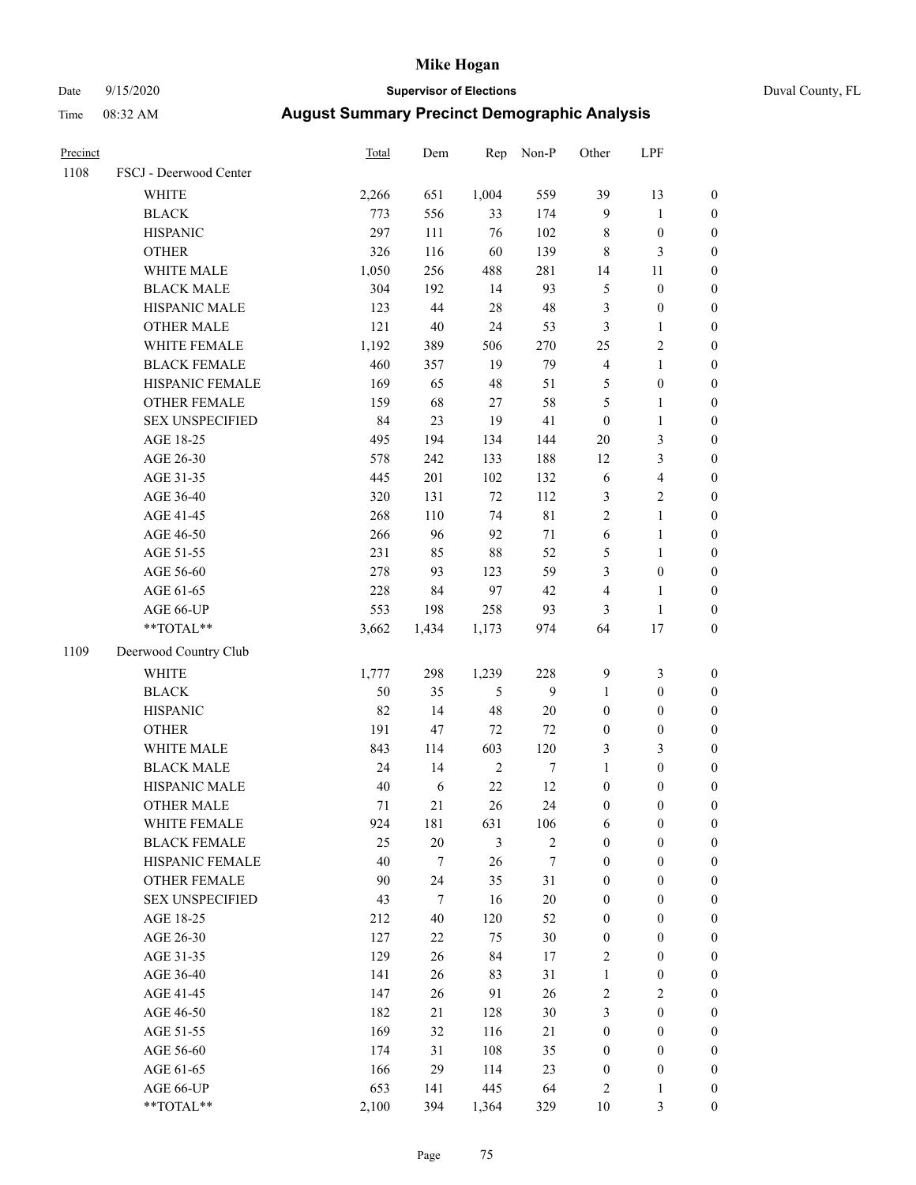# Mike Hogan

Date 9/15/2020 **Supervisor of Elections** Duval County, FL

Time 08:32 AM **August Summary Precinct Demographic Analysis**

| Precinct | | Total | Dem | Rep | Non-P | Other | LPF | |
|---|---|---|---|---|---|---|---|---|
| 1108 | FSCJ - Deerwood Center | | | | | | | |
| | WHITE | 2,266 | 651 | 1,004 | 559 | 39 | 13 | 0 |
| | BLACK | 773 | 556 | 33 | 174 | 9 | 1 | 0 |
| | HISPANIC | 297 | 111 | 76 | 102 | 8 | 0 | 0 |
| | OTHER | 326 | 116 | 60 | 139 | 8 | 3 | 0 |
| | WHITE MALE | 1,050 | 256 | 488 | 281 | 14 | 11 | 0 |
| | BLACK MALE | 304 | 192 | 14 | 93 | 5 | 0 | 0 |
| | HISPANIC MALE | 123 | 44 | 28 | 48 | 3 | 0 | 0 |
| | OTHER MALE | 121 | 40 | 24 | 53 | 3 | 1 | 0 |
| | WHITE FEMALE | 1,192 | 389 | 506 | 270 | 25 | 2 | 0 |
| | BLACK FEMALE | 460 | 357 | 19 | 79 | 4 | 1 | 0 |
| | HISPANIC FEMALE | 169 | 65 | 48 | 51 | 5 | 0 | 0 |
| | OTHER FEMALE | 159 | 68 | 27 | 58 | 5 | 1 | 0 |
| | SEX UNSPECIFIED | 84 | 23 | 19 | 41 | 0 | 1 | 0 |
| | AGE 18-25 | 495 | 194 | 134 | 144 | 20 | 3 | 0 |
| | AGE 26-30 | 578 | 242 | 133 | 188 | 12 | 3 | 0 |
| | AGE 31-35 | 445 | 201 | 102 | 132 | 6 | 4 | 0 |
| | AGE 36-40 | 320 | 131 | 72 | 112 | 3 | 2 | 0 |
| | AGE 41-45 | 268 | 110 | 74 | 81 | 2 | 1 | 0 |
| | AGE 46-50 | 266 | 96 | 92 | 71 | 6 | 1 | 0 |
| | AGE 51-55 | 231 | 85 | 88 | 52 | 5 | 1 | 0 |
| | AGE 56-60 | 278 | 93 | 123 | 59 | 3 | 0 | 0 |
| | AGE 61-65 | 228 | 84 | 97 | 42 | 4 | 1 | 0 |
| | AGE 66-UP | 553 | 198 | 258 | 93 | 3 | 1 | 0 |
| | **TOTAL** | 3,662 | 1,434 | 1,173 | 974 | 64 | 17 | 0 |
| 1109 | Deerwood Country Club | | | | | | | |
| | WHITE | 1,777 | 298 | 1,239 | 228 | 9 | 3 | 0 |
| | BLACK | 50 | 35 | 5 | 9 | 1 | 0 | 0 |
| | HISPANIC | 82 | 14 | 48 | 20 | 0 | 0 | 0 |
| | OTHER | 191 | 47 | 72 | 72 | 0 | 0 | 0 |
| | WHITE MALE | 843 | 114 | 603 | 120 | 3 | 3 | 0 |
| | BLACK MALE | 24 | 14 | 2 | 7 | 1 | 0 | 0 |
| | HISPANIC MALE | 40 | 6 | 22 | 12 | 0 | 0 | 0 |
| | OTHER MALE | 71 | 21 | 26 | 24 | 0 | 0 | 0 |
| | WHITE FEMALE | 924 | 181 | 631 | 106 | 6 | 0 | 0 |
| | BLACK FEMALE | 25 | 20 | 3 | 2 | 0 | 0 | 0 |
| | HISPANIC FEMALE | 40 | 7 | 26 | 7 | 0 | 0 | 0 |
| | OTHER FEMALE | 90 | 24 | 35 | 31 | 0 | 0 | 0 |
| | SEX UNSPECIFIED | 43 | 7 | 16 | 20 | 0 | 0 | 0 |
| | AGE 18-25 | 212 | 40 | 120 | 52 | 0 | 0 | 0 |
| | AGE 26-30 | 127 | 22 | 75 | 30 | 0 | 0 | 0 |
| | AGE 31-35 | 129 | 26 | 84 | 17 | 2 | 0 | 0 |
| | AGE 36-40 | 141 | 26 | 83 | 31 | 1 | 0 | 0 |
| | AGE 41-45 | 147 | 26 | 91 | 26 | 2 | 2 | 0 |
| | AGE 46-50 | 182 | 21 | 128 | 30 | 3 | 0 | 0 |
| | AGE 51-55 | 169 | 32 | 116 | 21 | 0 | 0 | 0 |
| | AGE 56-60 | 174 | 31 | 108 | 35 | 0 | 0 | 0 |
| | AGE 61-65 | 166 | 29 | 114 | 23 | 0 | 0 | 0 |
| | AGE 66-UP | 653 | 141 | 445 | 64 | 2 | 1 | 0 |
| | **TOTAL** | 2,100 | 394 | 1,364 | 329 | 10 | 3 | 0 |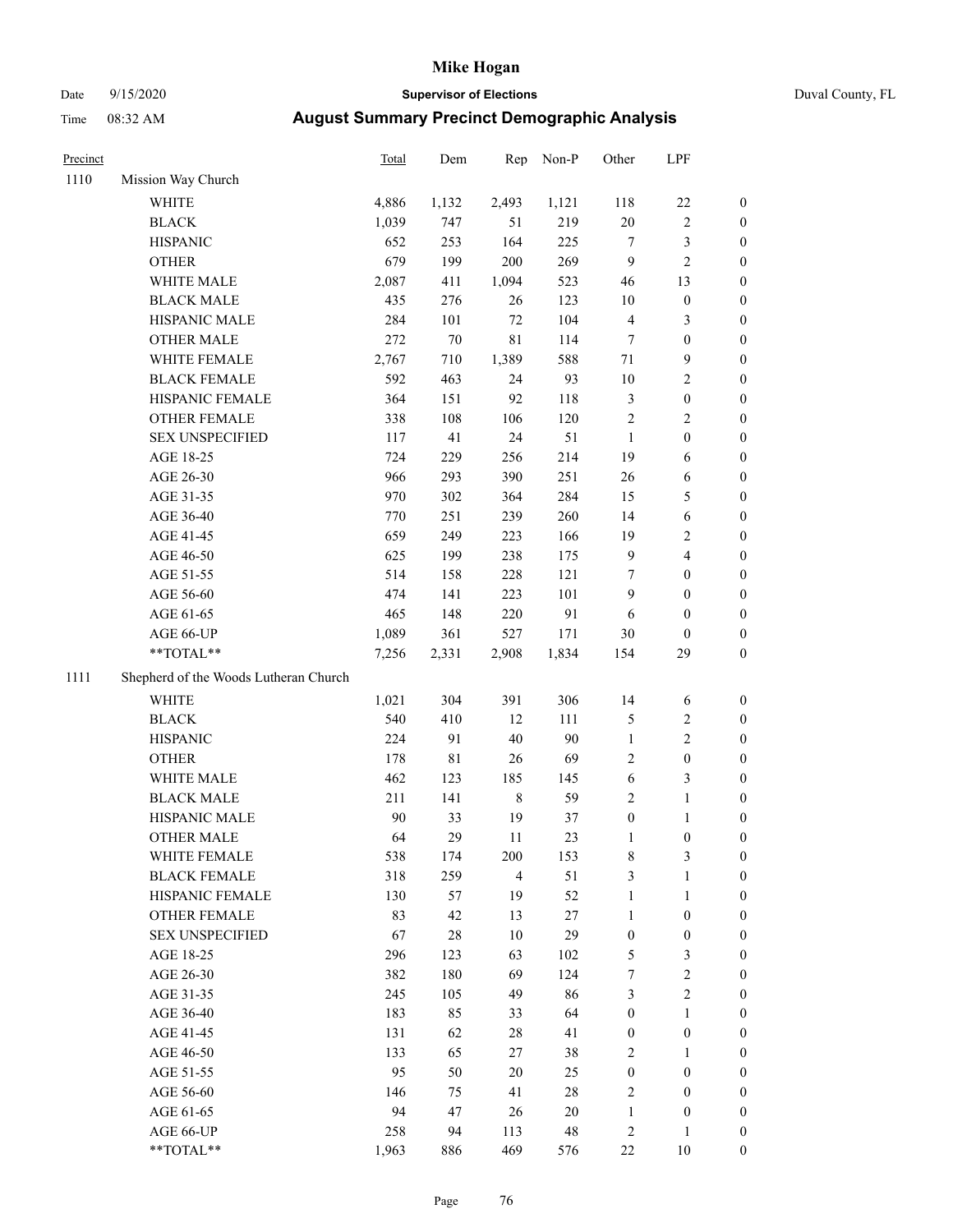# Mike Hogan

Date 9/15/2020 **Supervisor of Elections** Duval County, FL

Time 08:32 AM **August Summary Precinct Demographic Analysis**

| Precinct | | Total | Dem | Rep | Non-P | Other | LPF | |
|---|---|---|---|---|---|---|---|---|
| 1110 | Mission Way Church | | | | | | | |
| | WHITE | 4,886 | 1,132 | 2,493 | 1,121 | 118 | 22 | 0 |
| | BLACK | 1,039 | 747 | 51 | 219 | 20 | 2 | 0 |
| | HISPANIC | 652 | 253 | 164 | 225 | 7 | 3 | 0 |
| | OTHER | 679 | 199 | 200 | 269 | 9 | 2 | 0 |
| | WHITE MALE | 2,087 | 411 | 1,094 | 523 | 46 | 13 | 0 |
| | BLACK MALE | 435 | 276 | 26 | 123 | 10 | 0 | 0 |
| | HISPANIC MALE | 284 | 101 | 72 | 104 | 4 | 3 | 0 |
| | OTHER MALE | 272 | 70 | 81 | 114 | 7 | 0 | 0 |
| | WHITE FEMALE | 2,767 | 710 | 1,389 | 588 | 71 | 9 | 0 |
| | BLACK FEMALE | 592 | 463 | 24 | 93 | 10 | 2 | 0 |
| | HISPANIC FEMALE | 364 | 151 | 92 | 118 | 3 | 0 | 0 |
| | OTHER FEMALE | 338 | 108 | 106 | 120 | 2 | 2 | 0 |
| | SEX UNSPECIFIED | 117 | 41 | 24 | 51 | 1 | 0 | 0 |
| | AGE 18-25 | 724 | 229 | 256 | 214 | 19 | 6 | 0 |
| | AGE 26-30 | 966 | 293 | 390 | 251 | 26 | 6 | 0 |
| | AGE 31-35 | 970 | 302 | 364 | 284 | 15 | 5 | 0 |
| | AGE 36-40 | 770 | 251 | 239 | 260 | 14 | 6 | 0 |
| | AGE 41-45 | 659 | 249 | 223 | 166 | 19 | 2 | 0 |
| | AGE 46-50 | 625 | 199 | 238 | 175 | 9 | 4 | 0 |
| | AGE 51-55 | 514 | 158 | 228 | 121 | 7 | 0 | 0 |
| | AGE 56-60 | 474 | 141 | 223 | 101 | 9 | 0 | 0 |
| | AGE 61-65 | 465 | 148 | 220 | 91 | 6 | 0 | 0 |
| | AGE 66-UP | 1,089 | 361 | 527 | 171 | 30 | 0 | 0 |
| | **TOTAL** | 7,256 | 2,331 | 2,908 | 1,834 | 154 | 29 | 0 |
| 1111 | Shepherd of the Woods Lutheran Church | | | | | | | |
| | WHITE | 1,021 | 304 | 391 | 306 | 14 | 6 | 0 |
| | BLACK | 540 | 410 | 12 | 111 | 5 | 2 | 0 |
| | HISPANIC | 224 | 91 | 40 | 90 | 1 | 2 | 0 |
| | OTHER | 178 | 81 | 26 | 69 | 2 | 0 | 0 |
| | WHITE MALE | 462 | 123 | 185 | 145 | 6 | 3 | 0 |
| | BLACK MALE | 211 | 141 | 8 | 59 | 2 | 1 | 0 |
| | HISPANIC MALE | 90 | 33 | 19 | 37 | 0 | 1 | 0 |
| | OTHER MALE | 64 | 29 | 11 | 23 | 1 | 0 | 0 |
| | WHITE FEMALE | 538 | 174 | 200 | 153 | 8 | 3 | 0 |
| | BLACK FEMALE | 318 | 259 | 4 | 51 | 3 | 1 | 0 |
| | HISPANIC FEMALE | 130 | 57 | 19 | 52 | 1 | 1 | 0 |
| | OTHER FEMALE | 83 | 42 | 13 | 27 | 1 | 0 | 0 |
| | SEX UNSPECIFIED | 67 | 28 | 10 | 29 | 0 | 0 | 0 |
| | AGE 18-25 | 296 | 123 | 63 | 102 | 5 | 3 | 0 |
| | AGE 26-30 | 382 | 180 | 69 | 124 | 7 | 2 | 0 |
| | AGE 31-35 | 245 | 105 | 49 | 86 | 3 | 2 | 0 |
| | AGE 36-40 | 183 | 85 | 33 | 64 | 0 | 1 | 0 |
| | AGE 41-45 | 131 | 62 | 28 | 41 | 0 | 0 | 0 |
| | AGE 46-50 | 133 | 65 | 27 | 38 | 2 | 1 | 0 |
| | AGE 51-55 | 95 | 50 | 20 | 25 | 0 | 0 | 0 |
| | AGE 56-60 | 146 | 75 | 41 | 28 | 2 | 0 | 0 |
| | AGE 61-65 | 94 | 47 | 26 | 20 | 1 | 0 | 0 |
| | AGE 66-UP | 258 | 94 | 113 | 48 | 2 | 1 | 0 |
| | **TOTAL** | 1,963 | 886 | 469 | 576 | 22 | 10 | 0 |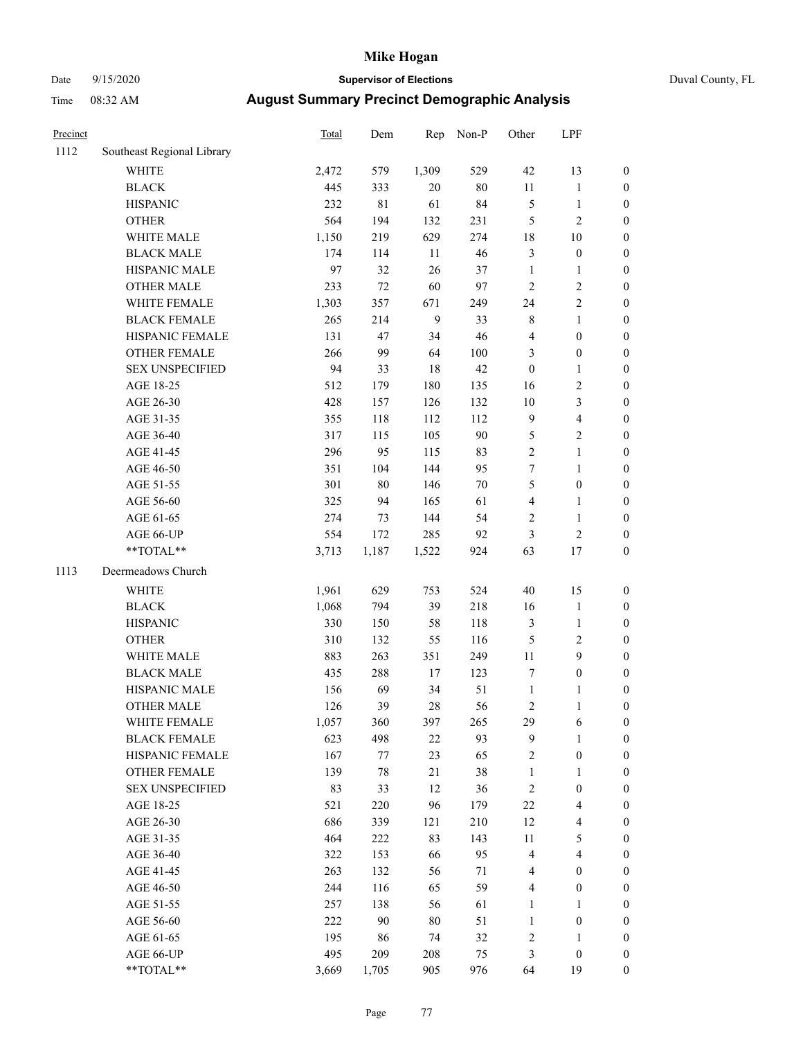# Mike Hogan

Date 9/15/2020 **Supervisor of Elections** Duval County, FL

Time 08:32 AM **August Summary Precinct Demographic Analysis**

| Precinct | | Total | Dem | Rep | Non-P | Other | LPF | |
|---|---|---|---|---|---|---|---|---|
| 1112 | Southeast Regional Library | | | | | | | |
| | WHITE | 2,472 | 579 | 1,309 | 529 | 42 | 13 | 0 |
| | BLACK | 445 | 333 | 20 | 80 | 11 | 1 | 0 |
| | HISPANIC | 232 | 81 | 61 | 84 | 5 | 1 | 0 |
| | OTHER | 564 | 194 | 132 | 231 | 5 | 2 | 0 |
| | WHITE MALE | 1,150 | 219 | 629 | 274 | 18 | 10 | 0 |
| | BLACK MALE | 174 | 114 | 11 | 46 | 3 | 0 | 0 |
| | HISPANIC MALE | 97 | 32 | 26 | 37 | 1 | 1 | 0 |
| | OTHER MALE | 233 | 72 | 60 | 97 | 2 | 2 | 0 |
| | WHITE FEMALE | 1,303 | 357 | 671 | 249 | 24 | 2 | 0 |
| | BLACK FEMALE | 265 | 214 | 9 | 33 | 8 | 1 | 0 |
| | HISPANIC FEMALE | 131 | 47 | 34 | 46 | 4 | 0 | 0 |
| | OTHER FEMALE | 266 | 99 | 64 | 100 | 3 | 0 | 0 |
| | SEX UNSPECIFIED | 94 | 33 | 18 | 42 | 0 | 1 | 0 |
| | AGE 18-25 | 512 | 179 | 180 | 135 | 16 | 2 | 0 |
| | AGE 26-30 | 428 | 157 | 126 | 132 | 10 | 3 | 0 |
| | AGE 31-35 | 355 | 118 | 112 | 112 | 9 | 4 | 0 |
| | AGE 36-40 | 317 | 115 | 105 | 90 | 5 | 2 | 0 |
| | AGE 41-45 | 296 | 95 | 115 | 83 | 2 | 1 | 0 |
| | AGE 46-50 | 351 | 104 | 144 | 95 | 7 | 1 | 0 |
| | AGE 51-55 | 301 | 80 | 146 | 70 | 5 | 0 | 0 |
| | AGE 56-60 | 325 | 94 | 165 | 61 | 4 | 1 | 0 |
| | AGE 61-65 | 274 | 73 | 144 | 54 | 2 | 1 | 0 |
| | AGE 66-UP | 554 | 172 | 285 | 92 | 3 | 2 | 0 |
| | **TOTAL** | 3,713 | 1,187 | 1,522 | 924 | 63 | 17 | 0 |
| 1113 | Deermeadows Church | | | | | | | |
| | WHITE | 1,961 | 629 | 753 | 524 | 40 | 15 | 0 |
| | BLACK | 1,068 | 794 | 39 | 218 | 16 | 1 | 0 |
| | HISPANIC | 330 | 150 | 58 | 118 | 3 | 1 | 0 |
| | OTHER | 310 | 132 | 55 | 116 | 5 | 2 | 0 |
| | WHITE MALE | 883 | 263 | 351 | 249 | 11 | 9 | 0 |
| | BLACK MALE | 435 | 288 | 17 | 123 | 7 | 0 | 0 |
| | HISPANIC MALE | 156 | 69 | 34 | 51 | 1 | 1 | 0 |
| | OTHER MALE | 126 | 39 | 28 | 56 | 2 | 1 | 0 |
| | WHITE FEMALE | 1,057 | 360 | 397 | 265 | 29 | 6 | 0 |
| | BLACK FEMALE | 623 | 498 | 22 | 93 | 9 | 1 | 0 |
| | HISPANIC FEMALE | 167 | 77 | 23 | 65 | 2 | 0 | 0 |
| | OTHER FEMALE | 139 | 78 | 21 | 38 | 1 | 1 | 0 |
| | SEX UNSPECIFIED | 83 | 33 | 12 | 36 | 2 | 0 | 0 |
| | AGE 18-25 | 521 | 220 | 96 | 179 | 22 | 4 | 0 |
| | AGE 26-30 | 686 | 339 | 121 | 210 | 12 | 4 | 0 |
| | AGE 31-35 | 464 | 222 | 83 | 143 | 11 | 5 | 0 |
| | AGE 36-40 | 322 | 153 | 66 | 95 | 4 | 4 | 0 |
| | AGE 41-45 | 263 | 132 | 56 | 71 | 4 | 0 | 0 |
| | AGE 46-50 | 244 | 116 | 65 | 59 | 4 | 0 | 0 |
| | AGE 51-55 | 257 | 138 | 56 | 61 | 1 | 1 | 0 |
| | AGE 56-60 | 222 | 90 | 80 | 51 | 1 | 0 | 0 |
| | AGE 61-65 | 195 | 86 | 74 | 32 | 2 | 1 | 0 |
| | AGE 66-UP | 495 | 209 | 208 | 75 | 3 | 0 | 0 |
| | **TOTAL** | 3,669 | 1,705 | 905 | 976 | 64 | 19 | 0 |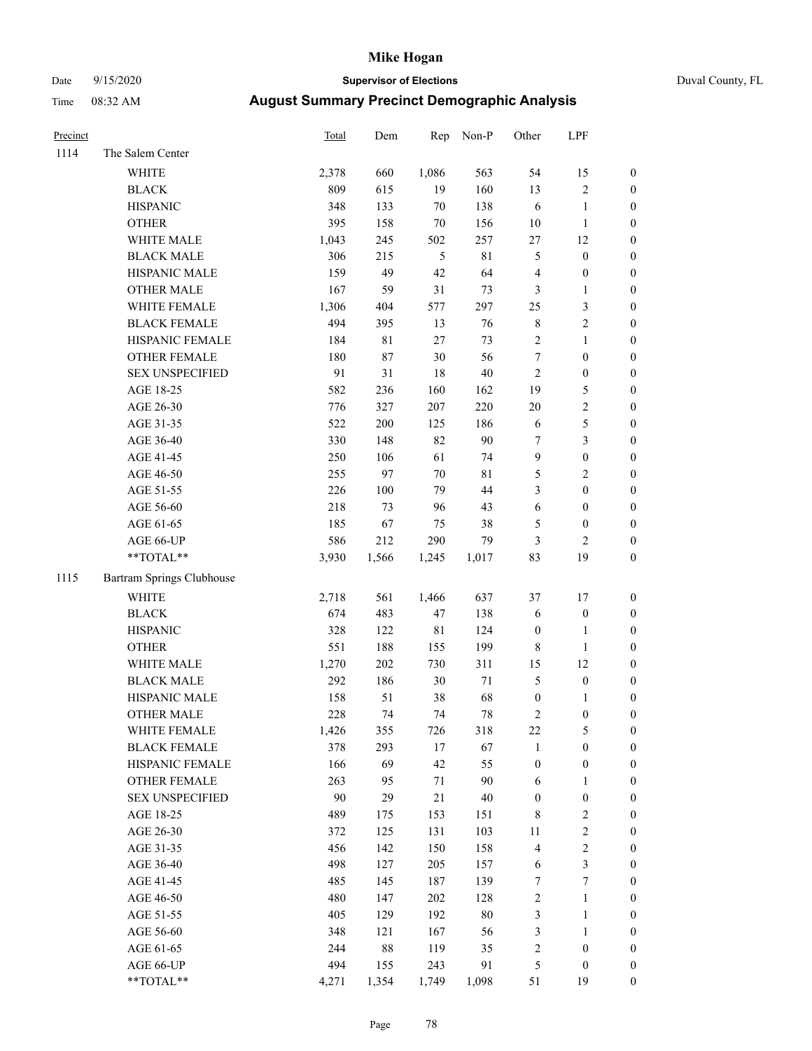# Mike Hogan

Date 9/15/2020 **Supervisor of Elections** Duval County, FL

Time 08:32 AM **August Summary Precinct Demographic Analysis**

| Precinct | | Total | Dem | Rep | Non-P | Other | LPF | |
|---|---|---|---|---|---|---|---|---|
| 1114 | The Salem Center | | | | | | | |
| | WHITE | 2,378 | 660 | 1,086 | 563 | 54 | 15 | 0 |
| | BLACK | 809 | 615 | 19 | 160 | 13 | 2 | 0 |
| | HISPANIC | 348 | 133 | 70 | 138 | 6 | 1 | 0 |
| | OTHER | 395 | 158 | 70 | 156 | 10 | 1 | 0 |
| | WHITE MALE | 1,043 | 245 | 502 | 257 | 27 | 12 | 0 |
| | BLACK MALE | 306 | 215 | 5 | 81 | 5 | 0 | 0 |
| | HISPANIC MALE | 159 | 49 | 42 | 64 | 4 | 0 | 0 |
| | OTHER MALE | 167 | 59 | 31 | 73 | 3 | 1 | 0 |
| | WHITE FEMALE | 1,306 | 404 | 577 | 297 | 25 | 3 | 0 |
| | BLACK FEMALE | 494 | 395 | 13 | 76 | 8 | 2 | 0 |
| | HISPANIC FEMALE | 184 | 81 | 27 | 73 | 2 | 1 | 0 |
| | OTHER FEMALE | 180 | 87 | 30 | 56 | 7 | 0 | 0 |
| | SEX UNSPECIFIED | 91 | 31 | 18 | 40 | 2 | 0 | 0 |
| | AGE 18-25 | 582 | 236 | 160 | 162 | 19 | 5 | 0 |
| | AGE 26-30 | 776 | 327 | 207 | 220 | 20 | 2 | 0 |
| | AGE 31-35 | 522 | 200 | 125 | 186 | 6 | 5 | 0 |
| | AGE 36-40 | 330 | 148 | 82 | 90 | 7 | 3 | 0 |
| | AGE 41-45 | 250 | 106 | 61 | 74 | 9 | 0 | 0 |
| | AGE 46-50 | 255 | 97 | 70 | 81 | 5 | 2 | 0 |
| | AGE 51-55 | 226 | 100 | 79 | 44 | 3 | 0 | 0 |
| | AGE 56-60 | 218 | 73 | 96 | 43 | 6 | 0 | 0 |
| | AGE 61-65 | 185 | 67 | 75 | 38 | 5 | 0 | 0 |
| | AGE 66-UP | 586 | 212 | 290 | 79 | 3 | 2 | 0 |
| | **TOTAL** | 3,930 | 1,566 | 1,245 | 1,017 | 83 | 19 | 0 |
| 1115 | Bartram Springs Clubhouse | | | | | | | |
| | WHITE | 2,718 | 561 | 1,466 | 637 | 37 | 17 | 0 |
| | BLACK | 674 | 483 | 47 | 138 | 6 | 0 | 0 |
| | HISPANIC | 328 | 122 | 81 | 124 | 0 | 1 | 0 |
| | OTHER | 551 | 188 | 155 | 199 | 8 | 1 | 0 |
| | WHITE MALE | 1,270 | 202 | 730 | 311 | 15 | 12 | 0 |
| | BLACK MALE | 292 | 186 | 30 | 71 | 5 | 0 | 0 |
| | HISPANIC MALE | 158 | 51 | 38 | 68 | 0 | 1 | 0 |
| | OTHER MALE | 228 | 74 | 74 | 78 | 2 | 0 | 0 |
| | WHITE FEMALE | 1,426 | 355 | 726 | 318 | 22 | 5 | 0 |
| | BLACK FEMALE | 378 | 293 | 17 | 67 | 1 | 0 | 0 |
| | HISPANIC FEMALE | 166 | 69 | 42 | 55 | 0 | 0 | 0 |
| | OTHER FEMALE | 263 | 95 | 71 | 90 | 6 | 1 | 0 |
| | SEX UNSPECIFIED | 90 | 29 | 21 | 40 | 0 | 0 | 0 |
| | AGE 18-25 | 489 | 175 | 153 | 151 | 8 | 2 | 0 |
| | AGE 26-30 | 372 | 125 | 131 | 103 | 11 | 2 | 0 |
| | AGE 31-35 | 456 | 142 | 150 | 158 | 4 | 2 | 0 |
| | AGE 36-40 | 498 | 127 | 205 | 157 | 6 | 3 | 0 |
| | AGE 41-45 | 485 | 145 | 187 | 139 | 7 | 7 | 0 |
| | AGE 46-50 | 480 | 147 | 202 | 128 | 2 | 1 | 0 |
| | AGE 51-55 | 405 | 129 | 192 | 80 | 3 | 1 | 0 |
| | AGE 56-60 | 348 | 121 | 167 | 56 | 3 | 1 | 0 |
| | AGE 61-65 | 244 | 88 | 119 | 35 | 2 | 0 | 0 |
| | AGE 66-UP | 494 | 155 | 243 | 91 | 5 | 0 | 0 |
| | **TOTAL** | 4,271 | 1,354 | 1,749 | 1,098 | 51 | 19 | 0 |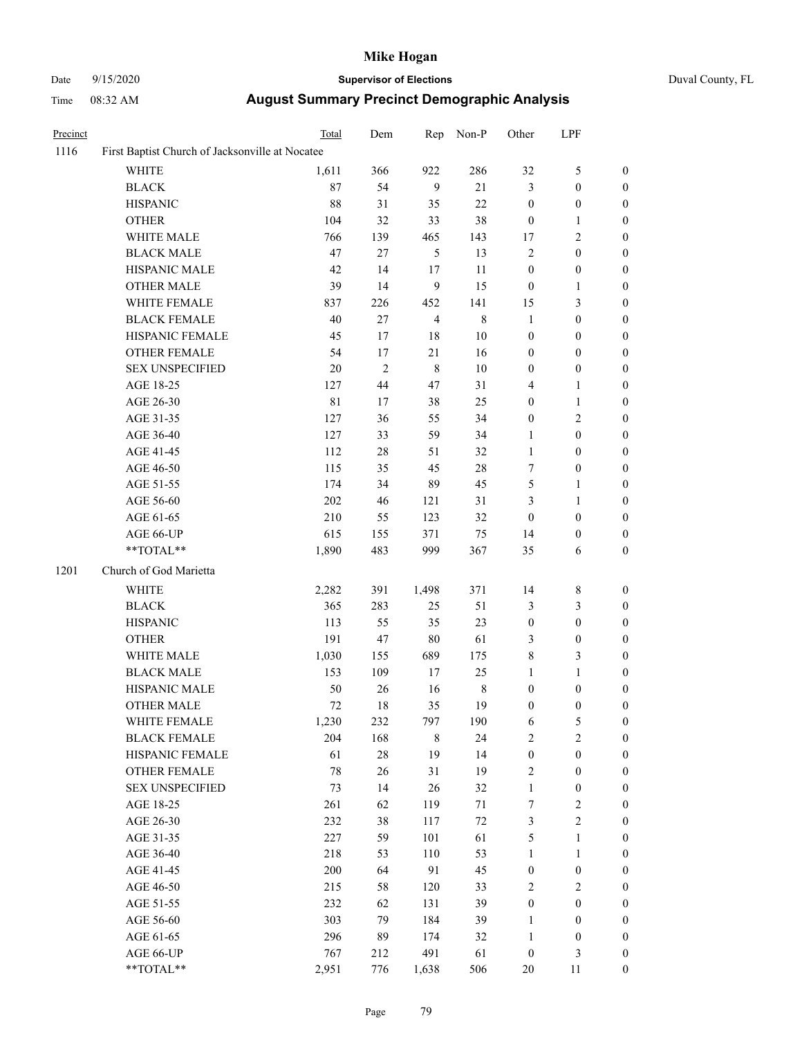# Mike Hogan

Date 9/15/2020 **Supervisor of Elections** Duval County, FL

Time 08:32 AM **August Summary Precinct Demographic Analysis**

| Precinct | | Total | Dem | Rep | Non-P | Other | LPF | |
|---|---|---|---|---|---|---|---|---|
| 1116 | First Baptist Church of Jacksonville at Nocatee | | | | | | | |
| | WHITE | 1,611 | 366 | 922 | 286 | 32 | 5 | 0 |
| | BLACK | 87 | 54 | 9 | 21 | 3 | 0 | 0 |
| | HISPANIC | 88 | 31 | 35 | 22 | 0 | 0 | 0 |
| | OTHER | 104 | 32 | 33 | 38 | 0 | 1 | 0 |
| | WHITE MALE | 766 | 139 | 465 | 143 | 17 | 2 | 0 |
| | BLACK MALE | 47 | 27 | 5 | 13 | 2 | 0 | 0 |
| | HISPANIC MALE | 42 | 14 | 17 | 11 | 0 | 0 | 0 |
| | OTHER MALE | 39 | 14 | 9 | 15 | 0 | 1 | 0 |
| | WHITE FEMALE | 837 | 226 | 452 | 141 | 15 | 3 | 0 |
| | BLACK FEMALE | 40 | 27 | 4 | 8 | 1 | 0 | 0 |
| | HISPANIC FEMALE | 45 | 17 | 18 | 10 | 0 | 0 | 0 |
| | OTHER FEMALE | 54 | 17 | 21 | 16 | 0 | 0 | 0 |
| | SEX UNSPECIFIED | 20 | 2 | 8 | 10 | 0 | 0 | 0 |
| | AGE 18-25 | 127 | 44 | 47 | 31 | 4 | 1 | 0 |
| | AGE 26-30 | 81 | 17 | 38 | 25 | 0 | 1 | 0 |
| | AGE 31-35 | 127 | 36 | 55 | 34 | 0 | 2 | 0 |
| | AGE 36-40 | 127 | 33 | 59 | 34 | 1 | 0 | 0 |
| | AGE 41-45 | 112 | 28 | 51 | 32 | 1 | 0 | 0 |
| | AGE 46-50 | 115 | 35 | 45 | 28 | 7 | 0 | 0 |
| | AGE 51-55 | 174 | 34 | 89 | 45 | 5 | 1 | 0 |
| | AGE 56-60 | 202 | 46 | 121 | 31 | 3 | 1 | 0 |
| | AGE 61-65 | 210 | 55 | 123 | 32 | 0 | 0 | 0 |
| | AGE 66-UP | 615 | 155 | 371 | 75 | 14 | 0 | 0 |
| | **TOTAL** | 1,890 | 483 | 999 | 367 | 35 | 6 | 0 |
| 1201 | Church of God Marietta | | | | | | | |
| | WHITE | 2,282 | 391 | 1,498 | 371 | 14 | 8 | 0 |
| | BLACK | 365 | 283 | 25 | 51 | 3 | 3 | 0 |
| | HISPANIC | 113 | 55 | 35 | 23 | 0 | 0 | 0 |
| | OTHER | 191 | 47 | 80 | 61 | 3 | 0 | 0 |
| | WHITE MALE | 1,030 | 155 | 689 | 175 | 8 | 3 | 0 |
| | BLACK MALE | 153 | 109 | 17 | 25 | 1 | 1 | 0 |
| | HISPANIC MALE | 50 | 26 | 16 | 8 | 0 | 0 | 0 |
| | OTHER MALE | 72 | 18 | 35 | 19 | 0 | 0 | 0 |
| | WHITE FEMALE | 1,230 | 232 | 797 | 190 | 6 | 5 | 0 |
| | BLACK FEMALE | 204 | 168 | 8 | 24 | 2 | 2 | 0 |
| | HISPANIC FEMALE | 61 | 28 | 19 | 14 | 0 | 0 | 0 |
| | OTHER FEMALE | 78 | 26 | 31 | 19 | 2 | 0 | 0 |
| | SEX UNSPECIFIED | 73 | 14 | 26 | 32 | 1 | 0 | 0 |
| | AGE 18-25 | 261 | 62 | 119 | 71 | 7 | 2 | 0 |
| | AGE 26-30 | 232 | 38 | 117 | 72 | 3 | 2 | 0 |
| | AGE 31-35 | 227 | 59 | 101 | 61 | 5 | 1 | 0 |
| | AGE 36-40 | 218 | 53 | 110 | 53 | 1 | 1 | 0 |
| | AGE 41-45 | 200 | 64 | 91 | 45 | 0 | 0 | 0 |
| | AGE 46-50 | 215 | 58 | 120 | 33 | 2 | 2 | 0 |
| | AGE 51-55 | 232 | 62 | 131 | 39 | 0 | 0 | 0 |
| | AGE 56-60 | 303 | 79 | 184 | 39 | 1 | 0 | 0 |
| | AGE 61-65 | 296 | 89 | 174 | 32 | 1 | 0 | 0 |
| | AGE 66-UP | 767 | 212 | 491 | 61 | 0 | 3 | 0 |
| | **TOTAL** | 2,951 | 776 | 1,638 | 506 | 20 | 11 | 0 |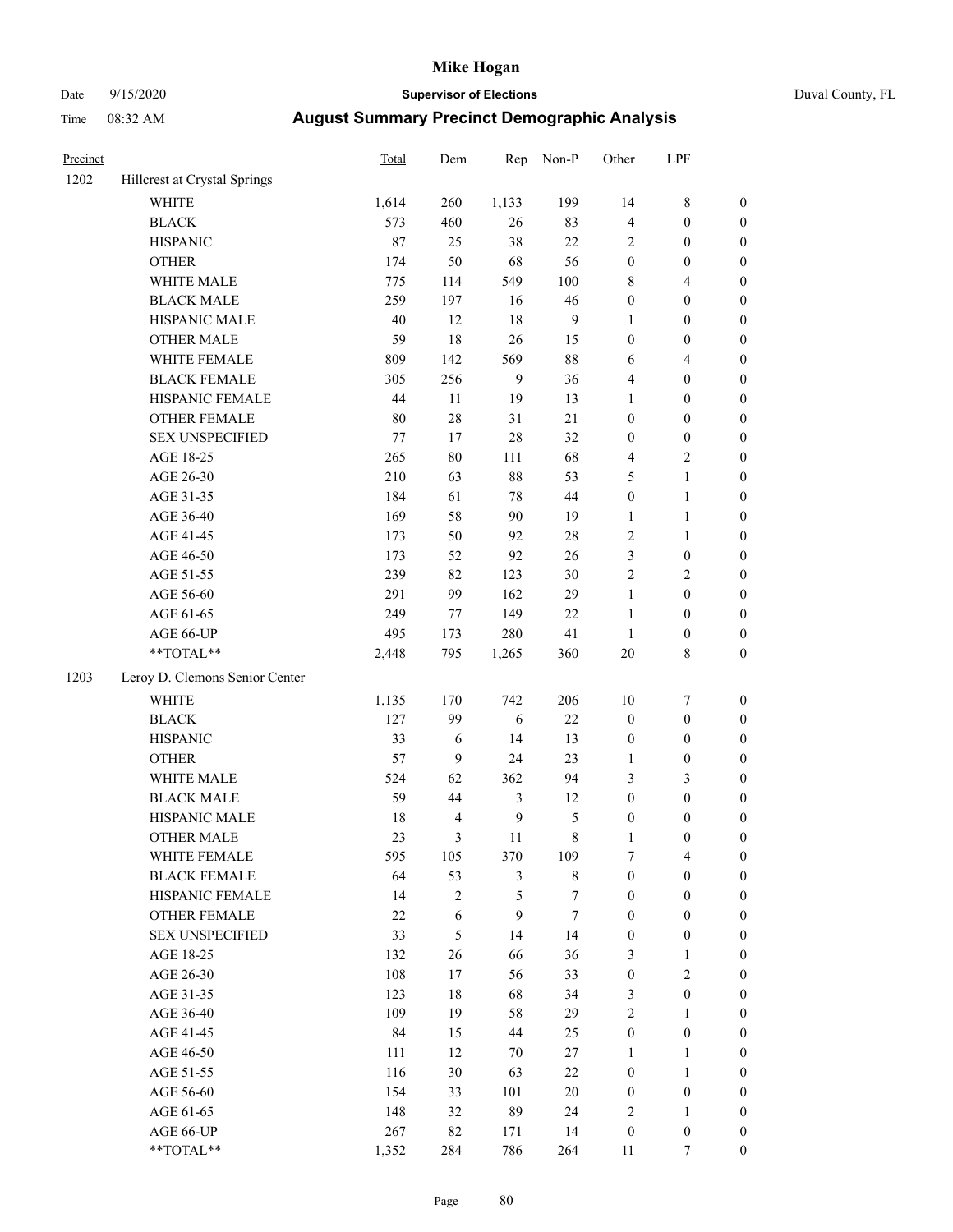| Precinct | | Total | Dem | Rep | Non-P | Other | LPF | |
|---|---|---|---|---|---|---|---|---|
| 1202 | Hillcrest at Crystal Springs | | | | | | | |
| | WHITE | 1,614 | 260 | 1,133 | 199 | 14 | 8 | 0 |
| | BLACK | 573 | 460 | 26 | 83 | 4 | 0 | 0 |
| | HISPANIC | 87 | 25 | 38 | 22 | 2 | 0 | 0 |
| | OTHER | 174 | 50 | 68 | 56 | 0 | 0 | 0 |
| | WHITE MALE | 775 | 114 | 549 | 100 | 8 | 4 | 0 |
| | BLACK MALE | 259 | 197 | 16 | 46 | 0 | 0 | 0 |
| | HISPANIC MALE | 40 | 12 | 18 | 9 | 1 | 0 | 0 |
| | OTHER MALE | 59 | 18 | 26 | 15 | 0 | 0 | 0 |
| | WHITE FEMALE | 809 | 142 | 569 | 88 | 6 | 4 | 0 |
| | BLACK FEMALE | 305 | 256 | 9 | 36 | 4 | 0 | 0 |
| | HISPANIC FEMALE | 44 | 11 | 19 | 13 | 1 | 0 | 0 |
| | OTHER FEMALE | 80 | 28 | 31 | 21 | 0 | 0 | 0 |
| | SEX UNSPECIFIED | 77 | 17 | 28 | 32 | 0 | 0 | 0 |
| | AGE 18-25 | 265 | 80 | 111 | 68 | 4 | 2 | 0 |
| | AGE 26-30 | 210 | 63 | 88 | 53 | 5 | 1 | 0 |
| | AGE 31-35 | 184 | 61 | 78 | 44 | 0 | 1 | 0 |
| | AGE 36-40 | 169 | 58 | 90 | 19 | 1 | 1 | 0 |
| | AGE 41-45 | 173 | 50 | 92 | 28 | 2 | 1 | 0 |
| | AGE 46-50 | 173 | 52 | 92 | 26 | 3 | 0 | 0 |
| | AGE 51-55 | 239 | 82 | 123 | 30 | 2 | 2 | 0 |
| | AGE 56-60 | 291 | 99 | 162 | 29 | 1 | 0 | 0 |
| | AGE 61-65 | 249 | 77 | 149 | 22 | 1 | 0 | 0 |
| | AGE 66-UP | 495 | 173 | 280 | 41 | 1 | 0 | 0 |
| | **TOTAL** | 2,448 | 795 | 1,265 | 360 | 20 | 8 | 0 |
| 1203 | Leroy D. Clemons Senior Center | | | | | | | |
| | WHITE | 1,135 | 170 | 742 | 206 | 10 | 7 | 0 |
| | BLACK | 127 | 99 | 6 | 22 | 0 | 0 | 0 |
| | HISPANIC | 33 | 6 | 14 | 13 | 0 | 0 | 0 |
| | OTHER | 57 | 9 | 24 | 23 | 1 | 0 | 0 |
| | WHITE MALE | 524 | 62 | 362 | 94 | 3 | 3 | 0 |
| | BLACK MALE | 59 | 44 | 3 | 12 | 0 | 0 | 0 |
| | HISPANIC MALE | 18 | 4 | 9 | 5 | 0 | 0 | 0 |
| | OTHER MALE | 23 | 3 | 11 | 8 | 1 | 0 | 0 |
| | WHITE FEMALE | 595 | 105 | 370 | 109 | 7 | 4 | 0 |
| | BLACK FEMALE | 64 | 53 | 3 | 8 | 0 | 0 | 0 |
| | HISPANIC FEMALE | 14 | 2 | 5 | 7 | 0 | 0 | 0 |
| | OTHER FEMALE | 22 | 6 | 9 | 7 | 0 | 0 | 0 |
| | SEX UNSPECIFIED | 33 | 5 | 14 | 14 | 0 | 0 | 0 |
| | AGE 18-25 | 132 | 26 | 66 | 36 | 3 | 1 | 0 |
| | AGE 26-30 | 108 | 17 | 56 | 33 | 0 | 2 | 0 |
| | AGE 31-35 | 123 | 18 | 68 | 34 | 3 | 0 | 0 |
| | AGE 36-40 | 109 | 19 | 58 | 29 | 2 | 1 | 0 |
| | AGE 41-45 | 84 | 15 | 44 | 25 | 0 | 0 | 0 |
| | AGE 46-50 | 111 | 12 | 70 | 27 | 1 | 1 | 0 |
| | AGE 51-55 | 116 | 30 | 63 | 22 | 0 | 1 | 0 |
| | AGE 56-60 | 154 | 33 | 101 | 20 | 0 | 0 | 0 |
| | AGE 61-65 | 148 | 32 | 89 | 24 | 2 | 1 | 0 |
| | AGE 66-UP | 267 | 82 | 171 | 14 | 0 | 0 | 0 |
| | **TOTAL** | 1,352 | 284 | 786 | 264 | 11 | 7 | 0 |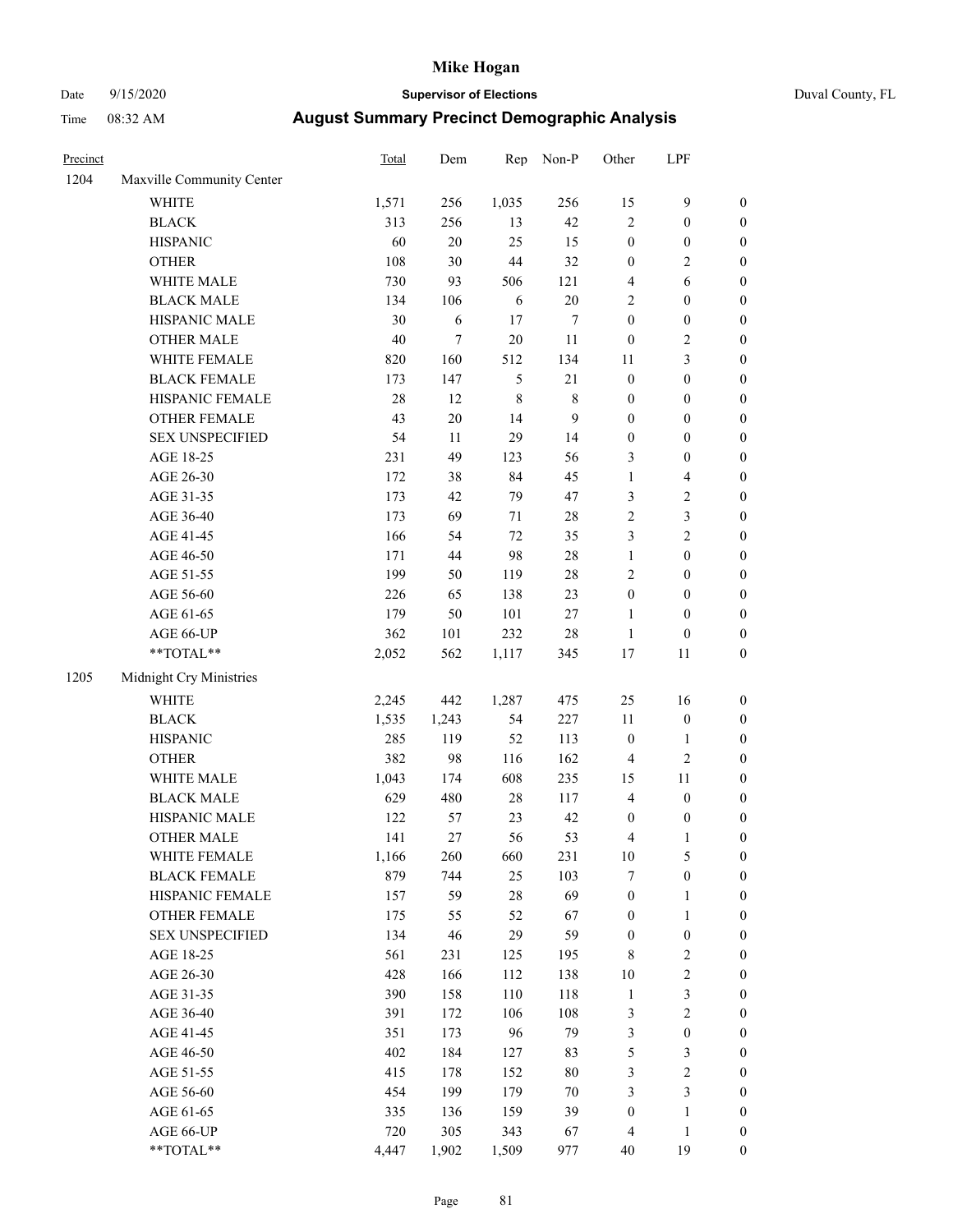# Mike Hogan

Date 9/15/2020 | **Supervisor of Elections** | Duval County, FL

Time 08:32 AM | **August Summary Precinct Demographic Analysis**

| Precinct | | Total | Dem | Rep | Non-P | Other | LPF | |
|---|---|---|---|---|---|---|---|---|
| 1204 | Maxville Community Center | | | | | | | |
| | WHITE | 1,571 | 256 | 1,035 | 256 | 15 | 9 | 0 |
| | BLACK | 313 | 256 | 13 | 42 | 2 | 0 | 0 |
| | HISPANIC | 60 | 20 | 25 | 15 | 0 | 0 | 0 |
| | OTHER | 108 | 30 | 44 | 32 | 0 | 2 | 0 |
| | WHITE MALE | 730 | 93 | 506 | 121 | 4 | 6 | 0 |
| | BLACK MALE | 134 | 106 | 6 | 20 | 2 | 0 | 0 |
| | HISPANIC MALE | 30 | 6 | 17 | 7 | 0 | 0 | 0 |
| | OTHER MALE | 40 | 7 | 20 | 11 | 0 | 2 | 0 |
| | WHITE FEMALE | 820 | 160 | 512 | 134 | 11 | 3 | 0 |
| | BLACK FEMALE | 173 | 147 | 5 | 21 | 0 | 0 | 0 |
| | HISPANIC FEMALE | 28 | 12 | 8 | 8 | 0 | 0 | 0 |
| | OTHER FEMALE | 43 | 20 | 14 | 9 | 0 | 0 | 0 |
| | SEX UNSPECIFIED | 54 | 11 | 29 | 14 | 0 | 0 | 0 |
| | AGE 18-25 | 231 | 49 | 123 | 56 | 3 | 0 | 0 |
| | AGE 26-30 | 172 | 38 | 84 | 45 | 1 | 4 | 0 |
| | AGE 31-35 | 173 | 42 | 79 | 47 | 3 | 2 | 0 |
| | AGE 36-40 | 173 | 69 | 71 | 28 | 2 | 3 | 0 |
| | AGE 41-45 | 166 | 54 | 72 | 35 | 3 | 2 | 0 |
| | AGE 46-50 | 171 | 44 | 98 | 28 | 1 | 0 | 0 |
| | AGE 51-55 | 199 | 50 | 119 | 28 | 2 | 0 | 0 |
| | AGE 56-60 | 226 | 65 | 138 | 23 | 0 | 0 | 0 |
| | AGE 61-65 | 179 | 50 | 101 | 27 | 1 | 0 | 0 |
| | AGE 66-UP | 362 | 101 | 232 | 28 | 1 | 0 | 0 |
| | **TOTAL** | 2,052 | 562 | 1,117 | 345 | 17 | 11 | 0 |
| 1205 | Midnight Cry Ministries | | | | | | | |
| | WHITE | 2,245 | 442 | 1,287 | 475 | 25 | 16 | 0 |
| | BLACK | 1,535 | 1,243 | 54 | 227 | 11 | 0 | 0 |
| | HISPANIC | 285 | 119 | 52 | 113 | 0 | 1 | 0 |
| | OTHER | 382 | 98 | 116 | 162 | 4 | 2 | 0 |
| | WHITE MALE | 1,043 | 174 | 608 | 235 | 15 | 11 | 0 |
| | BLACK MALE | 629 | 480 | 28 | 117 | 4 | 0 | 0 |
| | HISPANIC MALE | 122 | 57 | 23 | 42 | 0 | 0 | 0 |
| | OTHER MALE | 141 | 27 | 56 | 53 | 4 | 1 | 0 |
| | WHITE FEMALE | 1,166 | 260 | 660 | 231 | 10 | 5 | 0 |
| | BLACK FEMALE | 879 | 744 | 25 | 103 | 7 | 0 | 0 |
| | HISPANIC FEMALE | 157 | 59 | 28 | 69 | 0 | 1 | 0 |
| | OTHER FEMALE | 175 | 55 | 52 | 67 | 0 | 1 | 0 |
| | SEX UNSPECIFIED | 134 | 46 | 29 | 59 | 0 | 0 | 0 |
| | AGE 18-25 | 561 | 231 | 125 | 195 | 8 | 2 | 0 |
| | AGE 26-30 | 428 | 166 | 112 | 138 | 10 | 2 | 0 |
| | AGE 31-35 | 390 | 158 | 110 | 118 | 1 | 3 | 0 |
| | AGE 36-40 | 391 | 172 | 106 | 108 | 3 | 2 | 0 |
| | AGE 41-45 | 351 | 173 | 96 | 79 | 3 | 0 | 0 |
| | AGE 46-50 | 402 | 184 | 127 | 83 | 5 | 3 | 0 |
| | AGE 51-55 | 415 | 178 | 152 | 80 | 3 | 2 | 0 |
| | AGE 56-60 | 454 | 199 | 179 | 70 | 3 | 3 | 0 |
| | AGE 61-65 | 335 | 136 | 159 | 39 | 0 | 1 | 0 |
| | AGE 66-UP | 720 | 305 | 343 | 67 | 4 | 1 | 0 |
| | **TOTAL** | 4,447 | 1,902 | 1,509 | 977 | 40 | 19 | 0 |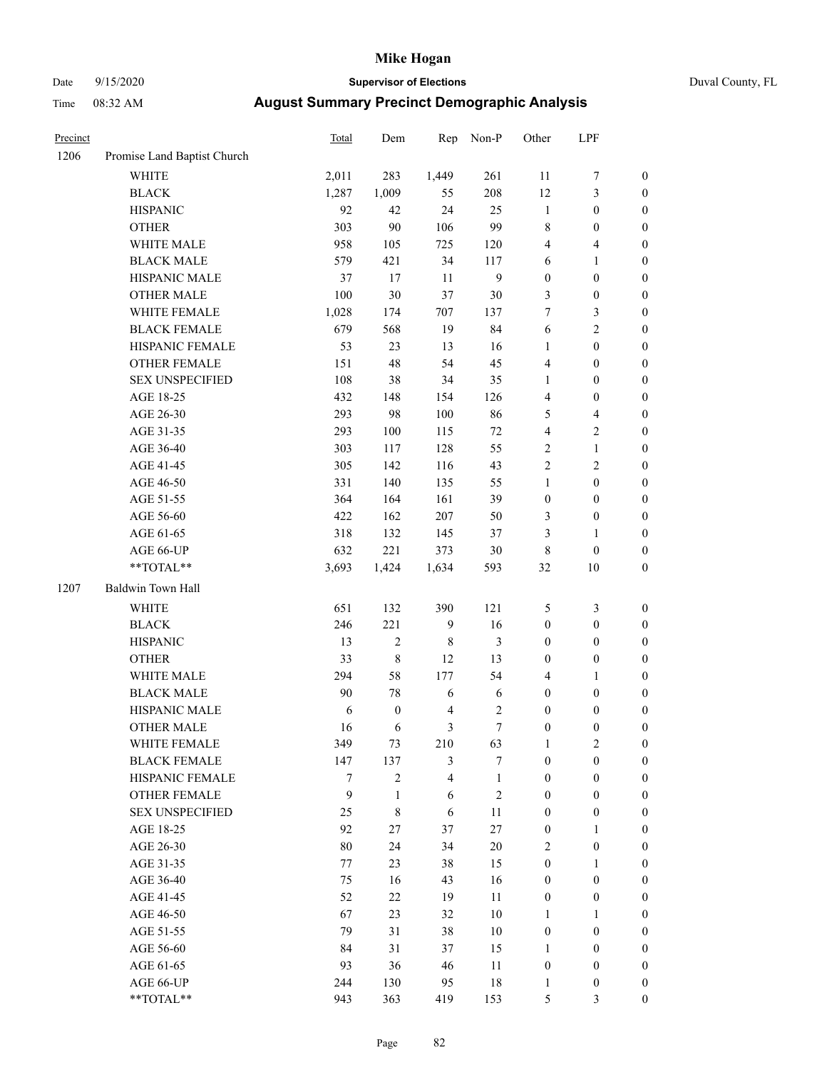# Mike Hogan

Date 9/15/2020 **Supervisor of Elections** Duval County, FL

Time 08:32 AM **August Summary Precinct Demographic Analysis**

| Precinct | | Total | Dem | Rep | Non-P | Other | LPF | |
|---|---|---|---|---|---|---|---|---|
| 1206 | Promise Land Baptist Church | | | | | | | |
| | WHITE | 2,011 | 283 | 1,449 | 261 | 11 | 7 | 0 |
| | BLACK | 1,287 | 1,009 | 55 | 208 | 12 | 3 | 0 |
| | HISPANIC | 92 | 42 | 24 | 25 | 1 | 0 | 0 |
| | OTHER | 303 | 90 | 106 | 99 | 8 | 0 | 0 |
| | WHITE MALE | 958 | 105 | 725 | 120 | 4 | 4 | 0 |
| | BLACK MALE | 579 | 421 | 34 | 117 | 6 | 1 | 0 |
| | HISPANIC MALE | 37 | 17 | 11 | 9 | 0 | 0 | 0 |
| | OTHER MALE | 100 | 30 | 37 | 30 | 3 | 0 | 0 |
| | WHITE FEMALE | 1,028 | 174 | 707 | 137 | 7 | 3 | 0 |
| | BLACK FEMALE | 679 | 568 | 19 | 84 | 6 | 2 | 0 |
| | HISPANIC FEMALE | 53 | 23 | 13 | 16 | 1 | 0 | 0 |
| | OTHER FEMALE | 151 | 48 | 54 | 45 | 4 | 0 | 0 |
| | SEX UNSPECIFIED | 108 | 38 | 34 | 35 | 1 | 0 | 0 |
| | AGE 18-25 | 432 | 148 | 154 | 126 | 4 | 0 | 0 |
| | AGE 26-30 | 293 | 98 | 100 | 86 | 5 | 4 | 0 |
| | AGE 31-35 | 293 | 100 | 115 | 72 | 4 | 2 | 0 |
| | AGE 36-40 | 303 | 117 | 128 | 55 | 2 | 1 | 0 |
| | AGE 41-45 | 305 | 142 | 116 | 43 | 2 | 2 | 0 |
| | AGE 46-50 | 331 | 140 | 135 | 55 | 1 | 0 | 0 |
| | AGE 51-55 | 364 | 164 | 161 | 39 | 0 | 0 | 0 |
| | AGE 56-60 | 422 | 162 | 207 | 50 | 3 | 0 | 0 |
| | AGE 61-65 | 318 | 132 | 145 | 37 | 3 | 1 | 0 |
| | AGE 66-UP | 632 | 221 | 373 | 30 | 8 | 0 | 0 |
| | **TOTAL** | 3,693 | 1,424 | 1,634 | 593 | 32 | 10 | 0 |
| 1207 | Baldwin Town Hall | | | | | | | |
| | WHITE | 651 | 132 | 390 | 121 | 5 | 3 | 0 |
| | BLACK | 246 | 221 | 9 | 16 | 0 | 0 | 0 |
| | HISPANIC | 13 | 2 | 8 | 3 | 0 | 0 | 0 |
| | OTHER | 33 | 8 | 12 | 13 | 0 | 0 | 0 |
| | WHITE MALE | 294 | 58 | 177 | 54 | 4 | 1 | 0 |
| | BLACK MALE | 90 | 78 | 6 | 6 | 0 | 0 | 0 |
| | HISPANIC MALE | 6 | 0 | 4 | 2 | 0 | 0 | 0 |
| | OTHER MALE | 16 | 6 | 3 | 7 | 0 | 0 | 0 |
| | WHITE FEMALE | 349 | 73 | 210 | 63 | 1 | 2 | 0 |
| | BLACK FEMALE | 147 | 137 | 3 | 7 | 0 | 0 | 0 |
| | HISPANIC FEMALE | 7 | 2 | 4 | 1 | 0 | 0 | 0 |
| | OTHER FEMALE | 9 | 1 | 6 | 2 | 0 | 0 | 0 |
| | SEX UNSPECIFIED | 25 | 8 | 6 | 11 | 0 | 0 | 0 |
| | AGE 18-25 | 92 | 27 | 37 | 27 | 0 | 1 | 0 |
| | AGE 26-30 | 80 | 24 | 34 | 20 | 2 | 0 | 0 |
| | AGE 31-35 | 77 | 23 | 38 | 15 | 0 | 1 | 0 |
| | AGE 36-40 | 75 | 16 | 43 | 16 | 0 | 0 | 0 |
| | AGE 41-45 | 52 | 22 | 19 | 11 | 0 | 0 | 0 |
| | AGE 46-50 | 67 | 23 | 32 | 10 | 1 | 1 | 0 |
| | AGE 51-55 | 79 | 31 | 38 | 10 | 0 | 0 | 0 |
| | AGE 56-60 | 84 | 31 | 37 | 15 | 1 | 0 | 0 |
| | AGE 61-65 | 93 | 36 | 46 | 11 | 0 | 0 | 0 |
| | AGE 66-UP | 244 | 130 | 95 | 18 | 1 | 0 | 0 |
| | **TOTAL** | 943 | 363 | 419 | 153 | 5 | 3 | 0 |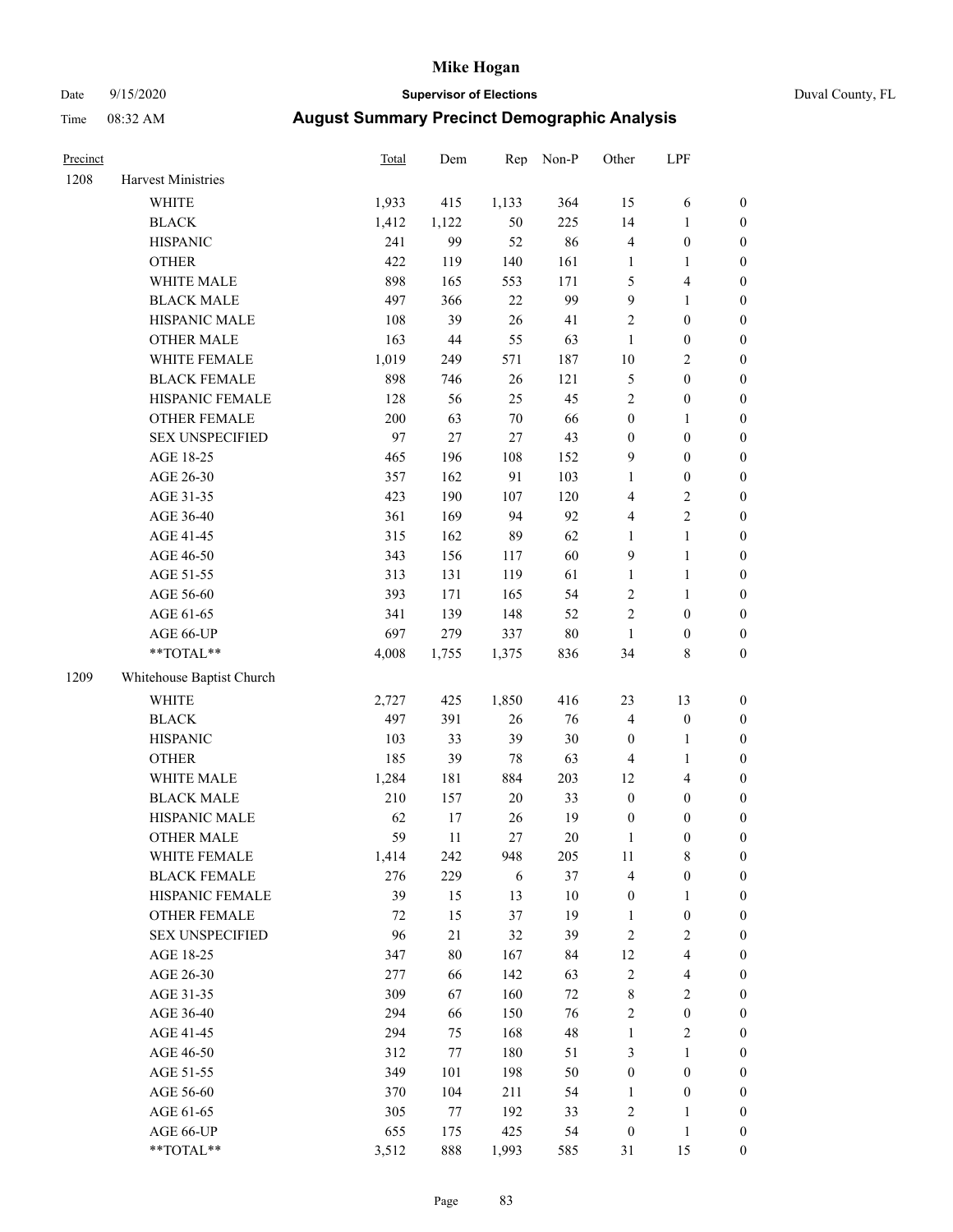# Mike Hogan

Date 9/15/2020 **Supervisor of Elections** Duval County, FL

Time 08:32 AM **August Summary Precinct Demographic Analysis**

| Precinct | | Total | Dem | Rep | Non-P | Other | LPF | |
|---|---|---|---|---|---|---|---|---|
| 1208 | Harvest Ministries | | | | | | | |
| | WHITE | 1,933 | 415 | 1,133 | 364 | 15 | 6 | 0 |
| | BLACK | 1,412 | 1,122 | 50 | 225 | 14 | 1 | 0 |
| | HISPANIC | 241 | 99 | 52 | 86 | 4 | 0 | 0 |
| | OTHER | 422 | 119 | 140 | 161 | 1 | 1 | 0 |
| | WHITE MALE | 898 | 165 | 553 | 171 | 5 | 4 | 0 |
| | BLACK MALE | 497 | 366 | 22 | 99 | 9 | 1 | 0 |
| | HISPANIC MALE | 108 | 39 | 26 | 41 | 2 | 0 | 0 |
| | OTHER MALE | 163 | 44 | 55 | 63 | 1 | 0 | 0 |
| | WHITE FEMALE | 1,019 | 249 | 571 | 187 | 10 | 2 | 0 |
| | BLACK FEMALE | 898 | 746 | 26 | 121 | 5 | 0 | 0 |
| | HISPANIC FEMALE | 128 | 56 | 25 | 45 | 2 | 0 | 0 |
| | OTHER FEMALE | 200 | 63 | 70 | 66 | 0 | 1 | 0 |
| | SEX UNSPECIFIED | 97 | 27 | 27 | 43 | 0 | 0 | 0 |
| | AGE 18-25 | 465 | 196 | 108 | 152 | 9 | 0 | 0 |
| | AGE 26-30 | 357 | 162 | 91 | 103 | 1 | 0 | 0 |
| | AGE 31-35 | 423 | 190 | 107 | 120 | 4 | 2 | 0 |
| | AGE 36-40 | 361 | 169 | 94 | 92 | 4 | 2 | 0 |
| | AGE 41-45 | 315 | 162 | 89 | 62 | 1 | 1 | 0 |
| | AGE 46-50 | 343 | 156 | 117 | 60 | 9 | 1 | 0 |
| | AGE 51-55 | 313 | 131 | 119 | 61 | 1 | 1 | 0 |
| | AGE 56-60 | 393 | 171 | 165 | 54 | 2 | 1 | 0 |
| | AGE 61-65 | 341 | 139 | 148 | 52 | 2 | 0 | 0 |
| | AGE 66-UP | 697 | 279 | 337 | 80 | 1 | 0 | 0 |
| | **TOTAL** | 4,008 | 1,755 | 1,375 | 836 | 34 | 8 | 0 |
| 1209 | Whitehouse Baptist Church | | | | | | | |
| | WHITE | 2,727 | 425 | 1,850 | 416 | 23 | 13 | 0 |
| | BLACK | 497 | 391 | 26 | 76 | 4 | 0 | 0 |
| | HISPANIC | 103 | 33 | 39 | 30 | 0 | 1 | 0 |
| | OTHER | 185 | 39 | 78 | 63 | 4 | 1 | 0 |
| | WHITE MALE | 1,284 | 181 | 884 | 203 | 12 | 4 | 0 |
| | BLACK MALE | 210 | 157 | 20 | 33 | 0 | 0 | 0 |
| | HISPANIC MALE | 62 | 17 | 26 | 19 | 0 | 0 | 0 |
| | OTHER MALE | 59 | 11 | 27 | 20 | 1 | 0 | 0 |
| | WHITE FEMALE | 1,414 | 242 | 948 | 205 | 11 | 8 | 0 |
| | BLACK FEMALE | 276 | 229 | 6 | 37 | 4 | 0 | 0 |
| | HISPANIC FEMALE | 39 | 15 | 13 | 10 | 0 | 1 | 0 |
| | OTHER FEMALE | 72 | 15 | 37 | 19 | 1 | 0 | 0 |
| | SEX UNSPECIFIED | 96 | 21 | 32 | 39 | 2 | 2 | 0 |
| | AGE 18-25 | 347 | 80 | 167 | 84 | 12 | 4 | 0 |
| | AGE 26-30 | 277 | 66 | 142 | 63 | 2 | 4 | 0 |
| | AGE 31-35 | 309 | 67 | 160 | 72 | 8 | 2 | 0 |
| | AGE 36-40 | 294 | 66 | 150 | 76 | 2 | 0 | 0 |
| | AGE 41-45 | 294 | 75 | 168 | 48 | 1 | 2 | 0 |
| | AGE 46-50 | 312 | 77 | 180 | 51 | 3 | 1 | 0 |
| | AGE 51-55 | 349 | 101 | 198 | 50 | 0 | 0 | 0 |
| | AGE 56-60 | 370 | 104 | 211 | 54 | 1 | 0 | 0 |
| | AGE 61-65 | 305 | 77 | 192 | 33 | 2 | 1 | 0 |
| | AGE 66-UP | 655 | 175 | 425 | 54 | 0 | 1 | 0 |
| | **TOTAL** | 3,512 | 888 | 1,993 | 585 | 31 | 15 | 0 |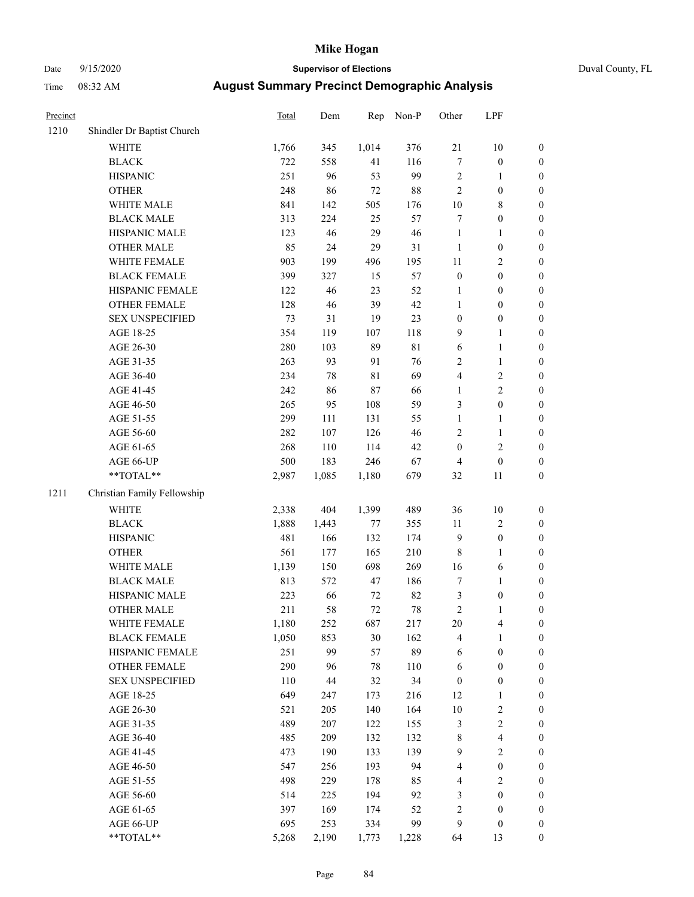# Mike Hogan

Date 9/15/2020 **Supervisor of Elections** Duval County, FL

Time 08:32 AM **August Summary Precinct Demographic Analysis**

| Precinct | | Total | Dem | Rep | Non-P | Other | LPF | |
|---|---|---|---|---|---|---|---|---|
| 1210 | Shindler Dr Baptist Church | | | | | | | |
| | WHITE | 1,766 | 345 | 1,014 | 376 | 21 | 10 | 0 |
| | BLACK | 722 | 558 | 41 | 116 | 7 | 0 | 0 |
| | HISPANIC | 251 | 96 | 53 | 99 | 2 | 1 | 0 |
| | OTHER | 248 | 86 | 72 | 88 | 2 | 0 | 0 |
| | WHITE MALE | 841 | 142 | 505 | 176 | 10 | 8 | 0 |
| | BLACK MALE | 313 | 224 | 25 | 57 | 7 | 0 | 0 |
| | HISPANIC MALE | 123 | 46 | 29 | 46 | 1 | 1 | 0 |
| | OTHER MALE | 85 | 24 | 29 | 31 | 1 | 0 | 0 |
| | WHITE FEMALE | 903 | 199 | 496 | 195 | 11 | 2 | 0 |
| | BLACK FEMALE | 399 | 327 | 15 | 57 | 0 | 0 | 0 |
| | HISPANIC FEMALE | 122 | 46 | 23 | 52 | 1 | 0 | 0 |
| | OTHER FEMALE | 128 | 46 | 39 | 42 | 1 | 0 | 0 |
| | SEX UNSPECIFIED | 73 | 31 | 19 | 23 | 0 | 0 | 0 |
| | AGE 18-25 | 354 | 119 | 107 | 118 | 9 | 1 | 0 |
| | AGE 26-30 | 280 | 103 | 89 | 81 | 6 | 1 | 0 |
| | AGE 31-35 | 263 | 93 | 91 | 76 | 2 | 1 | 0 |
| | AGE 36-40 | 234 | 78 | 81 | 69 | 4 | 2 | 0 |
| | AGE 41-45 | 242 | 86 | 87 | 66 | 1 | 2 | 0 |
| | AGE 46-50 | 265 | 95 | 108 | 59 | 3 | 0 | 0 |
| | AGE 51-55 | 299 | 111 | 131 | 55 | 1 | 1 | 0 |
| | AGE 56-60 | 282 | 107 | 126 | 46 | 2 | 1 | 0 |
| | AGE 61-65 | 268 | 110 | 114 | 42 | 0 | 2 | 0 |
| | AGE 66-UP | 500 | 183 | 246 | 67 | 4 | 0 | 0 |
| | **TOTAL** | 2,987 | 1,085 | 1,180 | 679 | 32 | 11 | 0 |
| 1211 | Christian Family Fellowship | | | | | | | |
| | WHITE | 2,338 | 404 | 1,399 | 489 | 36 | 10 | 0 |
| | BLACK | 1,888 | 1,443 | 77 | 355 | 11 | 2 | 0 |
| | HISPANIC | 481 | 166 | 132 | 174 | 9 | 0 | 0 |
| | OTHER | 561 | 177 | 165 | 210 | 8 | 1 | 0 |
| | WHITE MALE | 1,139 | 150 | 698 | 269 | 16 | 6 | 0 |
| | BLACK MALE | 813 | 572 | 47 | 186 | 7 | 1 | 0 |
| | HISPANIC MALE | 223 | 66 | 72 | 82 | 3 | 0 | 0 |
| | OTHER MALE | 211 | 58 | 72 | 78 | 2 | 1 | 0 |
| | WHITE FEMALE | 1,180 | 252 | 687 | 217 | 20 | 4 | 0 |
| | BLACK FEMALE | 1,050 | 853 | 30 | 162 | 4 | 1 | 0 |
| | HISPANIC FEMALE | 251 | 99 | 57 | 89 | 6 | 0 | 0 |
| | OTHER FEMALE | 290 | 96 | 78 | 110 | 6 | 0 | 0 |
| | SEX UNSPECIFIED | 110 | 44 | 32 | 34 | 0 | 0 | 0 |
| | AGE 18-25 | 649 | 247 | 173 | 216 | 12 | 1 | 0 |
| | AGE 26-30 | 521 | 205 | 140 | 164 | 10 | 2 | 0 |
| | AGE 31-35 | 489 | 207 | 122 | 155 | 3 | 2 | 0 |
| | AGE 36-40 | 485 | 209 | 132 | 132 | 8 | 4 | 0 |
| | AGE 41-45 | 473 | 190 | 133 | 139 | 9 | 2 | 0 |
| | AGE 46-50 | 547 | 256 | 193 | 94 | 4 | 0 | 0 |
| | AGE 51-55 | 498 | 229 | 178 | 85 | 4 | 2 | 0 |
| | AGE 56-60 | 514 | 225 | 194 | 92 | 3 | 0 | 0 |
| | AGE 61-65 | 397 | 169 | 174 | 52 | 2 | 0 | 0 |
| | AGE 66-UP | 695 | 253 | 334 | 99 | 9 | 0 | 0 |
| | **TOTAL** | 5,268 | 2,190 | 1,773 | 1,228 | 64 | 13 | 0 |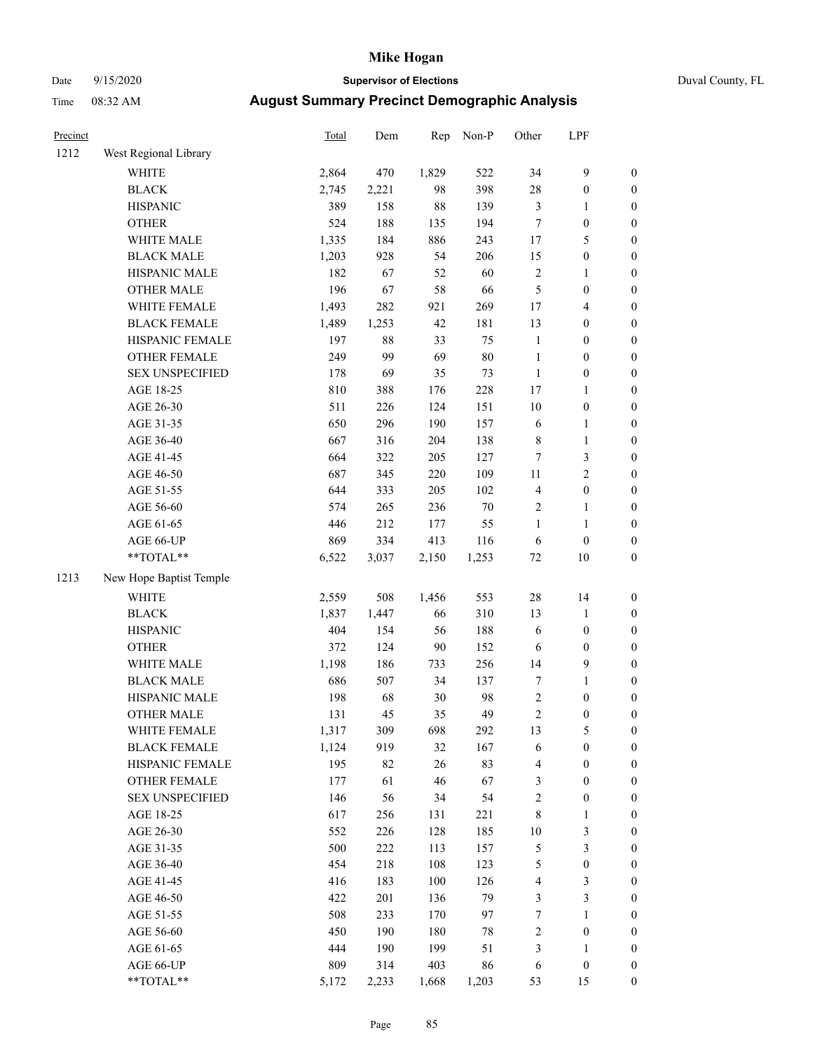**Mike Hogan**

Date 9/15/2020 **Supervisor of Elections** Duval County, FL

Time 08:32 AM **August Summary Precinct Demographic Analysis**

| Precinct | | Total | Dem | Rep | Non-P | Other | LPF | |
|---|---|---|---|---|---|---|---|---|
| 1212 | West Regional Library | | | | | | | |
| | WHITE | 2,864 | 470 | 1,829 | 522 | 34 | 9 | 0 |
| | BLACK | 2,745 | 2,221 | 98 | 398 | 28 | 0 | 0 |
| | HISPANIC | 389 | 158 | 88 | 139 | 3 | 1 | 0 |
| | OTHER | 524 | 188 | 135 | 194 | 7 | 0 | 0 |
| | WHITE MALE | 1,335 | 184 | 886 | 243 | 17 | 5 | 0 |
| | BLACK MALE | 1,203 | 928 | 54 | 206 | 15 | 0 | 0 |
| | HISPANIC MALE | 182 | 67 | 52 | 60 | 2 | 1 | 0 |
| | OTHER MALE | 196 | 67 | 58 | 66 | 5 | 0 | 0 |
| | WHITE FEMALE | 1,493 | 282 | 921 | 269 | 17 | 4 | 0 |
| | BLACK FEMALE | 1,489 | 1,253 | 42 | 181 | 13 | 0 | 0 |
| | HISPANIC FEMALE | 197 | 88 | 33 | 75 | 1 | 0 | 0 |
| | OTHER FEMALE | 249 | 99 | 69 | 80 | 1 | 0 | 0 |
| | SEX UNSPECIFIED | 178 | 69 | 35 | 73 | 1 | 0 | 0 |
| | AGE 18-25 | 810 | 388 | 176 | 228 | 17 | 1 | 0 |
| | AGE 26-30 | 511 | 226 | 124 | 151 | 10 | 0 | 0 |
| | AGE 31-35 | 650 | 296 | 190 | 157 | 6 | 1 | 0 |
| | AGE 36-40 | 667 | 316 | 204 | 138 | 8 | 1 | 0 |
| | AGE 41-45 | 664 | 322 | 205 | 127 | 7 | 3 | 0 |
| | AGE 46-50 | 687 | 345 | 220 | 109 | 11 | 2 | 0 |
| | AGE 51-55 | 644 | 333 | 205 | 102 | 4 | 0 | 0 |
| | AGE 56-60 | 574 | 265 | 236 | 70 | 2 | 1 | 0 |
| | AGE 61-65 | 446 | 212 | 177 | 55 | 1 | 1 | 0 |
| | AGE 66-UP | 869 | 334 | 413 | 116 | 6 | 0 | 0 |
| | **TOTAL** | 6,522 | 3,037 | 2,150 | 1,253 | 72 | 10 | 0 |
| 1213 | New Hope Baptist Temple | | | | | | | |
| | WHITE | 2,559 | 508 | 1,456 | 553 | 28 | 14 | 0 |
| | BLACK | 1,837 | 1,447 | 66 | 310 | 13 | 1 | 0 |
| | HISPANIC | 404 | 154 | 56 | 188 | 6 | 0 | 0 |
| | OTHER | 372 | 124 | 90 | 152 | 6 | 0 | 0 |
| | WHITE MALE | 1,198 | 186 | 733 | 256 | 14 | 9 | 0 |
| | BLACK MALE | 686 | 507 | 34 | 137 | 7 | 1 | 0 |
| | HISPANIC MALE | 198 | 68 | 30 | 98 | 2 | 0 | 0 |
| | OTHER MALE | 131 | 45 | 35 | 49 | 2 | 0 | 0 |
| | WHITE FEMALE | 1,317 | 309 | 698 | 292 | 13 | 5 | 0 |
| | BLACK FEMALE | 1,124 | 919 | 32 | 167 | 6 | 0 | 0 |
| | HISPANIC FEMALE | 195 | 82 | 26 | 83 | 4 | 0 | 0 |
| | OTHER FEMALE | 177 | 61 | 46 | 67 | 3 | 0 | 0 |
| | SEX UNSPECIFIED | 146 | 56 | 34 | 54 | 2 | 0 | 0 |
| | AGE 18-25 | 617 | 256 | 131 | 221 | 8 | 1 | 0 |
| | AGE 26-30 | 552 | 226 | 128 | 185 | 10 | 3 | 0 |
| | AGE 31-35 | 500 | 222 | 113 | 157 | 5 | 3 | 0 |
| | AGE 36-40 | 454 | 218 | 108 | 123 | 5 | 0 | 0 |
| | AGE 41-45 | 416 | 183 | 100 | 126 | 4 | 3 | 0 |
| | AGE 46-50 | 422 | 201 | 136 | 79 | 3 | 3 | 0 |
| | AGE 51-55 | 508 | 233 | 170 | 97 | 7 | 1 | 0 |
| | AGE 56-60 | 450 | 190 | 180 | 78 | 2 | 0 | 0 |
| | AGE 61-65 | 444 | 190 | 199 | 51 | 3 | 1 | 0 |
| | AGE 66-UP | 809 | 314 | 403 | 86 | 6 | 0 | 0 |
| | **TOTAL** | 5,172 | 2,233 | 1,668 | 1,203 | 53 | 15 | 0 |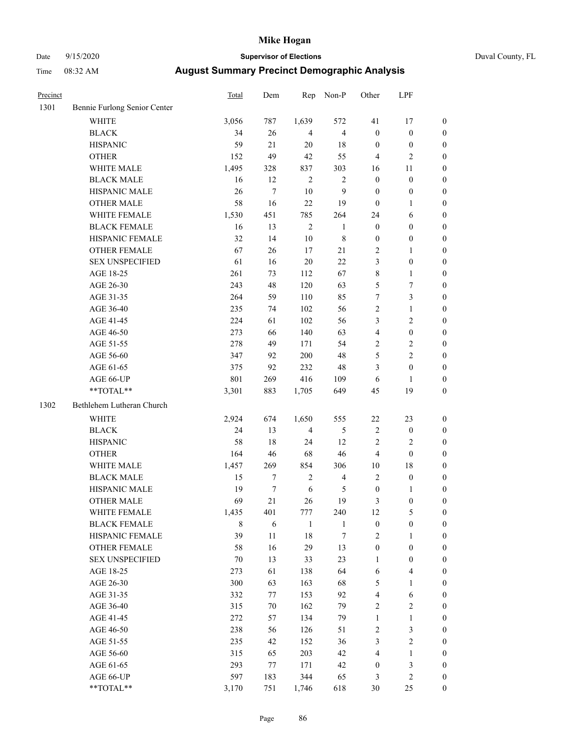# Mike Hogan

Date 9/15/2020 **Supervisor of Elections** Duval County, FL

Time 08:32 AM **August Summary Precinct Demographic Analysis**

| Precinct | | Total | Dem | Rep | Non-P | Other | LPF | |
|---|---|---|---|---|---|---|---|---|
| 1301 | Bennie Furlong Senior Center | | | | | | | |
| | WHITE | 3,056 | 787 | 1,639 | 572 | 41 | 17 | 0 |
| | BLACK | 34 | 26 | 4 | 4 | 0 | 0 | 0 |
| | HISPANIC | 59 | 21 | 20 | 18 | 0 | 0 | 0 |
| | OTHER | 152 | 49 | 42 | 55 | 4 | 2 | 0 |
| | WHITE MALE | 1,495 | 328 | 837 | 303 | 16 | 11 | 0 |
| | BLACK MALE | 16 | 12 | 2 | 2 | 0 | 0 | 0 |
| | HISPANIC MALE | 26 | 7 | 10 | 9 | 0 | 0 | 0 |
| | OTHER MALE | 58 | 16 | 22 | 19 | 0 | 1 | 0 |
| | WHITE FEMALE | 1,530 | 451 | 785 | 264 | 24 | 6 | 0 |
| | BLACK FEMALE | 16 | 13 | 2 | 1 | 0 | 0 | 0 |
| | HISPANIC FEMALE | 32 | 14 | 10 | 8 | 0 | 0 | 0 |
| | OTHER FEMALE | 67 | 26 | 17 | 21 | 2 | 1 | 0 |
| | SEX UNSPECIFIED | 61 | 16 | 20 | 22 | 3 | 0 | 0 |
| | AGE 18-25 | 261 | 73 | 112 | 67 | 8 | 1 | 0 |
| | AGE 26-30 | 243 | 48 | 120 | 63 | 5 | 7 | 0 |
| | AGE 31-35 | 264 | 59 | 110 | 85 | 7 | 3 | 0 |
| | AGE 36-40 | 235 | 74 | 102 | 56 | 2 | 1 | 0 |
| | AGE 41-45 | 224 | 61 | 102 | 56 | 3 | 2 | 0 |
| | AGE 46-50 | 273 | 66 | 140 | 63 | 4 | 0 | 0 |
| | AGE 51-55 | 278 | 49 | 171 | 54 | 2 | 2 | 0 |
| | AGE 56-60 | 347 | 92 | 200 | 48 | 5 | 2 | 0 |
| | AGE 61-65 | 375 | 92 | 232 | 48 | 3 | 0 | 0 |
| | AGE 66-UP | 801 | 269 | 416 | 109 | 6 | 1 | 0 |
| | **TOTAL** | 3,301 | 883 | 1,705 | 649 | 45 | 19 | 0 |
| 1302 | Bethlehem Lutheran Church | | | | | | | |
| | WHITE | 2,924 | 674 | 1,650 | 555 | 22 | 23 | 0 |
| | BLACK | 24 | 13 | 4 | 5 | 2 | 0 | 0 |
| | HISPANIC | 58 | 18 | 24 | 12 | 2 | 2 | 0 |
| | OTHER | 164 | 46 | 68 | 46 | 4 | 0 | 0 |
| | WHITE MALE | 1,457 | 269 | 854 | 306 | 10 | 18 | 0 |
| | BLACK MALE | 15 | 7 | 2 | 4 | 2 | 0 | 0 |
| | HISPANIC MALE | 19 | 7 | 6 | 5 | 0 | 1 | 0 |
| | OTHER MALE | 69 | 21 | 26 | 19 | 3 | 0 | 0 |
| | WHITE FEMALE | 1,435 | 401 | 777 | 240 | 12 | 5 | 0 |
| | BLACK FEMALE | 8 | 6 | 1 | 1 | 0 | 0 | 0 |
| | HISPANIC FEMALE | 39 | 11 | 18 | 7 | 2 | 1 | 0 |
| | OTHER FEMALE | 58 | 16 | 29 | 13 | 0 | 0 | 0 |
| | SEX UNSPECIFIED | 70 | 13 | 33 | 23 | 1 | 0 | 0 |
| | AGE 18-25 | 273 | 61 | 138 | 64 | 6 | 4 | 0 |
| | AGE 26-30 | 300 | 63 | 163 | 68 | 5 | 1 | 0 |
| | AGE 31-35 | 332 | 77 | 153 | 92 | 4 | 6 | 0 |
| | AGE 36-40 | 315 | 70 | 162 | 79 | 2 | 2 | 0 |
| | AGE 41-45 | 272 | 57 | 134 | 79 | 1 | 1 | 0 |
| | AGE 46-50 | 238 | 56 | 126 | 51 | 2 | 3 | 0 |
| | AGE 51-55 | 235 | 42 | 152 | 36 | 3 | 2 | 0 |
| | AGE 56-60 | 315 | 65 | 203 | 42 | 4 | 1 | 0 |
| | AGE 61-65 | 293 | 77 | 171 | 42 | 0 | 3 | 0 |
| | AGE 66-UP | 597 | 183 | 344 | 65 | 3 | 2 | 0 |
| | **TOTAL** | 3,170 | 751 | 1,746 | 618 | 30 | 25 | 0 |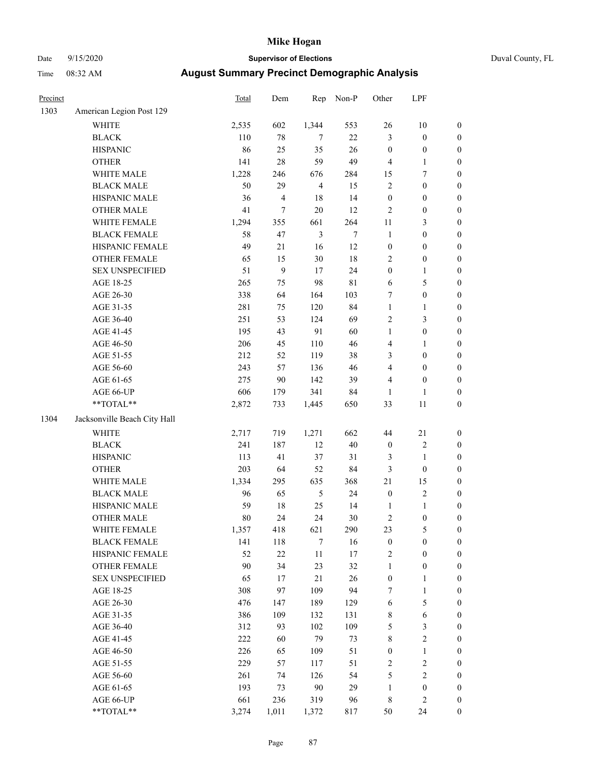# Mike Hogan

Date 9/15/2020 **Supervisor of Elections** Duval County, FL

Time 08:32 AM **August Summary Precinct Demographic Analysis**

| Precinct | | Total | Dem | Rep | Non-P | Other | LPF | |
|---|---|---|---|---|---|---|---|---|
| 1303 | American Legion Post 129 | | | | | | | |
| | WHITE | 2,535 | 602 | 1,344 | 553 | 26 | 10 | 0 |
| | BLACK | 110 | 78 | 7 | 22 | 3 | 0 | 0 |
| | HISPANIC | 86 | 25 | 35 | 26 | 0 | 0 | 0 |
| | OTHER | 141 | 28 | 59 | 49 | 4 | 1 | 0 |
| | WHITE MALE | 1,228 | 246 | 676 | 284 | 15 | 7 | 0 |
| | BLACK MALE | 50 | 29 | 4 | 15 | 2 | 0 | 0 |
| | HISPANIC MALE | 36 | 4 | 18 | 14 | 0 | 0 | 0 |
| | OTHER MALE | 41 | 7 | 20 | 12 | 2 | 0 | 0 |
| | WHITE FEMALE | 1,294 | 355 | 661 | 264 | 11 | 3 | 0 |
| | BLACK FEMALE | 58 | 47 | 3 | 7 | 1 | 0 | 0 |
| | HISPANIC FEMALE | 49 | 21 | 16 | 12 | 0 | 0 | 0 |
| | OTHER FEMALE | 65 | 15 | 30 | 18 | 2 | 0 | 0 |
| | SEX UNSPECIFIED | 51 | 9 | 17 | 24 | 0 | 1 | 0 |
| | AGE 18-25 | 265 | 75 | 98 | 81 | 6 | 5 | 0 |
| | AGE 26-30 | 338 | 64 | 164 | 103 | 7 | 0 | 0 |
| | AGE 31-35 | 281 | 75 | 120 | 84 | 1 | 1 | 0 |
| | AGE 36-40 | 251 | 53 | 124 | 69 | 2 | 3 | 0 |
| | AGE 41-45 | 195 | 43 | 91 | 60 | 1 | 0 | 0 |
| | AGE 46-50 | 206 | 45 | 110 | 46 | 4 | 1 | 0 |
| | AGE 51-55 | 212 | 52 | 119 | 38 | 3 | 0 | 0 |
| | AGE 56-60 | 243 | 57 | 136 | 46 | 4 | 0 | 0 |
| | AGE 61-65 | 275 | 90 | 142 | 39 | 4 | 0 | 0 |
| | AGE 66-UP | 606 | 179 | 341 | 84 | 1 | 1 | 0 |
| | **TOTAL** | 2,872 | 733 | 1,445 | 650 | 33 | 11 | 0 |
| 1304 | Jacksonville Beach City Hall | | | | | | | |
| | WHITE | 2,717 | 719 | 1,271 | 662 | 44 | 21 | 0 |
| | BLACK | 241 | 187 | 12 | 40 | 0 | 2 | 0 |
| | HISPANIC | 113 | 41 | 37 | 31 | 3 | 1 | 0 |
| | OTHER | 203 | 64 | 52 | 84 | 3 | 0 | 0 |
| | WHITE MALE | 1,334 | 295 | 635 | 368 | 21 | 15 | 0 |
| | BLACK MALE | 96 | 65 | 5 | 24 | 0 | 2 | 0 |
| | HISPANIC MALE | 59 | 18 | 25 | 14 | 1 | 1 | 0 |
| | OTHER MALE | 80 | 24 | 24 | 30 | 2 | 0 | 0 |
| | WHITE FEMALE | 1,357 | 418 | 621 | 290 | 23 | 5 | 0 |
| | BLACK FEMALE | 141 | 118 | 7 | 16 | 0 | 0 | 0 |
| | HISPANIC FEMALE | 52 | 22 | 11 | 17 | 2 | 0 | 0 |
| | OTHER FEMALE | 90 | 34 | 23 | 32 | 1 | 0 | 0 |
| | SEX UNSPECIFIED | 65 | 17 | 21 | 26 | 0 | 1 | 0 |
| | AGE 18-25 | 308 | 97 | 109 | 94 | 7 | 1 | 0 |
| | AGE 26-30 | 476 | 147 | 189 | 129 | 6 | 5 | 0 |
| | AGE 31-35 | 386 | 109 | 132 | 131 | 8 | 6 | 0 |
| | AGE 36-40 | 312 | 93 | 102 | 109 | 5 | 3 | 0 |
| | AGE 41-45 | 222 | 60 | 79 | 73 | 8 | 2 | 0 |
| | AGE 46-50 | 226 | 65 | 109 | 51 | 0 | 1 | 0 |
| | AGE 51-55 | 229 | 57 | 117 | 51 | 2 | 2 | 0 |
| | AGE 56-60 | 261 | 74 | 126 | 54 | 5 | 2 | 0 |
| | AGE 61-65 | 193 | 73 | 90 | 29 | 1 | 0 | 0 |
| | AGE 66-UP | 661 | 236 | 319 | 96 | 8 | 2 | 0 |
| | **TOTAL** | 3,274 | 1,011 | 1,372 | 817 | 50 | 24 | 0 |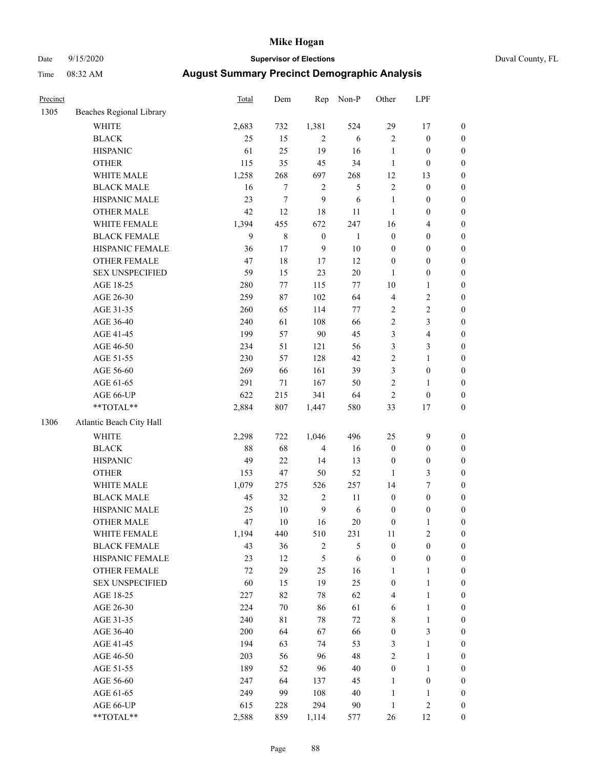# Mike Hogan

Date 9/15/2020 **Supervisor of Elections** Duval County, FL

Time 08:32 AM **August Summary Precinct Demographic Analysis**

| Precinct | | Total | Dem | Rep | Non-P | Other | LPF | |
|---|---|---|---|---|---|---|---|---|
| 1305 | Beaches Regional Library | | | | | | | |
| | WHITE | 2,683 | 732 | 1,381 | 524 | 29 | 17 | 0 |
| | BLACK | 25 | 15 | 2 | 6 | 2 | 0 | 0 |
| | HISPANIC | 61 | 25 | 19 | 16 | 1 | 0 | 0 |
| | OTHER | 115 | 35 | 45 | 34 | 1 | 0 | 0 |
| | WHITE MALE | 1,258 | 268 | 697 | 268 | 12 | 13 | 0 |
| | BLACK MALE | 16 | 7 | 2 | 5 | 2 | 0 | 0 |
| | HISPANIC MALE | 23 | 7 | 9 | 6 | 1 | 0 | 0 |
| | OTHER MALE | 42 | 12 | 18 | 11 | 1 | 0 | 0 |
| | WHITE FEMALE | 1,394 | 455 | 672 | 247 | 16 | 4 | 0 |
| | BLACK FEMALE | 9 | 8 | 0 | 1 | 0 | 0 | 0 |
| | HISPANIC FEMALE | 36 | 17 | 9 | 10 | 0 | 0 | 0 |
| | OTHER FEMALE | 47 | 18 | 17 | 12 | 0 | 0 | 0 |
| | SEX UNSPECIFIED | 59 | 15 | 23 | 20 | 1 | 0 | 0 |
| | AGE 18-25 | 280 | 77 | 115 | 77 | 10 | 1 | 0 |
| | AGE 26-30 | 259 | 87 | 102 | 64 | 4 | 2 | 0 |
| | AGE 31-35 | 260 | 65 | 114 | 77 | 2 | 2 | 0 |
| | AGE 36-40 | 240 | 61 | 108 | 66 | 2 | 3 | 0 |
| | AGE 41-45 | 199 | 57 | 90 | 45 | 3 | 4 | 0 |
| | AGE 46-50 | 234 | 51 | 121 | 56 | 3 | 3 | 0 |
| | AGE 51-55 | 230 | 57 | 128 | 42 | 2 | 1 | 0 |
| | AGE 56-60 | 269 | 66 | 161 | 39 | 3 | 0 | 0 |
| | AGE 61-65 | 291 | 71 | 167 | 50 | 2 | 1 | 0 |
| | AGE 66-UP | 622 | 215 | 341 | 64 | 2 | 0 | 0 |
| | **TOTAL** | 2,884 | 807 | 1,447 | 580 | 33 | 17 | 0 |
| 1306 | Atlantic Beach City Hall | | | | | | | |
| | WHITE | 2,298 | 722 | 1,046 | 496 | 25 | 9 | 0 |
| | BLACK | 88 | 68 | 4 | 16 | 0 | 0 | 0 |
| | HISPANIC | 49 | 22 | 14 | 13 | 0 | 0 | 0 |
| | OTHER | 153 | 47 | 50 | 52 | 1 | 3 | 0 |
| | WHITE MALE | 1,079 | 275 | 526 | 257 | 14 | 7 | 0 |
| | BLACK MALE | 45 | 32 | 2 | 11 | 0 | 0 | 0 |
| | HISPANIC MALE | 25 | 10 | 9 | 6 | 0 | 0 | 0 |
| | OTHER MALE | 47 | 10 | 16 | 20 | 0 | 1 | 0 |
| | WHITE FEMALE | 1,194 | 440 | 510 | 231 | 11 | 2 | 0 |
| | BLACK FEMALE | 43 | 36 | 2 | 5 | 0 | 0 | 0 |
| | HISPANIC FEMALE | 23 | 12 | 5 | 6 | 0 | 0 | 0 |
| | OTHER FEMALE | 72 | 29 | 25 | 16 | 1 | 1 | 0 |
| | SEX UNSPECIFIED | 60 | 15 | 19 | 25 | 0 | 1 | 0 |
| | AGE 18-25 | 227 | 82 | 78 | 62 | 4 | 1 | 0 |
| | AGE 26-30 | 224 | 70 | 86 | 61 | 6 | 1 | 0 |
| | AGE 31-35 | 240 | 81 | 78 | 72 | 8 | 1 | 0 |
| | AGE 36-40 | 200 | 64 | 67 | 66 | 0 | 3 | 0 |
| | AGE 41-45 | 194 | 63 | 74 | 53 | 3 | 1 | 0 |
| | AGE 46-50 | 203 | 56 | 96 | 48 | 2 | 1 | 0 |
| | AGE 51-55 | 189 | 52 | 96 | 40 | 0 | 1 | 0 |
| | AGE 56-60 | 247 | 64 | 137 | 45 | 1 | 0 | 0 |
| | AGE 61-65 | 249 | 99 | 108 | 40 | 1 | 1 | 0 |
| | AGE 66-UP | 615 | 228 | 294 | 90 | 1 | 2 | 0 |
| | **TOTAL** | 2,588 | 859 | 1,114 | 577 | 26 | 12 | 0 |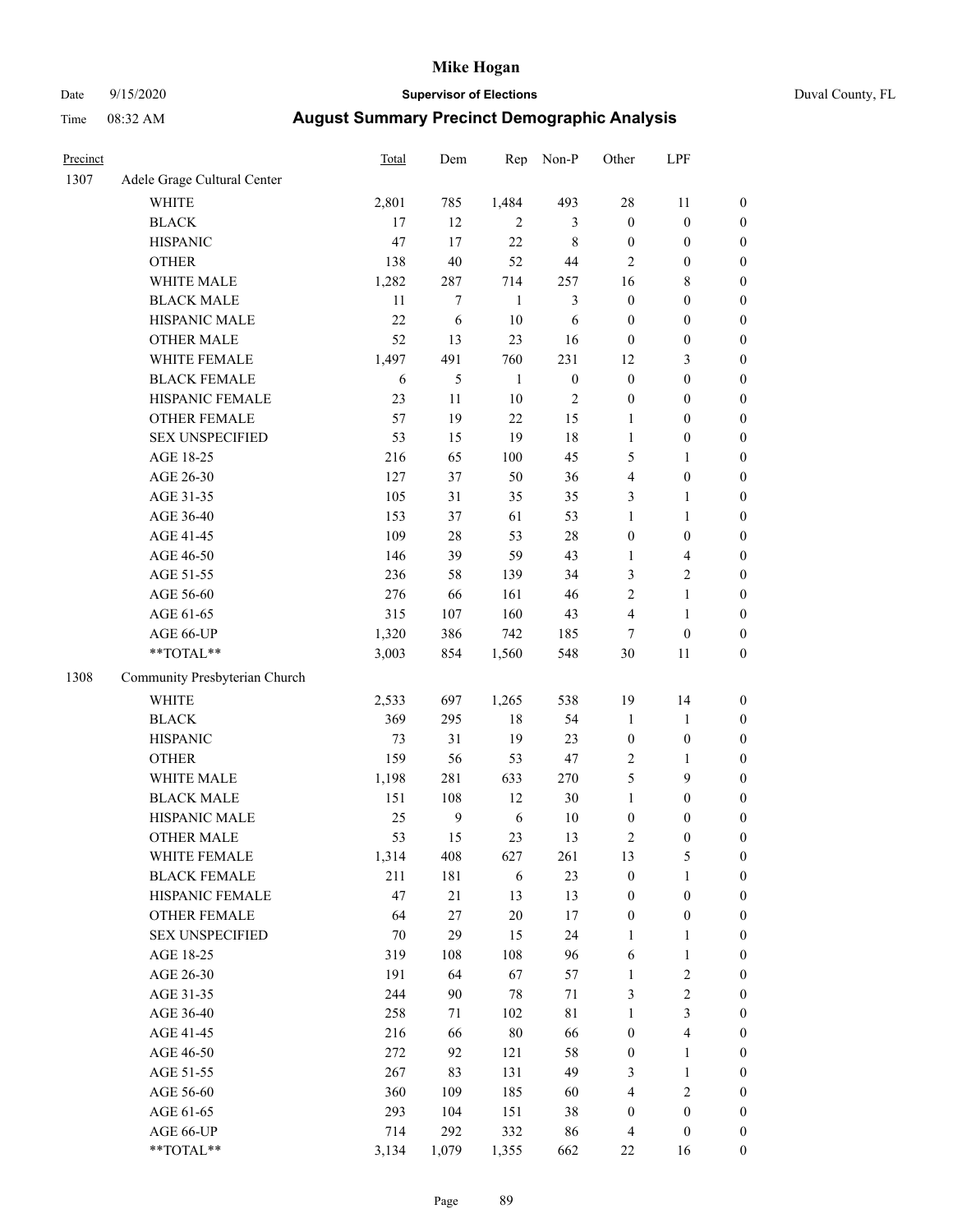# Mike Hogan

Date 9/15/2020 **Supervisor of Elections** Duval County, FL

Time 08:32 AM **August Summary Precinct Demographic Analysis**

| Precinct | | Total | Dem | Rep | Non-P | Other | LPF | |
|---|---|---|---|---|---|---|---|---|
| 1307 | Adele Grage Cultural Center | | | | | | | |
| | WHITE | 2,801 | 785 | 1,484 | 493 | 28 | 11 | 0 |
| | BLACK | 17 | 12 | 2 | 3 | 0 | 0 | 0 |
| | HISPANIC | 47 | 17 | 22 | 8 | 0 | 0 | 0 |
| | OTHER | 138 | 40 | 52 | 44 | 2 | 0 | 0 |
| | WHITE MALE | 1,282 | 287 | 714 | 257 | 16 | 8 | 0 |
| | BLACK MALE | 11 | 7 | 1 | 3 | 0 | 0 | 0 |
| | HISPANIC MALE | 22 | 6 | 10 | 6 | 0 | 0 | 0 |
| | OTHER MALE | 52 | 13 | 23 | 16 | 0 | 0 | 0 |
| | WHITE FEMALE | 1,497 | 491 | 760 | 231 | 12 | 3 | 0 |
| | BLACK FEMALE | 6 | 5 | 1 | 0 | 0 | 0 | 0 |
| | HISPANIC FEMALE | 23 | 11 | 10 | 2 | 0 | 0 | 0 |
| | OTHER FEMALE | 57 | 19 | 22 | 15 | 1 | 0 | 0 |
| | SEX UNSPECIFIED | 53 | 15 | 19 | 18 | 1 | 0 | 0 |
| | AGE 18-25 | 216 | 65 | 100 | 45 | 5 | 1 | 0 |
| | AGE 26-30 | 127 | 37 | 50 | 36 | 4 | 0 | 0 |
| | AGE 31-35 | 105 | 31 | 35 | 35 | 3 | 1 | 0 |
| | AGE 36-40 | 153 | 37 | 61 | 53 | 1 | 1 | 0 |
| | AGE 41-45 | 109 | 28 | 53 | 28 | 0 | 0 | 0 |
| | AGE 46-50 | 146 | 39 | 59 | 43 | 1 | 4 | 0 |
| | AGE 51-55 | 236 | 58 | 139 | 34 | 3 | 2 | 0 |
| | AGE 56-60 | 276 | 66 | 161 | 46 | 2 | 1 | 0 |
| | AGE 61-65 | 315 | 107 | 160 | 43 | 4 | 1 | 0 |
| | AGE 66-UP | 1,320 | 386 | 742 | 185 | 7 | 0 | 0 |
| | **TOTAL** | 3,003 | 854 | 1,560 | 548 | 30 | 11 | 0 |
| 1308 | Community Presbyterian Church | | | | | | | |
| | WHITE | 2,533 | 697 | 1,265 | 538 | 19 | 14 | 0 |
| | BLACK | 369 | 295 | 18 | 54 | 1 | 1 | 0 |
| | HISPANIC | 73 | 31 | 19 | 23 | 0 | 0 | 0 |
| | OTHER | 159 | 56 | 53 | 47 | 2 | 1 | 0 |
| | WHITE MALE | 1,198 | 281 | 633 | 270 | 5 | 9 | 0 |
| | BLACK MALE | 151 | 108 | 12 | 30 | 1 | 0 | 0 |
| | HISPANIC MALE | 25 | 9 | 6 | 10 | 0 | 0 | 0 |
| | OTHER MALE | 53 | 15 | 23 | 13 | 2 | 0 | 0 |
| | WHITE FEMALE | 1,314 | 408 | 627 | 261 | 13 | 5 | 0 |
| | BLACK FEMALE | 211 | 181 | 6 | 23 | 0 | 1 | 0 |
| | HISPANIC FEMALE | 47 | 21 | 13 | 13 | 0 | 0 | 0 |
| | OTHER FEMALE | 64 | 27 | 20 | 17 | 0 | 0 | 0 |
| | SEX UNSPECIFIED | 70 | 29 | 15 | 24 | 1 | 1 | 0 |
| | AGE 18-25 | 319 | 108 | 108 | 96 | 6 | 1 | 0 |
| | AGE 26-30 | 191 | 64 | 67 | 57 | 1 | 2 | 0 |
| | AGE 31-35 | 244 | 90 | 78 | 71 | 3 | 2 | 0 |
| | AGE 36-40 | 258 | 71 | 102 | 81 | 1 | 3 | 0 |
| | AGE 41-45 | 216 | 66 | 80 | 66 | 0 | 4 | 0 |
| | AGE 46-50 | 272 | 92 | 121 | 58 | 0 | 1 | 0 |
| | AGE 51-55 | 267 | 83 | 131 | 49 | 3 | 1 | 0 |
| | AGE 56-60 | 360 | 109 | 185 | 60 | 4 | 2 | 0 |
| | AGE 61-65 | 293 | 104 | 151 | 38 | 0 | 0 | 0 |
| | AGE 66-UP | 714 | 292 | 332 | 86 | 4 | 0 | 0 |
| | **TOTAL** | 3,134 | 1,079 | 1,355 | 662 | 22 | 16 | 0 |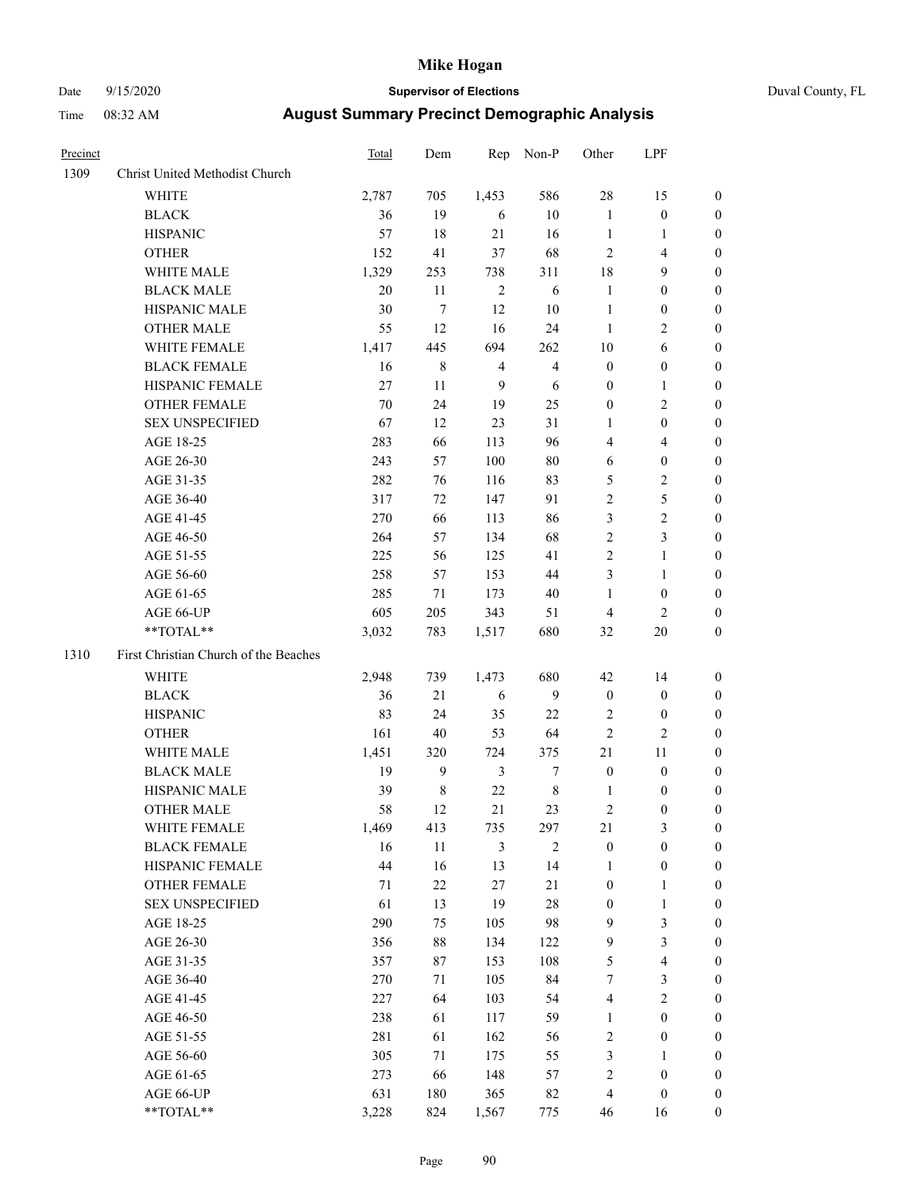# Mike Hogan

Date 9/15/2020 **Supervisor of Elections** Duval County, FL

Time 08:32 AM **August Summary Precinct Demographic Analysis**

| Precinct | | Total | Dem | Rep | Non-P | Other | LPF | |
|---|---|---|---|---|---|---|---|---|
| 1309 | Christ United Methodist Church | | | | | | | |
| | WHITE | 2,787 | 705 | 1,453 | 586 | 28 | 15 | 0 |
| | BLACK | 36 | 19 | 6 | 10 | 1 | 0 | 0 |
| | HISPANIC | 57 | 18 | 21 | 16 | 1 | 1 | 0 |
| | OTHER | 152 | 41 | 37 | 68 | 2 | 4 | 0 |
| | WHITE MALE | 1,329 | 253 | 738 | 311 | 18 | 9 | 0 |
| | BLACK MALE | 20 | 11 | 2 | 6 | 1 | 0 | 0 |
| | HISPANIC MALE | 30 | 7 | 12 | 10 | 1 | 0 | 0 |
| | OTHER MALE | 55 | 12 | 16 | 24 | 1 | 2 | 0 |
| | WHITE FEMALE | 1,417 | 445 | 694 | 262 | 10 | 6 | 0 |
| | BLACK FEMALE | 16 | 8 | 4 | 4 | 0 | 0 | 0 |
| | HISPANIC FEMALE | 27 | 11 | 9 | 6 | 0 | 1 | 0 |
| | OTHER FEMALE | 70 | 24 | 19 | 25 | 0 | 2 | 0 |
| | SEX UNSPECIFIED | 67 | 12 | 23 | 31 | 1 | 0 | 0 |
| | AGE 18-25 | 283 | 66 | 113 | 96 | 4 | 4 | 0 |
| | AGE 26-30 | 243 | 57 | 100 | 80 | 6 | 0 | 0 |
| | AGE 31-35 | 282 | 76 | 116 | 83 | 5 | 2 | 0 |
| | AGE 36-40 | 317 | 72 | 147 | 91 | 2 | 5 | 0 |
| | AGE 41-45 | 270 | 66 | 113 | 86 | 3 | 2 | 0 |
| | AGE 46-50 | 264 | 57 | 134 | 68 | 2 | 3 | 0 |
| | AGE 51-55 | 225 | 56 | 125 | 41 | 2 | 1 | 0 |
| | AGE 56-60 | 258 | 57 | 153 | 44 | 3 | 1 | 0 |
| | AGE 61-65 | 285 | 71 | 173 | 40 | 1 | 0 | 0 |
| | AGE 66-UP | 605 | 205 | 343 | 51 | 4 | 2 | 0 |
| | **TOTAL** | 3,032 | 783 | 1,517 | 680 | 32 | 20 | 0 |
| 1310 | First Christian Church of the Beaches | | | | | | | |
| | WHITE | 2,948 | 739 | 1,473 | 680 | 42 | 14 | 0 |
| | BLACK | 36 | 21 | 6 | 9 | 0 | 0 | 0 |
| | HISPANIC | 83 | 24 | 35 | 22 | 2 | 0 | 0 |
| | OTHER | 161 | 40 | 53 | 64 | 2 | 2 | 0 |
| | WHITE MALE | 1,451 | 320 | 724 | 375 | 21 | 11 | 0 |
| | BLACK MALE | 19 | 9 | 3 | 7 | 0 | 0 | 0 |
| | HISPANIC MALE | 39 | 8 | 22 | 8 | 1 | 0 | 0 |
| | OTHER MALE | 58 | 12 | 21 | 23 | 2 | 0 | 0 |
| | WHITE FEMALE | 1,469 | 413 | 735 | 297 | 21 | 3 | 0 |
| | BLACK FEMALE | 16 | 11 | 3 | 2 | 0 | 0 | 0 |
| | HISPANIC FEMALE | 44 | 16 | 13 | 14 | 1 | 0 | 0 |
| | OTHER FEMALE | 71 | 22 | 27 | 21 | 0 | 1 | 0 |
| | SEX UNSPECIFIED | 61 | 13 | 19 | 28 | 0 | 1 | 0 |
| | AGE 18-25 | 290 | 75 | 105 | 98 | 9 | 3 | 0 |
| | AGE 26-30 | 356 | 88 | 134 | 122 | 9 | 3 | 0 |
| | AGE 31-35 | 357 | 87 | 153 | 108 | 5 | 4 | 0 |
| | AGE 36-40 | 270 | 71 | 105 | 84 | 7 | 3 | 0 |
| | AGE 41-45 | 227 | 64 | 103 | 54 | 4 | 2 | 0 |
| | AGE 46-50 | 238 | 61 | 117 | 59 | 1 | 0 | 0 |
| | AGE 51-55 | 281 | 61 | 162 | 56 | 2 | 0 | 0 |
| | AGE 56-60 | 305 | 71 | 175 | 55 | 3 | 1 | 0 |
| | AGE 61-65 | 273 | 66 | 148 | 57 | 2 | 0 | 0 |
| | AGE 66-UP | 631 | 180 | 365 | 82 | 4 | 0 | 0 |
| | **TOTAL** | 3,228 | 824 | 1,567 | 775 | 46 | 16 | 0 |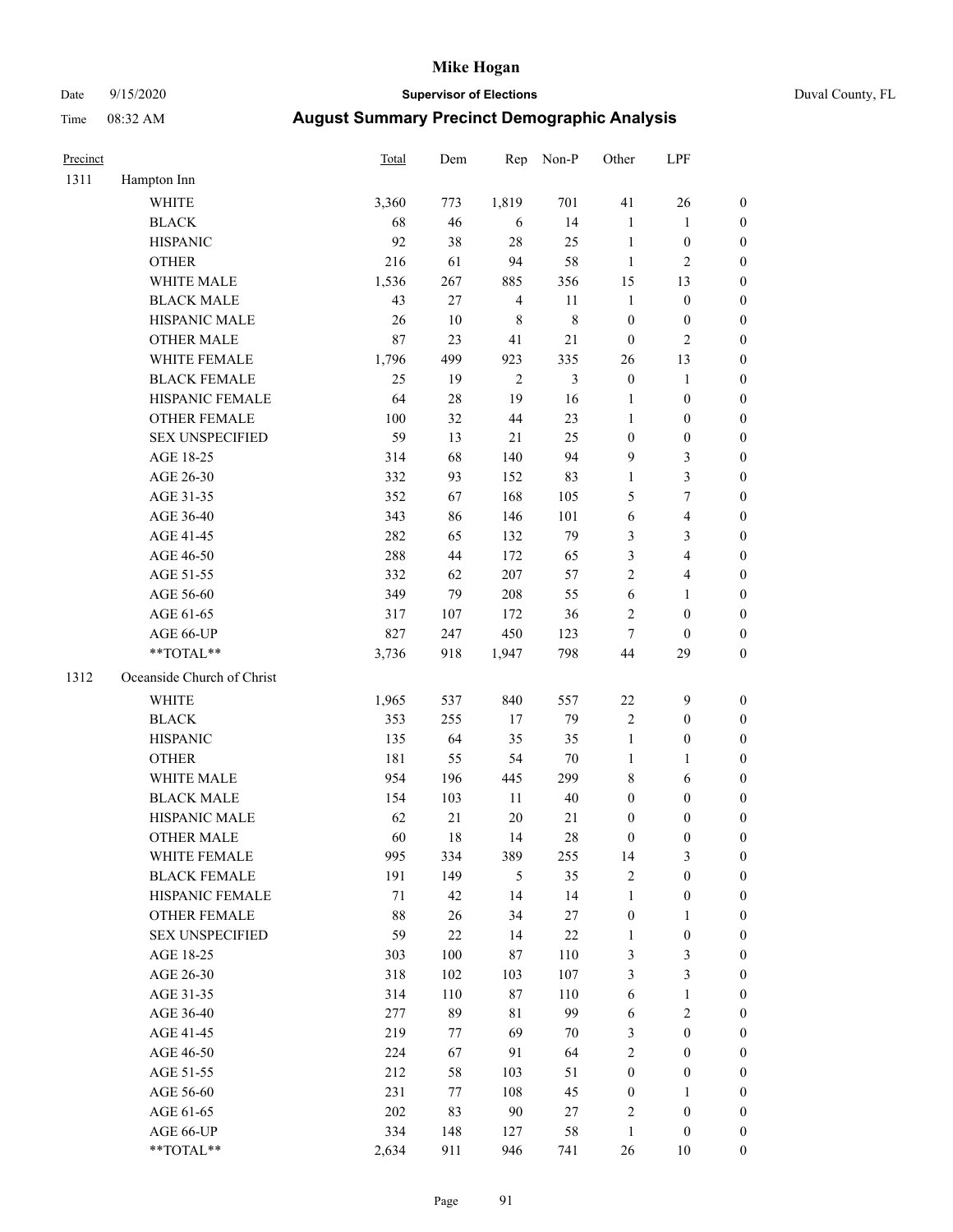# Mike Hogan

Date 9/15/2020 **Supervisor of Elections** Duval County, FL

Time 08:32 AM **August Summary Precinct Demographic Analysis**

| Precinct | | Total | Dem | Rep | Non-P | Other | LPF | |
|---|---|---|---|---|---|---|---|---|
| 1311 | Hampton Inn | | | | | | | |
| | WHITE | 3,360 | 773 | 1,819 | 701 | 41 | 26 | 0 |
| | BLACK | 68 | 46 | 6 | 14 | 1 | 1 | 0 |
| | HISPANIC | 92 | 38 | 28 | 25 | 1 | 0 | 0 |
| | OTHER | 216 | 61 | 94 | 58 | 1 | 2 | 0 |
| | WHITE MALE | 1,536 | 267 | 885 | 356 | 15 | 13 | 0 |
| | BLACK MALE | 43 | 27 | 4 | 11 | 1 | 0 | 0 |
| | HISPANIC MALE | 26 | 10 | 8 | 8 | 0 | 0 | 0 |
| | OTHER MALE | 87 | 23 | 41 | 21 | 0 | 2 | 0 |
| | WHITE FEMALE | 1,796 | 499 | 923 | 335 | 26 | 13 | 0 |
| | BLACK FEMALE | 25 | 19 | 2 | 3 | 0 | 1 | 0 |
| | HISPANIC FEMALE | 64 | 28 | 19 | 16 | 1 | 0 | 0 |
| | OTHER FEMALE | 100 | 32 | 44 | 23 | 1 | 0 | 0 |
| | SEX UNSPECIFIED | 59 | 13 | 21 | 25 | 0 | 0 | 0 |
| | AGE 18-25 | 314 | 68 | 140 | 94 | 9 | 3 | 0 |
| | AGE 26-30 | 332 | 93 | 152 | 83 | 1 | 3 | 0 |
| | AGE 31-35 | 352 | 67 | 168 | 105 | 5 | 7 | 0 |
| | AGE 36-40 | 343 | 86 | 146 | 101 | 6 | 4 | 0 |
| | AGE 41-45 | 282 | 65 | 132 | 79 | 3 | 3 | 0 |
| | AGE 46-50 | 288 | 44 | 172 | 65 | 3 | 4 | 0 |
| | AGE 51-55 | 332 | 62 | 207 | 57 | 2 | 4 | 0 |
| | AGE 56-60 | 349 | 79 | 208 | 55 | 6 | 1 | 0 |
| | AGE 61-65 | 317 | 107 | 172 | 36 | 2 | 0 | 0 |
| | AGE 66-UP | 827 | 247 | 450 | 123 | 7 | 0 | 0 |
| | **TOTAL** | 3,736 | 918 | 1,947 | 798 | 44 | 29 | 0 |
| 1312 | Oceanside Church of Christ | | | | | | | |
| | WHITE | 1,965 | 537 | 840 | 557 | 22 | 9 | 0 |
| | BLACK | 353 | 255 | 17 | 79 | 2 | 0 | 0 |
| | HISPANIC | 135 | 64 | 35 | 35 | 1 | 0 | 0 |
| | OTHER | 181 | 55 | 54 | 70 | 1 | 1 | 0 |
| | WHITE MALE | 954 | 196 | 445 | 299 | 8 | 6 | 0 |
| | BLACK MALE | 154 | 103 | 11 | 40 | 0 | 0 | 0 |
| | HISPANIC MALE | 62 | 21 | 20 | 21 | 0 | 0 | 0 |
| | OTHER MALE | 60 | 18 | 14 | 28 | 0 | 0 | 0 |
| | WHITE FEMALE | 995 | 334 | 389 | 255 | 14 | 3 | 0 |
| | BLACK FEMALE | 191 | 149 | 5 | 35 | 2 | 0 | 0 |
| | HISPANIC FEMALE | 71 | 42 | 14 | 14 | 1 | 0 | 0 |
| | OTHER FEMALE | 88 | 26 | 34 | 27 | 0 | 1 | 0 |
| | SEX UNSPECIFIED | 59 | 22 | 14 | 22 | 1 | 0 | 0 |
| | AGE 18-25 | 303 | 100 | 87 | 110 | 3 | 3 | 0 |
| | AGE 26-30 | 318 | 102 | 103 | 107 | 3 | 3 | 0 |
| | AGE 31-35 | 314 | 110 | 87 | 110 | 6 | 1 | 0 |
| | AGE 36-40 | 277 | 89 | 81 | 99 | 6 | 2 | 0 |
| | AGE 41-45 | 219 | 77 | 69 | 70 | 3 | 0 | 0 |
| | AGE 46-50 | 224 | 67 | 91 | 64 | 2 | 0 | 0 |
| | AGE 51-55 | 212 | 58 | 103 | 51 | 0 | 0 | 0 |
| | AGE 56-60 | 231 | 77 | 108 | 45 | 0 | 1 | 0 |
| | AGE 61-65 | 202 | 83 | 90 | 27 | 2 | 0 | 0 |
| | AGE 66-UP | 334 | 148 | 127 | 58 | 1 | 0 | 0 |
| | **TOTAL** | 2,634 | 911 | 946 | 741 | 26 | 10 | 0 |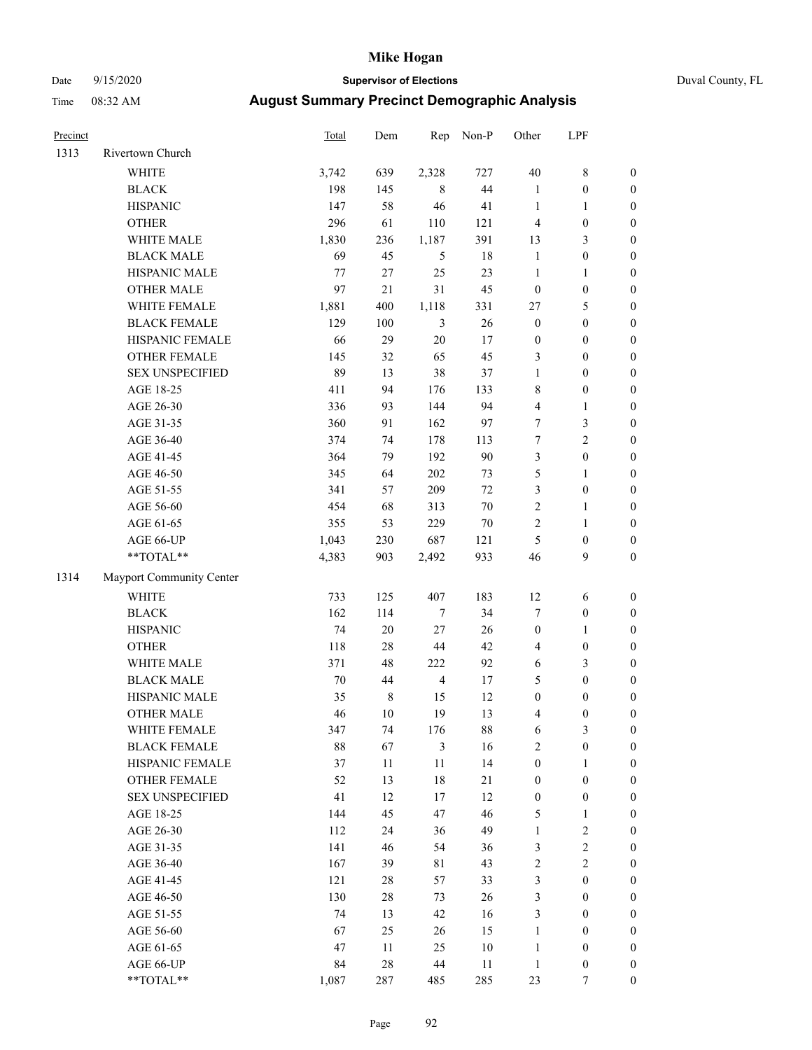# Mike Hogan

Date 9/15/2020 **Supervisor of Elections** Duval County, FL

Time 08:32 AM **August Summary Precinct Demographic Analysis**

| Precinct | | Total | Dem | Rep | Non-P | Other | LPF | |
|---|---|---|---|---|---|---|---|---|
| 1313 | Rivertown Church | | | | | | | |
| | WHITE | 3,742 | 639 | 2,328 | 727 | 40 | 8 | 0 |
| | BLACK | 198 | 145 | 8 | 44 | 1 | 0 | 0 |
| | HISPANIC | 147 | 58 | 46 | 41 | 1 | 1 | 0 |
| | OTHER | 296 | 61 | 110 | 121 | 4 | 0 | 0 |
| | WHITE MALE | 1,830 | 236 | 1,187 | 391 | 13 | 3 | 0 |
| | BLACK MALE | 69 | 45 | 5 | 18 | 1 | 0 | 0 |
| | HISPANIC MALE | 77 | 27 | 25 | 23 | 1 | 1 | 0 |
| | OTHER MALE | 97 | 21 | 31 | 45 | 0 | 0 | 0 |
| | WHITE FEMALE | 1,881 | 400 | 1,118 | 331 | 27 | 5 | 0 |
| | BLACK FEMALE | 129 | 100 | 3 | 26 | 0 | 0 | 0 |
| | HISPANIC FEMALE | 66 | 29 | 20 | 17 | 0 | 0 | 0 |
| | OTHER FEMALE | 145 | 32 | 65 | 45 | 3 | 0 | 0 |
| | SEX UNSPECIFIED | 89 | 13 | 38 | 37 | 1 | 0 | 0 |
| | AGE 18-25 | 411 | 94 | 176 | 133 | 8 | 0 | 0 |
| | AGE 26-30 | 336 | 93 | 144 | 94 | 4 | 1 | 0 |
| | AGE 31-35 | 360 | 91 | 162 | 97 | 7 | 3 | 0 |
| | AGE 36-40 | 374 | 74 | 178 | 113 | 7 | 2 | 0 |
| | AGE 41-45 | 364 | 79 | 192 | 90 | 3 | 0 | 0 |
| | AGE 46-50 | 345 | 64 | 202 | 73 | 5 | 1 | 0 |
| | AGE 51-55 | 341 | 57 | 209 | 72 | 3 | 0 | 0 |
| | AGE 56-60 | 454 | 68 | 313 | 70 | 2 | 1 | 0 |
| | AGE 61-65 | 355 | 53 | 229 | 70 | 2 | 1 | 0 |
| | AGE 66-UP | 1,043 | 230 | 687 | 121 | 5 | 0 | 0 |
| | **TOTAL** | 4,383 | 903 | 2,492 | 933 | 46 | 9 | 0 |
| 1314 | Mayport Community Center | | | | | | | |
| | WHITE | 733 | 125 | 407 | 183 | 12 | 6 | 0 |
| | BLACK | 162 | 114 | 7 | 34 | 7 | 0 | 0 |
| | HISPANIC | 74 | 20 | 27 | 26 | 0 | 1 | 0 |
| | OTHER | 118 | 28 | 44 | 42 | 4 | 0 | 0 |
| | WHITE MALE | 371 | 48 | 222 | 92 | 6 | 3 | 0 |
| | BLACK MALE | 70 | 44 | 4 | 17 | 5 | 0 | 0 |
| | HISPANIC MALE | 35 | 8 | 15 | 12 | 0 | 0 | 0 |
| | OTHER MALE | 46 | 10 | 19 | 13 | 4 | 0 | 0 |
| | WHITE FEMALE | 347 | 74 | 176 | 88 | 6 | 3 | 0 |
| | BLACK FEMALE | 88 | 67 | 3 | 16 | 2 | 0 | 0 |
| | HISPANIC FEMALE | 37 | 11 | 11 | 14 | 0 | 1 | 0 |
| | OTHER FEMALE | 52 | 13 | 18 | 21 | 0 | 0 | 0 |
| | SEX UNSPECIFIED | 41 | 12 | 17 | 12 | 0 | 0 | 0 |
| | AGE 18-25 | 144 | 45 | 47 | 46 | 5 | 1 | 0 |
| | AGE 26-30 | 112 | 24 | 36 | 49 | 1 | 2 | 0 |
| | AGE 31-35 | 141 | 46 | 54 | 36 | 3 | 2 | 0 |
| | AGE 36-40 | 167 | 39 | 81 | 43 | 2 | 2 | 0 |
| | AGE 41-45 | 121 | 28 | 57 | 33 | 3 | 0 | 0 |
| | AGE 46-50 | 130 | 28 | 73 | 26 | 3 | 0 | 0 |
| | AGE 51-55 | 74 | 13 | 42 | 16 | 3 | 0 | 0 |
| | AGE 56-60 | 67 | 25 | 26 | 15 | 1 | 0 | 0 |
| | AGE 61-65 | 47 | 11 | 25 | 10 | 1 | 0 | 0 |
| | AGE 66-UP | 84 | 28 | 44 | 11 | 1 | 0 | 0 |
| | **TOTAL** | 1,087 | 287 | 485 | 285 | 23 | 7 | 0 |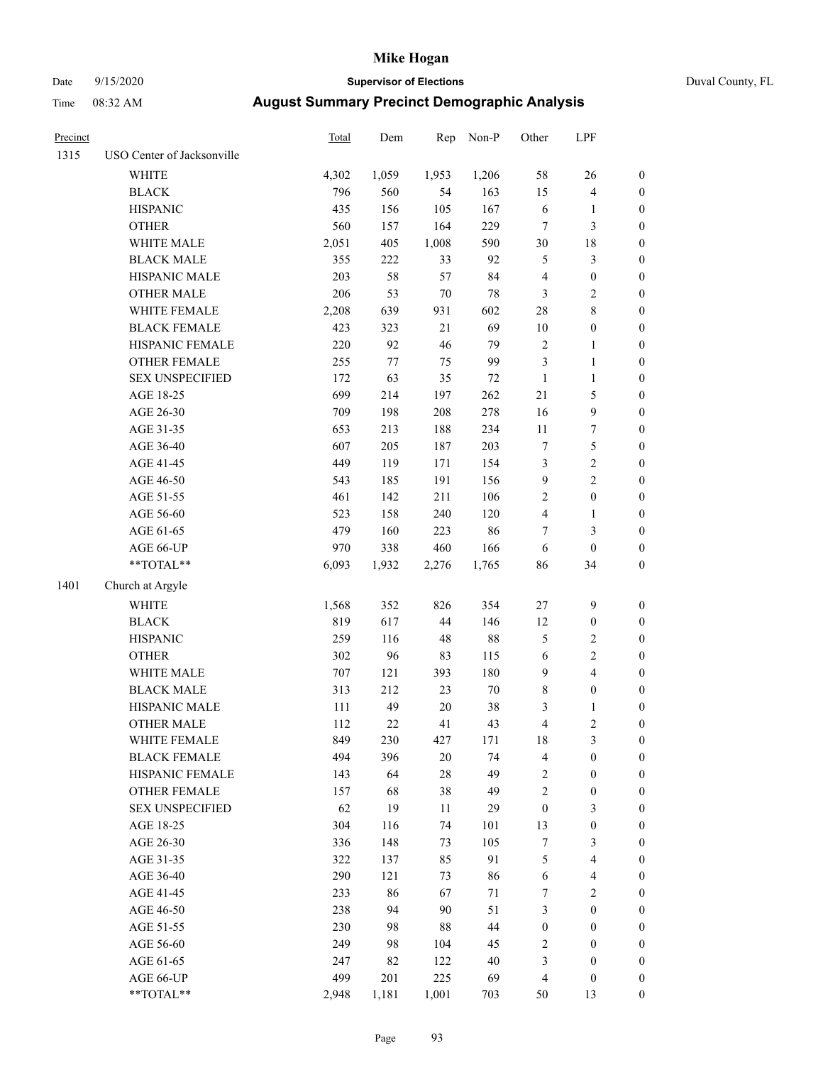# Mike Hogan

Date 9/15/2020 **Supervisor of Elections** Duval County, FL

Time 08:32 AM **August Summary Precinct Demographic Analysis**

| Precinct | | Total | Dem | Rep | Non-P | Other | LPF | |
|---|---|---|---|---|---|---|---|---|
| 1315 | USO Center of Jacksonville | | | | | | | |
| | WHITE | 4,302 | 1,059 | 1,953 | 1,206 | 58 | 26 | 0 |
| | BLACK | 796 | 560 | 54 | 163 | 15 | 4 | 0 |
| | HISPANIC | 435 | 156 | 105 | 167 | 6 | 1 | 0 |
| | OTHER | 560 | 157 | 164 | 229 | 7 | 3 | 0 |
| | WHITE MALE | 2,051 | 405 | 1,008 | 590 | 30 | 18 | 0 |
| | BLACK MALE | 355 | 222 | 33 | 92 | 5 | 3 | 0 |
| | HISPANIC MALE | 203 | 58 | 57 | 84 | 4 | 0 | 0 |
| | OTHER MALE | 206 | 53 | 70 | 78 | 3 | 2 | 0 |
| | WHITE FEMALE | 2,208 | 639 | 931 | 602 | 28 | 8 | 0 |
| | BLACK FEMALE | 423 | 323 | 21 | 69 | 10 | 0 | 0 |
| | HISPANIC FEMALE | 220 | 92 | 46 | 79 | 2 | 1 | 0 |
| | OTHER FEMALE | 255 | 77 | 75 | 99 | 3 | 1 | 0 |
| | SEX UNSPECIFIED | 172 | 63 | 35 | 72 | 1 | 1 | 0 |
| | AGE 18-25 | 699 | 214 | 197 | 262 | 21 | 5 | 0 |
| | AGE 26-30 | 709 | 198 | 208 | 278 | 16 | 9 | 0 |
| | AGE 31-35 | 653 | 213 | 188 | 234 | 11 | 7 | 0 |
| | AGE 36-40 | 607 | 205 | 187 | 203 | 7 | 5 | 0 |
| | AGE 41-45 | 449 | 119 | 171 | 154 | 3 | 2 | 0 |
| | AGE 46-50 | 543 | 185 | 191 | 156 | 9 | 2 | 0 |
| | AGE 51-55 | 461 | 142 | 211 | 106 | 2 | 0 | 0 |
| | AGE 56-60 | 523 | 158 | 240 | 120 | 4 | 1 | 0 |
| | AGE 61-65 | 479 | 160 | 223 | 86 | 7 | 3 | 0 |
| | AGE 66-UP | 970 | 338 | 460 | 166 | 6 | 0 | 0 |
| | **TOTAL** | 6,093 | 1,932 | 2,276 | 1,765 | 86 | 34 | 0 |
| 1401 | Church at Argyle | | | | | | | |
| | WHITE | 1,568 | 352 | 826 | 354 | 27 | 9 | 0 |
| | BLACK | 819 | 617 | 44 | 146 | 12 | 0 | 0 |
| | HISPANIC | 259 | 116 | 48 | 88 | 5 | 2 | 0 |
| | OTHER | 302 | 96 | 83 | 115 | 6 | 2 | 0 |
| | WHITE MALE | 707 | 121 | 393 | 180 | 9 | 4 | 0 |
| | BLACK MALE | 313 | 212 | 23 | 70 | 8 | 0 | 0 |
| | HISPANIC MALE | 111 | 49 | 20 | 38 | 3 | 1 | 0 |
| | OTHER MALE | 112 | 22 | 41 | 43 | 4 | 2 | 0 |
| | WHITE FEMALE | 849 | 230 | 427 | 171 | 18 | 3 | 0 |
| | BLACK FEMALE | 494 | 396 | 20 | 74 | 4 | 0 | 0 |
| | HISPANIC FEMALE | 143 | 64 | 28 | 49 | 2 | 0 | 0 |
| | OTHER FEMALE | 157 | 68 | 38 | 49 | 2 | 0 | 0 |
| | SEX UNSPECIFIED | 62 | 19 | 11 | 29 | 0 | 3 | 0 |
| | AGE 18-25 | 304 | 116 | 74 | 101 | 13 | 0 | 0 |
| | AGE 26-30 | 336 | 148 | 73 | 105 | 7 | 3 | 0 |
| | AGE 31-35 | 322 | 137 | 85 | 91 | 5 | 4 | 0 |
| | AGE 36-40 | 290 | 121 | 73 | 86 | 6 | 4 | 0 |
| | AGE 41-45 | 233 | 86 | 67 | 71 | 7 | 2 | 0 |
| | AGE 46-50 | 238 | 94 | 90 | 51 | 3 | 0 | 0 |
| | AGE 51-55 | 230 | 98 | 88 | 44 | 0 | 0 | 0 |
| | AGE 56-60 | 249 | 98 | 104 | 45 | 2 | 0 | 0 |
| | AGE 61-65 | 247 | 82 | 122 | 40 | 3 | 0 | 0 |
| | AGE 66-UP | 499 | 201 | 225 | 69 | 4 | 0 | 0 |
| | **TOTAL** | 2,948 | 1,181 | 1,001 | 703 | 50 | 13 | 0 |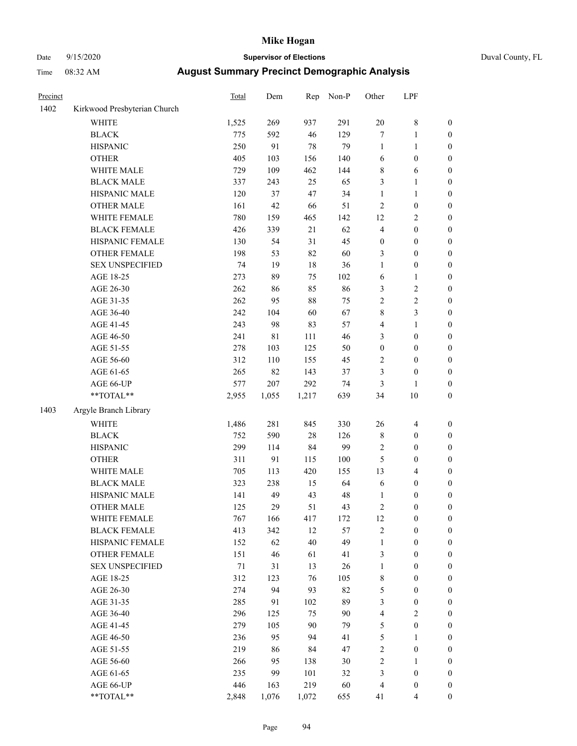# Mike Hogan

Date 9/15/2020 **Supervisor of Elections** Duval County, FL

Time 08:32 AM **August Summary Precinct Demographic Analysis**

| Precinct | | Total | Dem | Rep | Non-P | Other | LPF | |
|---|---|---|---|---|---|---|---|---|
| 1402 | Kirkwood Presbyterian Church | | | | | | | |
| | WHITE | 1,525 | 269 | 937 | 291 | 20 | 8 | 0 |
| | BLACK | 775 | 592 | 46 | 129 | 7 | 1 | 0 |
| | HISPANIC | 250 | 91 | 78 | 79 | 1 | 1 | 0 |
| | OTHER | 405 | 103 | 156 | 140 | 6 | 0 | 0 |
| | WHITE MALE | 729 | 109 | 462 | 144 | 8 | 6 | 0 |
| | BLACK MALE | 337 | 243 | 25 | 65 | 3 | 1 | 0 |
| | HISPANIC MALE | 120 | 37 | 47 | 34 | 1 | 1 | 0 |
| | OTHER MALE | 161 | 42 | 66 | 51 | 2 | 0 | 0 |
| | WHITE FEMALE | 780 | 159 | 465 | 142 | 12 | 2 | 0 |
| | BLACK FEMALE | 426 | 339 | 21 | 62 | 4 | 0 | 0 |
| | HISPANIC FEMALE | 130 | 54 | 31 | 45 | 0 | 0 | 0 |
| | OTHER FEMALE | 198 | 53 | 82 | 60 | 3 | 0 | 0 |
| | SEX UNSPECIFIED | 74 | 19 | 18 | 36 | 1 | 0 | 0 |
| | AGE 18-25 | 273 | 89 | 75 | 102 | 6 | 1 | 0 |
| | AGE 26-30 | 262 | 86 | 85 | 86 | 3 | 2 | 0 |
| | AGE 31-35 | 262 | 95 | 88 | 75 | 2 | 2 | 0 |
| | AGE 36-40 | 242 | 104 | 60 | 67 | 8 | 3 | 0 |
| | AGE 41-45 | 243 | 98 | 83 | 57 | 4 | 1 | 0 |
| | AGE 46-50 | 241 | 81 | 111 | 46 | 3 | 0 | 0 |
| | AGE 51-55 | 278 | 103 | 125 | 50 | 0 | 0 | 0 |
| | AGE 56-60 | 312 | 110 | 155 | 45 | 2 | 0 | 0 |
| | AGE 61-65 | 265 | 82 | 143 | 37 | 3 | 0 | 0 |
| | AGE 66-UP | 577 | 207 | 292 | 74 | 3 | 1 | 0 |
| | **TOTAL** | 2,955 | 1,055 | 1,217 | 639 | 34 | 10 | 0 |
| 1403 | Argyle Branch Library | | | | | | | |
| | WHITE | 1,486 | 281 | 845 | 330 | 26 | 4 | 0 |
| | BLACK | 752 | 590 | 28 | 126 | 8 | 0 | 0 |
| | HISPANIC | 299 | 114 | 84 | 99 | 2 | 0 | 0 |
| | OTHER | 311 | 91 | 115 | 100 | 5 | 0 | 0 |
| | WHITE MALE | 705 | 113 | 420 | 155 | 13 | 4 | 0 |
| | BLACK MALE | 323 | 238 | 15 | 64 | 6 | 0 | 0 |
| | HISPANIC MALE | 141 | 49 | 43 | 48 | 1 | 0 | 0 |
| | OTHER MALE | 125 | 29 | 51 | 43 | 2 | 0 | 0 |
| | WHITE FEMALE | 767 | 166 | 417 | 172 | 12 | 0 | 0 |
| | BLACK FEMALE | 413 | 342 | 12 | 57 | 2 | 0 | 0 |
| | HISPANIC FEMALE | 152 | 62 | 40 | 49 | 1 | 0 | 0 |
| | OTHER FEMALE | 151 | 46 | 61 | 41 | 3 | 0 | 0 |
| | SEX UNSPECIFIED | 71 | 31 | 13 | 26 | 1 | 0 | 0 |
| | AGE 18-25 | 312 | 123 | 76 | 105 | 8 | 0 | 0 |
| | AGE 26-30 | 274 | 94 | 93 | 82 | 5 | 0 | 0 |
| | AGE 31-35 | 285 | 91 | 102 | 89 | 3 | 0 | 0 |
| | AGE 36-40 | 296 | 125 | 75 | 90 | 4 | 2 | 0 |
| | AGE 41-45 | 279 | 105 | 90 | 79 | 5 | 0 | 0 |
| | AGE 46-50 | 236 | 95 | 94 | 41 | 5 | 1 | 0 |
| | AGE 51-55 | 219 | 86 | 84 | 47 | 2 | 0 | 0 |
| | AGE 56-60 | 266 | 95 | 138 | 30 | 2 | 1 | 0 |
| | AGE 61-65 | 235 | 99 | 101 | 32 | 3 | 0 | 0 |
| | AGE 66-UP | 446 | 163 | 219 | 60 | 4 | 0 | 0 |
| | **TOTAL** | 2,848 | 1,076 | 1,072 | 655 | 41 | 4 | 0 |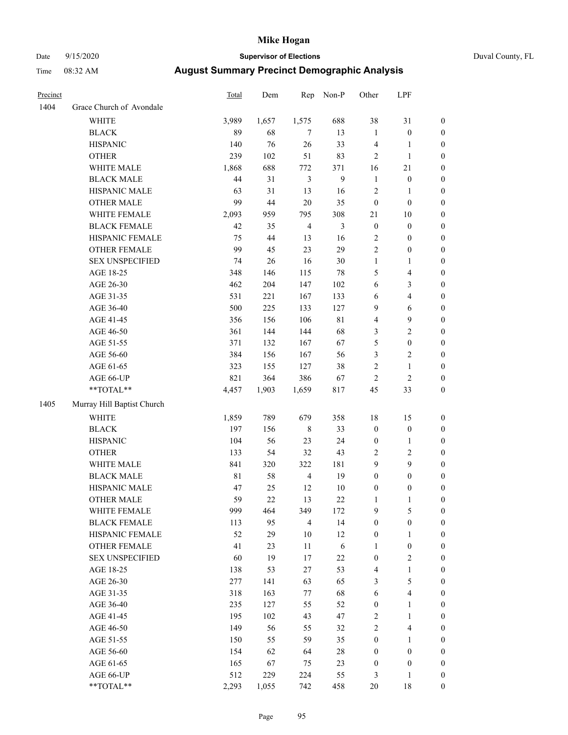# Mike Hogan

Date 9/15/2020 **Supervisor of Elections** Duval County, FL

Time 08:32 AM **August Summary Precinct Demographic Analysis**

| Precinct | | Total | Dem | Rep | Non-P | Other | LPF | |
|---|---|---|---|---|---|---|---|---|
| 1404 | Grace Church of Avondale | | | | | | | |
| | WHITE | 3,989 | 1,657 | 1,575 | 688 | 38 | 31 | 0 |
| | BLACK | 89 | 68 | 7 | 13 | 1 | 0 | 0 |
| | HISPANIC | 140 | 76 | 26 | 33 | 4 | 1 | 0 |
| | OTHER | 239 | 102 | 51 | 83 | 2 | 1 | 0 |
| | WHITE MALE | 1,868 | 688 | 772 | 371 | 16 | 21 | 0 |
| | BLACK MALE | 44 | 31 | 3 | 9 | 1 | 0 | 0 |
| | HISPANIC MALE | 63 | 31 | 13 | 16 | 2 | 1 | 0 |
| | OTHER MALE | 99 | 44 | 20 | 35 | 0 | 0 | 0 |
| | WHITE FEMALE | 2,093 | 959 | 795 | 308 | 21 | 10 | 0 |
| | BLACK FEMALE | 42 | 35 | 4 | 3 | 0 | 0 | 0 |
| | HISPANIC FEMALE | 75 | 44 | 13 | 16 | 2 | 0 | 0 |
| | OTHER FEMALE | 99 | 45 | 23 | 29 | 2 | 0 | 0 |
| | SEX UNSPECIFIED | 74 | 26 | 16 | 30 | 1 | 1 | 0 |
| | AGE 18-25 | 348 | 146 | 115 | 78 | 5 | 4 | 0 |
| | AGE 26-30 | 462 | 204 | 147 | 102 | 6 | 3 | 0 |
| | AGE 31-35 | 531 | 221 | 167 | 133 | 6 | 4 | 0 |
| | AGE 36-40 | 500 | 225 | 133 | 127 | 9 | 6 | 0 |
| | AGE 41-45 | 356 | 156 | 106 | 81 | 4 | 9 | 0 |
| | AGE 46-50 | 361 | 144 | 144 | 68 | 3 | 2 | 0 |
| | AGE 51-55 | 371 | 132 | 167 | 67 | 5 | 0 | 0 |
| | AGE 56-60 | 384 | 156 | 167 | 56 | 3 | 2 | 0 |
| | AGE 61-65 | 323 | 155 | 127 | 38 | 2 | 1 | 0 |
| | AGE 66-UP | 821 | 364 | 386 | 67 | 2 | 2 | 0 |
| | **TOTAL** | 4,457 | 1,903 | 1,659 | 817 | 45 | 33 | 0 |
| 1405 | Murray Hill Baptist Church | | | | | | | |
| | WHITE | 1,859 | 789 | 679 | 358 | 18 | 15 | 0 |
| | BLACK | 197 | 156 | 8 | 33 | 0 | 0 | 0 |
| | HISPANIC | 104 | 56 | 23 | 24 | 0 | 1 | 0 |
| | OTHER | 133 | 54 | 32 | 43 | 2 | 2 | 0 |
| | WHITE MALE | 841 | 320 | 322 | 181 | 9 | 9 | 0 |
| | BLACK MALE | 81 | 58 | 4 | 19 | 0 | 0 | 0 |
| | HISPANIC MALE | 47 | 25 | 12 | 10 | 0 | 0 | 0 |
| | OTHER MALE | 59 | 22 | 13 | 22 | 1 | 1 | 0 |
| | WHITE FEMALE | 999 | 464 | 349 | 172 | 9 | 5 | 0 |
| | BLACK FEMALE | 113 | 95 | 4 | 14 | 0 | 0 | 0 |
| | HISPANIC FEMALE | 52 | 29 | 10 | 12 | 0 | 1 | 0 |
| | OTHER FEMALE | 41 | 23 | 11 | 6 | 1 | 0 | 0 |
| | SEX UNSPECIFIED | 60 | 19 | 17 | 22 | 0 | 2 | 0 |
| | AGE 18-25 | 138 | 53 | 27 | 53 | 4 | 1 | 0 |
| | AGE 26-30 | 277 | 141 | 63 | 65 | 3 | 5 | 0 |
| | AGE 31-35 | 318 | 163 | 77 | 68 | 6 | 4 | 0 |
| | AGE 36-40 | 235 | 127 | 55 | 52 | 0 | 1 | 0 |
| | AGE 41-45 | 195 | 102 | 43 | 47 | 2 | 1 | 0 |
| | AGE 46-50 | 149 | 56 | 55 | 32 | 2 | 4 | 0 |
| | AGE 51-55 | 150 | 55 | 59 | 35 | 0 | 1 | 0 |
| | AGE 56-60 | 154 | 62 | 64 | 28 | 0 | 0 | 0 |
| | AGE 61-65 | 165 | 67 | 75 | 23 | 0 | 0 | 0 |
| | AGE 66-UP | 512 | 229 | 224 | 55 | 3 | 1 | 0 |
| | **TOTAL** | 2,293 | 1,055 | 742 | 458 | 20 | 18 | 0 |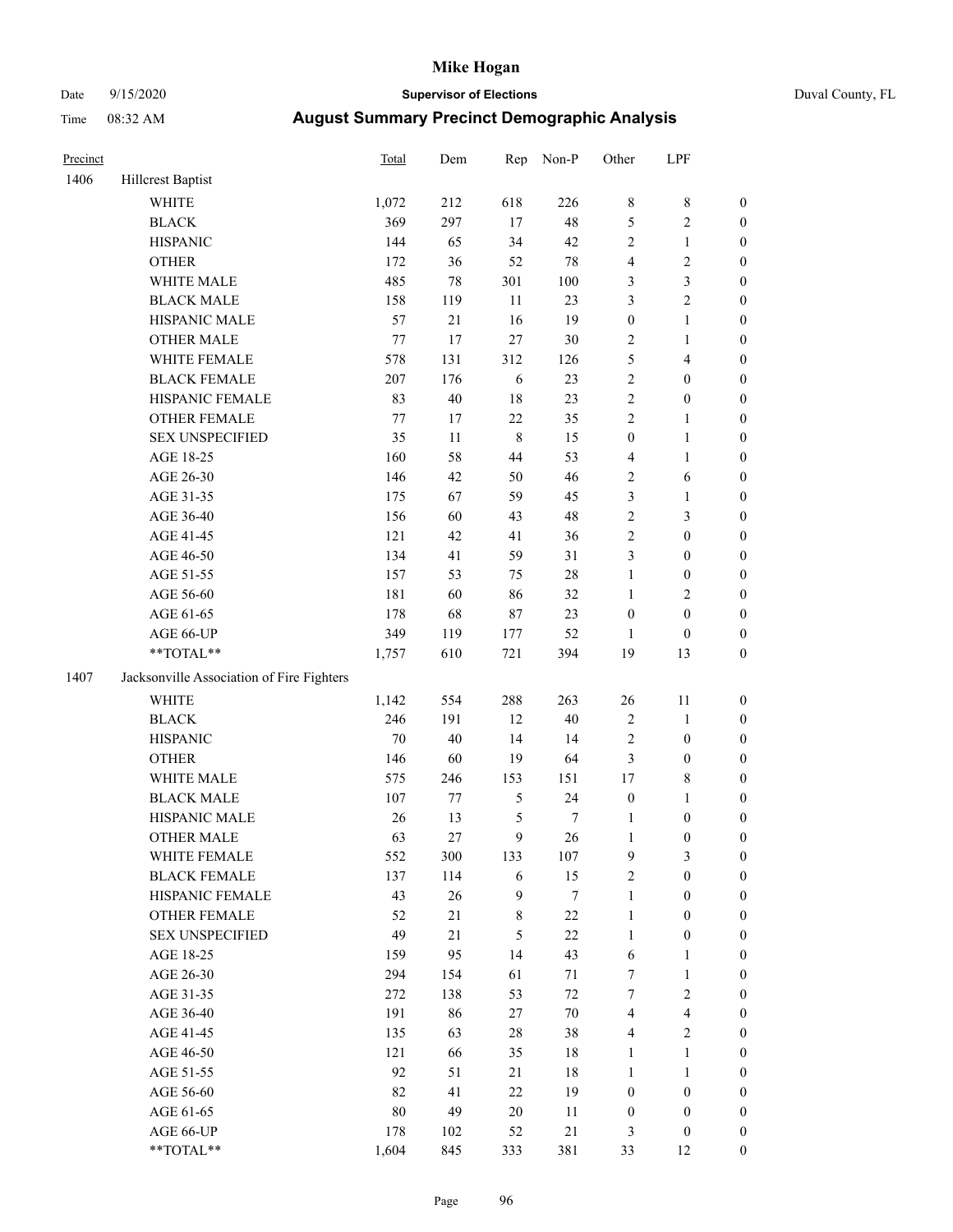# Mike Hogan

Date 9/15/2020 **Supervisor of Elections** Duval County, FL

Time 08:32 AM **August Summary Precinct Demographic Analysis**

| Precinct | | Total | Dem | Rep | Non-P | Other | LPF | |
|---|---|---|---|---|---|---|---|---|
| 1406 | Hillcrest Baptist | | | | | | | |
| | WHITE | 1,072 | 212 | 618 | 226 | 8 | 8 | 0 |
| | BLACK | 369 | 297 | 17 | 48 | 5 | 2 | 0 |
| | HISPANIC | 144 | 65 | 34 | 42 | 2 | 1 | 0 |
| | OTHER | 172 | 36 | 52 | 78 | 4 | 2 | 0 |
| | WHITE MALE | 485 | 78 | 301 | 100 | 3 | 3 | 0 |
| | BLACK MALE | 158 | 119 | 11 | 23 | 3 | 2 | 0 |
| | HISPANIC MALE | 57 | 21 | 16 | 19 | 0 | 1 | 0 |
| | OTHER MALE | 77 | 17 | 27 | 30 | 2 | 1 | 0 |
| | WHITE FEMALE | 578 | 131 | 312 | 126 | 5 | 4 | 0 |
| | BLACK FEMALE | 207 | 176 | 6 | 23 | 2 | 0 | 0 |
| | HISPANIC FEMALE | 83 | 40 | 18 | 23 | 2 | 0 | 0 |
| | OTHER FEMALE | 77 | 17 | 22 | 35 | 2 | 1 | 0 |
| | SEX UNSPECIFIED | 35 | 11 | 8 | 15 | 0 | 1 | 0 |
| | AGE 18-25 | 160 | 58 | 44 | 53 | 4 | 1 | 0 |
| | AGE 26-30 | 146 | 42 | 50 | 46 | 2 | 6 | 0 |
| | AGE 31-35 | 175 | 67 | 59 | 45 | 3 | 1 | 0 |
| | AGE 36-40 | 156 | 60 | 43 | 48 | 2 | 3 | 0 |
| | AGE 41-45 | 121 | 42 | 41 | 36 | 2 | 0 | 0 |
| | AGE 46-50 | 134 | 41 | 59 | 31 | 3 | 0 | 0 |
| | AGE 51-55 | 157 | 53 | 75 | 28 | 1 | 0 | 0 |
| | AGE 56-60 | 181 | 60 | 86 | 32 | 1 | 2 | 0 |
| | AGE 61-65 | 178 | 68 | 87 | 23 | 0 | 0 | 0 |
| | AGE 66-UP | 349 | 119 | 177 | 52 | 1 | 0 | 0 |
| | **TOTAL** | 1,757 | 610 | 721 | 394 | 19 | 13 | 0 |
| 1407 | Jacksonville Association of Fire Fighters | | | | | | | |
| | WHITE | 1,142 | 554 | 288 | 263 | 26 | 11 | 0 |
| | BLACK | 246 | 191 | 12 | 40 | 2 | 1 | 0 |
| | HISPANIC | 70 | 40 | 14 | 14 | 2 | 0 | 0 |
| | OTHER | 146 | 60 | 19 | 64 | 3 | 0 | 0 |
| | WHITE MALE | 575 | 246 | 153 | 151 | 17 | 8 | 0 |
| | BLACK MALE | 107 | 77 | 5 | 24 | 0 | 1 | 0 |
| | HISPANIC MALE | 26 | 13 | 5 | 7 | 1 | 0 | 0 |
| | OTHER MALE | 63 | 27 | 9 | 26 | 1 | 0 | 0 |
| | WHITE FEMALE | 552 | 300 | 133 | 107 | 9 | 3 | 0 |
| | BLACK FEMALE | 137 | 114 | 6 | 15 | 2 | 0 | 0 |
| | HISPANIC FEMALE | 43 | 26 | 9 | 7 | 1 | 0 | 0 |
| | OTHER FEMALE | 52 | 21 | 8 | 22 | 1 | 0 | 0 |
| | SEX UNSPECIFIED | 49 | 21 | 5 | 22 | 1 | 0 | 0 |
| | AGE 18-25 | 159 | 95 | 14 | 43 | 6 | 1 | 0 |
| | AGE 26-30 | 294 | 154 | 61 | 71 | 7 | 1 | 0 |
| | AGE 31-35 | 272 | 138 | 53 | 72 | 7 | 2 | 0 |
| | AGE 36-40 | 191 | 86 | 27 | 70 | 4 | 4 | 0 |
| | AGE 41-45 | 135 | 63 | 28 | 38 | 4 | 2 | 0 |
| | AGE 46-50 | 121 | 66 | 35 | 18 | 1 | 1 | 0 |
| | AGE 51-55 | 92 | 51 | 21 | 18 | 1 | 1 | 0 |
| | AGE 56-60 | 82 | 41 | 22 | 19 | 0 | 0 | 0 |
| | AGE 61-65 | 80 | 49 | 20 | 11 | 0 | 0 | 0 |
| | AGE 66-UP | 178 | 102 | 52 | 21 | 3 | 0 | 0 |
| | **TOTAL** | 1,604 | 845 | 333 | 381 | 33 | 12 | 0 |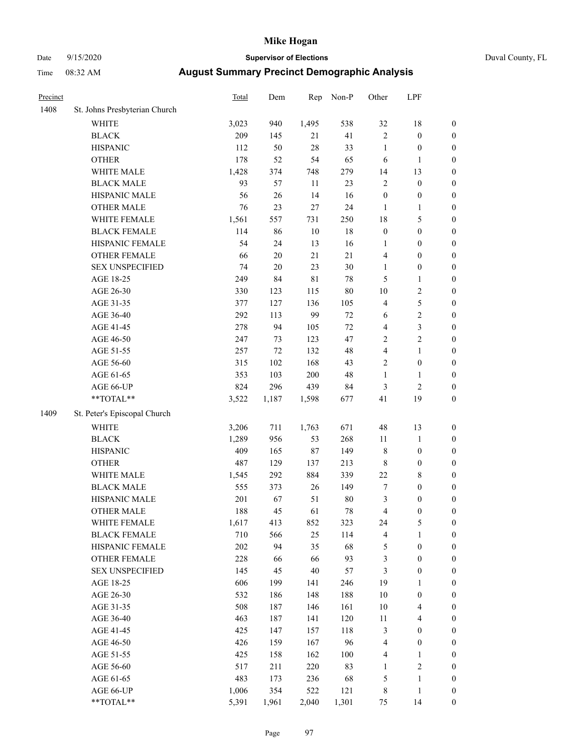# Mike Hogan

Date 9/15/2020 **Supervisor of Elections** Duval County, FL

Time 08:32 AM **August Summary Precinct Demographic Analysis**

| Precinct | | Total | Dem | Rep | Non-P | Other | LPF | |
|---|---|---|---|---|---|---|---|---|
| 1408 | St. Johns Presbyterian Church | | | | | | | |
| | WHITE | 3,023 | 940 | 1,495 | 538 | 32 | 18 | 0 |
| | BLACK | 209 | 145 | 21 | 41 | 2 | 0 | 0 |
| | HISPANIC | 112 | 50 | 28 | 33 | 1 | 0 | 0 |
| | OTHER | 178 | 52 | 54 | 65 | 6 | 1 | 0 |
| | WHITE MALE | 1,428 | 374 | 748 | 279 | 14 | 13 | 0 |
| | BLACK MALE | 93 | 57 | 11 | 23 | 2 | 0 | 0 |
| | HISPANIC MALE | 56 | 26 | 14 | 16 | 0 | 0 | 0 |
| | OTHER MALE | 76 | 23 | 27 | 24 | 1 | 1 | 0 |
| | WHITE FEMALE | 1,561 | 557 | 731 | 250 | 18 | 5 | 0 |
| | BLACK FEMALE | 114 | 86 | 10 | 18 | 0 | 0 | 0 |
| | HISPANIC FEMALE | 54 | 24 | 13 | 16 | 1 | 0 | 0 |
| | OTHER FEMALE | 66 | 20 | 21 | 21 | 4 | 0 | 0 |
| | SEX UNSPECIFIED | 74 | 20 | 23 | 30 | 1 | 0 | 0 |
| | AGE 18-25 | 249 | 84 | 81 | 78 | 5 | 1 | 0 |
| | AGE 26-30 | 330 | 123 | 115 | 80 | 10 | 2 | 0 |
| | AGE 31-35 | 377 | 127 | 136 | 105 | 4 | 5 | 0 |
| | AGE 36-40 | 292 | 113 | 99 | 72 | 6 | 2 | 0 |
| | AGE 41-45 | 278 | 94 | 105 | 72 | 4 | 3 | 0 |
| | AGE 46-50 | 247 | 73 | 123 | 47 | 2 | 2 | 0 |
| | AGE 51-55 | 257 | 72 | 132 | 48 | 4 | 1 | 0 |
| | AGE 56-60 | 315 | 102 | 168 | 43 | 2 | 0 | 0 |
| | AGE 61-65 | 353 | 103 | 200 | 48 | 1 | 1 | 0 |
| | AGE 66-UP | 824 | 296 | 439 | 84 | 3 | 2 | 0 |
| | **TOTAL** | 3,522 | 1,187 | 1,598 | 677 | 41 | 19 | 0 |
| 1409 | St. Peter's Episcopal Church | | | | | | | |
| | WHITE | 3,206 | 711 | 1,763 | 671 | 48 | 13 | 0 |
| | BLACK | 1,289 | 956 | 53 | 268 | 11 | 1 | 0 |
| | HISPANIC | 409 | 165 | 87 | 149 | 8 | 0 | 0 |
| | OTHER | 487 | 129 | 137 | 213 | 8 | 0 | 0 |
| | WHITE MALE | 1,545 | 292 | 884 | 339 | 22 | 8 | 0 |
| | BLACK MALE | 555 | 373 | 26 | 149 | 7 | 0 | 0 |
| | HISPANIC MALE | 201 | 67 | 51 | 80 | 3 | 0 | 0 |
| | OTHER MALE | 188 | 45 | 61 | 78 | 4 | 0 | 0 |
| | WHITE FEMALE | 1,617 | 413 | 852 | 323 | 24 | 5 | 0 |
| | BLACK FEMALE | 710 | 566 | 25 | 114 | 4 | 1 | 0 |
| | HISPANIC FEMALE | 202 | 94 | 35 | 68 | 5 | 0 | 0 |
| | OTHER FEMALE | 228 | 66 | 66 | 93 | 3 | 0 | 0 |
| | SEX UNSPECIFIED | 145 | 45 | 40 | 57 | 3 | 0 | 0 |
| | AGE 18-25 | 606 | 199 | 141 | 246 | 19 | 1 | 0 |
| | AGE 26-30 | 532 | 186 | 148 | 188 | 10 | 0 | 0 |
| | AGE 31-35 | 508 | 187 | 146 | 161 | 10 | 4 | 0 |
| | AGE 36-40 | 463 | 187 | 141 | 120 | 11 | 4 | 0 |
| | AGE 41-45 | 425 | 147 | 157 | 118 | 3 | 0 | 0 |
| | AGE 46-50 | 426 | 159 | 167 | 96 | 4 | 0 | 0 |
| | AGE 51-55 | 425 | 158 | 162 | 100 | 4 | 1 | 0 |
| | AGE 56-60 | 517 | 211 | 220 | 83 | 1 | 2 | 0 |
| | AGE 61-65 | 483 | 173 | 236 | 68 | 5 | 1 | 0 |
| | AGE 66-UP | 1,006 | 354 | 522 | 121 | 8 | 1 | 0 |
| | **TOTAL** | 5,391 | 1,961 | 2,040 | 1,301 | 75 | 14 | 0 |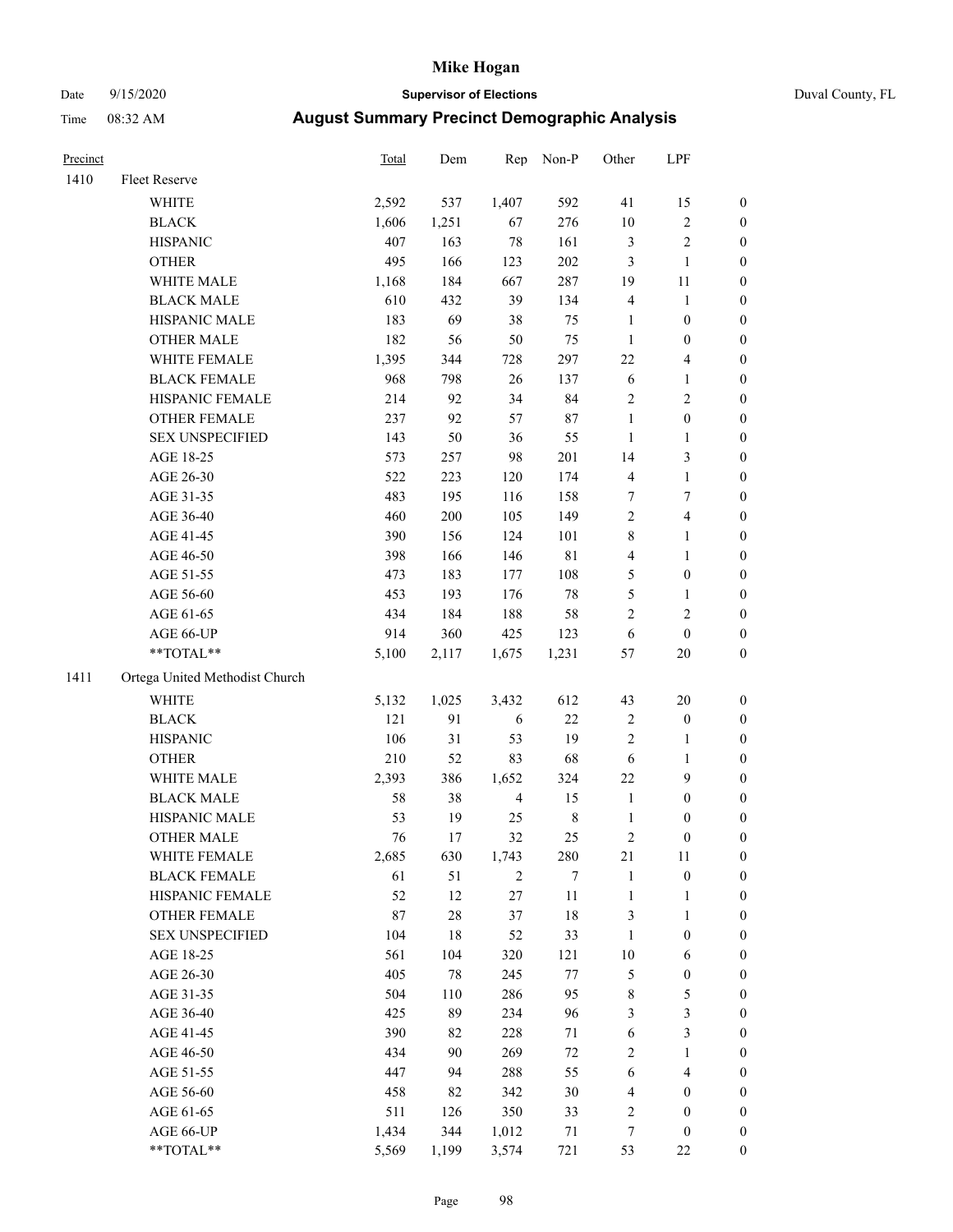# Mike Hogan

Date 9/15/2020 — **Supervisor of Elections** — Duval County, FL

Time 08:32 AM — **August Summary Precinct Demographic Analysis**

| Precinct | | Total | Dem | Rep | Non-P | Other | LPF | |
|---|---|---|---|---|---|---|---|---|
| 1410 | Fleet Reserve | | | | | | | |
| | WHITE | 2,592 | 537 | 1,407 | 592 | 41 | 15 | 0 |
| | BLACK | 1,606 | 1,251 | 67 | 276 | 10 | 2 | 0 |
| | HISPANIC | 407 | 163 | 78 | 161 | 3 | 2 | 0 |
| | OTHER | 495 | 166 | 123 | 202 | 3 | 1 | 0 |
| | WHITE MALE | 1,168 | 184 | 667 | 287 | 19 | 11 | 0 |
| | BLACK MALE | 610 | 432 | 39 | 134 | 4 | 1 | 0 |
| | HISPANIC MALE | 183 | 69 | 38 | 75 | 1 | 0 | 0 |
| | OTHER MALE | 182 | 56 | 50 | 75 | 1 | 0 | 0 |
| | WHITE FEMALE | 1,395 | 344 | 728 | 297 | 22 | 4 | 0 |
| | BLACK FEMALE | 968 | 798 | 26 | 137 | 6 | 1 | 0 |
| | HISPANIC FEMALE | 214 | 92 | 34 | 84 | 2 | 2 | 0 |
| | OTHER FEMALE | 237 | 92 | 57 | 87 | 1 | 0 | 0 |
| | SEX UNSPECIFIED | 143 | 50 | 36 | 55 | 1 | 1 | 0 |
| | AGE 18-25 | 573 | 257 | 98 | 201 | 14 | 3 | 0 |
| | AGE 26-30 | 522 | 223 | 120 | 174 | 4 | 1 | 0 |
| | AGE 31-35 | 483 | 195 | 116 | 158 | 7 | 7 | 0 |
| | AGE 36-40 | 460 | 200 | 105 | 149 | 2 | 4 | 0 |
| | AGE 41-45 | 390 | 156 | 124 | 101 | 8 | 1 | 0 |
| | AGE 46-50 | 398 | 166 | 146 | 81 | 4 | 1 | 0 |
| | AGE 51-55 | 473 | 183 | 177 | 108 | 5 | 0 | 0 |
| | AGE 56-60 | 453 | 193 | 176 | 78 | 5 | 1 | 0 |
| | AGE 61-65 | 434 | 184 | 188 | 58 | 2 | 2 | 0 |
| | AGE 66-UP | 914 | 360 | 425 | 123 | 6 | 0 | 0 |
| | **TOTAL** | 5,100 | 2,117 | 1,675 | 1,231 | 57 | 20 | 0 |
| 1411 | Ortega United Methodist Church | | | | | | | |
| | WHITE | 5,132 | 1,025 | 3,432 | 612 | 43 | 20 | 0 |
| | BLACK | 121 | 91 | 6 | 22 | 2 | 0 | 0 |
| | HISPANIC | 106 | 31 | 53 | 19 | 2 | 1 | 0 |
| | OTHER | 210 | 52 | 83 | 68 | 6 | 1 | 0 |
| | WHITE MALE | 2,393 | 386 | 1,652 | 324 | 22 | 9 | 0 |
| | BLACK MALE | 58 | 38 | 4 | 15 | 1 | 0 | 0 |
| | HISPANIC MALE | 53 | 19 | 25 | 8 | 1 | 0 | 0 |
| | OTHER MALE | 76 | 17 | 32 | 25 | 2 | 0 | 0 |
| | WHITE FEMALE | 2,685 | 630 | 1,743 | 280 | 21 | 11 | 0 |
| | BLACK FEMALE | 61 | 51 | 2 | 7 | 1 | 0 | 0 |
| | HISPANIC FEMALE | 52 | 12 | 27 | 11 | 1 | 1 | 0 |
| | OTHER FEMALE | 87 | 28 | 37 | 18 | 3 | 1 | 0 |
| | SEX UNSPECIFIED | 104 | 18 | 52 | 33 | 1 | 0 | 0 |
| | AGE 18-25 | 561 | 104 | 320 | 121 | 10 | 6 | 0 |
| | AGE 26-30 | 405 | 78 | 245 | 77 | 5 | 0 | 0 |
| | AGE 31-35 | 504 | 110 | 286 | 95 | 8 | 5 | 0 |
| | AGE 36-40 | 425 | 89 | 234 | 96 | 3 | 3 | 0 |
| | AGE 41-45 | 390 | 82 | 228 | 71 | 6 | 3 | 0 |
| | AGE 46-50 | 434 | 90 | 269 | 72 | 2 | 1 | 0 |
| | AGE 51-55 | 447 | 94 | 288 | 55 | 6 | 4 | 0 |
| | AGE 56-60 | 458 | 82 | 342 | 30 | 4 | 0 | 0 |
| | AGE 61-65 | 511 | 126 | 350 | 33 | 2 | 0 | 0 |
| | AGE 66-UP | 1,434 | 344 | 1,012 | 71 | 7 | 0 | 0 |
| | **TOTAL** | 5,569 | 1,199 | 3,574 | 721 | 53 | 22 | 0 |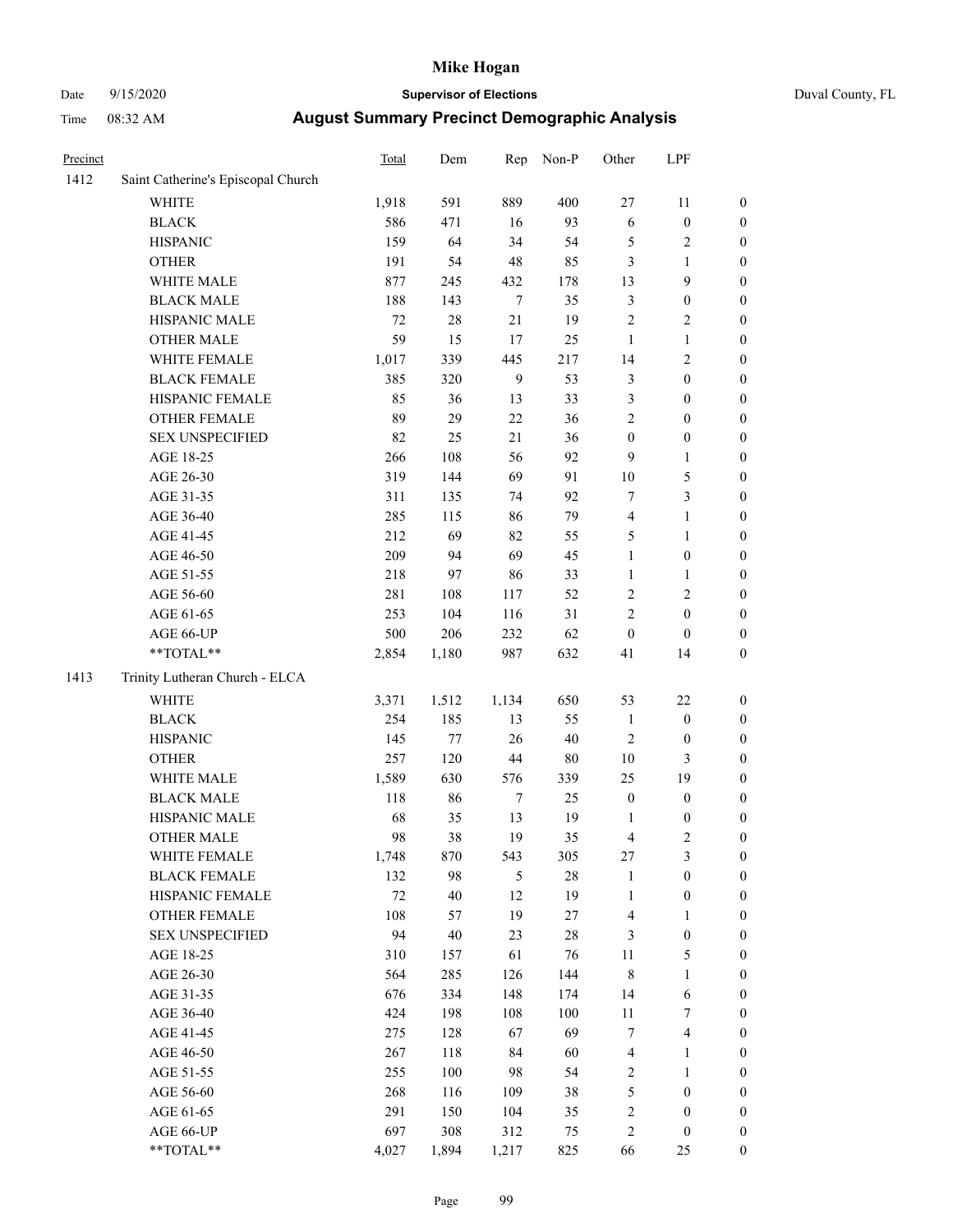# Mike Hogan

Date 9/15/2020 **Supervisor of Elections** Duval County, FL

Time 08:32 AM **August Summary Precinct Demographic Analysis**

| Precinct | | Total | Dem | Rep | Non-P | Other | LPF | |
|---|---|---|---|---|---|---|---|---|
| 1412 | Saint Catherine's Episcopal Church | | | | | | | |
| | WHITE | 1,918 | 591 | 889 | 400 | 27 | 11 | 0 |
| | BLACK | 586 | 471 | 16 | 93 | 6 | 0 | 0 |
| | HISPANIC | 159 | 64 | 34 | 54 | 5 | 2 | 0 |
| | OTHER | 191 | 54 | 48 | 85 | 3 | 1 | 0 |
| | WHITE MALE | 877 | 245 | 432 | 178 | 13 | 9 | 0 |
| | BLACK MALE | 188 | 143 | 7 | 35 | 3 | 0 | 0 |
| | HISPANIC MALE | 72 | 28 | 21 | 19 | 2 | 2 | 0 |
| | OTHER MALE | 59 | 15 | 17 | 25 | 1 | 1 | 0 |
| | WHITE FEMALE | 1,017 | 339 | 445 | 217 | 14 | 2 | 0 |
| | BLACK FEMALE | 385 | 320 | 9 | 53 | 3 | 0 | 0 |
| | HISPANIC FEMALE | 85 | 36 | 13 | 33 | 3 | 0 | 0 |
| | OTHER FEMALE | 89 | 29 | 22 | 36 | 2 | 0 | 0 |
| | SEX UNSPECIFIED | 82 | 25 | 21 | 36 | 0 | 0 | 0 |
| | AGE 18-25 | 266 | 108 | 56 | 92 | 9 | 1 | 0 |
| | AGE 26-30 | 319 | 144 | 69 | 91 | 10 | 5 | 0 |
| | AGE 31-35 | 311 | 135 | 74 | 92 | 7 | 3 | 0 |
| | AGE 36-40 | 285 | 115 | 86 | 79 | 4 | 1 | 0 |
| | AGE 41-45 | 212 | 69 | 82 | 55 | 5 | 1 | 0 |
| | AGE 46-50 | 209 | 94 | 69 | 45 | 1 | 0 | 0 |
| | AGE 51-55 | 218 | 97 | 86 | 33 | 1 | 1 | 0 |
| | AGE 56-60 | 281 | 108 | 117 | 52 | 2 | 2 | 0 |
| | AGE 61-65 | 253 | 104 | 116 | 31 | 2 | 0 | 0 |
| | AGE 66-UP | 500 | 206 | 232 | 62 | 0 | 0 | 0 |
| | **TOTAL** | 2,854 | 1,180 | 987 | 632 | 41 | 14 | 0 |
| 1413 | Trinity Lutheran Church - ELCA | | | | | | | |
| | WHITE | 3,371 | 1,512 | 1,134 | 650 | 53 | 22 | 0 |
| | BLACK | 254 | 185 | 13 | 55 | 1 | 0 | 0 |
| | HISPANIC | 145 | 77 | 26 | 40 | 2 | 0 | 0 |
| | OTHER | 257 | 120 | 44 | 80 | 10 | 3 | 0 |
| | WHITE MALE | 1,589 | 630 | 576 | 339 | 25 | 19 | 0 |
| | BLACK MALE | 118 | 86 | 7 | 25 | 0 | 0 | 0 |
| | HISPANIC MALE | 68 | 35 | 13 | 19 | 1 | 0 | 0 |
| | OTHER MALE | 98 | 38 | 19 | 35 | 4 | 2 | 0 |
| | WHITE FEMALE | 1,748 | 870 | 543 | 305 | 27 | 3 | 0 |
| | BLACK FEMALE | 132 | 98 | 5 | 28 | 1 | 0 | 0 |
| | HISPANIC FEMALE | 72 | 40 | 12 | 19 | 1 | 0 | 0 |
| | OTHER FEMALE | 108 | 57 | 19 | 27 | 4 | 1 | 0 |
| | SEX UNSPECIFIED | 94 | 40 | 23 | 28 | 3 | 0 | 0 |
| | AGE 18-25 | 310 | 157 | 61 | 76 | 11 | 5 | 0 |
| | AGE 26-30 | 564 | 285 | 126 | 144 | 8 | 1 | 0 |
| | AGE 31-35 | 676 | 334 | 148 | 174 | 14 | 6 | 0 |
| | AGE 36-40 | 424 | 198 | 108 | 100 | 11 | 7 | 0 |
| | AGE 41-45 | 275 | 128 | 67 | 69 | 7 | 4 | 0 |
| | AGE 46-50 | 267 | 118 | 84 | 60 | 4 | 1 | 0 |
| | AGE 51-55 | 255 | 100 | 98 | 54 | 2 | 1 | 0 |
| | AGE 56-60 | 268 | 116 | 109 | 38 | 5 | 0 | 0 |
| | AGE 61-65 | 291 | 150 | 104 | 35 | 2 | 0 | 0 |
| | AGE 66-UP | 697 | 308 | 312 | 75 | 2 | 0 | 0 |
| | **TOTAL** | 4,027 | 1,894 | 1,217 | 825 | 66 | 25 | 0 |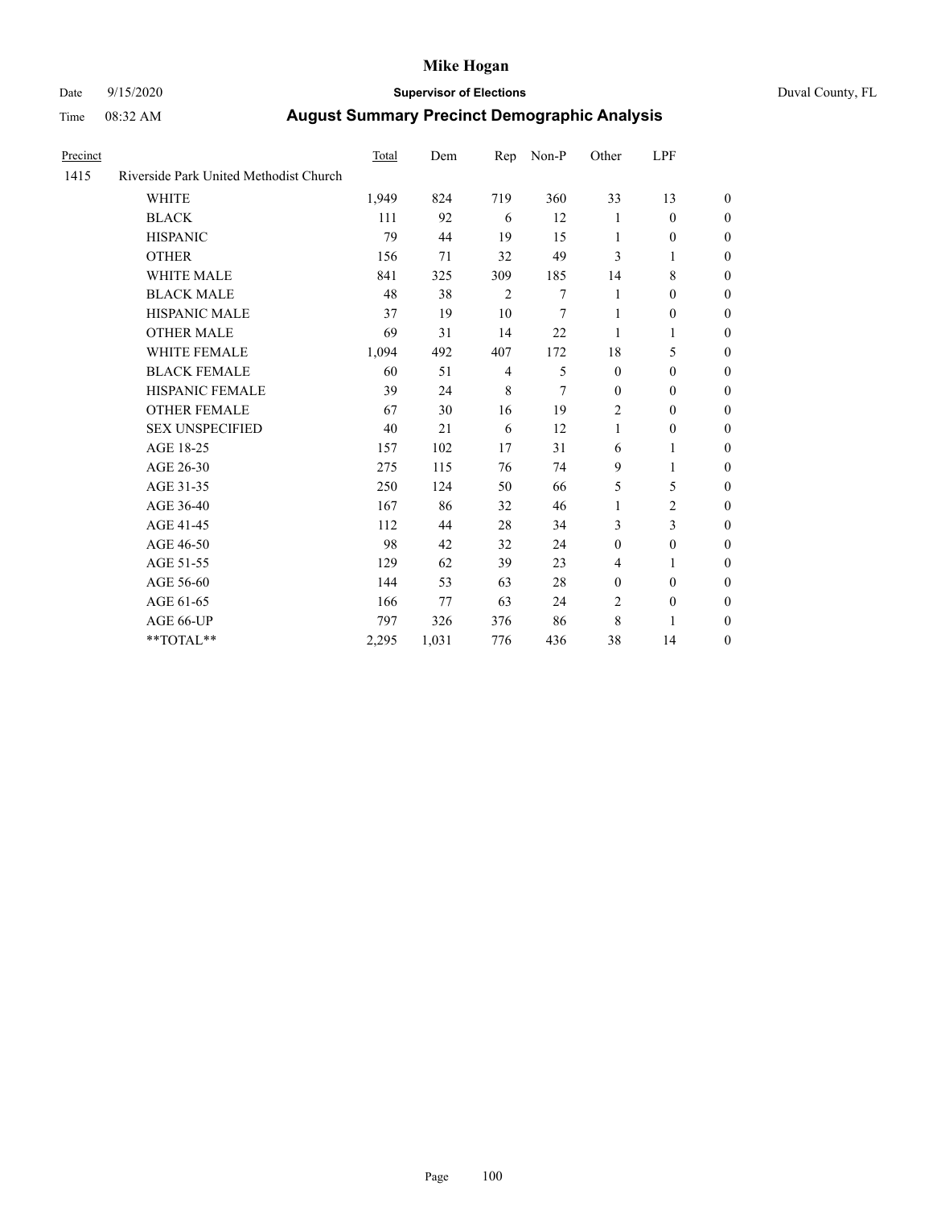# Mike Hogan

Date 9/15/2020 **Supervisor of Elections** Duval County, FL

Time 08:32 AM **August Summary Precinct Demographic Analysis**

| Precinct | | Total | Dem | Rep | Non-P | Other | LPF | |
|---|---|---|---|---|---|---|---|---|
| 1415 | Riverside Park United Methodist Church | | | | | | | |
| | WHITE | 1,949 | 824 | 719 | 360 | 33 | 13 | 0 |
| | BLACK | 111 | 92 | 6 | 12 | 1 | 0 | 0 |
| | HISPANIC | 79 | 44 | 19 | 15 | 1 | 0 | 0 |
| | OTHER | 156 | 71 | 32 | 49 | 3 | 1 | 0 |
| | WHITE MALE | 841 | 325 | 309 | 185 | 14 | 8 | 0 |
| | BLACK MALE | 48 | 38 | 2 | 7 | 1 | 0 | 0 |
| | HISPANIC MALE | 37 | 19 | 10 | 7 | 1 | 0 | 0 |
| | OTHER MALE | 69 | 31 | 14 | 22 | 1 | 1 | 0 |
| | WHITE FEMALE | 1,094 | 492 | 407 | 172 | 18 | 5 | 0 |
| | BLACK FEMALE | 60 | 51 | 4 | 5 | 0 | 0 | 0 |
| | HISPANIC FEMALE | 39 | 24 | 8 | 7 | 0 | 0 | 0 |
| | OTHER FEMALE | 67 | 30 | 16 | 19 | 2 | 0 | 0 |
| | SEX UNSPECIFIED | 40 | 21 | 6 | 12 | 1 | 0 | 0 |
| | AGE 18-25 | 157 | 102 | 17 | 31 | 6 | 1 | 0 |
| | AGE 26-30 | 275 | 115 | 76 | 74 | 9 | 1 | 0 |
| | AGE 31-35 | 250 | 124 | 50 | 66 | 5 | 5 | 0 |
| | AGE 36-40 | 167 | 86 | 32 | 46 | 1 | 2 | 0 |
| | AGE 41-45 | 112 | 44 | 28 | 34 | 3 | 3 | 0 |
| | AGE 46-50 | 98 | 42 | 32 | 24 | 0 | 0 | 0 |
| | AGE 51-55 | 129 | 62 | 39 | 23 | 4 | 1 | 0 |
| | AGE 56-60 | 144 | 53 | 63 | 28 | 0 | 0 | 0 |
| | AGE 61-65 | 166 | 77 | 63 | 24 | 2 | 0 | 0 |
| | AGE 66-UP | 797 | 326 | 376 | 86 | 8 | 1 | 0 |
| | **TOTAL** | 2,295 | 1,031 | 776 | 436 | 38 | 14 | 0 |